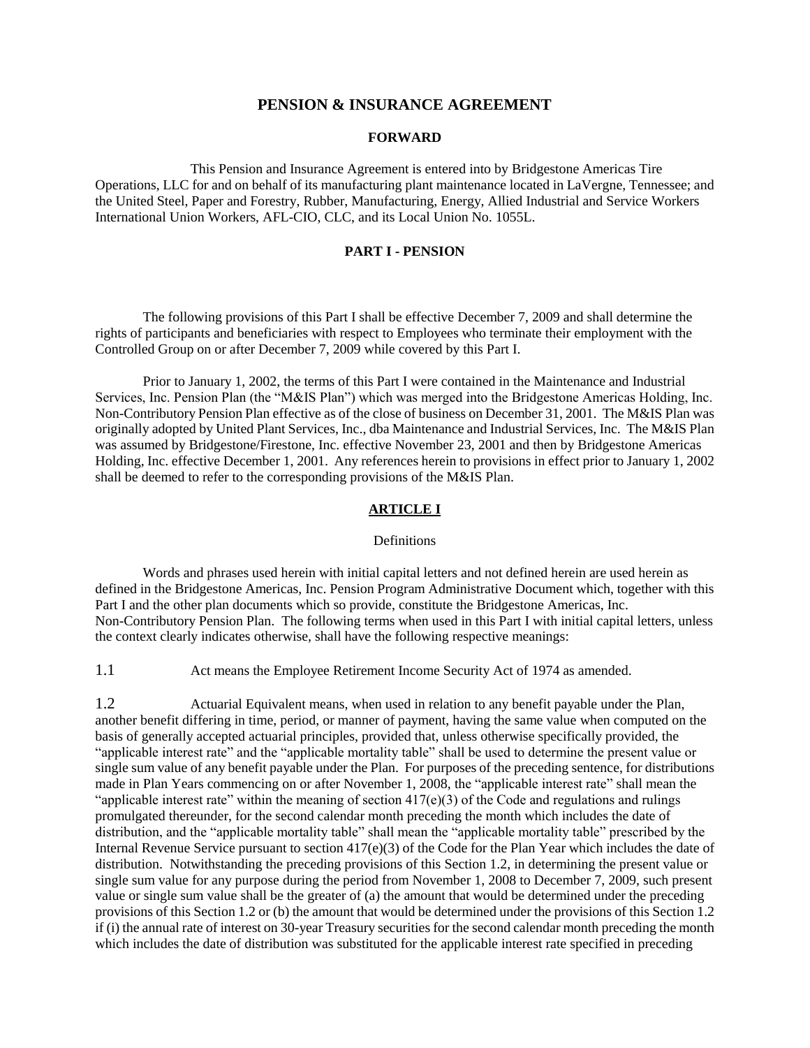# PENSION & INSURANCE AGREEMENT

## FORWARD

This Pension and Insurance Agreement is entered into by Bridgestone Americas Tire Operations, LLC for and on behalf of its manufacturing plant maintenance located in LaVergne, Tennessee; and the United Steel, Paper and Forestry, Rubber, Manufacturing, Energy, Allied Industrial and Service Workers International Union Workers, AFL-CIO, CLC, and its Local Union No. 1055L.

## PART I - PENSION

The following provisions of this Part I shall be effective December 7, 2009 and shall determine the rights of participants and beneficiaries with respect to Employees who terminate their employment with the Controlled Group on or after December 7, 2009 while covered by this Part I.

Prior to January 1, 2002, the terms of this Part I were contained in the Maintenance and Industrial Services, Inc. Pension Plan (the "M&IS Plan") which was merged into the Bridgestone Americas Holding, Inc. Non-Contributory Pension Plan effective as of the close of business on December 31, 2001. The M&IS Plan was originally adopted by United Plant Services, Inc., dba Maintenance and Industrial Services, Inc. The M&IS Plan was assumed by Bridgestone/Firestone, Inc. effective November 23, 2001 and then by Bridgestone Americas Holding, Inc. effective December 1, 2001. Any references herein to provisions in effect prior to January 1, 2002 shall be deemed to refer to the corresponding provisions of the M&IS Plan.

### ARTICLE I

Definitions

Words and phrases used herein with initial capital letters and not defined herein are used herein as defined in the Bridgestone Americas, Inc. Pension Program Administrative Document which, together with this Part I and the other plan documents which so provide, constitute the Bridgestone Americas, Inc. Non-Contributory Pension Plan. The following terms when used in this Part I with initial capital letters, unless the context clearly indicates otherwise, shall have the following respective meanings:

1.1 Act means the Employee Retirement Income Security Act of 1974 as amended.

1.2 Actuarial Equivalent means, when used in relation to any benefit payable under the Plan, another benefit differing in time, period, or manner of payment, having the same value when computed on the basis of generally accepted actuarial principles, provided that, unless otherwise specifically provided, the "applicable interest rate" and the "applicable mortality table" shall be used to determine the present value or single sum value of any benefit payable under the Plan. For purposes of the preceding sentence, for distributions made in Plan Years commencing on or after November 1, 2008, the "applicable interest rate" shall mean the "applicable interest rate" within the meaning of section 417(e)(3) of the Code and regulations and rulings promulgated thereunder, for the second calendar month preceding the month which includes the date of distribution, and the "applicable mortality table" shall mean the "applicable mortality table" prescribed by the Internal Revenue Service pursuant to section 417(e)(3) of the Code for the Plan Year which includes the date of distribution. Notwithstanding the preceding provisions of this Section 1.2, in determining the present value or single sum value for any purpose during the period from November 1, 2008 to December 7, 2009, such present value or single sum value shall be the greater of (a) the amount that would be determined under the preceding provisions of this Section 1.2 or (b) the amount that would be determined under the provisions of this Section 1.2 if (i) the annual rate of interest on 30-year Treasury securities for the second calendar month preceding the month which includes the date of distribution was substituted for the applicable interest rate specified in preceding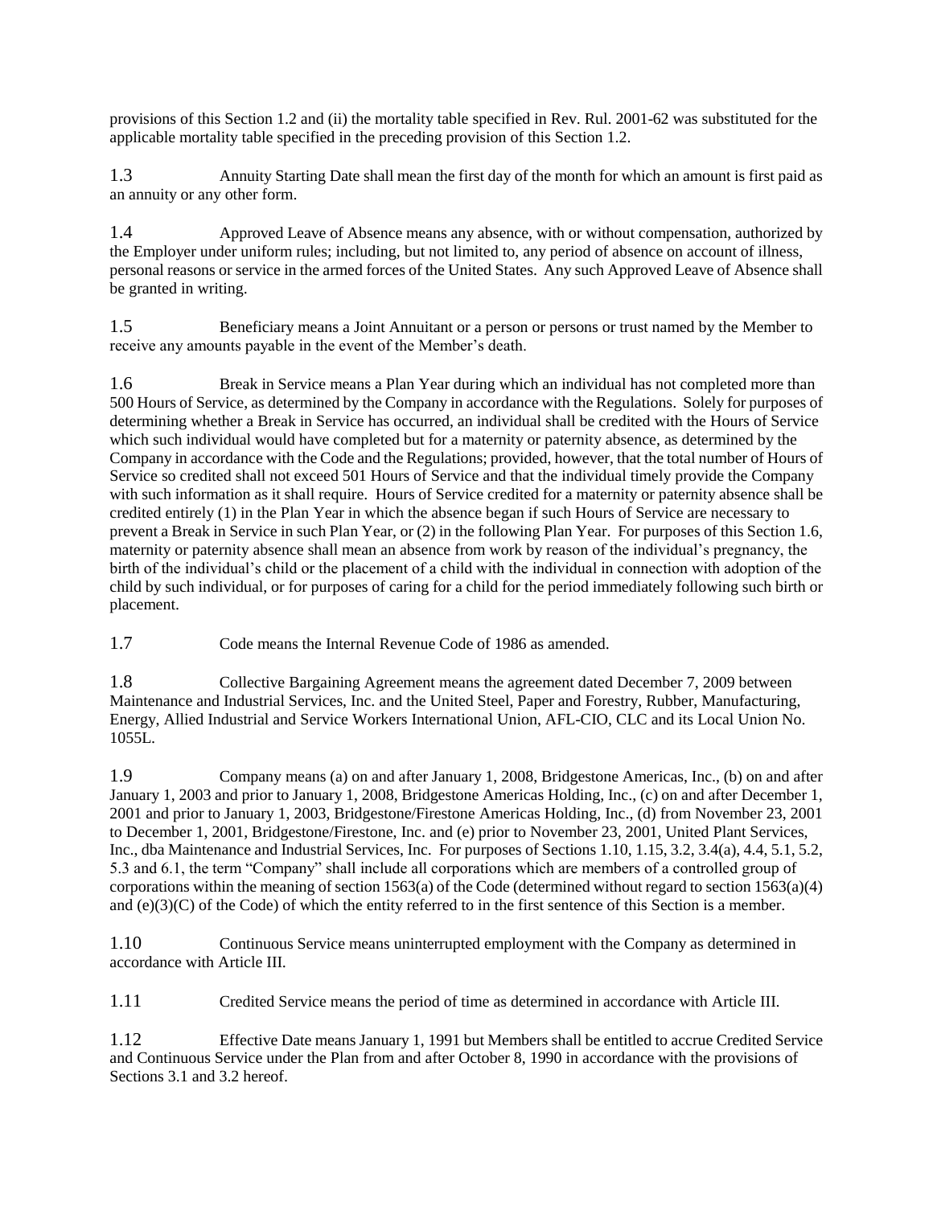provisions of this Section 1.2 and (ii) the mortality table specified in Rev. Rul. 2001-62 was substituted for the applicable mortality table specified in the preceding provision of this Section 1.2.

1.3 Annuity Starting Date shall mean the first day of the month for which an amount is first paid as an annuity or any other form.

1.4 Approved Leave of Absence means any absence, with or without compensation, authorized by the Employer under uniform rules; including, but not limited to, any period of absence on account of illness, personal reasons or service in the armed forces of the United States. Any such Approved Leave of Absence shall be granted in writing.

1.5 Beneficiary means a Joint Annuitant or a person or persons or trust named by the Member to receive any amounts payable in the event of the Member's death.

1.6 Break in Service means a Plan Year during which an individual has not completed more than 500 Hours of Service, as determined by the Company in accordance with the Regulations. Solely for purposes of determining whether a Break in Service has occurred, an individual shall be credited with the Hours of Service which such individual would have completed but for a maternity or paternity absence, as determined by the Company in accordance with the Code and the Regulations; provided, however, that the total number of Hours of Service so credited shall not exceed 501 Hours of Service and that the individual timely provide the Company with such information as it shall require. Hours of Service credited for a maternity or paternity absence shall be credited entirely (1) in the Plan Year in which the absence began if such Hours of Service are necessary to prevent a Break in Service in such Plan Year, or (2) in the following Plan Year. For purposes of this Section 1.6, maternity or paternity absence shall mean an absence from work by reason of the individual's pregnancy, the birth of the individual's child or the placement of a child with the individual in connection with adoption of the child by such individual, or for purposes of caring for a child for the period immediately following such birth or placement.

1.7 Code means the Internal Revenue Code of 1986 as amended.

1.8 Collective Bargaining Agreement means the agreement dated December 7, 2009 between Maintenance and Industrial Services, Inc. and the United Steel, Paper and Forestry, Rubber, Manufacturing, Energy, Allied Industrial and Service Workers International Union, AFL-CIO, CLC and its Local Union No. 1055L.

1.9 Company means (a) on and after January 1, 2008, Bridgestone Americas, Inc., (b) on and after January 1, 2003 and prior to January 1, 2008, Bridgestone Americas Holding, Inc., (c) on and after December 1, 2001 and prior to January 1, 2003, Bridgestone/Firestone Americas Holding, Inc., (d) from November 23, 2001 to December 1, 2001, Bridgestone/Firestone, Inc. and (e) prior to November 23, 2001, United Plant Services, Inc., dba Maintenance and Industrial Services, Inc. For purposes of Sections 1.10, 1.15, 3.2, 3.4(a), 4.4, 5.1, 5.2, 5.3 and 6.1, the term "Company" shall include all corporations which are members of a controlled group of corporations within the meaning of section 1563(a) of the Code (determined without regard to section 1563(a)(4) and (e)(3)(C) of the Code) of which the entity referred to in the first sentence of this Section is a member.

1.10 Continuous Service means uninterrupted employment with the Company as determined in accordance with Article III.

1.11 Credited Service means the period of time as determined in accordance with Article III.

1.12 Effective Date means January 1, 1991 but Members shall be entitled to accrue Credited Service and Continuous Service under the Plan from and after October 8, 1990 in accordance with the provisions of Sections 3.1 and 3.2 hereof.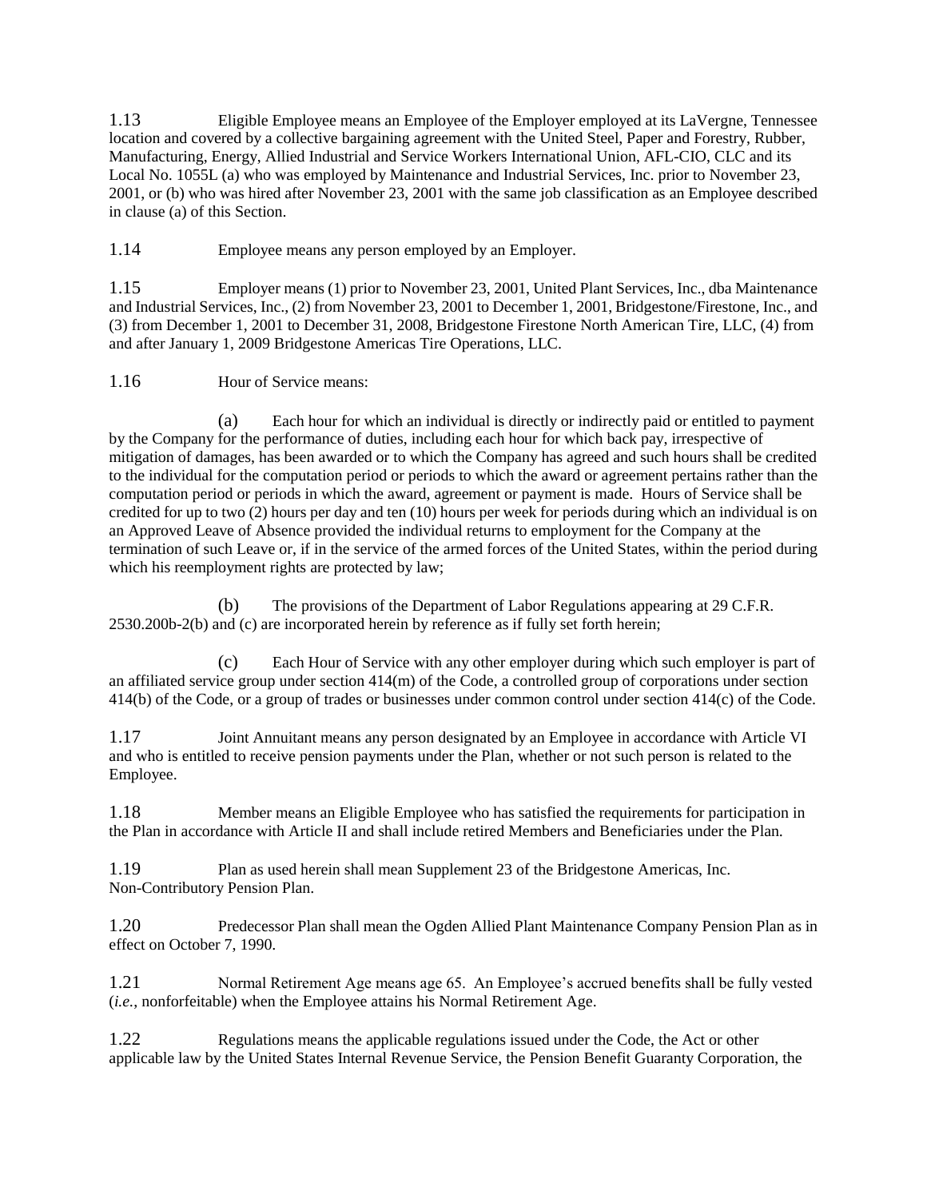1.13 Eligible Employee means an Employee of the Employer employed at its LaVergne, Tennessee location and covered by a collective bargaining agreement with the United Steel, Paper and Forestry, Rubber, Manufacturing, Energy, Allied Industrial and Service Workers International Union, AFL-CIO, CLC and its Local No. 1055L (a) who was employed by Maintenance and Industrial Services, Inc. prior to November 23, 2001, or (b) who was hired after November 23, 2001 with the same job classification as an Employee described in clause (a) of this Section.

1.14 Employee means any person employed by an Employer.

1.15 Employer means (1) prior to November 23, 2001, United Plant Services, Inc., dba Maintenance and Industrial Services, Inc., (2) from November 23, 2001 to December 1, 2001, Bridgestone/Firestone, Inc., and (3) from December 1, 2001 to December 31, 2008, Bridgestone Firestone North American Tire, LLC, (4) from and after January 1, 2009 Bridgestone Americas Tire Operations, LLC.

1.16 Hour of Service means:

(a) Each hour for which an individual is directly or indirectly paid or entitled to payment by the Company for the performance of duties, including each hour for which back pay, irrespective of mitigation of damages, has been awarded or to which the Company has agreed and such hours shall be credited to the individual for the computation period or periods to which the award or agreement pertains rather than the computation period or periods in which the award, agreement or payment is made. Hours of Service shall be credited for up to two (2) hours per day and ten (10) hours per week for periods during which an individual is on an Approved Leave of Absence provided the individual returns to employment for the Company at the termination of such Leave or, if in the service of the armed forces of the United States, within the period during which his reemployment rights are protected by law;

(b) The provisions of the Department of Labor Regulations appearing at 29 C.F.R. 2530.200b-2(b) and (c) are incorporated herein by reference as if fully set forth herein;

(c) Each Hour of Service with any other employer during which such employer is part of an affiliated service group under section 414(m) of the Code, a controlled group of corporations under section 414(b) of the Code, or a group of trades or businesses under common control under section 414(c) of the Code.

1.17 Joint Annuitant means any person designated by an Employee in accordance with Article VI and who is entitled to receive pension payments under the Plan, whether or not such person is related to the Employee.

1.18 Member means an Eligible Employee who has satisfied the requirements for participation in the Plan in accordance with Article II and shall include retired Members and Beneficiaries under the Plan.

1.19 Plan as used herein shall mean Supplement 23 of the Bridgestone Americas, Inc. Non-Contributory Pension Plan.

1.20 Predecessor Plan shall mean the Ogden Allied Plant Maintenance Company Pension Plan as in effect on October 7, 1990.

1.21 Normal Retirement Age means age 65. An Employee's accrued benefits shall be fully vested (*i.e.*, nonforfeitable) when the Employee attains his Normal Retirement Age.

1.22 Regulations means the applicable regulations issued under the Code, the Act or other applicable law by the United States Internal Revenue Service, the Pension Benefit Guaranty Corporation, the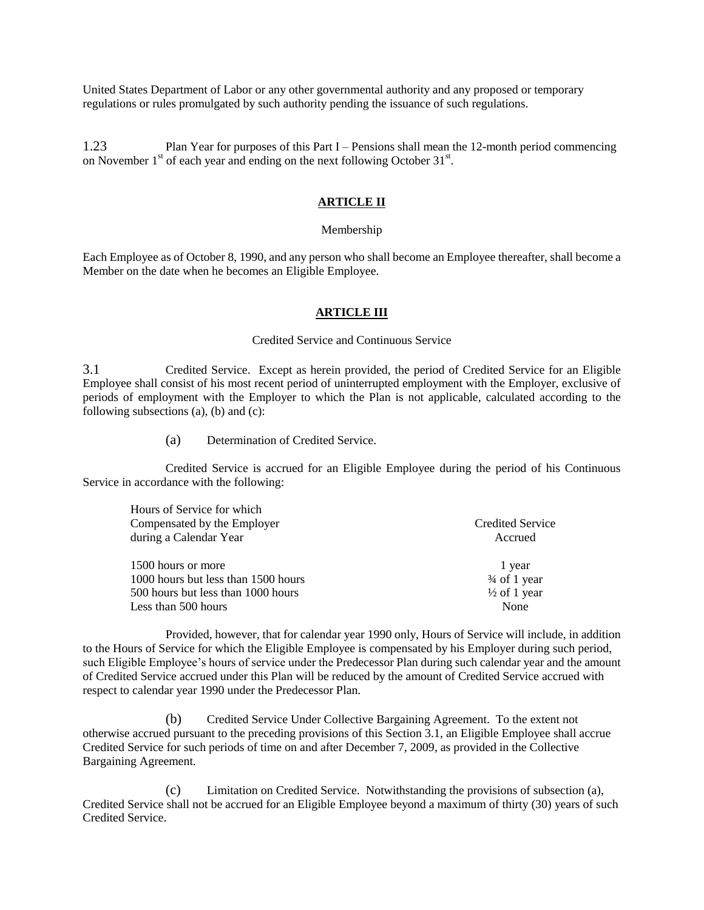United States Department of Labor or any other governmental authority and any proposed or temporary regulations or rules promulgated by such authority pending the issuance of such regulations.

1.23 Plan Year for purposes of this Part I – Pensions shall mean the 12-month period commencing on November 1st of each year and ending on the next following October 31st.

## ARTICLE II

Membership

Each Employee as of October 8, 1990, and any person who shall become an Employee thereafter, shall become a Member on the date when he becomes an Eligible Employee.

## ARTICLE III

Credited Service and Continuous Service

3.1 Credited Service. Except as herein provided, the period of Credited Service for an Eligible Employee shall consist of his most recent period of uninterrupted employment with the Employer, exclusive of periods of employment with the Employer to which the Plan is not applicable, calculated according to the following subsections (a), (b) and (c):

(a) Determination of Credited Service.

Credited Service is accrued for an Eligible Employee during the period of his Continuous Service in accordance with the following:

| Hours of Service for which Compensated by the Employer during a Calendar Year | Credited Service Accrued |
|---|---|
| 1500 hours or more | 1 year |
| 1000 hours but less than 1500 hours | ¾ of 1 year |
| 500 hours but less than 1000 hours | ½ of 1 year |
| Less than 500 hours | None |

Provided, however, that for calendar year 1990 only, Hours of Service will include, in addition to the Hours of Service for which the Eligible Employee is compensated by his Employer during such period, such Eligible Employee's hours of service under the Predecessor Plan during such calendar year and the amount of Credited Service accrued under this Plan will be reduced by the amount of Credited Service accrued with respect to calendar year 1990 under the Predecessor Plan.

(b) Credited Service Under Collective Bargaining Agreement. To the extent not otherwise accrued pursuant to the preceding provisions of this Section 3.1, an Eligible Employee shall accrue Credited Service for such periods of time on and after December 7, 2009, as provided in the Collective Bargaining Agreement.

(c) Limitation on Credited Service. Notwithstanding the provisions of subsection (a), Credited Service shall not be accrued for an Eligible Employee beyond a maximum of thirty (30) years of such Credited Service.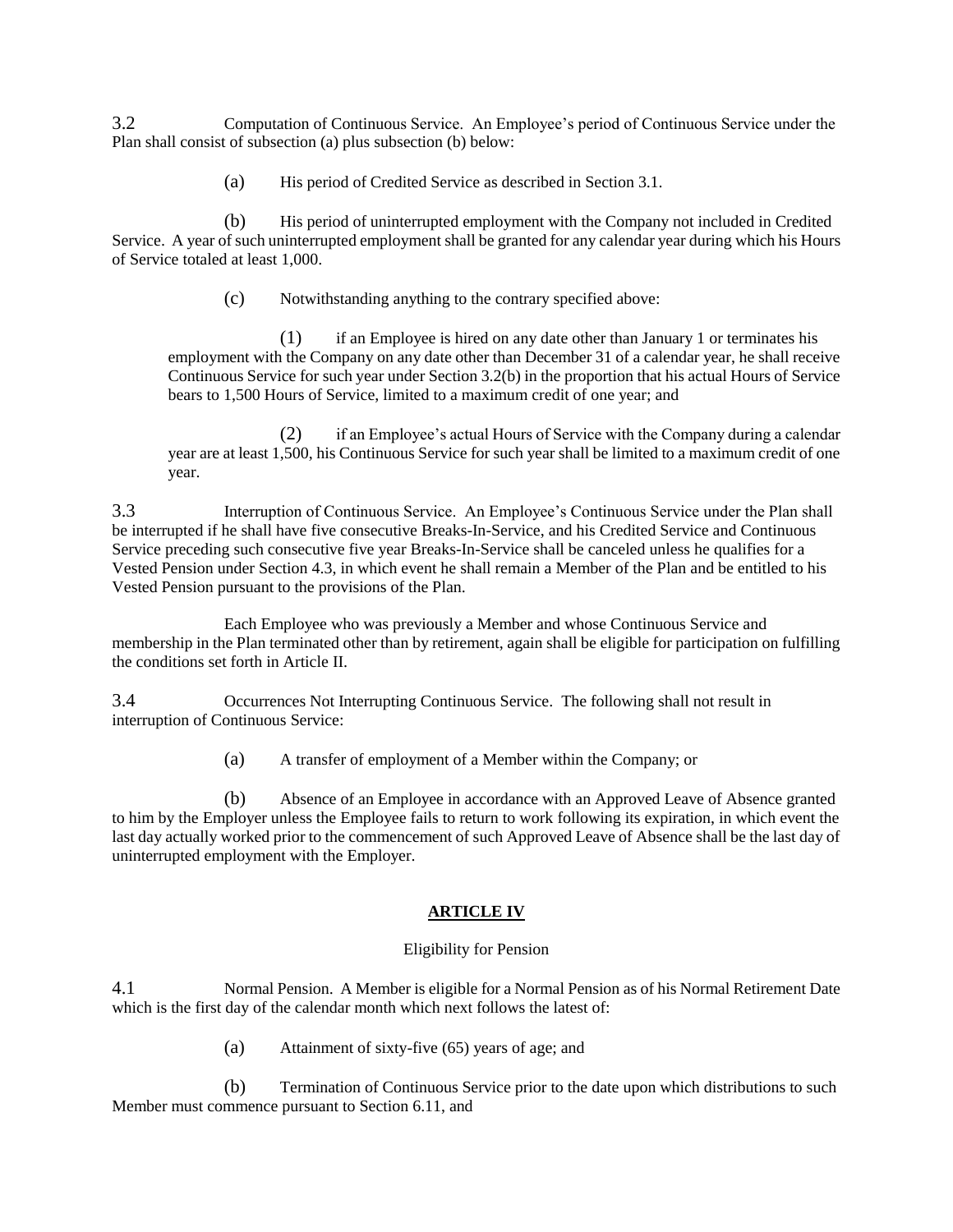3.2 Computation of Continuous Service. An Employee's period of Continuous Service under the Plan shall consist of subsection (a) plus subsection (b) below:

(a) His period of Credited Service as described in Section 3.1.

(b) His period of uninterrupted employment with the Company not included in Credited Service. A year of such uninterrupted employment shall be granted for any calendar year during which his Hours of Service totaled at least 1,000.

(c) Notwithstanding anything to the contrary specified above:

(1) if an Employee is hired on any date other than January 1 or terminates his employment with the Company on any date other than December 31 of a calendar year, he shall receive Continuous Service for such year under Section 3.2(b) in the proportion that his actual Hours of Service bears to 1,500 Hours of Service, limited to a maximum credit of one year; and

(2) if an Employee's actual Hours of Service with the Company during a calendar year are at least 1,500, his Continuous Service for such year shall be limited to a maximum credit of one year.

3.3 Interruption of Continuous Service. An Employee's Continuous Service under the Plan shall be interrupted if he shall have five consecutive Breaks-In-Service, and his Credited Service and Continuous Service preceding such consecutive five year Breaks-In-Service shall be canceled unless he qualifies for a Vested Pension under Section 4.3, in which event he shall remain a Member of the Plan and be entitled to his Vested Pension pursuant to the provisions of the Plan.

Each Employee who was previously a Member and whose Continuous Service and membership in the Plan terminated other than by retirement, again shall be eligible for participation on fulfilling the conditions set forth in Article II.

3.4 Occurrences Not Interrupting Continuous Service. The following shall not result in interruption of Continuous Service:

(a) A transfer of employment of a Member within the Company; or

(b) Absence of an Employee in accordance with an Approved Leave of Absence granted to him by the Employer unless the Employee fails to return to work following its expiration, in which event the last day actually worked prior to the commencement of such Approved Leave of Absence shall be the last day of uninterrupted employment with the Employer.

## ARTICLE IV

### Eligibility for Pension

4.1 Normal Pension. A Member is eligible for a Normal Pension as of his Normal Retirement Date which is the first day of the calendar month which next follows the latest of:

(a) Attainment of sixty-five (65) years of age; and

(b) Termination of Continuous Service prior to the date upon which distributions to such Member must commence pursuant to Section 6.11, and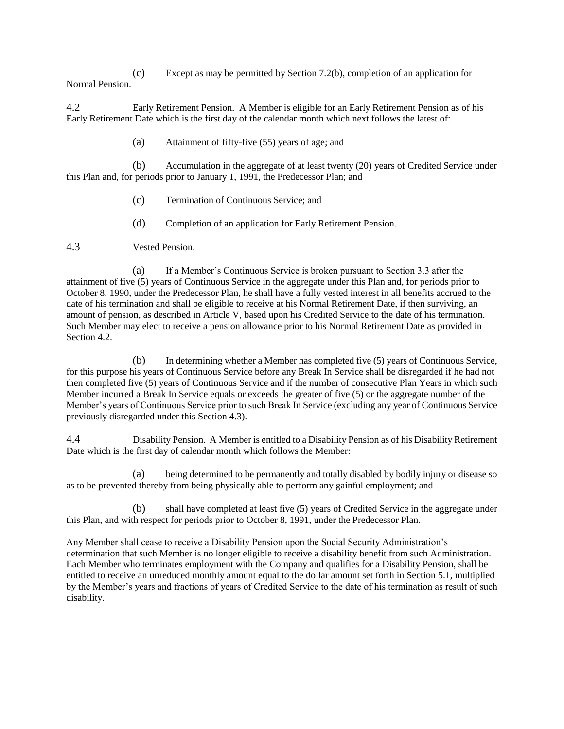(c) Except as may be permitted by Section 7.2(b), completion of an application for Normal Pension.

4.2 Early Retirement Pension. A Member is eligible for an Early Retirement Pension as of his Early Retirement Date which is the first day of the calendar month which next follows the latest of:

(a) Attainment of fifty-five (55) years of age; and

(b) Accumulation in the aggregate of at least twenty (20) years of Credited Service under this Plan and, for periods prior to January 1, 1991, the Predecessor Plan; and

(c) Termination of Continuous Service; and

(d) Completion of an application for Early Retirement Pension.

4.3 Vested Pension.

(a) If a Member's Continuous Service is broken pursuant to Section 3.3 after the attainment of five (5) years of Continuous Service in the aggregate under this Plan and, for periods prior to October 8, 1990, under the Predecessor Plan, he shall have a fully vested interest in all benefits accrued to the date of his termination and shall be eligible to receive at his Normal Retirement Date, if then surviving, an amount of pension, as described in Article V, based upon his Credited Service to the date of his termination. Such Member may elect to receive a pension allowance prior to his Normal Retirement Date as provided in Section 4.2.

(b) In determining whether a Member has completed five (5) years of Continuous Service, for this purpose his years of Continuous Service before any Break In Service shall be disregarded if he had not then completed five (5) years of Continuous Service and if the number of consecutive Plan Years in which such Member incurred a Break In Service equals or exceeds the greater of five (5) or the aggregate number of the Member's years of Continuous Service prior to such Break In Service (excluding any year of Continuous Service previously disregarded under this Section 4.3).

4.4 Disability Pension. A Member is entitled to a Disability Pension as of his Disability Retirement Date which is the first day of calendar month which follows the Member:

(a) being determined to be permanently and totally disabled by bodily injury or disease so as to be prevented thereby from being physically able to perform any gainful employment; and

(b) shall have completed at least five (5) years of Credited Service in the aggregate under this Plan, and with respect for periods prior to October 8, 1991, under the Predecessor Plan.

Any Member shall cease to receive a Disability Pension upon the Social Security Administration's determination that such Member is no longer eligible to receive a disability benefit from such Administration. Each Member who terminates employment with the Company and qualifies for a Disability Pension, shall be entitled to receive an unreduced monthly amount equal to the dollar amount set forth in Section 5.1, multiplied by the Member's years and fractions of years of Credited Service to the date of his termination as result of such disability.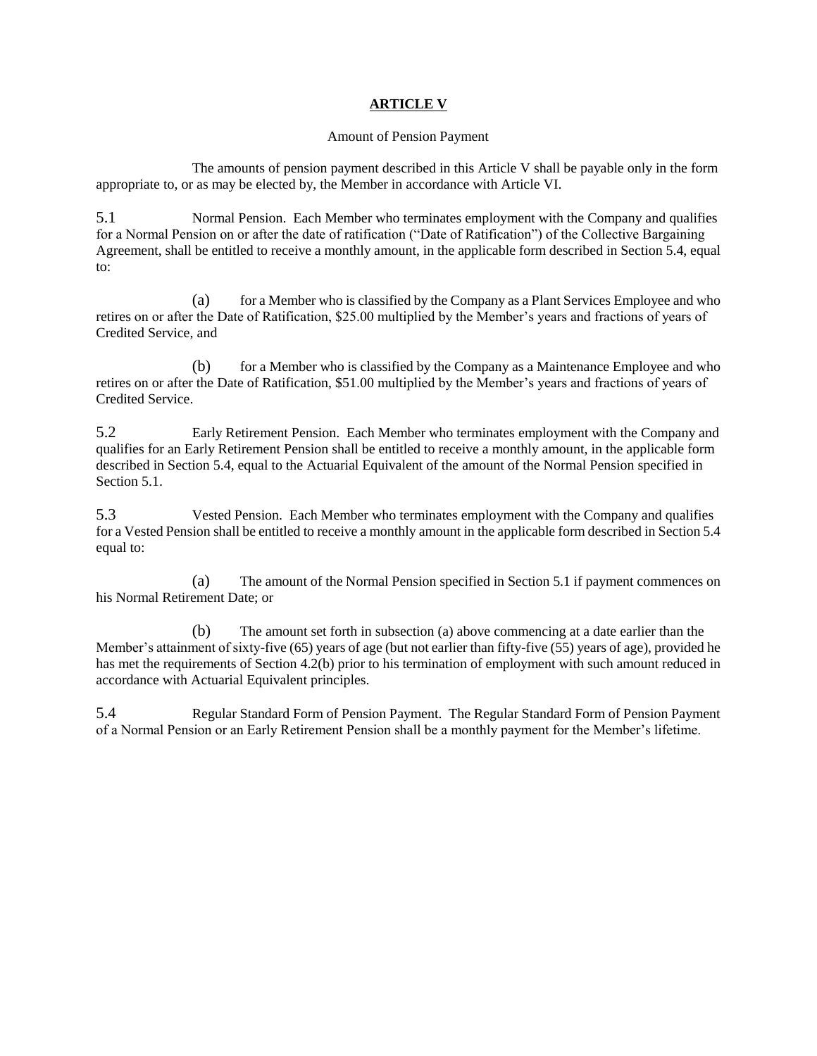# ARTICLE V

Amount of Pension Payment

The amounts of pension payment described in this Article V shall be payable only in the form appropriate to, or as may be elected by, the Member in accordance with Article VI.

5.1 Normal Pension. Each Member who terminates employment with the Company and qualifies for a Normal Pension on or after the date of ratification ("Date of Ratification") of the Collective Bargaining Agreement, shall be entitled to receive a monthly amount, in the applicable form described in Section 5.4, equal to:

(a) for a Member who is classified by the Company as a Plant Services Employee and who retires on or after the Date of Ratification, $25.00 multiplied by the Member's years and fractions of years of Credited Service, and

(b) for a Member who is classified by the Company as a Maintenance Employee and who retires on or after the Date of Ratification, $51.00 multiplied by the Member's years and fractions of years of Credited Service.

5.2 Early Retirement Pension. Each Member who terminates employment with the Company and qualifies for an Early Retirement Pension shall be entitled to receive a monthly amount, in the applicable form described in Section 5.4, equal to the Actuarial Equivalent of the amount of the Normal Pension specified in Section 5.1.

5.3 Vested Pension. Each Member who terminates employment with the Company and qualifies for a Vested Pension shall be entitled to receive a monthly amount in the applicable form described in Section 5.4 equal to:

(a) The amount of the Normal Pension specified in Section 5.1 if payment commences on his Normal Retirement Date; or

(b) The amount set forth in subsection (a) above commencing at a date earlier than the Member's attainment of sixty-five (65) years of age (but not earlier than fifty-five (55) years of age), provided he has met the requirements of Section 4.2(b) prior to his termination of employment with such amount reduced in accordance with Actuarial Equivalent principles.

5.4 Regular Standard Form of Pension Payment. The Regular Standard Form of Pension Payment of a Normal Pension or an Early Retirement Pension shall be a monthly payment for the Member's lifetime.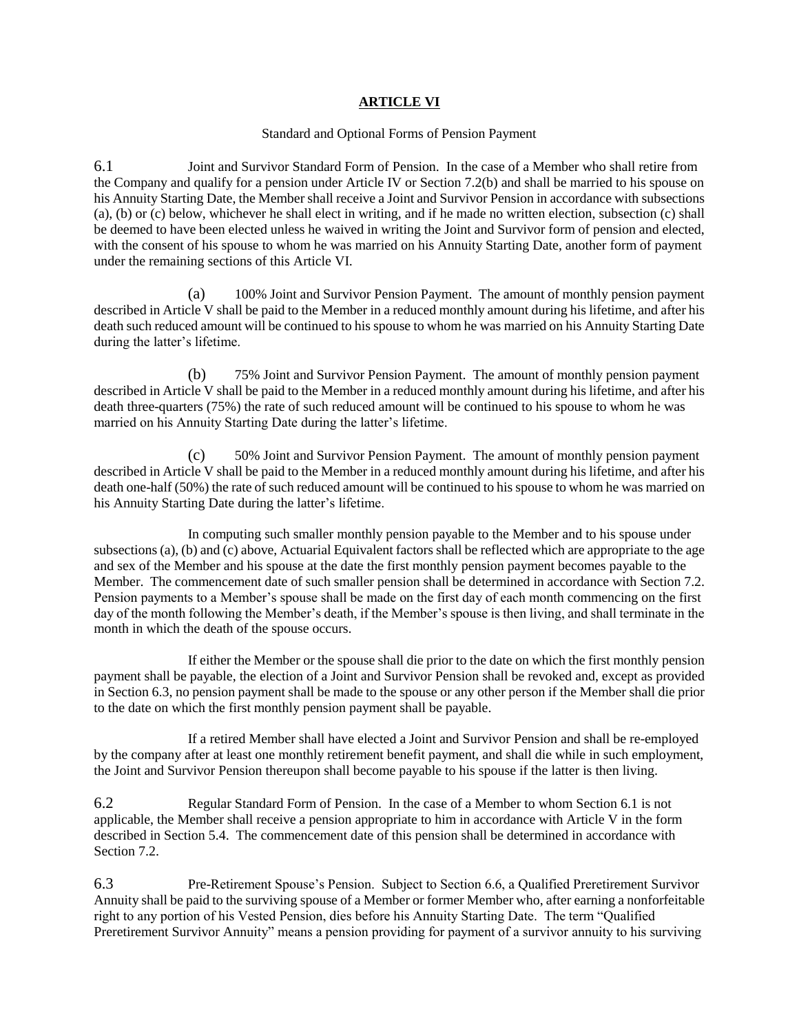# ARTICLE VI

Standard and Optional Forms of Pension Payment

6.1 Joint and Survivor Standard Form of Pension. In the case of a Member who shall retire from the Company and qualify for a pension under Article IV or Section 7.2(b) and shall be married to his spouse on his Annuity Starting Date, the Member shall receive a Joint and Survivor Pension in accordance with subsections (a), (b) or (c) below, whichever he shall elect in writing, and if he made no written election, subsection (c) shall be deemed to have been elected unless he waived in writing the Joint and Survivor form of pension and elected, with the consent of his spouse to whom he was married on his Annuity Starting Date, another form of payment under the remaining sections of this Article VI.

(a) 100% Joint and Survivor Pension Payment. The amount of monthly pension payment described in Article V shall be paid to the Member in a reduced monthly amount during his lifetime, and after his death such reduced amount will be continued to his spouse to whom he was married on his Annuity Starting Date during the latter's lifetime.

(b) 75% Joint and Survivor Pension Payment. The amount of monthly pension payment described in Article V shall be paid to the Member in a reduced monthly amount during his lifetime, and after his death three-quarters (75%) the rate of such reduced amount will be continued to his spouse to whom he was married on his Annuity Starting Date during the latter's lifetime.

(c) 50% Joint and Survivor Pension Payment. The amount of monthly pension payment described in Article V shall be paid to the Member in a reduced monthly amount during his lifetime, and after his death one-half (50%) the rate of such reduced amount will be continued to his spouse to whom he was married on his Annuity Starting Date during the latter's lifetime.

In computing such smaller monthly pension payable to the Member and to his spouse under subsections (a), (b) and (c) above, Actuarial Equivalent factors shall be reflected which are appropriate to the age and sex of the Member and his spouse at the date the first monthly pension payment becomes payable to the Member. The commencement date of such smaller pension shall be determined in accordance with Section 7.2. Pension payments to a Member's spouse shall be made on the first day of each month commencing on the first day of the month following the Member's death, if the Member's spouse is then living, and shall terminate in the month in which the death of the spouse occurs.

If either the Member or the spouse shall die prior to the date on which the first monthly pension payment shall be payable, the election of a Joint and Survivor Pension shall be revoked and, except as provided in Section 6.3, no pension payment shall be made to the spouse or any other person if the Member shall die prior to the date on which the first monthly pension payment shall be payable.

If a retired Member shall have elected a Joint and Survivor Pension and shall be re-employed by the company after at least one monthly retirement benefit payment, and shall die while in such employment, the Joint and Survivor Pension thereupon shall become payable to his spouse if the latter is then living.

6.2 Regular Standard Form of Pension. In the case of a Member to whom Section 6.1 is not applicable, the Member shall receive a pension appropriate to him in accordance with Article V in the form described in Section 5.4. The commencement date of this pension shall be determined in accordance with Section 7.2.

6.3 Pre-Retirement Spouse's Pension. Subject to Section 6.6, a Qualified Preretirement Survivor Annuity shall be paid to the surviving spouse of a Member or former Member who, after earning a nonforfeitable right to any portion of his Vested Pension, dies before his Annuity Starting Date. The term "Qualified Preretirement Survivor Annuity" means a pension providing for payment of a survivor annuity to his surviving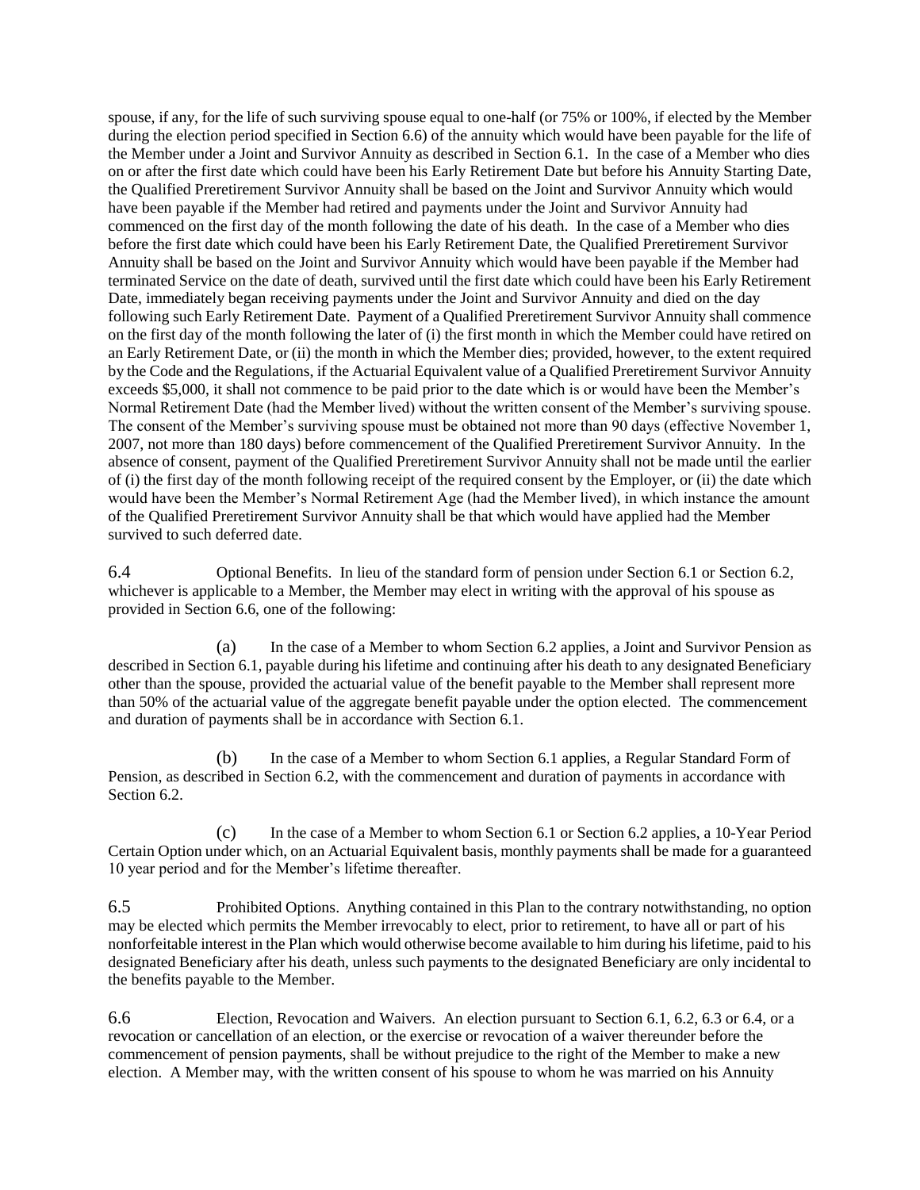spouse, if any, for the life of such surviving spouse equal to one-half (or 75% or 100%, if elected by the Member during the election period specified in Section 6.6) of the annuity which would have been payable for the life of the Member under a Joint and Survivor Annuity as described in Section 6.1. In the case of a Member who dies on or after the first date which could have been his Early Retirement Date but before his Annuity Starting Date, the Qualified Preretirement Survivor Annuity shall be based on the Joint and Survivor Annuity which would have been payable if the Member had retired and payments under the Joint and Survivor Annuity had commenced on the first day of the month following the date of his death. In the case of a Member who dies before the first date which could have been his Early Retirement Date, the Qualified Preretirement Survivor Annuity shall be based on the Joint and Survivor Annuity which would have been payable if the Member had terminated Service on the date of death, survived until the first date which could have been his Early Retirement Date, immediately began receiving payments under the Joint and Survivor Annuity and died on the day following such Early Retirement Date. Payment of a Qualified Preretirement Survivor Annuity shall commence on the first day of the month following the later of (i) the first month in which the Member could have retired on an Early Retirement Date, or (ii) the month in which the Member dies; provided, however, to the extent required by the Code and the Regulations, if the Actuarial Equivalent value of a Qualified Preretirement Survivor Annuity exceeds $5,000, it shall not commence to be paid prior to the date which is or would have been the Member's Normal Retirement Date (had the Member lived) without the written consent of the Member's surviving spouse. The consent of the Member's surviving spouse must be obtained not more than 90 days (effective November 1, 2007, not more than 180 days) before commencement of the Qualified Preretirement Survivor Annuity. In the absence of consent, payment of the Qualified Preretirement Survivor Annuity shall not be made until the earlier of (i) the first day of the month following receipt of the required consent by the Employer, or (ii) the date which would have been the Member's Normal Retirement Age (had the Member lived), in which instance the amount of the Qualified Preretirement Survivor Annuity shall be that which would have applied had the Member survived to such deferred date.

6.4 Optional Benefits. In lieu of the standard form of pension under Section 6.1 or Section 6.2, whichever is applicable to a Member, the Member may elect in writing with the approval of his spouse as provided in Section 6.6, one of the following:

(a) In the case of a Member to whom Section 6.2 applies, a Joint and Survivor Pension as described in Section 6.1, payable during his lifetime and continuing after his death to any designated Beneficiary other than the spouse, provided the actuarial value of the benefit payable to the Member shall represent more than 50% of the actuarial value of the aggregate benefit payable under the option elected. The commencement and duration of payments shall be in accordance with Section 6.1.

(b) In the case of a Member to whom Section 6.1 applies, a Regular Standard Form of Pension, as described in Section 6.2, with the commencement and duration of payments in accordance with Section 6.2.

(c) In the case of a Member to whom Section 6.1 or Section 6.2 applies, a 10-Year Period Certain Option under which, on an Actuarial Equivalent basis, monthly payments shall be made for a guaranteed 10 year period and for the Member's lifetime thereafter.

6.5 Prohibited Options. Anything contained in this Plan to the contrary notwithstanding, no option may be elected which permits the Member irrevocably to elect, prior to retirement, to have all or part of his nonforfeitable interest in the Plan which would otherwise become available to him during his lifetime, paid to his designated Beneficiary after his death, unless such payments to the designated Beneficiary are only incidental to the benefits payable to the Member.

6.6 Election, Revocation and Waivers. An election pursuant to Section 6.1, 6.2, 6.3 or 6.4, or a revocation or cancellation of an election, or the exercise or revocation of a waiver thereunder before the commencement of pension payments, shall be without prejudice to the right of the Member to make a new election. A Member may, with the written consent of his spouse to whom he was married on his Annuity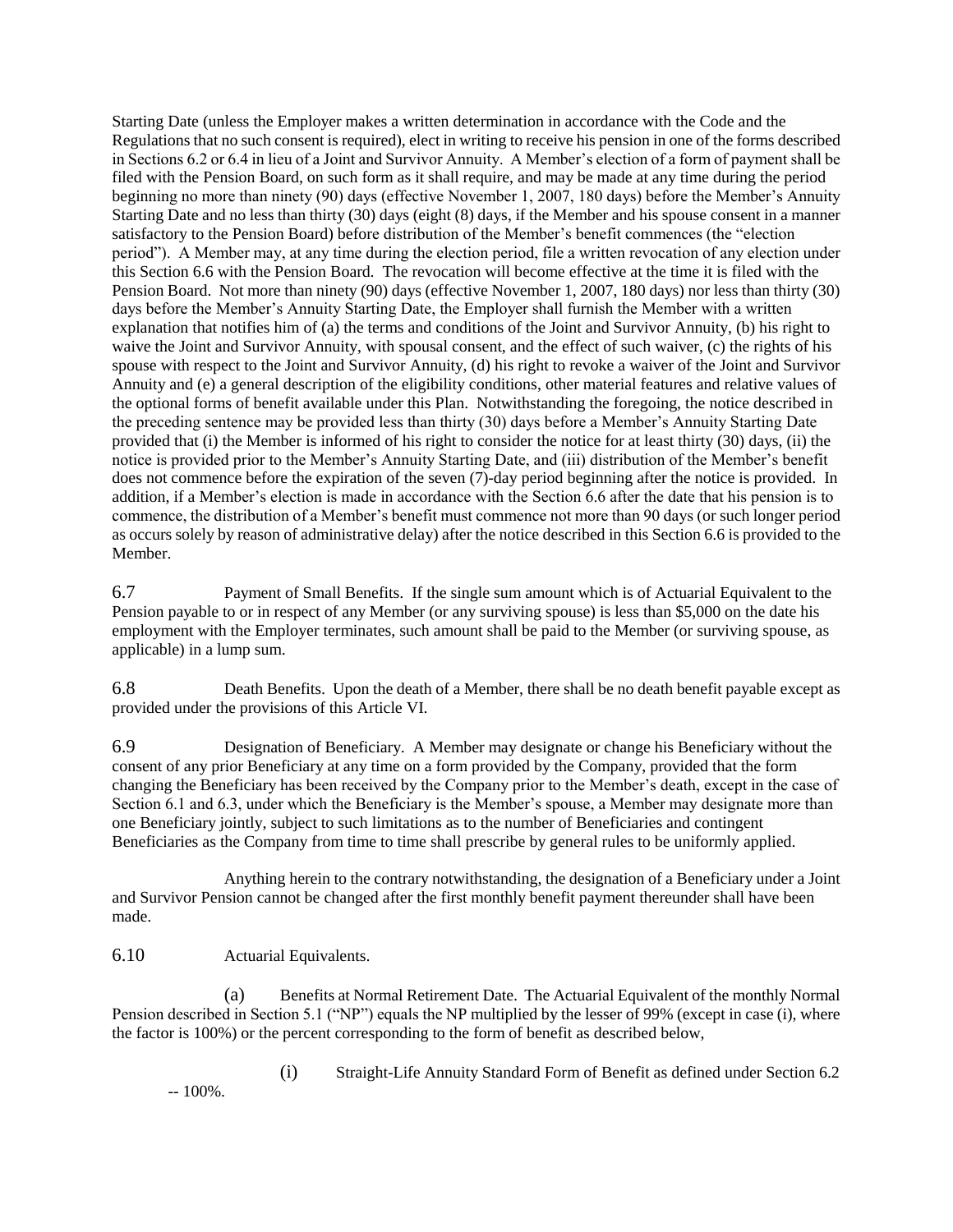Starting Date (unless the Employer makes a written determination in accordance with the Code and the Regulations that no such consent is required), elect in writing to receive his pension in one of the forms described in Sections 6.2 or 6.4 in lieu of a Joint and Survivor Annuity. A Member's election of a form of payment shall be filed with the Pension Board, on such form as it shall require, and may be made at any time during the period beginning no more than ninety (90) days (effective November 1, 2007, 180 days) before the Member's Annuity Starting Date and no less than thirty (30) days (eight (8) days, if the Member and his spouse consent in a manner satisfactory to the Pension Board) before distribution of the Member's benefit commences (the "election period"). A Member may, at any time during the election period, file a written revocation of any election under this Section 6.6 with the Pension Board. The revocation will become effective at the time it is filed with the Pension Board. Not more than ninety (90) days (effective November 1, 2007, 180 days) nor less than thirty (30) days before the Member's Annuity Starting Date, the Employer shall furnish the Member with a written explanation that notifies him of (a) the terms and conditions of the Joint and Survivor Annuity, (b) his right to waive the Joint and Survivor Annuity, with spousal consent, and the effect of such waiver, (c) the rights of his spouse with respect to the Joint and Survivor Annuity, (d) his right to revoke a waiver of the Joint and Survivor Annuity and (e) a general description of the eligibility conditions, other material features and relative values of the optional forms of benefit available under this Plan. Notwithstanding the foregoing, the notice described in the preceding sentence may be provided less than thirty (30) days before a Member's Annuity Starting Date provided that (i) the Member is informed of his right to consider the notice for at least thirty (30) days, (ii) the notice is provided prior to the Member's Annuity Starting Date, and (iii) distribution of the Member's benefit does not commence before the expiration of the seven (7)-day period beginning after the notice is provided. In addition, if a Member's election is made in accordance with the Section 6.6 after the date that his pension is to commence, the distribution of a Member's benefit must commence not more than 90 days (or such longer period as occurs solely by reason of administrative delay) after the notice described in this Section 6.6 is provided to the Member.

6.7 Payment of Small Benefits. If the single sum amount which is of Actuarial Equivalent to the Pension payable to or in respect of any Member (or any surviving spouse) is less than $5,000 on the date his employment with the Employer terminates, such amount shall be paid to the Member (or surviving spouse, as applicable) in a lump sum.

6.8 Death Benefits. Upon the death of a Member, there shall be no death benefit payable except as provided under the provisions of this Article VI.

6.9 Designation of Beneficiary. A Member may designate or change his Beneficiary without the consent of any prior Beneficiary at any time on a form provided by the Company, provided that the form changing the Beneficiary has been received by the Company prior to the Member's death, except in the case of Section 6.1 and 6.3, under which the Beneficiary is the Member's spouse, a Member may designate more than one Beneficiary jointly, subject to such limitations as to the number of Beneficiaries and contingent Beneficiaries as the Company from time to time shall prescribe by general rules to be uniformly applied.

Anything herein to the contrary notwithstanding, the designation of a Beneficiary under a Joint and Survivor Pension cannot be changed after the first monthly benefit payment thereunder shall have been made.

6.10 Actuarial Equivalents.

(a) Benefits at Normal Retirement Date. The Actuarial Equivalent of the monthly Normal Pension described in Section 5.1 ("NP") equals the NP multiplied by the lesser of 99% (except in case (i), where the factor is 100%) or the percent corresponding to the form of benefit as described below,

(i) Straight-Life Annuity Standard Form of Benefit as defined under Section 6.2 -- 100%.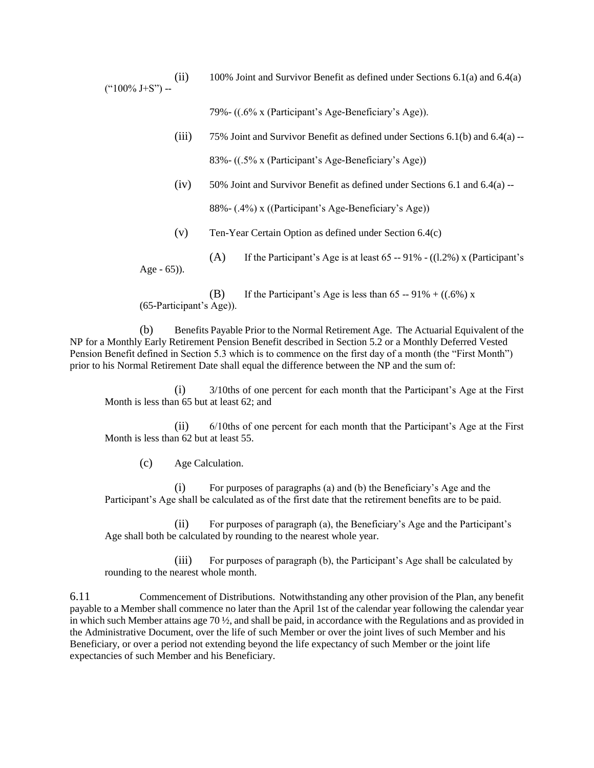(ii) 100% Joint and Survivor Benefit as defined under Sections 6.1(a) and 6.4(a) ("100% J+S") --

79%- ((.6% x (Participant's Age-Beneficiary's Age)).

(iii) 75% Joint and Survivor Benefit as defined under Sections 6.1(b) and 6.4(a) --

83%- ((.5% x (Participant's Age-Beneficiary's Age))

(iv) 50% Joint and Survivor Benefit as defined under Sections 6.1 and 6.4(a) --

88%- (.4%) x ((Participant's Age-Beneficiary's Age))

(v) Ten-Year Certain Option as defined under Section 6.4(c)

(A) If the Participant's Age is at least 65 -- 91% - ((l.2%) x (Participant's Age - 65)).

(B) If the Participant's Age is less than 65 -- 91% + ((.6%) x (65-Participant's Age)).

(b) Benefits Payable Prior to the Normal Retirement Age. The Actuarial Equivalent of the NP for a Monthly Early Retirement Pension Benefit described in Section 5.2 or a Monthly Deferred Vested Pension Benefit defined in Section 5.3 which is to commence on the first day of a month (the "First Month") prior to his Normal Retirement Date shall equal the difference between the NP and the sum of:

(i) 3/10ths of one percent for each month that the Participant's Age at the First Month is less than 65 but at least 62; and

(ii) 6/10ths of one percent for each month that the Participant's Age at the First Month is less than 62 but at least 55.

(c) Age Calculation.

(i) For purposes of paragraphs (a) and (b) the Beneficiary's Age and the Participant's Age shall be calculated as of the first date that the retirement benefits are to be paid.

(ii) For purposes of paragraph (a), the Beneficiary's Age and the Participant's Age shall both be calculated by rounding to the nearest whole year.

(iii) For purposes of paragraph (b), the Participant's Age shall be calculated by rounding to the nearest whole month.

6.11 Commencement of Distributions. Notwithstanding any other provision of the Plan, any benefit payable to a Member shall commence no later than the April 1st of the calendar year following the calendar year in which such Member attains age 70 ½, and shall be paid, in accordance with the Regulations and as provided in the Administrative Document, over the life of such Member or over the joint lives of such Member and his Beneficiary, or over a period not extending beyond the life expectancy of such Member or the joint life expectancies of such Member and his Beneficiary.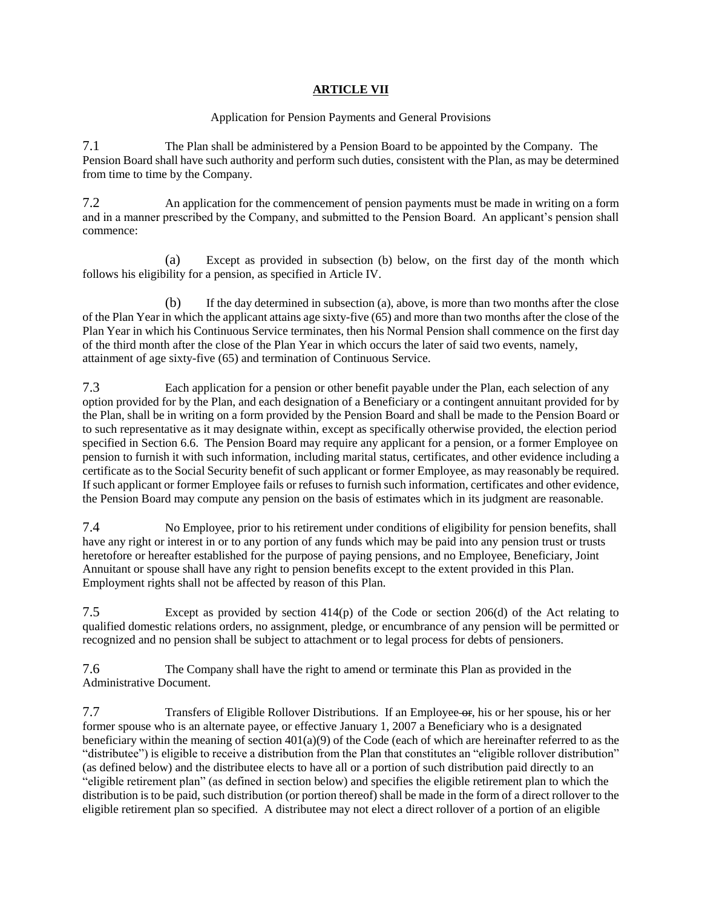# ARTICLE VII

Application for Pension Payments and General Provisions

7.1 The Plan shall be administered by a Pension Board to be appointed by the Company. The Pension Board shall have such authority and perform such duties, consistent with the Plan, as may be determined from time to time by the Company.

7.2 An application for the commencement of pension payments must be made in writing on a form and in a manner prescribed by the Company, and submitted to the Pension Board. An applicant's pension shall commence:

(a) Except as provided in subsection (b) below, on the first day of the month which follows his eligibility for a pension, as specified in Article IV.

(b) If the day determined in subsection (a), above, is more than two months after the close of the Plan Year in which the applicant attains age sixty-five (65) and more than two months after the close of the Plan Year in which his Continuous Service terminates, then his Normal Pension shall commence on the first day of the third month after the close of the Plan Year in which occurs the later of said two events, namely, attainment of age sixty-five (65) and termination of Continuous Service.

7.3 Each application for a pension or other benefit payable under the Plan, each selection of any option provided for by the Plan, and each designation of a Beneficiary or a contingent annuitant provided for by the Plan, shall be in writing on a form provided by the Pension Board and shall be made to the Pension Board or to such representative as it may designate within, except as specifically otherwise provided, the election period specified in Section 6.6. The Pension Board may require any applicant for a pension, or a former Employee on pension to furnish it with such information, including marital status, certificates, and other evidence including a certificate as to the Social Security benefit of such applicant or former Employee, as may reasonably be required. If such applicant or former Employee fails or refuses to furnish such information, certificates and other evidence, the Pension Board may compute any pension on the basis of estimates which in its judgment are reasonable.

7.4 No Employee, prior to his retirement under conditions of eligibility for pension benefits, shall have any right or interest in or to any portion of any funds which may be paid into any pension trust or trusts heretofore or hereafter established for the purpose of paying pensions, and no Employee, Beneficiary, Joint Annuitant or spouse shall have any right to pension benefits except to the extent provided in this Plan. Employment rights shall not be affected by reason of this Plan.

7.5 Except as provided by section 414(p) of the Code or section 206(d) of the Act relating to qualified domestic relations orders, no assignment, pledge, or encumbrance of any pension will be permitted or recognized and no pension shall be subject to attachment or to legal process for debts of pensioners.

7.6 The Company shall have the right to amend or terminate this Plan as provided in the Administrative Document.

7.7 Transfers of Eligible Rollover Distributions. If an Employee ~~or~~, his or her spouse, his or her former spouse who is an alternate payee, or effective January 1, 2007 a Beneficiary who is a designated beneficiary within the meaning of section 401(a)(9) of the Code (each of which are hereinafter referred to as the "distributee") is eligible to receive a distribution from the Plan that constitutes an "eligible rollover distribution" (as defined below) and the distributee elects to have all or a portion of such distribution paid directly to an "eligible retirement plan" (as defined in section below) and specifies the eligible retirement plan to which the distribution is to be paid, such distribution (or portion thereof) shall be made in the form of a direct rollover to the eligible retirement plan so specified. A distributee may not elect a direct rollover of a portion of an eligible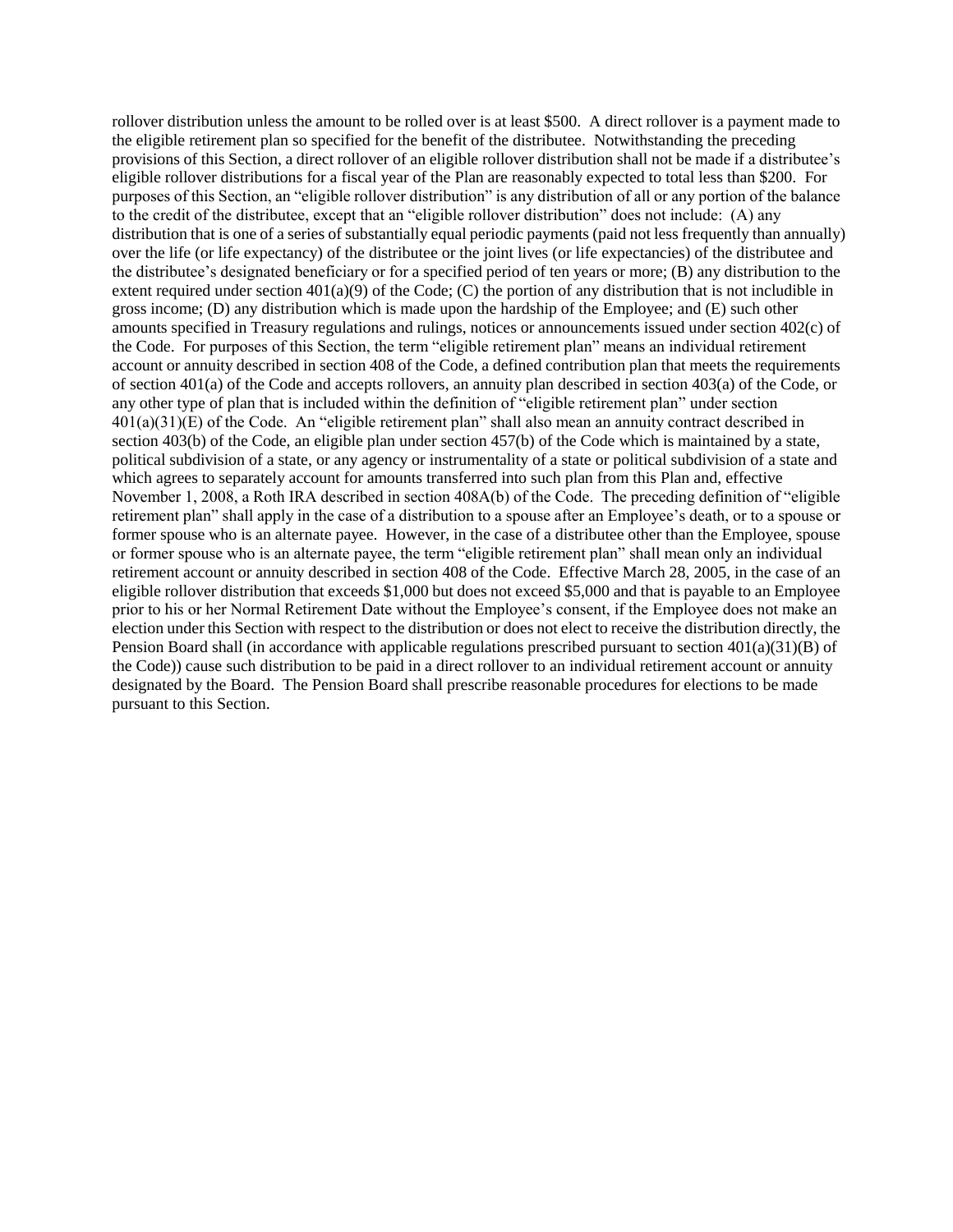rollover distribution unless the amount to be rolled over is at least $500. A direct rollover is a payment made to the eligible retirement plan so specified for the benefit of the distributee. Notwithstanding the preceding provisions of this Section, a direct rollover of an eligible rollover distribution shall not be made if a distributee's eligible rollover distributions for a fiscal year of the Plan are reasonably expected to total less than $200. For purposes of this Section, an "eligible rollover distribution" is any distribution of all or any portion of the balance to the credit of the distributee, except that an "eligible rollover distribution" does not include: (A) any distribution that is one of a series of substantially equal periodic payments (paid not less frequently than annually) over the life (or life expectancy) of the distributee or the joint lives (or life expectancies) of the distributee and the distributee's designated beneficiary or for a specified period of ten years or more; (B) any distribution to the extent required under section 401(a)(9) of the Code; (C) the portion of any distribution that is not includible in gross income; (D) any distribution which is made upon the hardship of the Employee; and (E) such other amounts specified in Treasury regulations and rulings, notices or announcements issued under section 402(c) of the Code. For purposes of this Section, the term "eligible retirement plan" means an individual retirement account or annuity described in section 408 of the Code, a defined contribution plan that meets the requirements of section 401(a) of the Code and accepts rollovers, an annuity plan described in section 403(a) of the Code, or any other type of plan that is included within the definition of "eligible retirement plan" under section 401(a)(31)(E) of the Code. An "eligible retirement plan" shall also mean an annuity contract described in section 403(b) of the Code, an eligible plan under section 457(b) of the Code which is maintained by a state, political subdivision of a state, or any agency or instrumentality of a state or political subdivision of a state and which agrees to separately account for amounts transferred into such plan from this Plan and, effective November 1, 2008, a Roth IRA described in section 408A(b) of the Code. The preceding definition of "eligible retirement plan" shall apply in the case of a distribution to a spouse after an Employee's death, or to a spouse or former spouse who is an alternate payee. However, in the case of a distributee other than the Employee, spouse or former spouse who is an alternate payee, the term "eligible retirement plan" shall mean only an individual retirement account or annuity described in section 408 of the Code. Effective March 28, 2005, in the case of an eligible rollover distribution that exceeds $1,000 but does not exceed $5,000 and that is payable to an Employee prior to his or her Normal Retirement Date without the Employee's consent, if the Employee does not make an election under this Section with respect to the distribution or does not elect to receive the distribution directly, the Pension Board shall (in accordance with applicable regulations prescribed pursuant to section 401(a)(31)(B) of the Code)) cause such distribution to be paid in a direct rollover to an individual retirement account or annuity designated by the Board. The Pension Board shall prescribe reasonable procedures for elections to be made pursuant to this Section.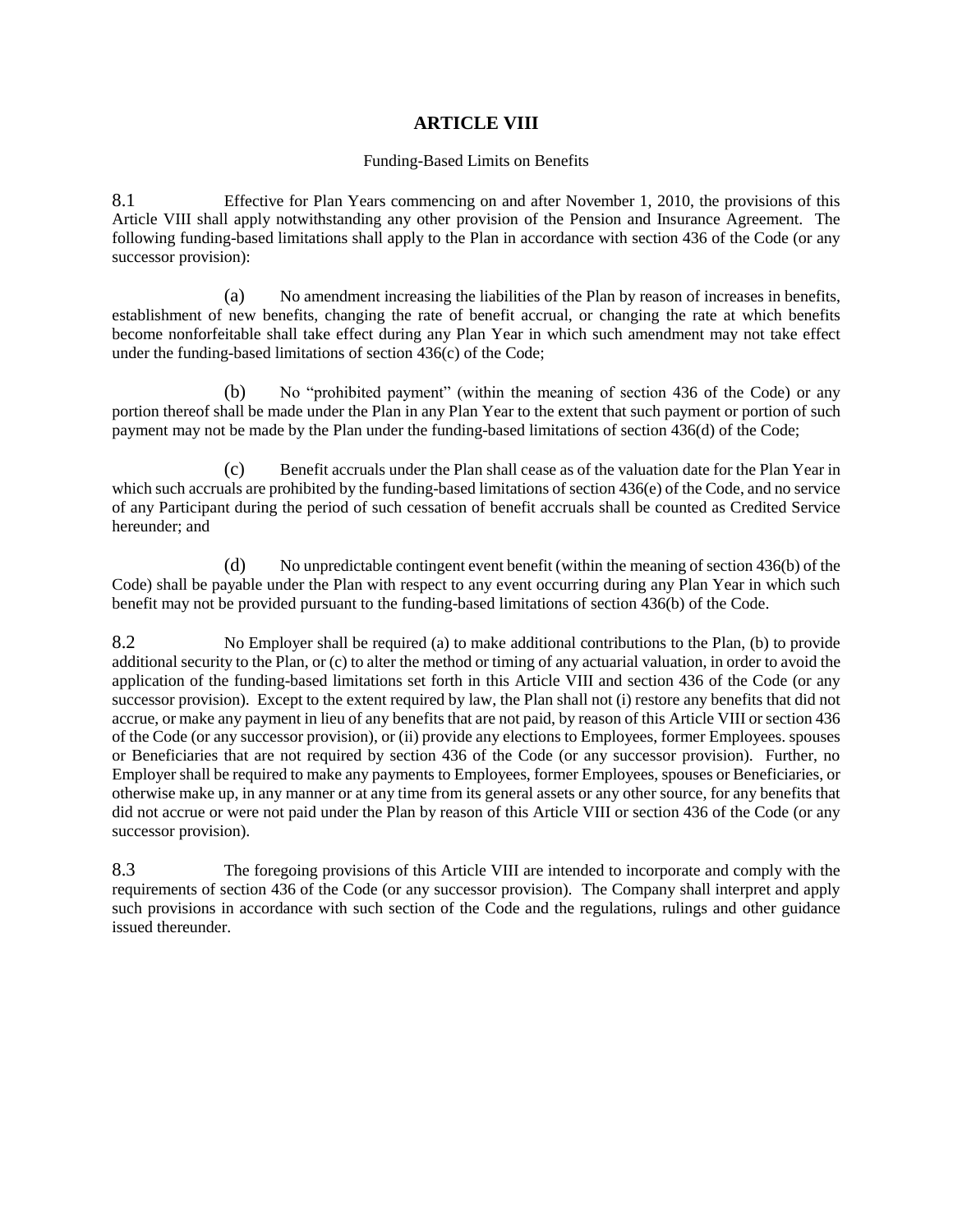# ARTICLE VIII

Funding-Based Limits on Benefits

8.1 Effective for Plan Years commencing on and after November 1, 2010, the provisions of this Article VIII shall apply notwithstanding any other provision of the Pension and Insurance Agreement. The following funding-based limitations shall apply to the Plan in accordance with section 436 of the Code (or any successor provision):

(a) No amendment increasing the liabilities of the Plan by reason of increases in benefits, establishment of new benefits, changing the rate of benefit accrual, or changing the rate at which benefits become nonforfeitable shall take effect during any Plan Year in which such amendment may not take effect under the funding-based limitations of section 436(c) of the Code;

(b) No "prohibited payment" (within the meaning of section 436 of the Code) or any portion thereof shall be made under the Plan in any Plan Year to the extent that such payment or portion of such payment may not be made by the Plan under the funding-based limitations of section 436(d) of the Code;

(c) Benefit accruals under the Plan shall cease as of the valuation date for the Plan Year in which such accruals are prohibited by the funding-based limitations of section 436(e) of the Code, and no service of any Participant during the period of such cessation of benefit accruals shall be counted as Credited Service hereunder; and

(d) No unpredictable contingent event benefit (within the meaning of section 436(b) of the Code) shall be payable under the Plan with respect to any event occurring during any Plan Year in which such benefit may not be provided pursuant to the funding-based limitations of section 436(b) of the Code.

8.2 No Employer shall be required (a) to make additional contributions to the Plan, (b) to provide additional security to the Plan, or (c) to alter the method or timing of any actuarial valuation, in order to avoid the application of the funding-based limitations set forth in this Article VIII and section 436 of the Code (or any successor provision). Except to the extent required by law, the Plan shall not (i) restore any benefits that did not accrue, or make any payment in lieu of any benefits that are not paid, by reason of this Article VIII or section 436 of the Code (or any successor provision), or (ii) provide any elections to Employees, former Employees. spouses or Beneficiaries that are not required by section 436 of the Code (or any successor provision). Further, no Employer shall be required to make any payments to Employees, former Employees, spouses or Beneficiaries, or otherwise make up, in any manner or at any time from its general assets or any other source, for any benefits that did not accrue or were not paid under the Plan by reason of this Article VIII or section 436 of the Code (or any successor provision).

8.3 The foregoing provisions of this Article VIII are intended to incorporate and comply with the requirements of section 436 of the Code (or any successor provision). The Company shall interpret and apply such provisions in accordance with such section of the Code and the regulations, rulings and other guidance issued thereunder.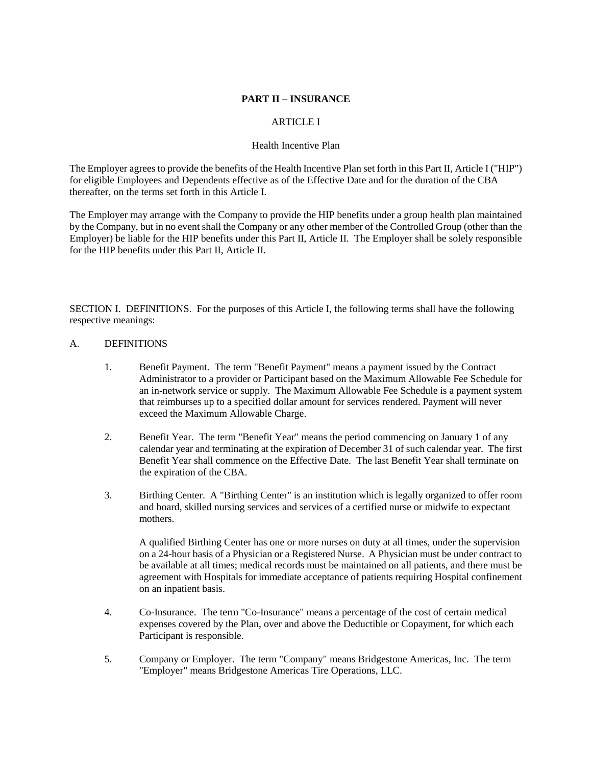**PART II – INSURANCE**

ARTICLE I

Health Incentive Plan

The Employer agrees to provide the benefits of the Health Incentive Plan set forth in this Part II, Article I ("HIP") for eligible Employees and Dependents effective as of the Effective Date and for the duration of the CBA thereafter, on the terms set forth in this Article I.

The Employer may arrange with the Company to provide the HIP benefits under a group health plan maintained by the Company, but in no event shall the Company or any other member of the Controlled Group (other than the Employer) be liable for the HIP benefits under this Part II, Article II. The Employer shall be solely responsible for the HIP benefits under this Part II, Article II.

SECTION I. DEFINITIONS. For the purposes of this Article I, the following terms shall have the following respective meanings:

A. DEFINITIONS

1. Benefit Payment. The term "Benefit Payment" means a payment issued by the Contract Administrator to a provider or Participant based on the Maximum Allowable Fee Schedule for an in-network service or supply. The Maximum Allowable Fee Schedule is a payment system that reimburses up to a specified dollar amount for services rendered. Payment will never exceed the Maximum Allowable Charge.

2. Benefit Year. The term "Benefit Year" means the period commencing on January 1 of any calendar year and terminating at the expiration of December 31 of such calendar year. The first Benefit Year shall commence on the Effective Date. The last Benefit Year shall terminate on the expiration of the CBA.

3. Birthing Center. A "Birthing Center" is an institution which is legally organized to offer room and board, skilled nursing services and services of a certified nurse or midwife to expectant mothers.

   A qualified Birthing Center has one or more nurses on duty at all times, under the supervision on a 24-hour basis of a Physician or a Registered Nurse. A Physician must be under contract to be available at all times; medical records must be maintained on all patients, and there must be agreement with Hospitals for immediate acceptance of patients requiring Hospital confinement on an inpatient basis.

4. Co-Insurance. The term "Co-Insurance" means a percentage of the cost of certain medical expenses covered by the Plan, over and above the Deductible or Copayment, for which each Participant is responsible.

5. Company or Employer. The term "Company" means Bridgestone Americas, Inc. The term "Employer" means Bridgestone Americas Tire Operations, LLC.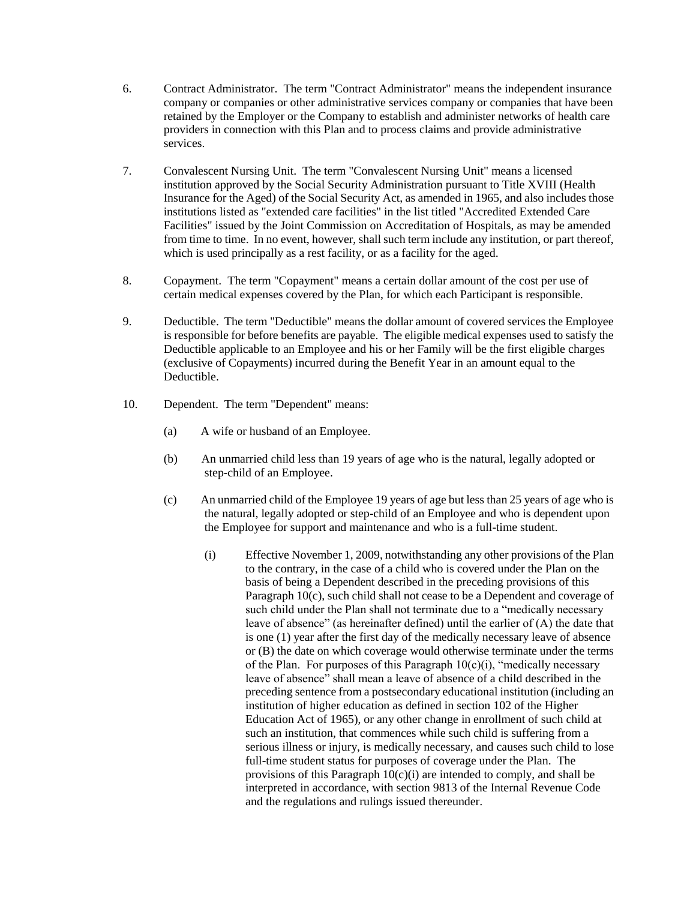6. Contract Administrator. The term "Contract Administrator" means the independent insurance company or companies or other administrative services company or companies that have been retained by the Employer or the Company to establish and administer networks of health care providers in connection with this Plan and to process claims and provide administrative services.

7. Convalescent Nursing Unit. The term "Convalescent Nursing Unit" means a licensed institution approved by the Social Security Administration pursuant to Title XVIII (Health Insurance for the Aged) of the Social Security Act, as amended in 1965, and also includes those institutions listed as "extended care facilities" in the list titled "Accredited Extended Care Facilities" issued by the Joint Commission on Accreditation of Hospitals, as may be amended from time to time. In no event, however, shall such term include any institution, or part thereof, which is used principally as a rest facility, or as a facility for the aged.

8. Copayment. The term "Copayment" means a certain dollar amount of the cost per use of certain medical expenses covered by the Plan, for which each Participant is responsible.

9. Deductible. The term "Deductible" means the dollar amount of covered services the Employee is responsible for before benefits are payable. The eligible medical expenses used to satisfy the Deductible applicable to an Employee and his or her Family will be the first eligible charges (exclusive of Copayments) incurred during the Benefit Year in an amount equal to the Deductible.

10. Dependent. The term "Dependent" means:

    (a) A wife or husband of an Employee.

    (b) An unmarried child less than 19 years of age who is the natural, legally adopted or step-child of an Employee.

    (c) An unmarried child of the Employee 19 years of age but less than 25 years of age who is the natural, legally adopted or step-child of an Employee and who is dependent upon the Employee for support and maintenance and who is a full-time student.

        (i) Effective November 1, 2009, notwithstanding any other provisions of the Plan to the contrary, in the case of a child who is covered under the Plan on the basis of being a Dependent described in the preceding provisions of this Paragraph 10(c), such child shall not cease to be a Dependent and coverage of such child under the Plan shall not terminate due to a "medically necessary leave of absence" (as hereinafter defined) until the earlier of (A) the date that is one (1) year after the first day of the medically necessary leave of absence or (B) the date on which coverage would otherwise terminate under the terms of the Plan. For purposes of this Paragraph 10(c)(i), "medically necessary leave of absence" shall mean a leave of absence of a child described in the preceding sentence from a postsecondary educational institution (including an institution of higher education as defined in section 102 of the Higher Education Act of 1965), or any other change in enrollment of such child at such an institution, that commences while such child is suffering from a serious illness or injury, is medically necessary, and causes such child to lose full-time student status for purposes of coverage under the Plan. The provisions of this Paragraph 10(c)(i) are intended to comply, and shall be interpreted in accordance, with section 9813 of the Internal Revenue Code and the regulations and rulings issued thereunder.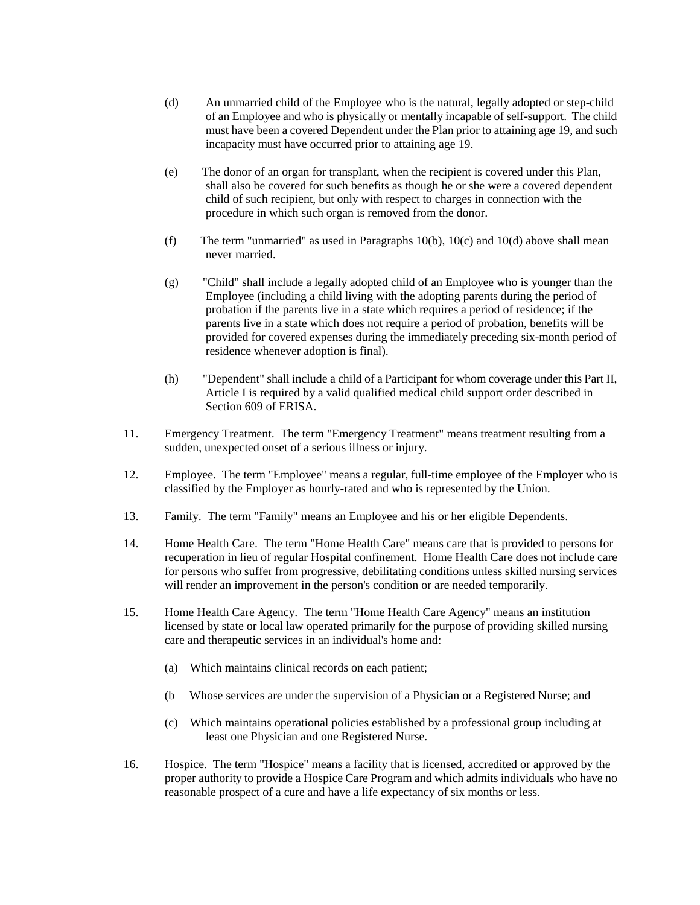(d) An unmarried child of the Employee who is the natural, legally adopted or step-child of an Employee and who is physically or mentally incapable of self-support. The child must have been a covered Dependent under the Plan prior to attaining age 19, and such incapacity must have occurred prior to attaining age 19.

(e) The donor of an organ for transplant, when the recipient is covered under this Plan, shall also be covered for such benefits as though he or she were a covered dependent child of such recipient, but only with respect to charges in connection with the procedure in which such organ is removed from the donor.

(f) The term "unmarried" as used in Paragraphs 10(b), 10(c) and 10(d) above shall mean never married.

(g) "Child" shall include a legally adopted child of an Employee who is younger than the Employee (including a child living with the adopting parents during the period of probation if the parents live in a state which requires a period of residence; if the parents live in a state which does not require a period of probation, benefits will be provided for covered expenses during the immediately preceding six-month period of residence whenever adoption is final).

(h) "Dependent" shall include a child of a Participant for whom coverage under this Part II, Article I is required by a valid qualified medical child support order described in Section 609 of ERISA.

11. Emergency Treatment. The term "Emergency Treatment" means treatment resulting from a sudden, unexpected onset of a serious illness or injury.

12. Employee. The term "Employee" means a regular, full-time employee of the Employer who is classified by the Employer as hourly-rated and who is represented by the Union.

13. Family. The term "Family" means an Employee and his or her eligible Dependents.

14. Home Health Care. The term "Home Health Care" means care that is provided to persons for recuperation in lieu of regular Hospital confinement. Home Health Care does not include care for persons who suffer from progressive, debilitating conditions unless skilled nursing services will render an improvement in the person's condition or are needed temporarily.

15. Home Health Care Agency. The term "Home Health Care Agency" means an institution licensed by state or local law operated primarily for the purpose of providing skilled nursing care and therapeutic services in an individual's home and:

    (a) Which maintains clinical records on each patient;

    (b Whose services are under the supervision of a Physician or a Registered Nurse; and

    (c) Which maintains operational policies established by a professional group including at least one Physician and one Registered Nurse.

16. Hospice. The term "Hospice" means a facility that is licensed, accredited or approved by the proper authority to provide a Hospice Care Program and which admits individuals who have no reasonable prospect of a cure and have a life expectancy of six months or less.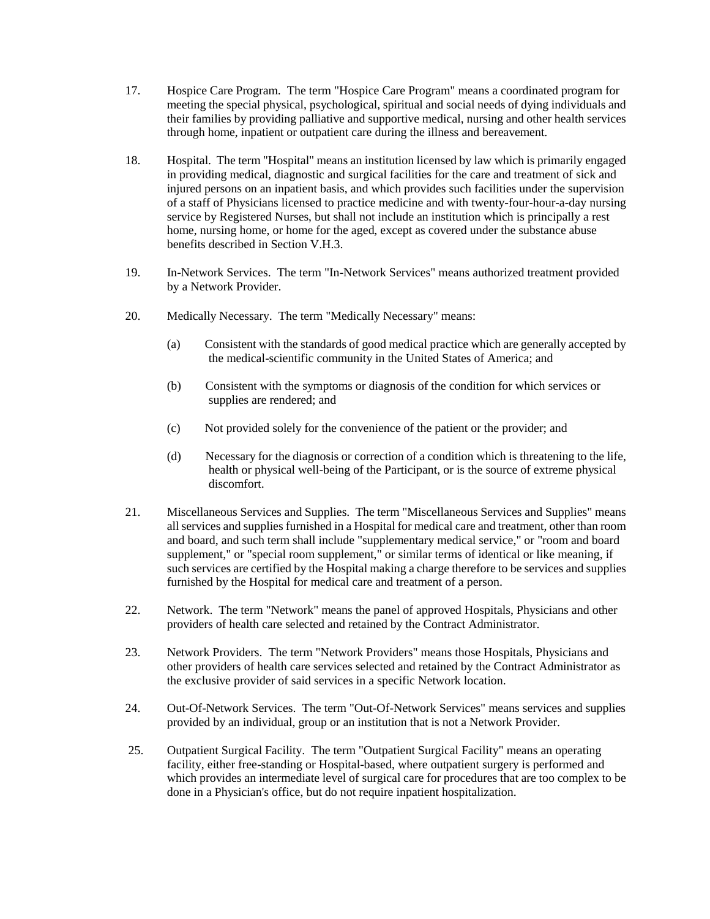17. Hospice Care Program. The term "Hospice Care Program" means a coordinated program for meeting the special physical, psychological, spiritual and social needs of dying individuals and their families by providing palliative and supportive medical, nursing and other health services through home, inpatient or outpatient care during the illness and bereavement.

18. Hospital. The term "Hospital" means an institution licensed by law which is primarily engaged in providing medical, diagnostic and surgical facilities for the care and treatment of sick and injured persons on an inpatient basis, and which provides such facilities under the supervision of a staff of Physicians licensed to practice medicine and with twenty-four-hour-a-day nursing service by Registered Nurses, but shall not include an institution which is principally a rest home, nursing home, or home for the aged, except as covered under the substance abuse benefits described in Section V.H.3.

19. In-Network Services. The term "In-Network Services" means authorized treatment provided by a Network Provider.

20. Medically Necessary. The term "Medically Necessary" means:

    (a) Consistent with the standards of good medical practice which are generally accepted by the medical-scientific community in the United States of America; and

    (b) Consistent with the symptoms or diagnosis of the condition for which services or supplies are rendered; and

    (c) Not provided solely for the convenience of the patient or the provider; and

    (d) Necessary for the diagnosis or correction of a condition which is threatening to the life, health or physical well-being of the Participant, or is the source of extreme physical discomfort.

21. Miscellaneous Services and Supplies. The term "Miscellaneous Services and Supplies" means all services and supplies furnished in a Hospital for medical care and treatment, other than room and board, and such term shall include "supplementary medical service," or "room and board supplement," or "special room supplement," or similar terms of identical or like meaning, if such services are certified by the Hospital making a charge therefore to be services and supplies furnished by the Hospital for medical care and treatment of a person.

22. Network. The term "Network" means the panel of approved Hospitals, Physicians and other providers of health care selected and retained by the Contract Administrator.

23. Network Providers. The term "Network Providers" means those Hospitals, Physicians and other providers of health care services selected and retained by the Contract Administrator as the exclusive provider of said services in a specific Network location.

24. Out-Of-Network Services. The term "Out-Of-Network Services" means services and supplies provided by an individual, group or an institution that is not a Network Provider.

25. Outpatient Surgical Facility. The term "Outpatient Surgical Facility" means an operating facility, either free-standing or Hospital-based, where outpatient surgery is performed and which provides an intermediate level of surgical care for procedures that are too complex to be done in a Physician's office, but do not require inpatient hospitalization.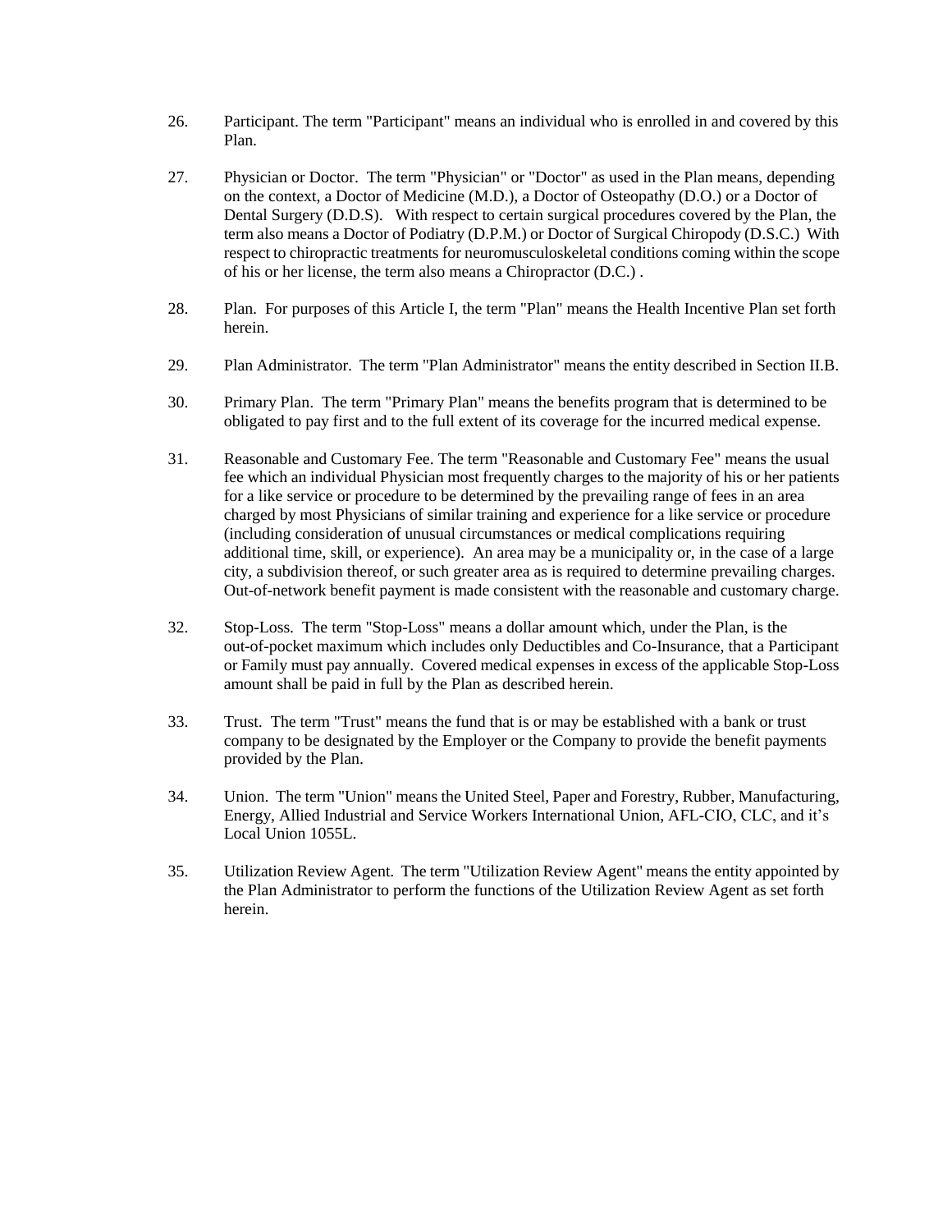26. Participant. The term "Participant" means an individual who is enrolled in and covered by this Plan.

27. Physician or Doctor. The term "Physician" or "Doctor" as used in the Plan means, depending on the context, a Doctor of Medicine (M.D.), a Doctor of Osteopathy (D.O.) or a Doctor of Dental Surgery (D.D.S). With respect to certain surgical procedures covered by the Plan, the term also means a Doctor of Podiatry (D.P.M.) or Doctor of Surgical Chiropody (D.S.C.) With respect to chiropractic treatments for neuromusculoskeletal conditions coming within the scope of his or her license, the term also means a Chiropractor (D.C.) .

28. Plan. For purposes of this Article I, the term "Plan" means the Health Incentive Plan set forth herein.

29. Plan Administrator. The term "Plan Administrator" means the entity described in Section II.B.

30. Primary Plan. The term "Primary Plan" means the benefits program that is determined to be obligated to pay first and to the full extent of its coverage for the incurred medical expense.

31. Reasonable and Customary Fee. The term "Reasonable and Customary Fee" means the usual fee which an individual Physician most frequently charges to the majority of his or her patients for a like service or procedure to be determined by the prevailing range of fees in an area charged by most Physicians of similar training and experience for a like service or procedure (including consideration of unusual circumstances or medical complications requiring additional time, skill, or experience). An area may be a municipality or, in the case of a large city, a subdivision thereof, or such greater area as is required to determine prevailing charges. Out-of-network benefit payment is made consistent with the reasonable and customary charge.

32. Stop-Loss. The term "Stop-Loss" means a dollar amount which, under the Plan, is the out-of-pocket maximum which includes only Deductibles and Co-Insurance, that a Participant or Family must pay annually. Covered medical expenses in excess of the applicable Stop-Loss amount shall be paid in full by the Plan as described herein.

33. Trust. The term "Trust" means the fund that is or may be established with a bank or trust company to be designated by the Employer or the Company to provide the benefit payments provided by the Plan.

34. Union. The term "Union" means the United Steel, Paper and Forestry, Rubber, Manufacturing, Energy, Allied Industrial and Service Workers International Union, AFL-CIO, CLC, and it's Local Union 1055L.

35. Utilization Review Agent. The term "Utilization Review Agent" means the entity appointed by the Plan Administrator to perform the functions of the Utilization Review Agent as set forth herein.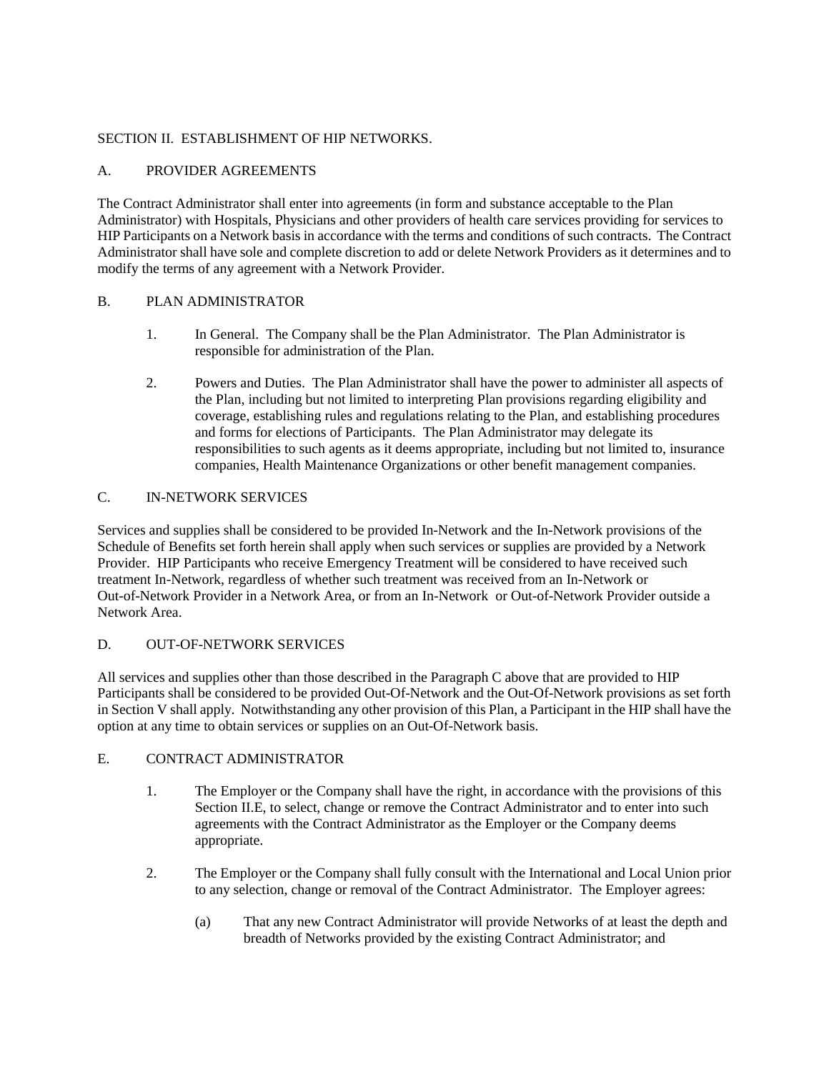## SECTION II. ESTABLISHMENT OF HIP NETWORKS.

### A. PROVIDER AGREEMENTS

The Contract Administrator shall enter into agreements (in form and substance acceptable to the Plan Administrator) with Hospitals, Physicians and other providers of health care services providing for services to HIP Participants on a Network basis in accordance with the terms and conditions of such contracts. The Contract Administrator shall have sole and complete discretion to add or delete Network Providers as it determines and to modify the terms of any agreement with a Network Provider.

### B. PLAN ADMINISTRATOR

1. In General. The Company shall be the Plan Administrator. The Plan Administrator is responsible for administration of the Plan.

2. Powers and Duties. The Plan Administrator shall have the power to administer all aspects of the Plan, including but not limited to interpreting Plan provisions regarding eligibility and coverage, establishing rules and regulations relating to the Plan, and establishing procedures and forms for elections of Participants. The Plan Administrator may delegate its responsibilities to such agents as it deems appropriate, including but not limited to, insurance companies, Health Maintenance Organizations or other benefit management companies.

### C. IN-NETWORK SERVICES

Services and supplies shall be considered to be provided In-Network and the In-Network provisions of the Schedule of Benefits set forth herein shall apply when such services or supplies are provided by a Network Provider. HIP Participants who receive Emergency Treatment will be considered to have received such treatment In-Network, regardless of whether such treatment was received from an In-Network or Out-of-Network Provider in a Network Area, or from an In-Network or Out-of-Network Provider outside a Network Area.

### D. OUT-OF-NETWORK SERVICES

All services and supplies other than those described in the Paragraph C above that are provided to HIP Participants shall be considered to be provided Out-Of-Network and the Out-Of-Network provisions as set forth in Section V shall apply. Notwithstanding any other provision of this Plan, a Participant in the HIP shall have the option at any time to obtain services or supplies on an Out-Of-Network basis.

### E. CONTRACT ADMINISTRATOR

1. The Employer or the Company shall have the right, in accordance with the provisions of this Section II.E, to select, change or remove the Contract Administrator and to enter into such agreements with the Contract Administrator as the Employer or the Company deems appropriate.

2. The Employer or the Company shall fully consult with the International and Local Union prior to any selection, change or removal of the Contract Administrator. The Employer agrees:

   (a) That any new Contract Administrator will provide Networks of at least the depth and breadth of Networks provided by the existing Contract Administrator; and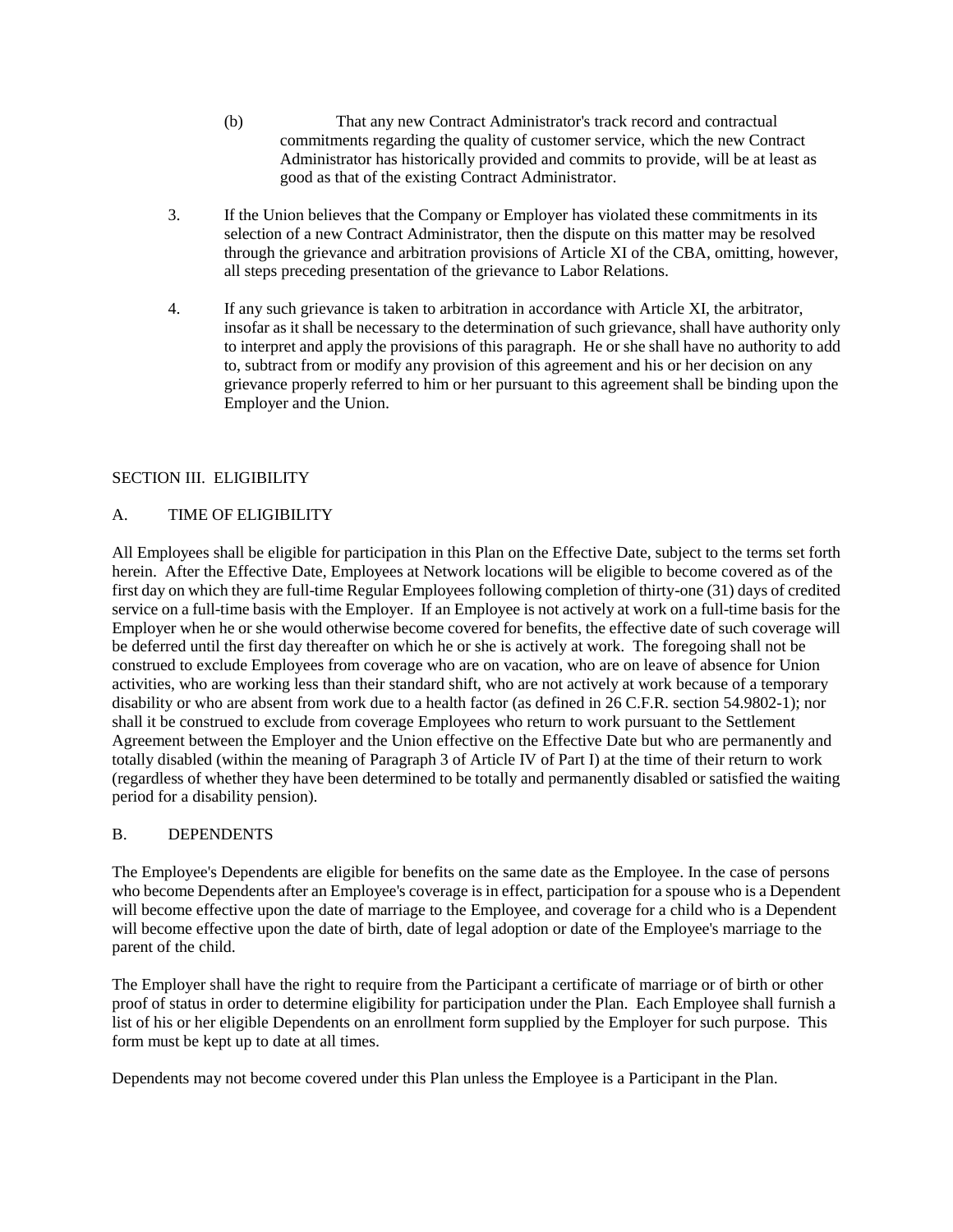(b) That any new Contract Administrator's track record and contractual commitments regarding the quality of customer service, which the new Contract Administrator has historically provided and commits to provide, will be at least as good as that of the existing Contract Administrator.

3. If the Union believes that the Company or Employer has violated these commitments in its selection of a new Contract Administrator, then the dispute on this matter may be resolved through the grievance and arbitration provisions of Article XI of the CBA, omitting, however, all steps preceding presentation of the grievance to Labor Relations.

4. If any such grievance is taken to arbitration in accordance with Article XI, the arbitrator, insofar as it shall be necessary to the determination of such grievance, shall have authority only to interpret and apply the provisions of this paragraph. He or she shall have no authority to add to, subtract from or modify any provision of this agreement and his or her decision on any grievance properly referred to him or her pursuant to this agreement shall be binding upon the Employer and the Union.

## SECTION III. ELIGIBILITY

### A. TIME OF ELIGIBILITY

All Employees shall be eligible for participation in this Plan on the Effective Date, subject to the terms set forth herein. After the Effective Date, Employees at Network locations will be eligible to become covered as of the first day on which they are full-time Regular Employees following completion of thirty-one (31) days of credited service on a full-time basis with the Employer. If an Employee is not actively at work on a full-time basis for the Employer when he or she would otherwise become covered for benefits, the effective date of such coverage will be deferred until the first day thereafter on which he or she is actively at work. The foregoing shall not be construed to exclude Employees from coverage who are on vacation, who are on leave of absence for Union activities, who are working less than their standard shift, who are not actively at work because of a temporary disability or who are absent from work due to a health factor (as defined in 26 C.F.R. section 54.9802-1); nor shall it be construed to exclude from coverage Employees who return to work pursuant to the Settlement Agreement between the Employer and the Union effective on the Effective Date but who are permanently and totally disabled (within the meaning of Paragraph 3 of Article IV of Part I) at the time of their return to work (regardless of whether they have been determined to be totally and permanently disabled or satisfied the waiting period for a disability pension).

### B. DEPENDENTS

The Employee's Dependents are eligible for benefits on the same date as the Employee. In the case of persons who become Dependents after an Employee's coverage is in effect, participation for a spouse who is a Dependent will become effective upon the date of marriage to the Employee, and coverage for a child who is a Dependent will become effective upon the date of birth, date of legal adoption or date of the Employee's marriage to the parent of the child.

The Employer shall have the right to require from the Participant a certificate of marriage or of birth or other proof of status in order to determine eligibility for participation under the Plan. Each Employee shall furnish a list of his or her eligible Dependents on an enrollment form supplied by the Employer for such purpose. This form must be kept up to date at all times.

Dependents may not become covered under this Plan unless the Employee is a Participant in the Plan.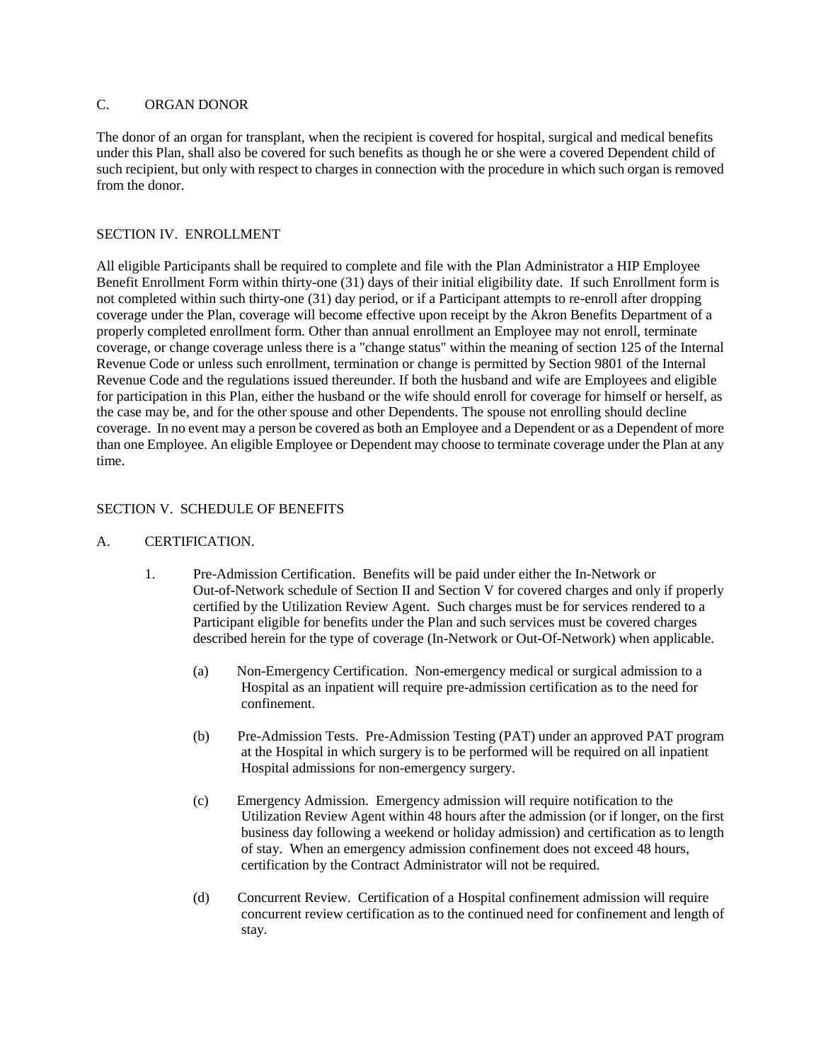### C. ORGAN DONOR

The donor of an organ for transplant, when the recipient is covered for hospital, surgical and medical benefits under this Plan, shall also be covered for such benefits as though he or she were a covered Dependent child of such recipient, but only with respect to charges in connection with the procedure in which such organ is removed from the donor.

## SECTION IV. ENROLLMENT

All eligible Participants shall be required to complete and file with the Plan Administrator a HIP Employee Benefit Enrollment Form within thirty-one (31) days of their initial eligibility date. If such Enrollment form is not completed within such thirty-one (31) day period, or if a Participant attempts to re-enroll after dropping coverage under the Plan, coverage will become effective upon receipt by the Akron Benefits Department of a properly completed enrollment form. Other than annual enrollment an Employee may not enroll, terminate coverage, or change coverage unless there is a "change status" within the meaning of section 125 of the Internal Revenue Code or unless such enrollment, termination or change is permitted by Section 9801 of the Internal Revenue Code and the regulations issued thereunder. If both the husband and wife are Employees and eligible for participation in this Plan, either the husband or the wife should enroll for coverage for himself or herself, as the case may be, and for the other spouse and other Dependents. The spouse not enrolling should decline coverage. In no event may a person be covered as both an Employee and a Dependent or as a Dependent of more than one Employee. An eligible Employee or Dependent may choose to terminate coverage under the Plan at any time.

## SECTION V. SCHEDULE OF BENEFITS

### A. CERTIFICATION.

1. Pre-Admission Certification. Benefits will be paid under either the In-Network or Out-of-Network schedule of Section II and Section V for covered charges and only if properly certified by the Utilization Review Agent. Such charges must be for services rendered to a Participant eligible for benefits under the Plan and such services must be covered charges described herein for the type of coverage (In-Network or Out-Of-Network) when applicable.

   (a) Non-Emergency Certification. Non-emergency medical or surgical admission to a Hospital as an inpatient will require pre-admission certification as to the need for confinement.

   (b) Pre-Admission Tests. Pre-Admission Testing (PAT) under an approved PAT program at the Hospital in which surgery is to be performed will be required on all inpatient Hospital admissions for non-emergency surgery.

   (c) Emergency Admission. Emergency admission will require notification to the Utilization Review Agent within 48 hours after the admission (or if longer, on the first business day following a weekend or holiday admission) and certification as to length of stay. When an emergency admission confinement does not exceed 48 hours, certification by the Contract Administrator will not be required.

   (d) Concurrent Review. Certification of a Hospital confinement admission will require concurrent review certification as to the continued need for confinement and length of stay.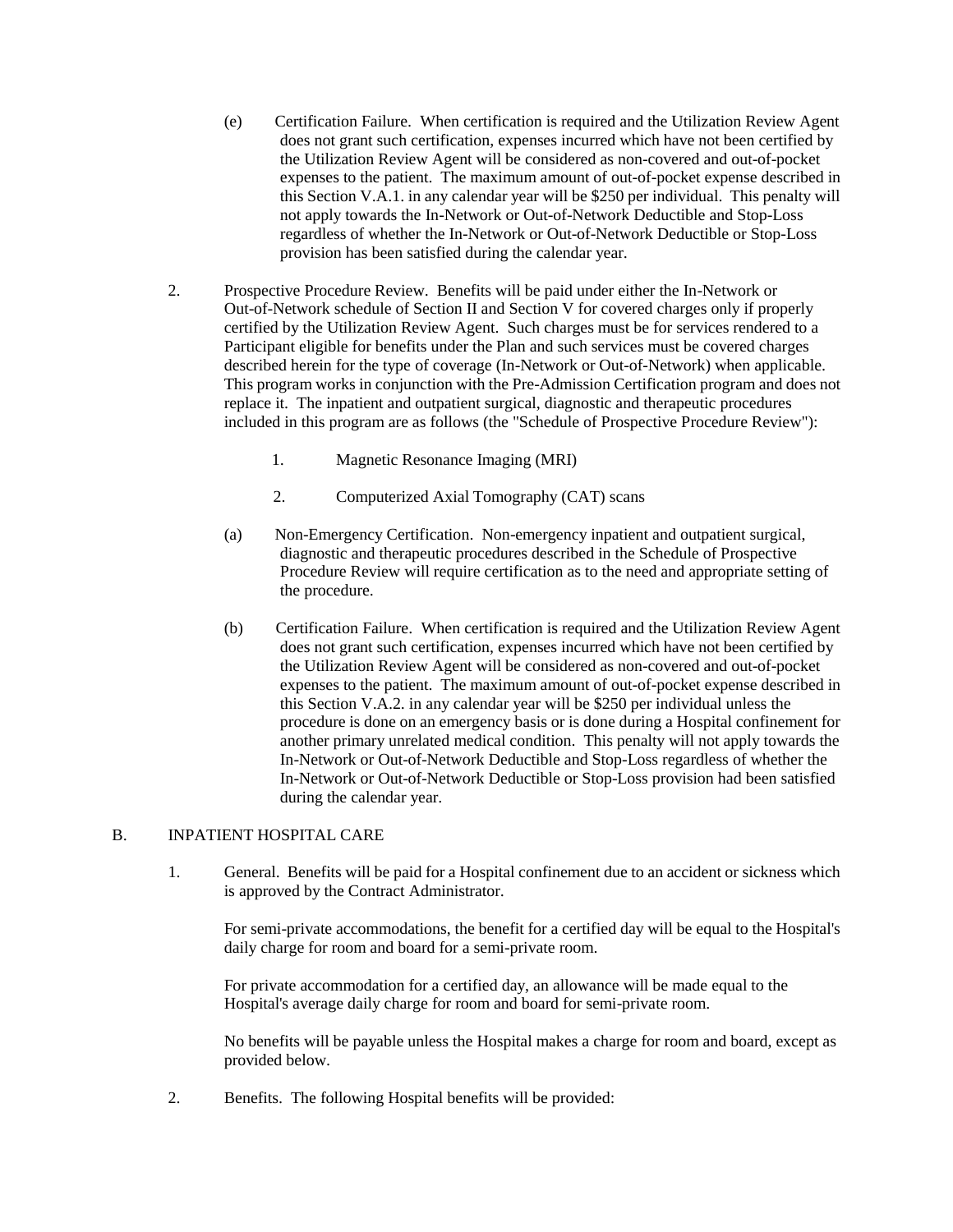(e) Certification Failure. When certification is required and the Utilization Review Agent does not grant such certification, expenses incurred which have not been certified by the Utilization Review Agent will be considered as non-covered and out-of-pocket expenses to the patient. The maximum amount of out-of-pocket expense described in this Section V.A.1. in any calendar year will be $250 per individual. This penalty will not apply towards the In-Network or Out-of-Network Deductible and Stop-Loss regardless of whether the In-Network or Out-of-Network Deductible or Stop-Loss provision has been satisfied during the calendar year.

2. Prospective Procedure Review. Benefits will be paid under either the In-Network or Out-of-Network schedule of Section II and Section V for covered charges only if properly certified by the Utilization Review Agent. Such charges must be for services rendered to a Participant eligible for benefits under the Plan and such services must be covered charges described herein for the type of coverage (In-Network or Out-of-Network) when applicable. This program works in conjunction with the Pre-Admission Certification program and does not replace it. The inpatient and outpatient surgical, diagnostic and therapeutic procedures included in this program are as follows (the "Schedule of Prospective Procedure Review"):

   1. Magnetic Resonance Imaging (MRI)

   2. Computerized Axial Tomography (CAT) scans

(a) Non-Emergency Certification. Non-emergency inpatient and outpatient surgical, diagnostic and therapeutic procedures described in the Schedule of Prospective Procedure Review will require certification as to the need and appropriate setting of the procedure.

(b) Certification Failure. When certification is required and the Utilization Review Agent does not grant such certification, expenses incurred which have not been certified by the Utilization Review Agent will be considered as non-covered and out-of-pocket expenses to the patient. The maximum amount of out-of-pocket expense described in this Section V.A.2. in any calendar year will be $250 per individual unless the procedure is done on an emergency basis or is done during a Hospital confinement for another primary unrelated medical condition. This penalty will not apply towards the In-Network or Out-of-Network Deductible and Stop-Loss regardless of whether the In-Network or Out-of-Network Deductible or Stop-Loss provision had been satisfied during the calendar year.

## B. INPATIENT HOSPITAL CARE

1. General. Benefits will be paid for a Hospital confinement due to an accident or sickness which is approved by the Contract Administrator.

   For semi-private accommodations, the benefit for a certified day will be equal to the Hospital's daily charge for room and board for a semi-private room.

   For private accommodation for a certified day, an allowance will be made equal to the Hospital's average daily charge for room and board for semi-private room.

   No benefits will be payable unless the Hospital makes a charge for room and board, except as provided below.

2. Benefits. The following Hospital benefits will be provided: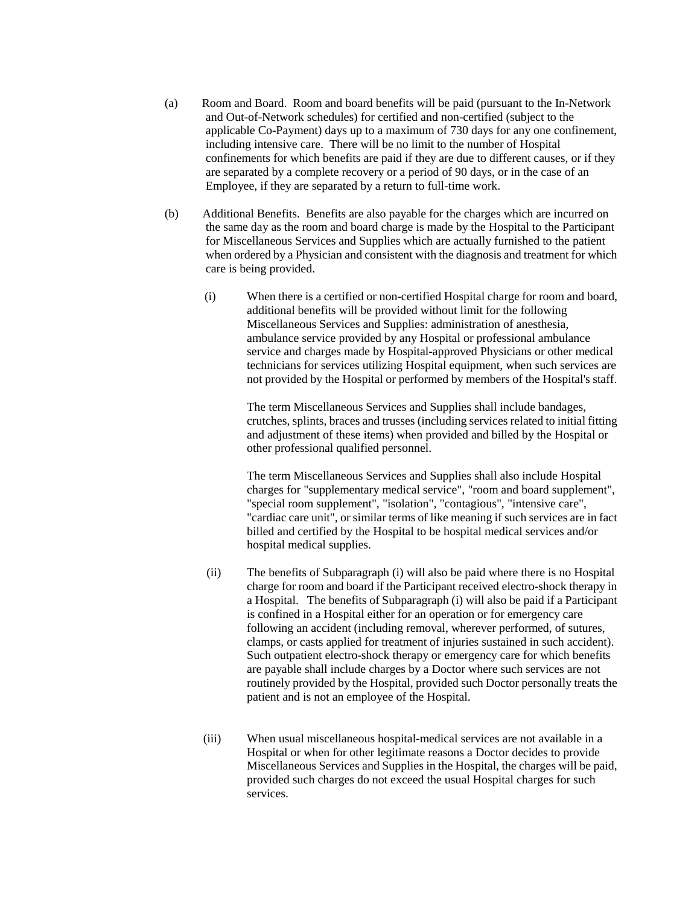(a) Room and Board. Room and board benefits will be paid (pursuant to the In-Network and Out-of-Network schedules) for certified and non-certified (subject to the applicable Co-Payment) days up to a maximum of 730 days for any one confinement, including intensive care. There will be no limit to the number of Hospital confinements for which benefits are paid if they are due to different causes, or if they are separated by a complete recovery or a period of 90 days, or in the case of an Employee, if they are separated by a return to full-time work.

(b) Additional Benefits. Benefits are also payable for the charges which are incurred on the same day as the room and board charge is made by the Hospital to the Participant for Miscellaneous Services and Supplies which are actually furnished to the patient when ordered by a Physician and consistent with the diagnosis and treatment for which care is being provided.

(i) When there is a certified or non-certified Hospital charge for room and board, additional benefits will be provided without limit for the following Miscellaneous Services and Supplies: administration of anesthesia, ambulance service provided by any Hospital or professional ambulance service and charges made by Hospital-approved Physicians or other medical technicians for services utilizing Hospital equipment, when such services are not provided by the Hospital or performed by members of the Hospital's staff.

The term Miscellaneous Services and Supplies shall include bandages, crutches, splints, braces and trusses (including services related to initial fitting and adjustment of these items) when provided and billed by the Hospital or other professional qualified personnel.

The term Miscellaneous Services and Supplies shall also include Hospital charges for "supplementary medical service", "room and board supplement", "special room supplement", "isolation", "contagious", "intensive care", "cardiac care unit", or similar terms of like meaning if such services are in fact billed and certified by the Hospital to be hospital medical services and/or hospital medical supplies.

(ii) The benefits of Subparagraph (i) will also be paid where there is no Hospital charge for room and board if the Participant received electro-shock therapy in a Hospital. The benefits of Subparagraph (i) will also be paid if a Participant is confined in a Hospital either for an operation or for emergency care following an accident (including removal, wherever performed, of sutures, clamps, or casts applied for treatment of injuries sustained in such accident). Such outpatient electro-shock therapy or emergency care for which benefits are payable shall include charges by a Doctor where such services are not routinely provided by the Hospital, provided such Doctor personally treats the patient and is not an employee of the Hospital.

(iii) When usual miscellaneous hospital-medical services are not available in a Hospital or when for other legitimate reasons a Doctor decides to provide Miscellaneous Services and Supplies in the Hospital, the charges will be paid, provided such charges do not exceed the usual Hospital charges for such services.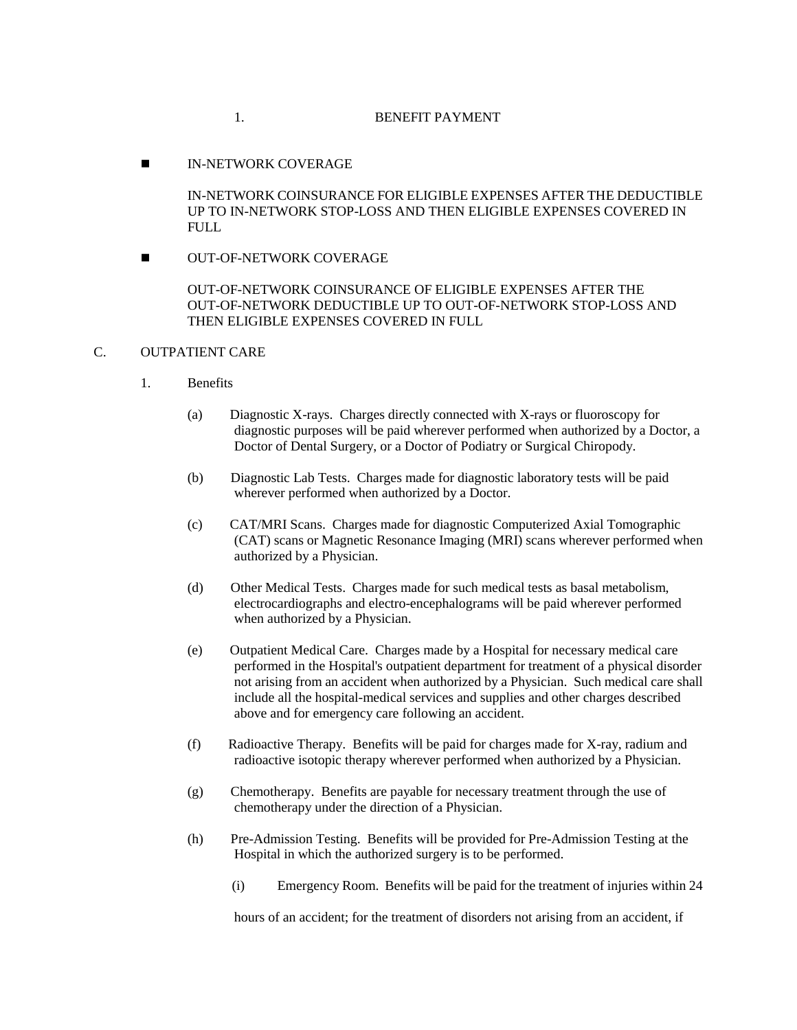1. BENEFIT PAYMENT

- IN-NETWORK COVERAGE

  IN-NETWORK COINSURANCE FOR ELIGIBLE EXPENSES AFTER THE DEDUCTIBLE UP TO IN-NETWORK STOP-LOSS AND THEN ELIGIBLE EXPENSES COVERED IN FULL

- OUT-OF-NETWORK COVERAGE

  OUT-OF-NETWORK COINSURANCE OF ELIGIBLE EXPENSES AFTER THE OUT-OF-NETWORK DEDUCTIBLE UP TO OUT-OF-NETWORK STOP-LOSS AND THEN ELIGIBLE EXPENSES COVERED IN FULL

C. OUTPATIENT CARE

1. Benefits

(a) Diagnostic X-rays. Charges directly connected with X-rays or fluoroscopy for diagnostic purposes will be paid wherever performed when authorized by a Doctor, a Doctor of Dental Surgery, or a Doctor of Podiatry or Surgical Chiropody.

(b) Diagnostic Lab Tests. Charges made for diagnostic laboratory tests will be paid wherever performed when authorized by a Doctor.

(c) CAT/MRI Scans. Charges made for diagnostic Computerized Axial Tomographic (CAT) scans or Magnetic Resonance Imaging (MRI) scans wherever performed when authorized by a Physician.

(d) Other Medical Tests. Charges made for such medical tests as basal metabolism, electrocardiographs and electro-encephalograms will be paid wherever performed when authorized by a Physician.

(e) Outpatient Medical Care. Charges made by a Hospital for necessary medical care performed in the Hospital's outpatient department for treatment of a physical disorder not arising from an accident when authorized by a Physician. Such medical care shall include all the hospital-medical services and supplies and other charges described above and for emergency care following an accident.

(f) Radioactive Therapy. Benefits will be paid for charges made for X-ray, radium and radioactive isotopic therapy wherever performed when authorized by a Physician.

(g) Chemotherapy. Benefits are payable for necessary treatment through the use of chemotherapy under the direction of a Physician.

(h) Pre-Admission Testing. Benefits will be provided for Pre-Admission Testing at the Hospital in which the authorized surgery is to be performed.

(i) Emergency Room. Benefits will be paid for the treatment of injuries within 24 hours of an accident; for the treatment of disorders not arising from an accident, if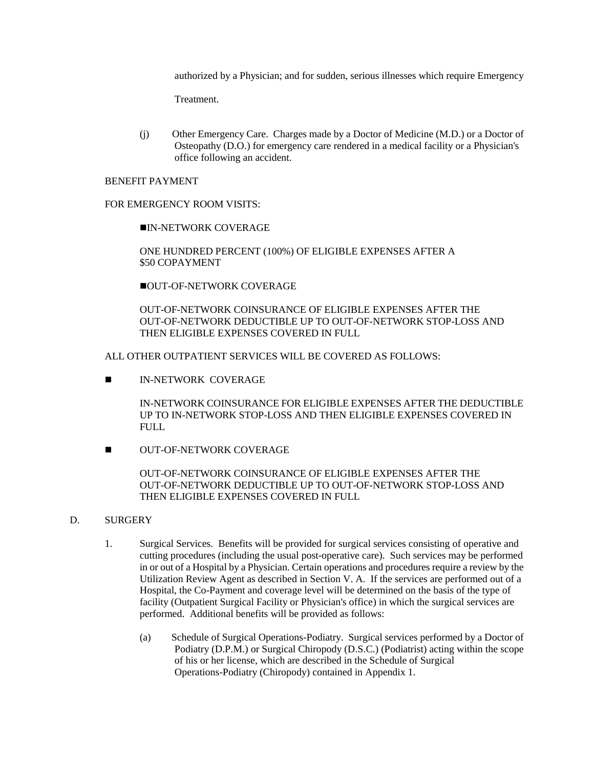authorized by a Physician; and for sudden, serious illnesses which require Emergency Treatment.

(j) Other Emergency Care. Charges made by a Doctor of Medicine (M.D.) or a Doctor of Osteopathy (D.O.) for emergency care rendered in a medical facility or a Physician's office following an accident.

BENEFIT PAYMENT

FOR EMERGENCY ROOM VISITS:

- IN-NETWORK COVERAGE

  ONE HUNDRED PERCENT (100%) OF ELIGIBLE EXPENSES AFTER A $50 COPAYMENT

- OUT-OF-NETWORK COVERAGE

  OUT-OF-NETWORK COINSURANCE OF ELIGIBLE EXPENSES AFTER THE OUT-OF-NETWORK DEDUCTIBLE UP TO OUT-OF-NETWORK STOP-LOSS AND THEN ELIGIBLE EXPENSES COVERED IN FULL

ALL OTHER OUTPATIENT SERVICES WILL BE COVERED AS FOLLOWS:

- IN-NETWORK COVERAGE

  IN-NETWORK COINSURANCE FOR ELIGIBLE EXPENSES AFTER THE DEDUCTIBLE UP TO IN-NETWORK STOP-LOSS AND THEN ELIGIBLE EXPENSES COVERED IN FULL

- OUT-OF-NETWORK COVERAGE

  OUT-OF-NETWORK COINSURANCE OF ELIGIBLE EXPENSES AFTER THE OUT-OF-NETWORK DEDUCTIBLE UP TO OUT-OF-NETWORK STOP-LOSS AND THEN ELIGIBLE EXPENSES COVERED IN FULL

D. SURGERY

1. Surgical Services. Benefits will be provided for surgical services consisting of operative and cutting procedures (including the usual post-operative care). Such services may be performed in or out of a Hospital by a Physician. Certain operations and procedures require a review by the Utilization Review Agent as described in Section V. A. If the services are performed out of a Hospital, the Co-Payment and coverage level will be determined on the basis of the type of facility (Outpatient Surgical Facility or Physician's office) in which the surgical services are performed. Additional benefits will be provided as follows:

   (a) Schedule of Surgical Operations-Podiatry. Surgical services performed by a Doctor of Podiatry (D.P.M.) or Surgical Chiropody (D.S.C.) (Podiatrist) acting within the scope of his or her license, which are described in the Schedule of Surgical Operations-Podiatry (Chiropody) contained in Appendix 1.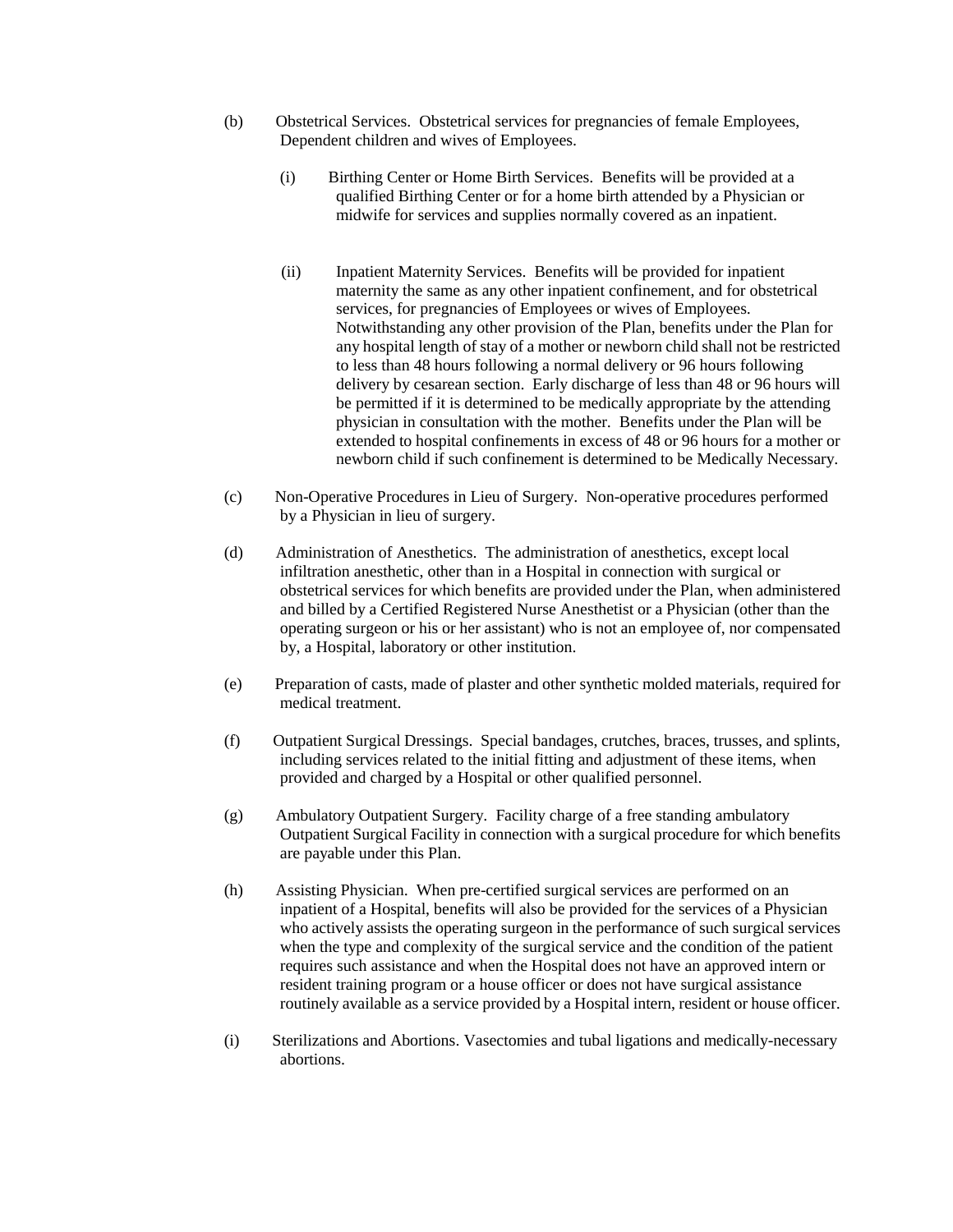(b) Obstetrical Services. Obstetrical services for pregnancies of female Employees, Dependent children and wives of Employees.

(i) Birthing Center or Home Birth Services. Benefits will be provided at a qualified Birthing Center or for a home birth attended by a Physician or midwife for services and supplies normally covered as an inpatient.

(ii) Inpatient Maternity Services. Benefits will be provided for inpatient maternity the same as any other inpatient confinement, and for obstetrical services, for pregnancies of Employees or wives of Employees. Notwithstanding any other provision of the Plan, benefits under the Plan for any hospital length of stay of a mother or newborn child shall not be restricted to less than 48 hours following a normal delivery or 96 hours following delivery by cesarean section. Early discharge of less than 48 or 96 hours will be permitted if it is determined to be medically appropriate by the attending physician in consultation with the mother. Benefits under the Plan will be extended to hospital confinements in excess of 48 or 96 hours for a mother or newborn child if such confinement is determined to be Medically Necessary.

(c) Non-Operative Procedures in Lieu of Surgery. Non-operative procedures performed by a Physician in lieu of surgery.

(d) Administration of Anesthetics. The administration of anesthetics, except local infiltration anesthetic, other than in a Hospital in connection with surgical or obstetrical services for which benefits are provided under the Plan, when administered and billed by a Certified Registered Nurse Anesthetist or a Physician (other than the operating surgeon or his or her assistant) who is not an employee of, nor compensated by, a Hospital, laboratory or other institution.

(e) Preparation of casts, made of plaster and other synthetic molded materials, required for medical treatment.

(f) Outpatient Surgical Dressings. Special bandages, crutches, braces, trusses, and splints, including services related to the initial fitting and adjustment of these items, when provided and charged by a Hospital or other qualified personnel.

(g) Ambulatory Outpatient Surgery. Facility charge of a free standing ambulatory Outpatient Surgical Facility in connection with a surgical procedure for which benefits are payable under this Plan.

(h) Assisting Physician. When pre-certified surgical services are performed on an inpatient of a Hospital, benefits will also be provided for the services of a Physician who actively assists the operating surgeon in the performance of such surgical services when the type and complexity of the surgical service and the condition of the patient requires such assistance and when the Hospital does not have an approved intern or resident training program or a house officer or does not have surgical assistance routinely available as a service provided by a Hospital intern, resident or house officer.

(i) Sterilizations and Abortions. Vasectomies and tubal ligations and medically-necessary abortions.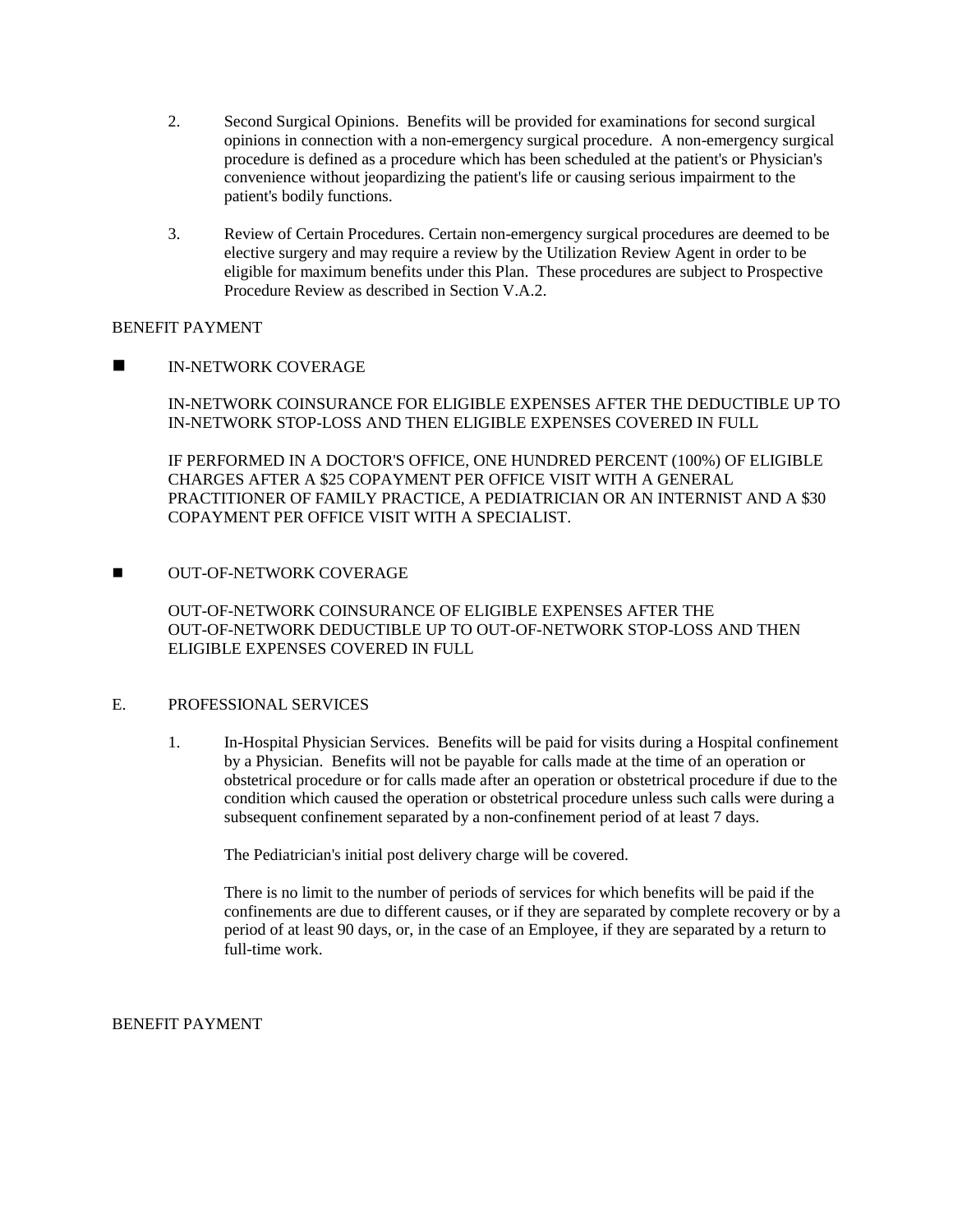2. Second Surgical Opinions. Benefits will be provided for examinations for second surgical opinions in connection with a non-emergency surgical procedure. A non-emergency surgical procedure is defined as a procedure which has been scheduled at the patient's or Physician's convenience without jeopardizing the patient's life or causing serious impairment to the patient's bodily functions.

3. Review of Certain Procedures. Certain non-emergency surgical procedures are deemed to be elective surgery and may require a review by the Utilization Review Agent in order to be eligible for maximum benefits under this Plan. These procedures are subject to Prospective Procedure Review as described in Section V.A.2.

BENEFIT PAYMENT

- IN-NETWORK COVERAGE

  IN-NETWORK COINSURANCE FOR ELIGIBLE EXPENSES AFTER THE DEDUCTIBLE UP TO IN-NETWORK STOP-LOSS AND THEN ELIGIBLE EXPENSES COVERED IN FULL

  IF PERFORMED IN A DOCTOR'S OFFICE, ONE HUNDRED PERCENT (100%) OF ELIGIBLE CHARGES AFTER A $25 COPAYMENT PER OFFICE VISIT WITH A GENERAL PRACTITIONER OF FAMILY PRACTICE, A PEDIATRICIAN OR AN INTERNIST AND A $30 COPAYMENT PER OFFICE VISIT WITH A SPECIALIST.

- OUT-OF-NETWORK COVERAGE

  OUT-OF-NETWORK COINSURANCE OF ELIGIBLE EXPENSES AFTER THE OUT-OF-NETWORK DEDUCTIBLE UP TO OUT-OF-NETWORK STOP-LOSS AND THEN ELIGIBLE EXPENSES COVERED IN FULL

E. PROFESSIONAL SERVICES

1. In-Hospital Physician Services. Benefits will be paid for visits during a Hospital confinement by a Physician. Benefits will not be payable for calls made at the time of an operation or obstetrical procedure or for calls made after an operation or obstetrical procedure if due to the condition which caused the operation or obstetrical procedure unless such calls were during a subsequent confinement separated by a non-confinement period of at least 7 days.

   The Pediatrician's initial post delivery charge will be covered.

   There is no limit to the number of periods of services for which benefits will be paid if the confinements are due to different causes, or if they are separated by complete recovery or by a period of at least 90 days, or, in the case of an Employee, if they are separated by a return to full-time work.

BENEFIT PAYMENT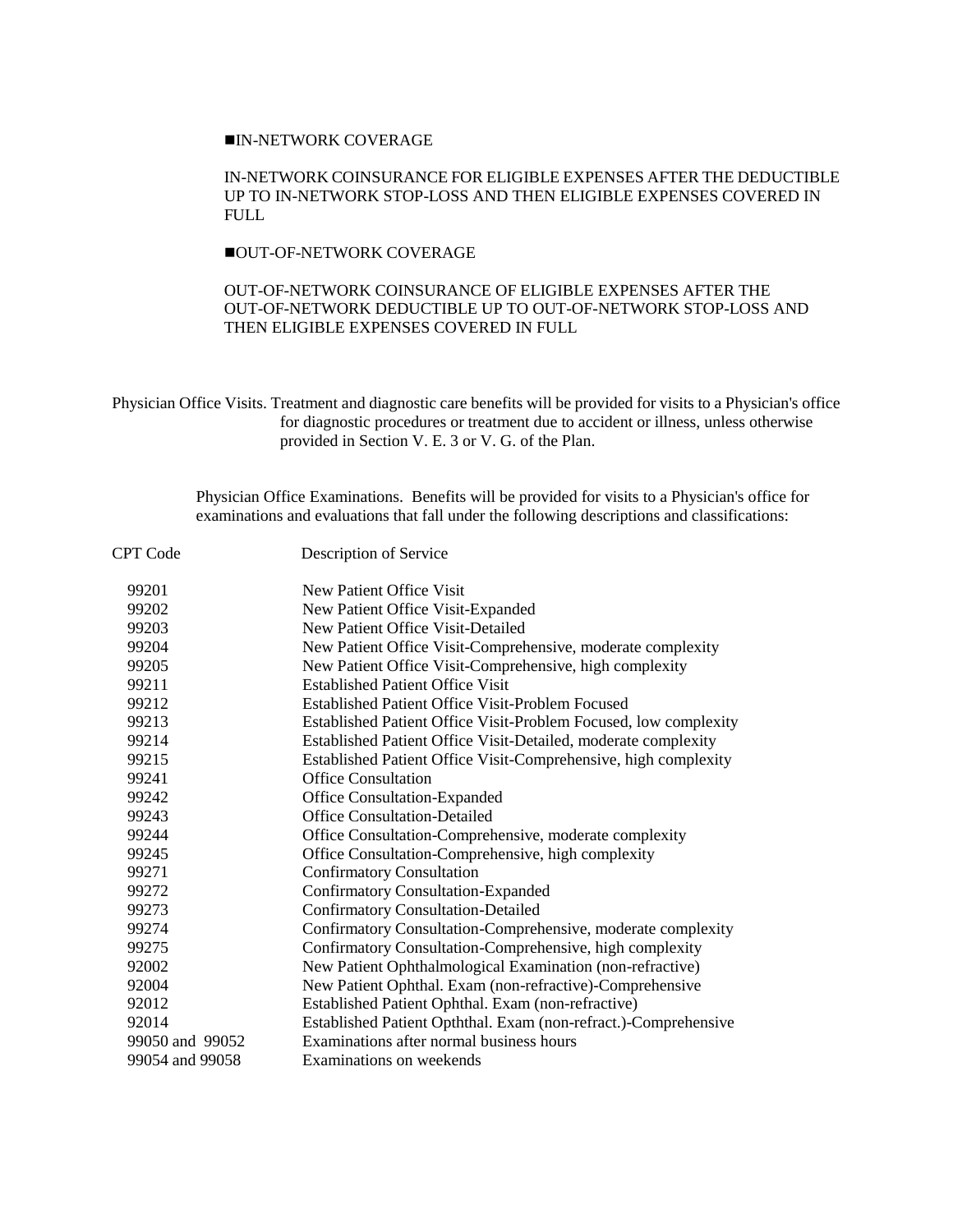■IN-NETWORK COVERAGE

IN-NETWORK COINSURANCE FOR ELIGIBLE EXPENSES AFTER THE DEDUCTIBLE UP TO IN-NETWORK STOP-LOSS AND THEN ELIGIBLE EXPENSES COVERED IN FULL

■OUT-OF-NETWORK COVERAGE

OUT-OF-NETWORK COINSURANCE OF ELIGIBLE EXPENSES AFTER THE OUT-OF-NETWORK DEDUCTIBLE UP TO OUT-OF-NETWORK STOP-LOSS AND THEN ELIGIBLE EXPENSES COVERED IN FULL

Physician Office Visits. Treatment and diagnostic care benefits will be provided for visits to a Physician's office for diagnostic procedures or treatment due to accident or illness, unless otherwise provided in Section V. E. 3 or V. G. of the Plan.

Physician Office Examinations. Benefits will be provided for visits to a Physician's office for examinations and evaluations that fall under the following descriptions and classifications:

| CPT Code | Description of Service |
|---|---|
| 99201 | New Patient Office Visit |
| 99202 | New Patient Office Visit-Expanded |
| 99203 | New Patient Office Visit-Detailed |
| 99204 | New Patient Office Visit-Comprehensive, moderate complexity |
| 99205 | New Patient Office Visit-Comprehensive, high complexity |
| 99211 | Established Patient Office Visit |
| 99212 | Established Patient Office Visit-Problem Focused |
| 99213 | Established Patient Office Visit-Problem Focused, low complexity |
| 99214 | Established Patient Office Visit-Detailed, moderate complexity |
| 99215 | Established Patient Office Visit-Comprehensive, high complexity |
| 99241 | Office Consultation |
| 99242 | Office Consultation-Expanded |
| 99243 | Office Consultation-Detailed |
| 99244 | Office Consultation-Comprehensive, moderate complexity |
| 99245 | Office Consultation-Comprehensive, high complexity |
| 99271 | Confirmatory Consultation |
| 99272 | Confirmatory Consultation-Expanded |
| 99273 | Confirmatory Consultation-Detailed |
| 99274 | Confirmatory Consultation-Comprehensive, moderate complexity |
| 99275 | Confirmatory Consultation-Comprehensive, high complexity |
| 92002 | New Patient Ophthalmological Examination (non-refractive) |
| 92004 | New Patient Ophthal. Exam (non-refractive)-Comprehensive |
| 92012 | Established Patient Ophthal. Exam (non-refractive) |
| 92014 | Established Patient Opththal. Exam (non-refract.)-Comprehensive |
| 99050 and 99052 | Examinations after normal business hours |
| 99054 and 99058 | Examinations on weekends |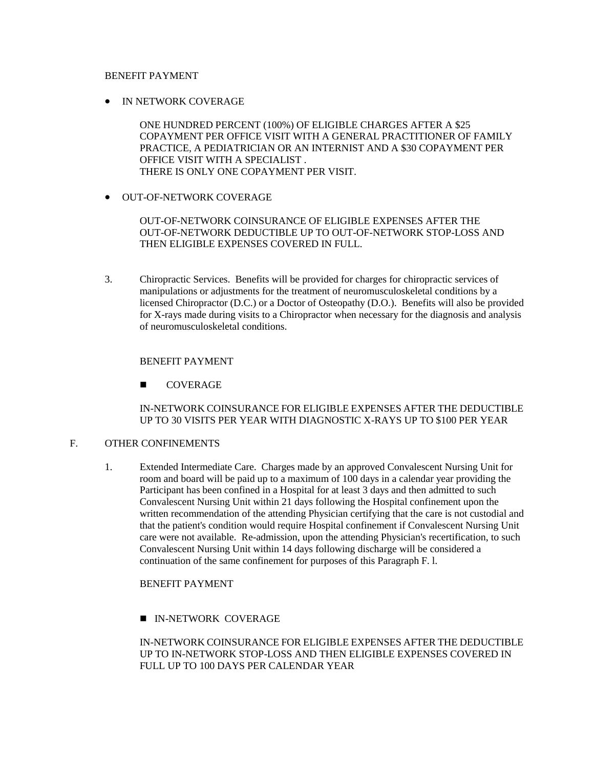BENEFIT PAYMENT

- IN NETWORK COVERAGE

  ONE HUNDRED PERCENT (100%) OF ELIGIBLE CHARGES AFTER A $25 COPAYMENT PER OFFICE VISIT WITH A GENERAL PRACTITIONER OF FAMILY PRACTICE, A PEDIATRICIAN OR AN INTERNIST AND A $30 COPAYMENT PER OFFICE VISIT WITH A SPECIALIST .
  THERE IS ONLY ONE COPAYMENT PER VISIT.

- OUT-OF-NETWORK COVERAGE

  OUT-OF-NETWORK COINSURANCE OF ELIGIBLE EXPENSES AFTER THE OUT-OF-NETWORK DEDUCTIBLE UP TO OUT-OF-NETWORK STOP-LOSS AND THEN ELIGIBLE EXPENSES COVERED IN FULL.

3. Chiropractic Services. Benefits will be provided for charges for chiropractic services of manipulations or adjustments for the treatment of neuromusculoskeletal conditions by a licensed Chiropractor (D.C.) or a Doctor of Osteopathy (D.O.). Benefits will also be provided for X-rays made during visits to a Chiropractor when necessary for the diagnosis and analysis of neuromusculoskeletal conditions.

   BENEFIT PAYMENT

   - COVERAGE

   IN-NETWORK COINSURANCE FOR ELIGIBLE EXPENSES AFTER THE DEDUCTIBLE UP TO 30 VISITS PER YEAR WITH DIAGNOSTIC X-RAYS UP TO $100 PER YEAR

F. OTHER CONFINEMENTS

1. Extended Intermediate Care. Charges made by an approved Convalescent Nursing Unit for room and board will be paid up to a maximum of 100 days in a calendar year providing the Participant has been confined in a Hospital for at least 3 days and then admitted to such Convalescent Nursing Unit within 21 days following the Hospital confinement upon the written recommendation of the attending Physician certifying that the care is not custodial and that the patient's condition would require Hospital confinement if Convalescent Nursing Unit care were not available. Re-admission, upon the attending Physician's recertification, to such Convalescent Nursing Unit within 14 days following discharge will be considered a continuation of the same confinement for purposes of this Paragraph F. l.

   BENEFIT PAYMENT

   - IN-NETWORK COVERAGE

   IN-NETWORK COINSURANCE FOR ELIGIBLE EXPENSES AFTER THE DEDUCTIBLE UP TO IN-NETWORK STOP-LOSS AND THEN ELIGIBLE EXPENSES COVERED IN FULL UP TO 100 DAYS PER CALENDAR YEAR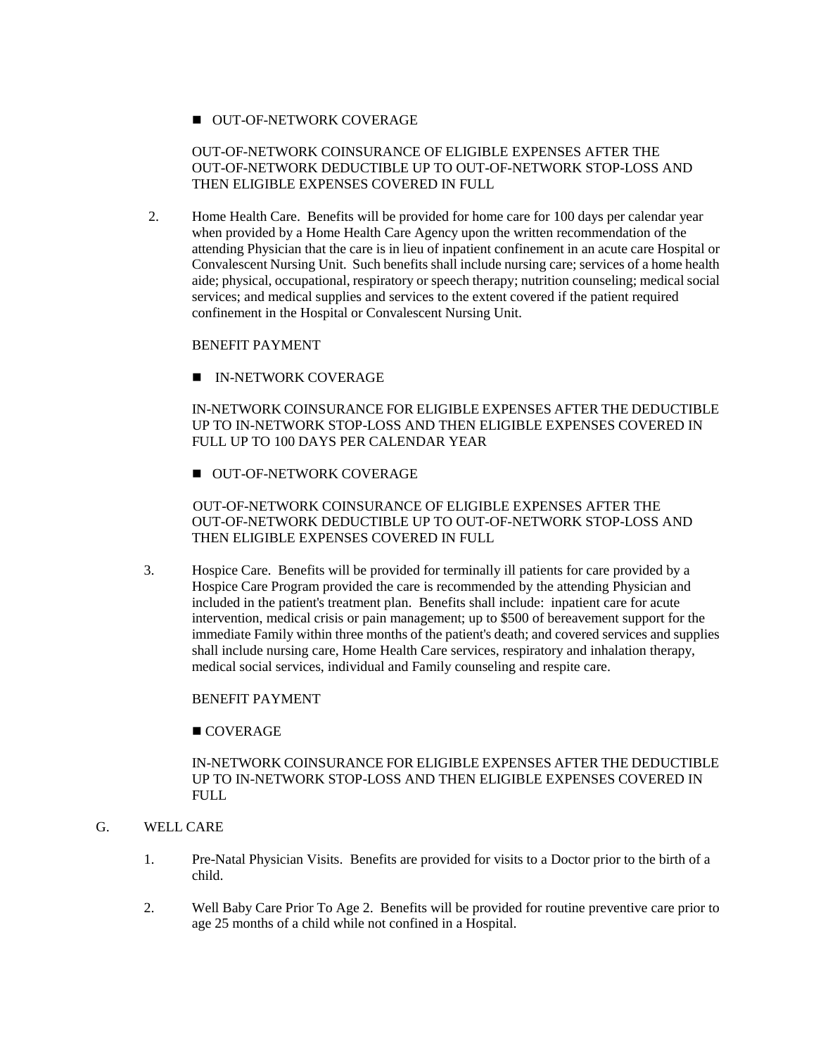- ■ OUT-OF-NETWORK COVERAGE

  OUT-OF-NETWORK COINSURANCE OF ELIGIBLE EXPENSES AFTER THE OUT-OF-NETWORK DEDUCTIBLE UP TO OUT-OF-NETWORK STOP-LOSS AND THEN ELIGIBLE EXPENSES COVERED IN FULL

2. Home Health Care. Benefits will be provided for home care for 100 days per calendar year when provided by a Home Health Care Agency upon the written recommendation of the attending Physician that the care is in lieu of inpatient confinement in an acute care Hospital or Convalescent Nursing Unit. Such benefits shall include nursing care; services of a home health aide; physical, occupational, respiratory or speech therapy; nutrition counseling; medical social services; and medical supplies and services to the extent covered if the patient required confinement in the Hospital or Convalescent Nursing Unit.

   BENEFIT PAYMENT

   ■ IN-NETWORK COVERAGE

   IN-NETWORK COINSURANCE FOR ELIGIBLE EXPENSES AFTER THE DEDUCTIBLE UP TO IN-NETWORK STOP-LOSS AND THEN ELIGIBLE EXPENSES COVERED IN FULL UP TO 100 DAYS PER CALENDAR YEAR

   ■ OUT-OF-NETWORK COVERAGE

   OUT-OF-NETWORK COINSURANCE OF ELIGIBLE EXPENSES AFTER THE OUT-OF-NETWORK DEDUCTIBLE UP TO OUT-OF-NETWORK STOP-LOSS AND THEN ELIGIBLE EXPENSES COVERED IN FULL

3. Hospice Care. Benefits will be provided for terminally ill patients for care provided by a Hospice Care Program provided the care is recommended by the attending Physician and included in the patient's treatment plan. Benefits shall include: inpatient care for acute intervention, medical crisis or pain management; up to $500 of bereavement support for the immediate Family within three months of the patient's death; and covered services and supplies shall include nursing care, Home Health Care services, respiratory and inhalation therapy, medical social services, individual and Family counseling and respite care.

   BENEFIT PAYMENT

   ■ COVERAGE

   IN-NETWORK COINSURANCE FOR ELIGIBLE EXPENSES AFTER THE DEDUCTIBLE UP TO IN-NETWORK STOP-LOSS AND THEN ELIGIBLE EXPENSES COVERED IN FULL

G. WELL CARE

1. Pre-Natal Physician Visits. Benefits are provided for visits to a Doctor prior to the birth of a child.

2. Well Baby Care Prior To Age 2. Benefits will be provided for routine preventive care prior to age 25 months of a child while not confined in a Hospital.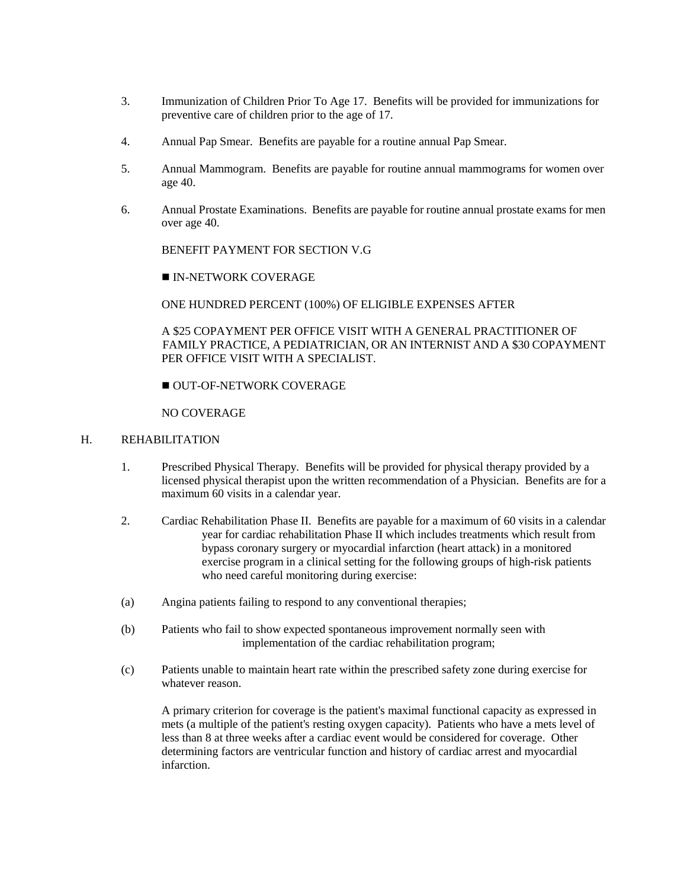3. Immunization of Children Prior To Age 17. Benefits will be provided for immunizations for preventive care of children prior to the age of 17.

4. Annual Pap Smear. Benefits are payable for a routine annual Pap Smear.

5. Annual Mammogram. Benefits are payable for routine annual mammograms for women over age 40.

6. Annual Prostate Examinations. Benefits are payable for routine annual prostate exams for men over age 40.

BENEFIT PAYMENT FOR SECTION V.G

■ IN-NETWORK COVERAGE

ONE HUNDRED PERCENT (100%) OF ELIGIBLE EXPENSES AFTER

A $25 COPAYMENT PER OFFICE VISIT WITH A GENERAL PRACTITIONER OF FAMILY PRACTICE, A PEDIATRICIAN, OR AN INTERNIST AND A $30 COPAYMENT PER OFFICE VISIT WITH A SPECIALIST.

■ OUT-OF-NETWORK COVERAGE

NO COVERAGE

H. REHABILITATION

1. Prescribed Physical Therapy. Benefits will be provided for physical therapy provided by a licensed physical therapist upon the written recommendation of a Physician. Benefits are for a maximum 60 visits in a calendar year.

2. Cardiac Rehabilitation Phase II. Benefits are payable for a maximum of 60 visits in a calendar year for cardiac rehabilitation Phase II which includes treatments which result from bypass coronary surgery or myocardial infarction (heart attack) in a monitored exercise program in a clinical setting for the following groups of high-risk patients who need careful monitoring during exercise:

(a) Angina patients failing to respond to any conventional therapies;

(b) Patients who fail to show expected spontaneous improvement normally seen with implementation of the cardiac rehabilitation program;

(c) Patients unable to maintain heart rate within the prescribed safety zone during exercise for whatever reason.

A primary criterion for coverage is the patient's maximal functional capacity as expressed in mets (a multiple of the patient's resting oxygen capacity). Patients who have a mets level of less than 8 at three weeks after a cardiac event would be considered for coverage. Other determining factors are ventricular function and history of cardiac arrest and myocardial infarction.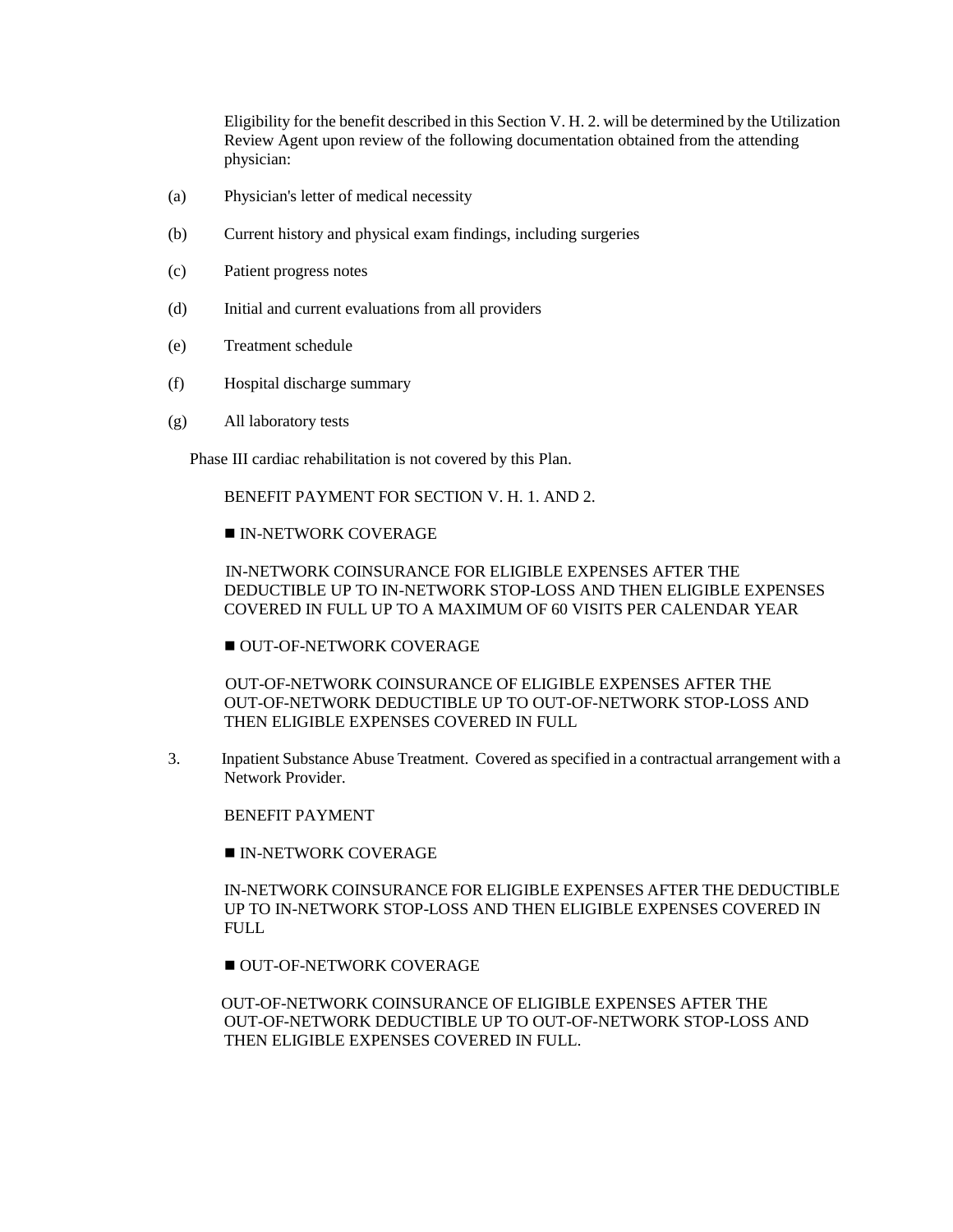Eligibility for the benefit described in this Section V. H. 2. will be determined by the Utilization Review Agent upon review of the following documentation obtained from the attending physician:

(a) Physician's letter of medical necessity

(b) Current history and physical exam findings, including surgeries

(c) Patient progress notes

(d) Initial and current evaluations from all providers

(e) Treatment schedule

(f) Hospital discharge summary

(g) All laboratory tests

Phase III cardiac rehabilitation is not covered by this Plan.

BENEFIT PAYMENT FOR SECTION V. H. 1. AND 2.

■ IN-NETWORK COVERAGE

IN-NETWORK COINSURANCE FOR ELIGIBLE EXPENSES AFTER THE DEDUCTIBLE UP TO IN-NETWORK STOP-LOSS AND THEN ELIGIBLE EXPENSES COVERED IN FULL UP TO A MAXIMUM OF 60 VISITS PER CALENDAR YEAR

■ OUT-OF-NETWORK COVERAGE

OUT-OF-NETWORK COINSURANCE OF ELIGIBLE EXPENSES AFTER THE OUT-OF-NETWORK DEDUCTIBLE UP TO OUT-OF-NETWORK STOP-LOSS AND THEN ELIGIBLE EXPENSES COVERED IN FULL

3. Inpatient Substance Abuse Treatment. Covered as specified in a contractual arrangement with a Network Provider.

BENEFIT PAYMENT

■ IN-NETWORK COVERAGE

IN-NETWORK COINSURANCE FOR ELIGIBLE EXPENSES AFTER THE DEDUCTIBLE UP TO IN-NETWORK STOP-LOSS AND THEN ELIGIBLE EXPENSES COVERED IN FULL

■ OUT-OF-NETWORK COVERAGE

OUT-OF-NETWORK COINSURANCE OF ELIGIBLE EXPENSES AFTER THE OUT-OF-NETWORK DEDUCTIBLE UP TO OUT-OF-NETWORK STOP-LOSS AND THEN ELIGIBLE EXPENSES COVERED IN FULL.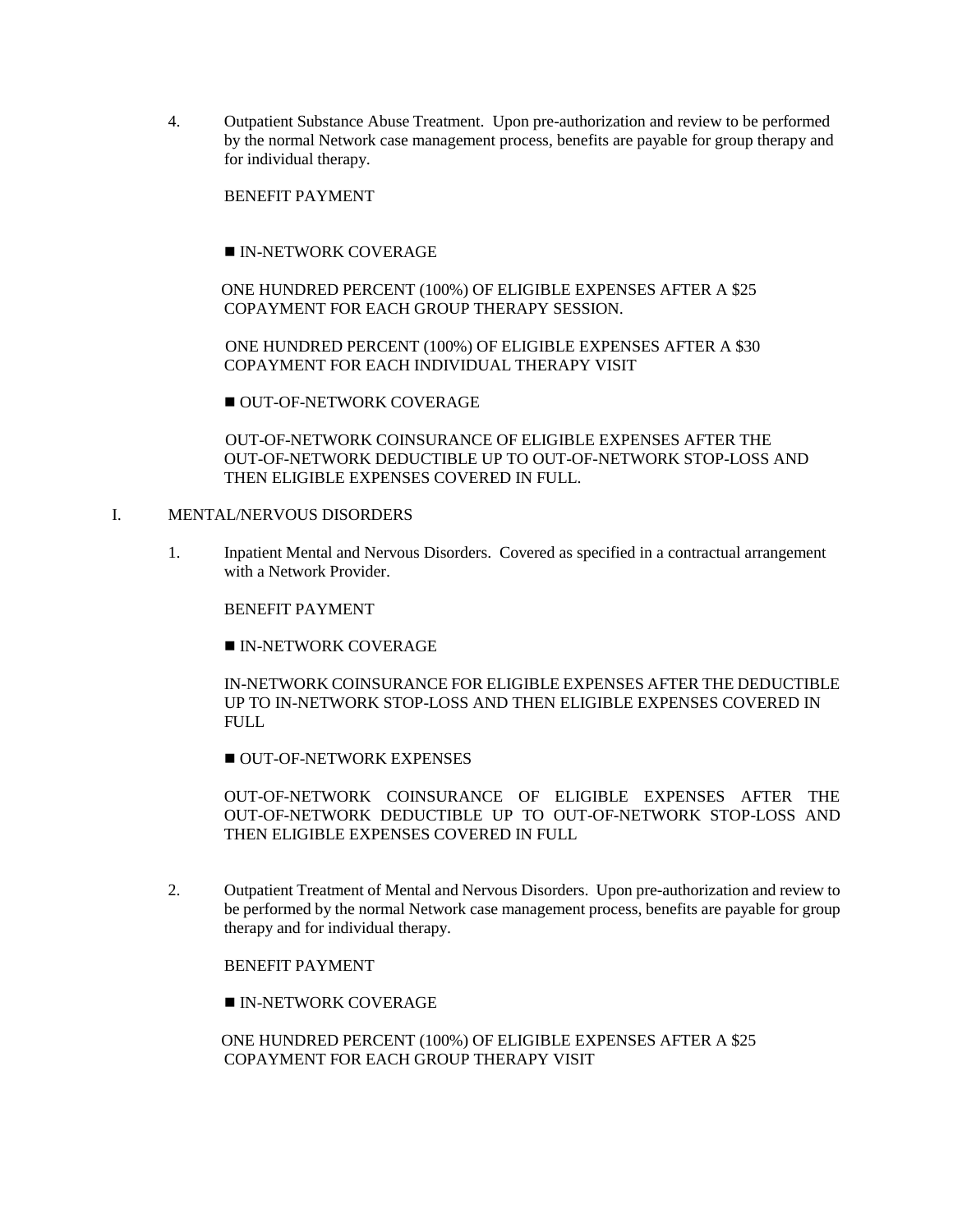4. Outpatient Substance Abuse Treatment. Upon pre-authorization and review to be performed by the normal Network case management process, benefits are payable for group therapy and for individual therapy.

   BENEFIT PAYMENT

   ■ IN-NETWORK COVERAGE

   ONE HUNDRED PERCENT (100%) OF ELIGIBLE EXPENSES AFTER A $25 COPAYMENT FOR EACH GROUP THERAPY SESSION.

   ONE HUNDRED PERCENT (100%) OF ELIGIBLE EXPENSES AFTER A $30 COPAYMENT FOR EACH INDIVIDUAL THERAPY VISIT

   ■ OUT-OF-NETWORK COVERAGE

   OUT-OF-NETWORK COINSURANCE OF ELIGIBLE EXPENSES AFTER THE OUT-OF-NETWORK DEDUCTIBLE UP TO OUT-OF-NETWORK STOP-LOSS AND THEN ELIGIBLE EXPENSES COVERED IN FULL.

I. MENTAL/NERVOUS DISORDERS

1. Inpatient Mental and Nervous Disorders. Covered as specified in a contractual arrangement with a Network Provider.

   BENEFIT PAYMENT

   ■ IN-NETWORK COVERAGE

   IN-NETWORK COINSURANCE FOR ELIGIBLE EXPENSES AFTER THE DEDUCTIBLE UP TO IN-NETWORK STOP-LOSS AND THEN ELIGIBLE EXPENSES COVERED IN FULL

   ■ OUT-OF-NETWORK EXPENSES

   OUT-OF-NETWORK COINSURANCE OF ELIGIBLE EXPENSES AFTER THE OUT-OF-NETWORK DEDUCTIBLE UP TO OUT-OF-NETWORK STOP-LOSS AND THEN ELIGIBLE EXPENSES COVERED IN FULL

2. Outpatient Treatment of Mental and Nervous Disorders. Upon pre-authorization and review to be performed by the normal Network case management process, benefits are payable for group therapy and for individual therapy.

   BENEFIT PAYMENT

   ■ IN-NETWORK COVERAGE

   ONE HUNDRED PERCENT (100%) OF ELIGIBLE EXPENSES AFTER A $25 COPAYMENT FOR EACH GROUP THERAPY VISIT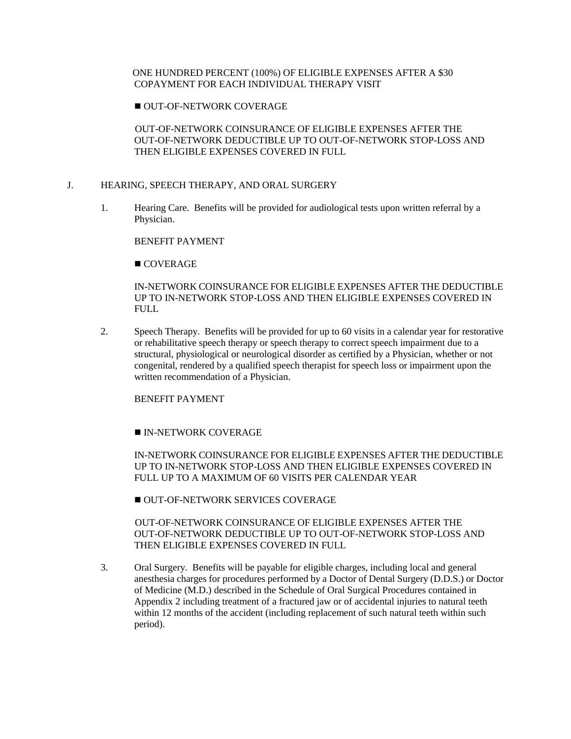ONE HUNDRED PERCENT (100%) OF ELIGIBLE EXPENSES AFTER A $30 COPAYMENT FOR EACH INDIVIDUAL THERAPY VISIT

■ OUT-OF-NETWORK COVERAGE

OUT-OF-NETWORK COINSURANCE OF ELIGIBLE EXPENSES AFTER THE OUT-OF-NETWORK DEDUCTIBLE UP TO OUT-OF-NETWORK STOP-LOSS AND THEN ELIGIBLE EXPENSES COVERED IN FULL

J. HEARING, SPEECH THERAPY, AND ORAL SURGERY

1. Hearing Care. Benefits will be provided for audiological tests upon written referral by a Physician.

   BENEFIT PAYMENT

   ■ COVERAGE

   IN-NETWORK COINSURANCE FOR ELIGIBLE EXPENSES AFTER THE DEDUCTIBLE UP TO IN-NETWORK STOP-LOSS AND THEN ELIGIBLE EXPENSES COVERED IN FULL

2. Speech Therapy. Benefits will be provided for up to 60 visits in a calendar year for restorative or rehabilitative speech therapy or speech therapy to correct speech impairment due to a structural, physiological or neurological disorder as certified by a Physician, whether or not congenital, rendered by a qualified speech therapist for speech loss or impairment upon the written recommendation of a Physician.

   BENEFIT PAYMENT

   ■ IN-NETWORK COVERAGE

   IN-NETWORK COINSURANCE FOR ELIGIBLE EXPENSES AFTER THE DEDUCTIBLE UP TO IN-NETWORK STOP-LOSS AND THEN ELIGIBLE EXPENSES COVERED IN FULL UP TO A MAXIMUM OF 60 VISITS PER CALENDAR YEAR

   ■ OUT-OF-NETWORK SERVICES COVERAGE

   OUT-OF-NETWORK COINSURANCE OF ELIGIBLE EXPENSES AFTER THE OUT-OF-NETWORK DEDUCTIBLE UP TO OUT-OF-NETWORK STOP-LOSS AND THEN ELIGIBLE EXPENSES COVERED IN FULL

3. Oral Surgery. Benefits will be payable for eligible charges, including local and general anesthesia charges for procedures performed by a Doctor of Dental Surgery (D.D.S.) or Doctor of Medicine (M.D.) described in the Schedule of Oral Surgical Procedures contained in Appendix 2 including treatment of a fractured jaw or of accidental injuries to natural teeth within 12 months of the accident (including replacement of such natural teeth within such period).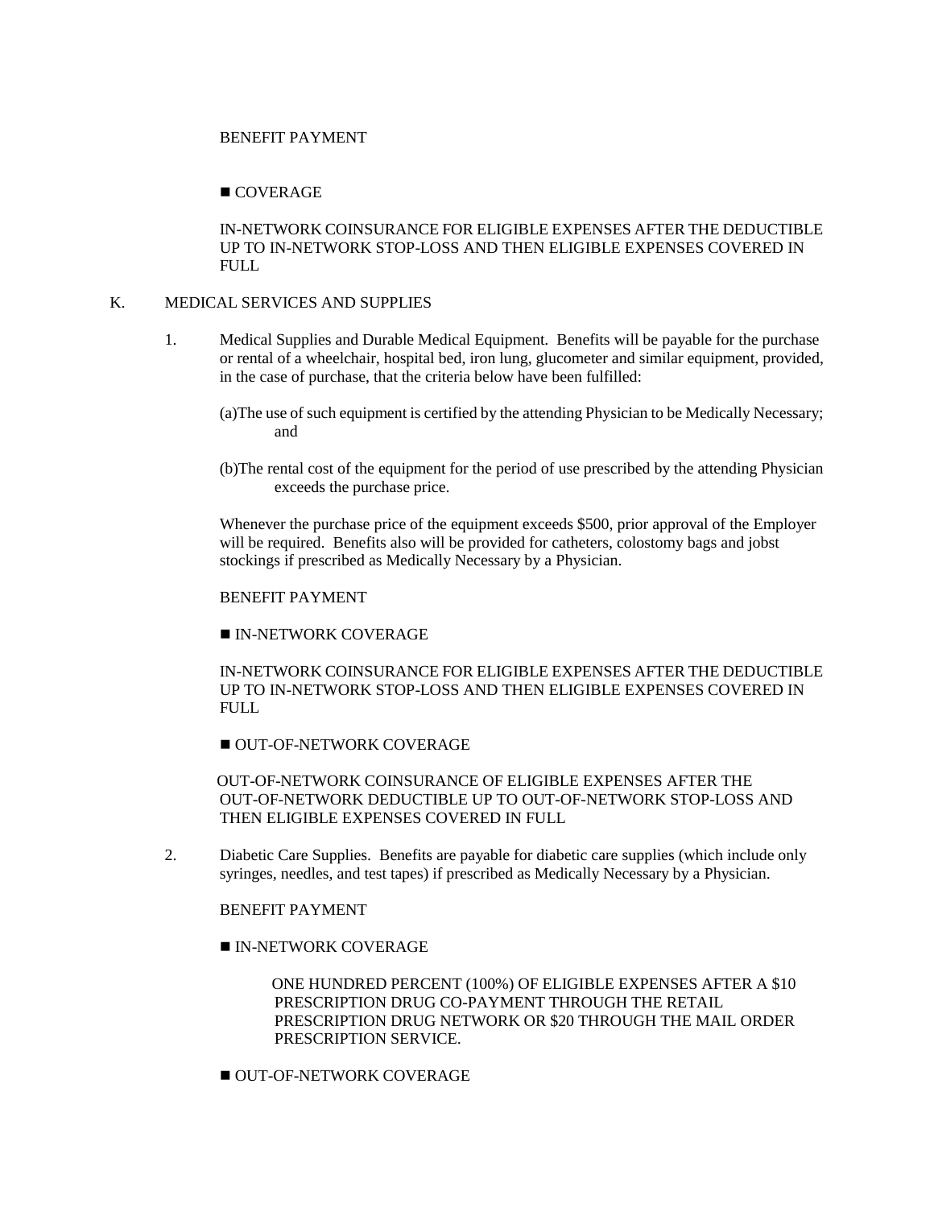BENEFIT PAYMENT

■ COVERAGE

IN-NETWORK COINSURANCE FOR ELIGIBLE EXPENSES AFTER THE DEDUCTIBLE UP TO IN-NETWORK STOP-LOSS AND THEN ELIGIBLE EXPENSES COVERED IN FULL

K. MEDICAL SERVICES AND SUPPLIES

1. Medical Supplies and Durable Medical Equipment. Benefits will be payable for the purchase or rental of a wheelchair, hospital bed, iron lung, glucometer and similar equipment, provided, in the case of purchase, that the criteria below have been fulfilled:

   (a) The use of such equipment is certified by the attending Physician to be Medically Necessary; and

   (b) The rental cost of the equipment for the period of use prescribed by the attending Physician exceeds the purchase price.

   Whenever the purchase price of the equipment exceeds $500, prior approval of the Employer will be required. Benefits also will be provided for catheters, colostomy bags and jobst stockings if prescribed as Medically Necessary by a Physician.

   BENEFIT PAYMENT

   ■ IN-NETWORK COVERAGE

   IN-NETWORK COINSURANCE FOR ELIGIBLE EXPENSES AFTER THE DEDUCTIBLE UP TO IN-NETWORK STOP-LOSS AND THEN ELIGIBLE EXPENSES COVERED IN FULL

   ■ OUT-OF-NETWORK COVERAGE

   OUT-OF-NETWORK COINSURANCE OF ELIGIBLE EXPENSES AFTER THE OUT-OF-NETWORK DEDUCTIBLE UP TO OUT-OF-NETWORK STOP-LOSS AND THEN ELIGIBLE EXPENSES COVERED IN FULL

2. Diabetic Care Supplies. Benefits are payable for diabetic care supplies (which include only syringes, needles, and test tapes) if prescribed as Medically Necessary by a Physician.

   BENEFIT PAYMENT

   ■ IN-NETWORK COVERAGE

   ONE HUNDRED PERCENT (100%) OF ELIGIBLE EXPENSES AFTER A $10 PRESCRIPTION DRUG CO-PAYMENT THROUGH THE RETAIL PRESCRIPTION DRUG NETWORK OR $20 THROUGH THE MAIL ORDER PRESCRIPTION SERVICE.

   ■ OUT-OF-NETWORK COVERAGE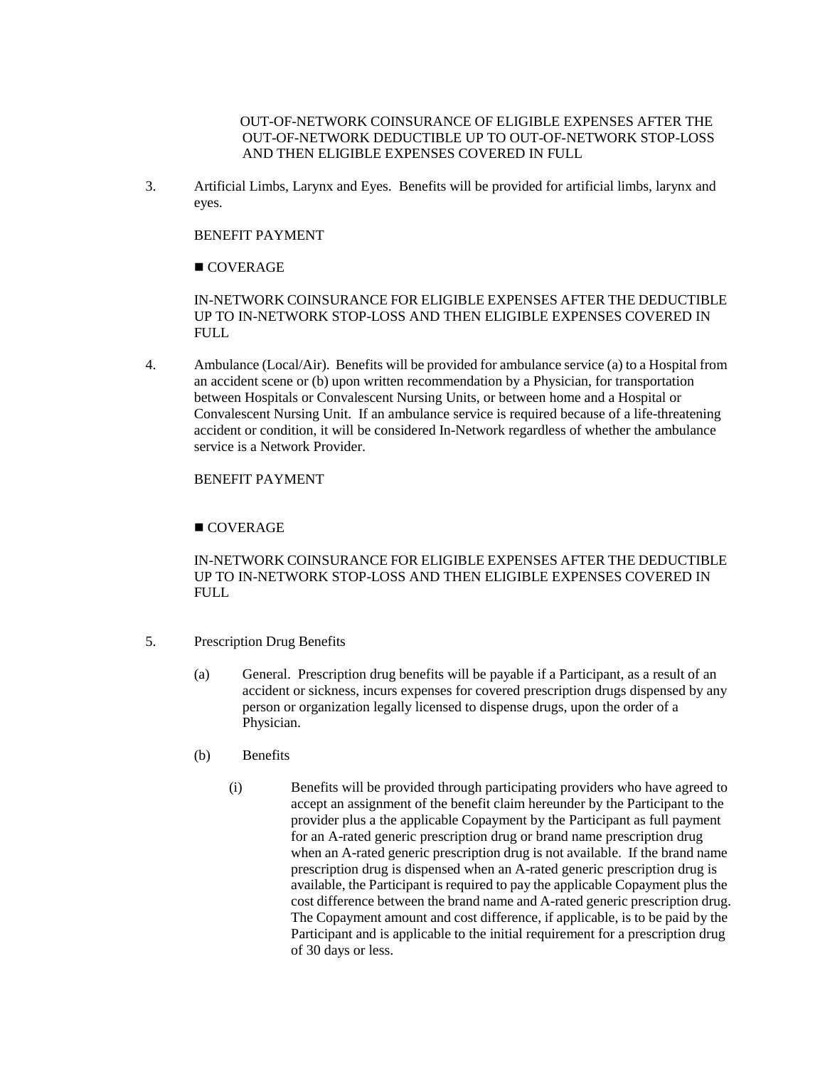OUT-OF-NETWORK COINSURANCE OF ELIGIBLE EXPENSES AFTER THE OUT-OF-NETWORK DEDUCTIBLE UP TO OUT-OF-NETWORK STOP-LOSS AND THEN ELIGIBLE EXPENSES COVERED IN FULL

3. Artificial Limbs, Larynx and Eyes. Benefits will be provided for artificial limbs, larynx and eyes.

BENEFIT PAYMENT

■ COVERAGE

IN-NETWORK COINSURANCE FOR ELIGIBLE EXPENSES AFTER THE DEDUCTIBLE UP TO IN-NETWORK STOP-LOSS AND THEN ELIGIBLE EXPENSES COVERED IN FULL

4. Ambulance (Local/Air). Benefits will be provided for ambulance service (a) to a Hospital from an accident scene or (b) upon written recommendation by a Physician, for transportation between Hospitals or Convalescent Nursing Units, or between home and a Hospital or Convalescent Nursing Unit. If an ambulance service is required because of a life-threatening accident or condition, it will be considered In-Network regardless of whether the ambulance service is a Network Provider.

BENEFIT PAYMENT

■ COVERAGE

IN-NETWORK COINSURANCE FOR ELIGIBLE EXPENSES AFTER THE DEDUCTIBLE UP TO IN-NETWORK STOP-LOSS AND THEN ELIGIBLE EXPENSES COVERED IN FULL

5. Prescription Drug Benefits

   (a) General. Prescription drug benefits will be payable if a Participant, as a result of an accident or sickness, incurs expenses for covered prescription drugs dispensed by any person or organization legally licensed to dispense drugs, upon the order of a Physician.

   (b) Benefits

      (i) Benefits will be provided through participating providers who have agreed to accept an assignment of the benefit claim hereunder by the Participant to the provider plus a the applicable Copayment by the Participant as full payment for an A-rated generic prescription drug or brand name prescription drug when an A-rated generic prescription drug is not available. If the brand name prescription drug is dispensed when an A-rated generic prescription drug is available, the Participant is required to pay the applicable Copayment plus the cost difference between the brand name and A-rated generic prescription drug. The Copayment amount and cost difference, if applicable, is to be paid by the Participant and is applicable to the initial requirement for a prescription drug of 30 days or less.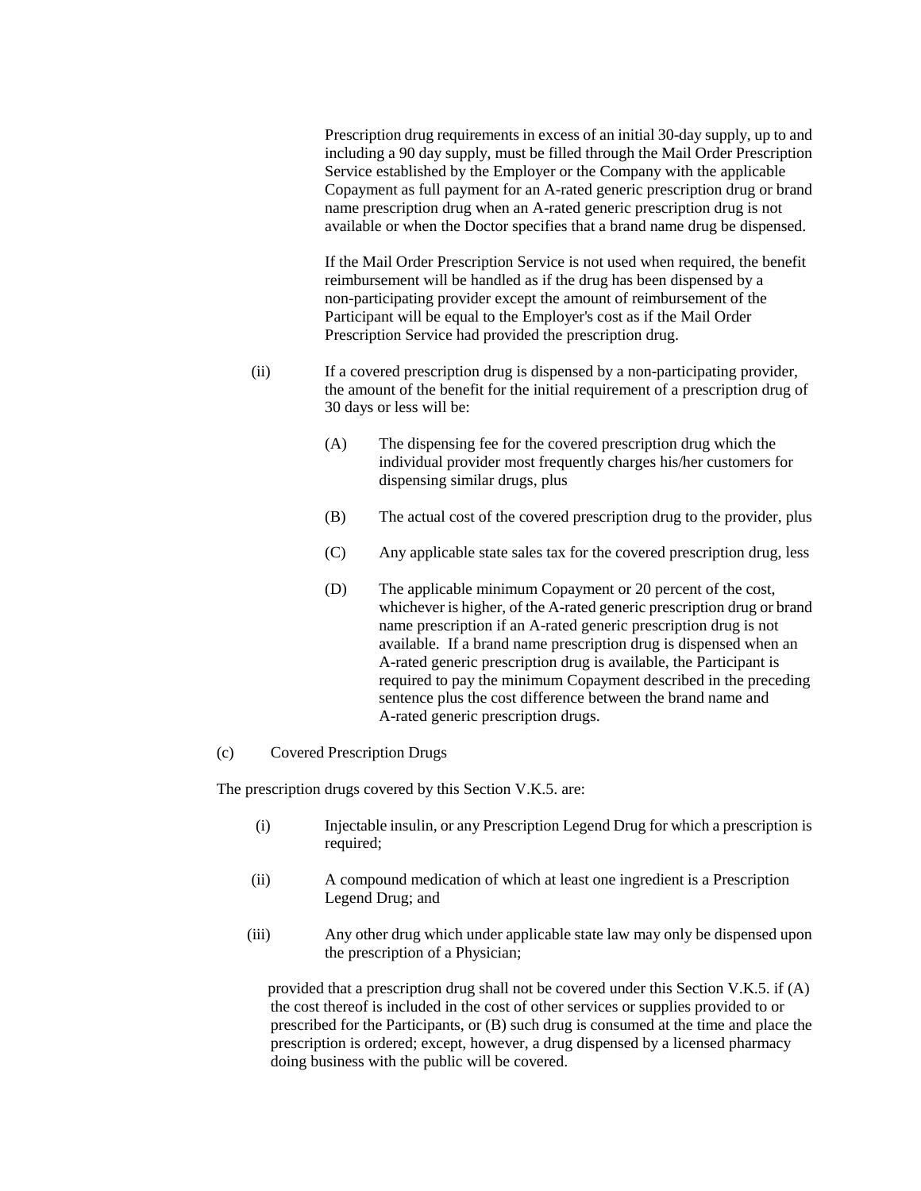Prescription drug requirements in excess of an initial 30-day supply, up to and including a 90 day supply, must be filled through the Mail Order Prescription Service established by the Employer or the Company with the applicable Copayment as full payment for an A-rated generic prescription drug or brand name prescription drug when an A-rated generic prescription drug is not available or when the Doctor specifies that a brand name drug be dispensed.

If the Mail Order Prescription Service is not used when required, the benefit reimbursement will be handled as if the drug has been dispensed by a non-participating provider except the amount of reimbursement of the Participant will be equal to the Employer's cost as if the Mail Order Prescription Service had provided the prescription drug.

(ii) If a covered prescription drug is dispensed by a non-participating provider, the amount of the benefit for the initial requirement of a prescription drug of 30 days or less will be:

(A) The dispensing fee for the covered prescription drug which the individual provider most frequently charges his/her customers for dispensing similar drugs, plus

(B) The actual cost of the covered prescription drug to the provider, plus

(C) Any applicable state sales tax for the covered prescription drug, less

(D) The applicable minimum Copayment or 20 percent of the cost, whichever is higher, of the A-rated generic prescription drug or brand name prescription if an A-rated generic prescription drug is not available. If a brand name prescription drug is dispensed when an A-rated generic prescription drug is available, the Participant is required to pay the minimum Copayment described in the preceding sentence plus the cost difference between the brand name and A-rated generic prescription drugs.

(c) Covered Prescription Drugs

The prescription drugs covered by this Section V.K.5. are:

(i) Injectable insulin, or any Prescription Legend Drug for which a prescription is required;

(ii) A compound medication of which at least one ingredient is a Prescription Legend Drug; and

(iii) Any other drug which under applicable state law may only be dispensed upon the prescription of a Physician;

provided that a prescription drug shall not be covered under this Section V.K.5. if (A) the cost thereof is included in the cost of other services or supplies provided to or prescribed for the Participants, or (B) such drug is consumed at the time and place the prescription is ordered; except, however, a drug dispensed by a licensed pharmacy doing business with the public will be covered.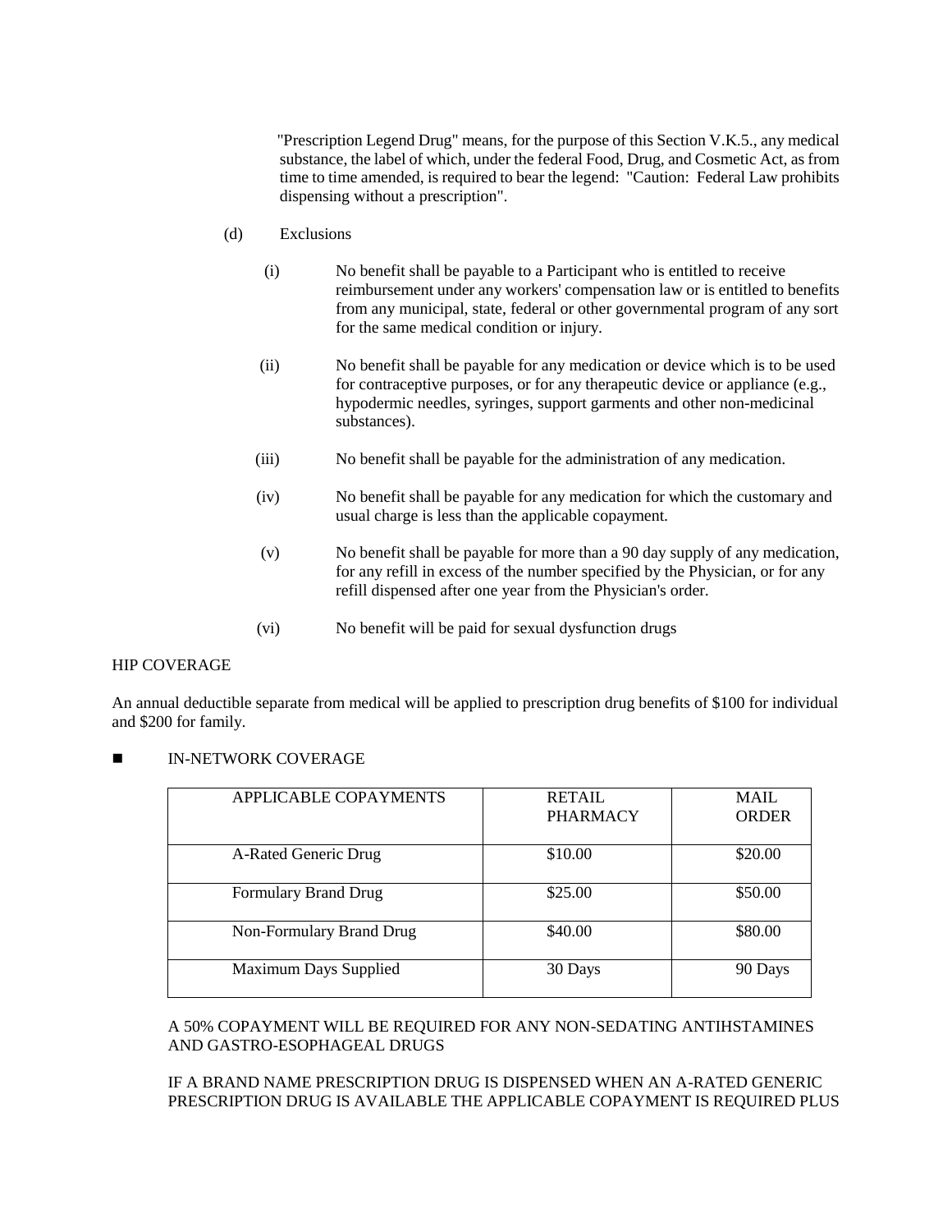"Prescription Legend Drug" means, for the purpose of this Section V.K.5., any medical substance, the label of which, under the federal Food, Drug, and Cosmetic Act, as from time to time amended, is required to bear the legend: "Caution: Federal Law prohibits dispensing without a prescription".

(d) Exclusions

(i) No benefit shall be payable to a Participant who is entitled to receive reimbursement under any workers' compensation law or is entitled to benefits from any municipal, state, federal or other governmental program of any sort for the same medical condition or injury.

(ii) No benefit shall be payable for any medication or device which is to be used for contraceptive purposes, or for any therapeutic device or appliance (e.g., hypodermic needles, syringes, support garments and other non-medicinal substances).

(iii) No benefit shall be payable for the administration of any medication.

(iv) No benefit shall be payable for any medication for which the customary and usual charge is less than the applicable copayment.

(v) No benefit shall be payable for more than a 90 day supply of any medication, for any refill in excess of the number specified by the Physician, or for any refill dispensed after one year from the Physician's order.

(vi) No benefit will be paid for sexual dysfunction drugs

HIP COVERAGE

An annual deductible separate from medical will be applied to prescription drug benefits of $100 for individual and $200 for family.

- IN-NETWORK COVERAGE

| APPLICABLE COPAYMENTS | RETAIL PHARMACY | MAIL ORDER |
|---|---|---|
| A-Rated Generic Drug | $10.00 | $20.00 |
| Formulary Brand Drug | $25.00 | $50.00 |
| Non-Formulary Brand Drug | $40.00 | $80.00 |
| Maximum Days Supplied | 30 Days | 90 Days |

A 50% COPAYMENT WILL BE REQUIRED FOR ANY NON-SEDATING ANTIHSTAMINES AND GASTRO-ESOPHAGEAL DRUGS

IF A BRAND NAME PRESCRIPTION DRUG IS DISPENSED WHEN AN A-RATED GENERIC PRESCRIPTION DRUG IS AVAILABLE THE APPLICABLE COPAYMENT IS REQUIRED PLUS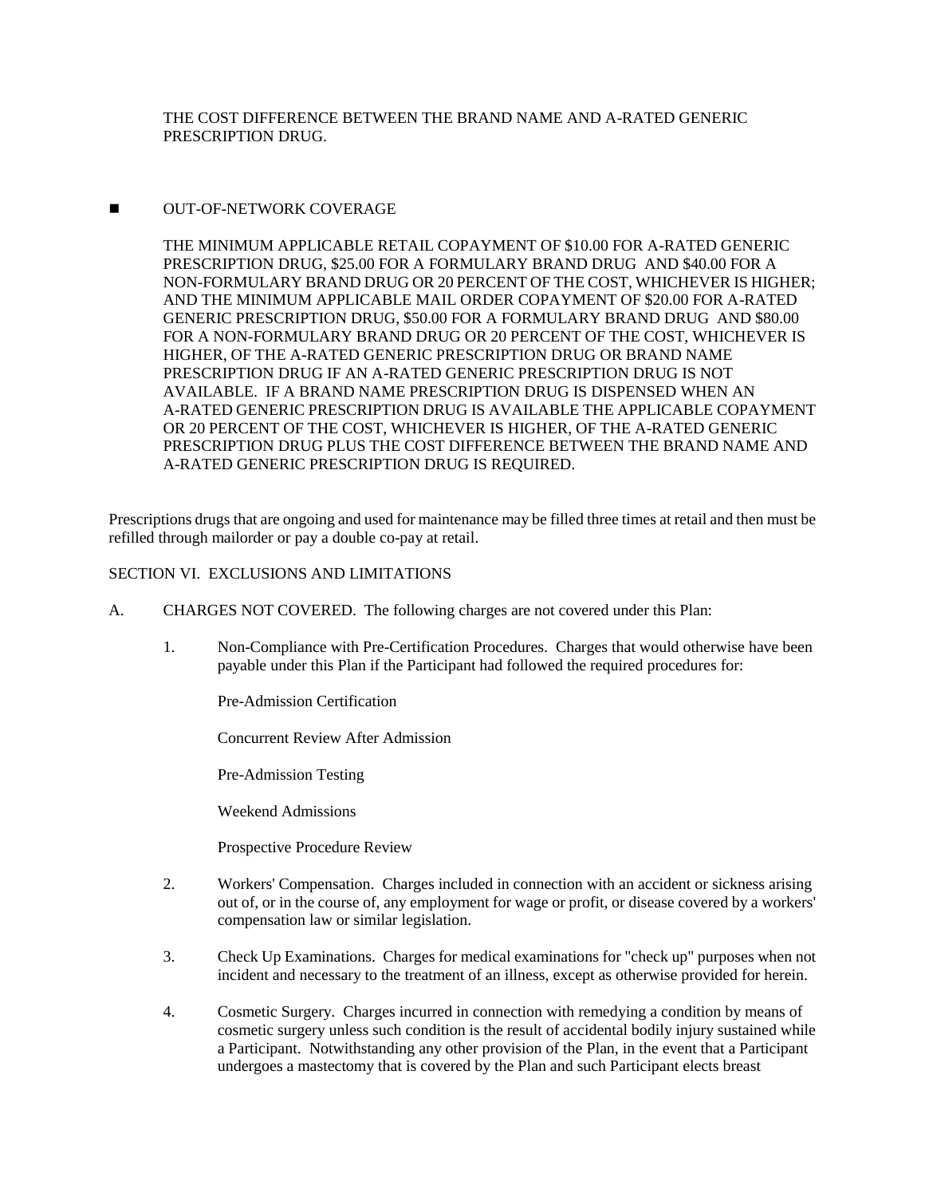THE COST DIFFERENCE BETWEEN THE BRAND NAME AND A-RATED GENERIC PRESCRIPTION DRUG.

- OUT-OF-NETWORK COVERAGE

  THE MINIMUM APPLICABLE RETAIL COPAYMENT OF $10.00 FOR A-RATED GENERIC PRESCRIPTION DRUG, $25.00 FOR A FORMULARY BRAND DRUG AND $40.00 FOR A NON-FORMULARY BRAND DRUG OR 20 PERCENT OF THE COST, WHICHEVER IS HIGHER; AND THE MINIMUM APPLICABLE MAIL ORDER COPAYMENT OF $20.00 FOR A-RATED GENERIC PRESCRIPTION DRUG, $50.00 FOR A FORMULARY BRAND DRUG AND $80.00 FOR A NON-FORMULARY BRAND DRUG OR 20 PERCENT OF THE COST, WHICHEVER IS HIGHER, OF THE A-RATED GENERIC PRESCRIPTION DRUG OR BRAND NAME PRESCRIPTION DRUG IF AN A-RATED GENERIC PRESCRIPTION DRUG IS NOT AVAILABLE. IF A BRAND NAME PRESCRIPTION DRUG IS DISPENSED WHEN AN A-RATED GENERIC PRESCRIPTION DRUG IS AVAILABLE THE APPLICABLE COPAYMENT OR 20 PERCENT OF THE COST, WHICHEVER IS HIGHER, OF THE A-RATED GENERIC PRESCRIPTION DRUG PLUS THE COST DIFFERENCE BETWEEN THE BRAND NAME AND A-RATED GENERIC PRESCRIPTION DRUG IS REQUIRED.

Prescriptions drugs that are ongoing and used for maintenance may be filled three times at retail and then must be refilled through mailorder or pay a double co-pay at retail.

## SECTION VI. EXCLUSIONS AND LIMITATIONS

A. CHARGES NOT COVERED. The following charges are not covered under this Plan:

1. Non-Compliance with Pre-Certification Procedures. Charges that would otherwise have been payable under this Plan if the Participant had followed the required procedures for:

   Pre-Admission Certification

   Concurrent Review After Admission

   Pre-Admission Testing

   Weekend Admissions

   Prospective Procedure Review

2. Workers' Compensation. Charges included in connection with an accident or sickness arising out of, or in the course of, any employment for wage or profit, or disease covered by a workers' compensation law or similar legislation.

3. Check Up Examinations. Charges for medical examinations for "check up" purposes when not incident and necessary to the treatment of an illness, except as otherwise provided for herein.

4. Cosmetic Surgery. Charges incurred in connection with remedying a condition by means of cosmetic surgery unless such condition is the result of accidental bodily injury sustained while a Participant. Notwithstanding any other provision of the Plan, in the event that a Participant undergoes a mastectomy that is covered by the Plan and such Participant elects breast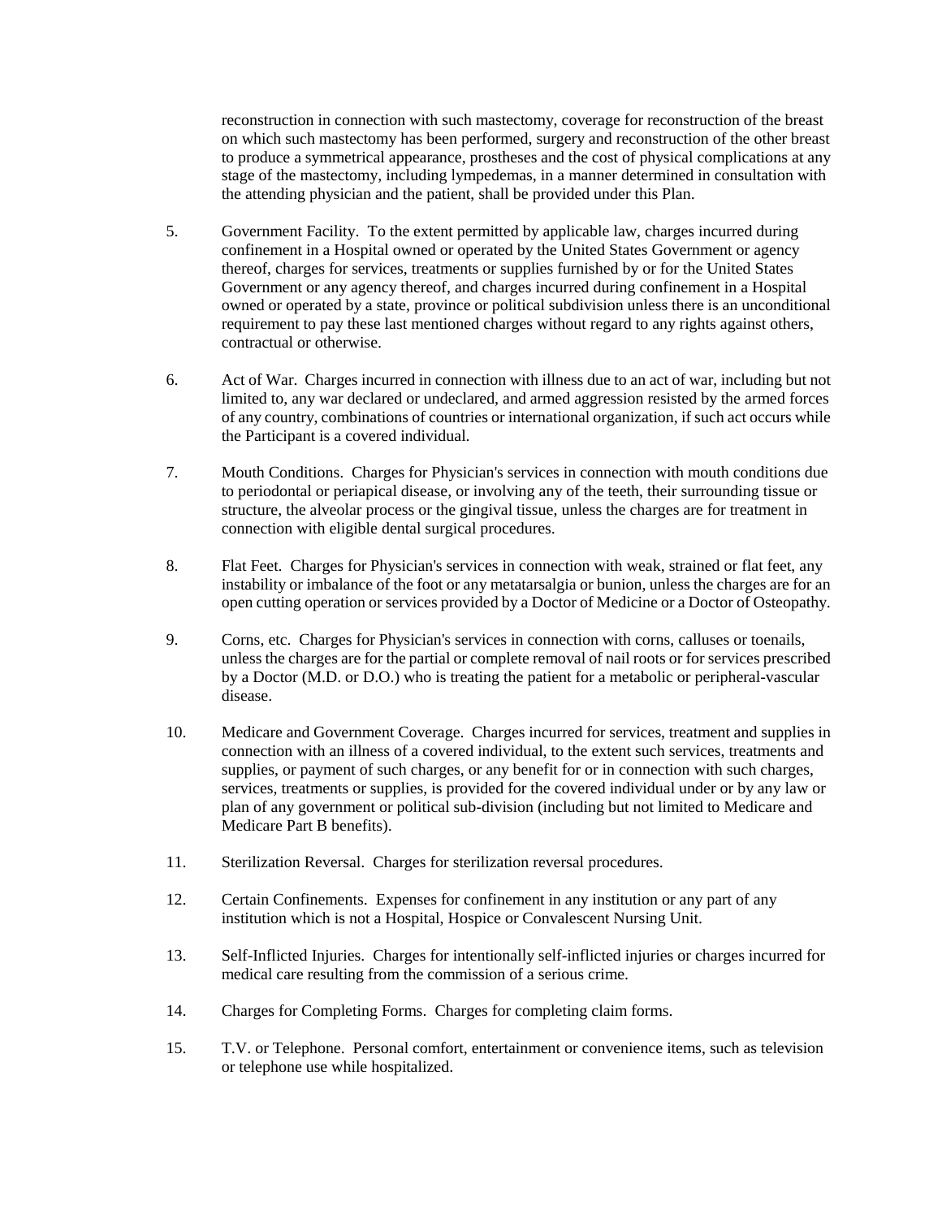reconstruction in connection with such mastectomy, coverage for reconstruction of the breast on which such mastectomy has been performed, surgery and reconstruction of the other breast to produce a symmetrical appearance, prostheses and the cost of physical complications at any stage of the mastectomy, including lympedemas, in a manner determined in consultation with the attending physician and the patient, shall be provided under this Plan.

5. Government Facility. To the extent permitted by applicable law, charges incurred during confinement in a Hospital owned or operated by the United States Government or agency thereof, charges for services, treatments or supplies furnished by or for the United States Government or any agency thereof, and charges incurred during confinement in a Hospital owned or operated by a state, province or political subdivision unless there is an unconditional requirement to pay these last mentioned charges without regard to any rights against others, contractual or otherwise.

6. Act of War. Charges incurred in connection with illness due to an act of war, including but not limited to, any war declared or undeclared, and armed aggression resisted by the armed forces of any country, combinations of countries or international organization, if such act occurs while the Participant is a covered individual.

7. Mouth Conditions. Charges for Physician's services in connection with mouth conditions due to periodontal or periapical disease, or involving any of the teeth, their surrounding tissue or structure, the alveolar process or the gingival tissue, unless the charges are for treatment in connection with eligible dental surgical procedures.

8. Flat Feet. Charges for Physician's services in connection with weak, strained or flat feet, any instability or imbalance of the foot or any metatarsalgia or bunion, unless the charges are for an open cutting operation or services provided by a Doctor of Medicine or a Doctor of Osteopathy.

9. Corns, etc. Charges for Physician's services in connection with corns, calluses or toenails, unless the charges are for the partial or complete removal of nail roots or for services prescribed by a Doctor (M.D. or D.O.) who is treating the patient for a metabolic or peripheral-vascular disease.

10. Medicare and Government Coverage. Charges incurred for services, treatment and supplies in connection with an illness of a covered individual, to the extent such services, treatments and supplies, or payment of such charges, or any benefit for or in connection with such charges, services, treatments or supplies, is provided for the covered individual under or by any law or plan of any government or political sub-division (including but not limited to Medicare and Medicare Part B benefits).

11. Sterilization Reversal. Charges for sterilization reversal procedures.

12. Certain Confinements. Expenses for confinement in any institution or any part of any institution which is not a Hospital, Hospice or Convalescent Nursing Unit.

13. Self-Inflicted Injuries. Charges for intentionally self-inflicted injuries or charges incurred for medical care resulting from the commission of a serious crime.

14. Charges for Completing Forms. Charges for completing claim forms.

15. T.V. or Telephone. Personal comfort, entertainment or convenience items, such as television or telephone use while hospitalized.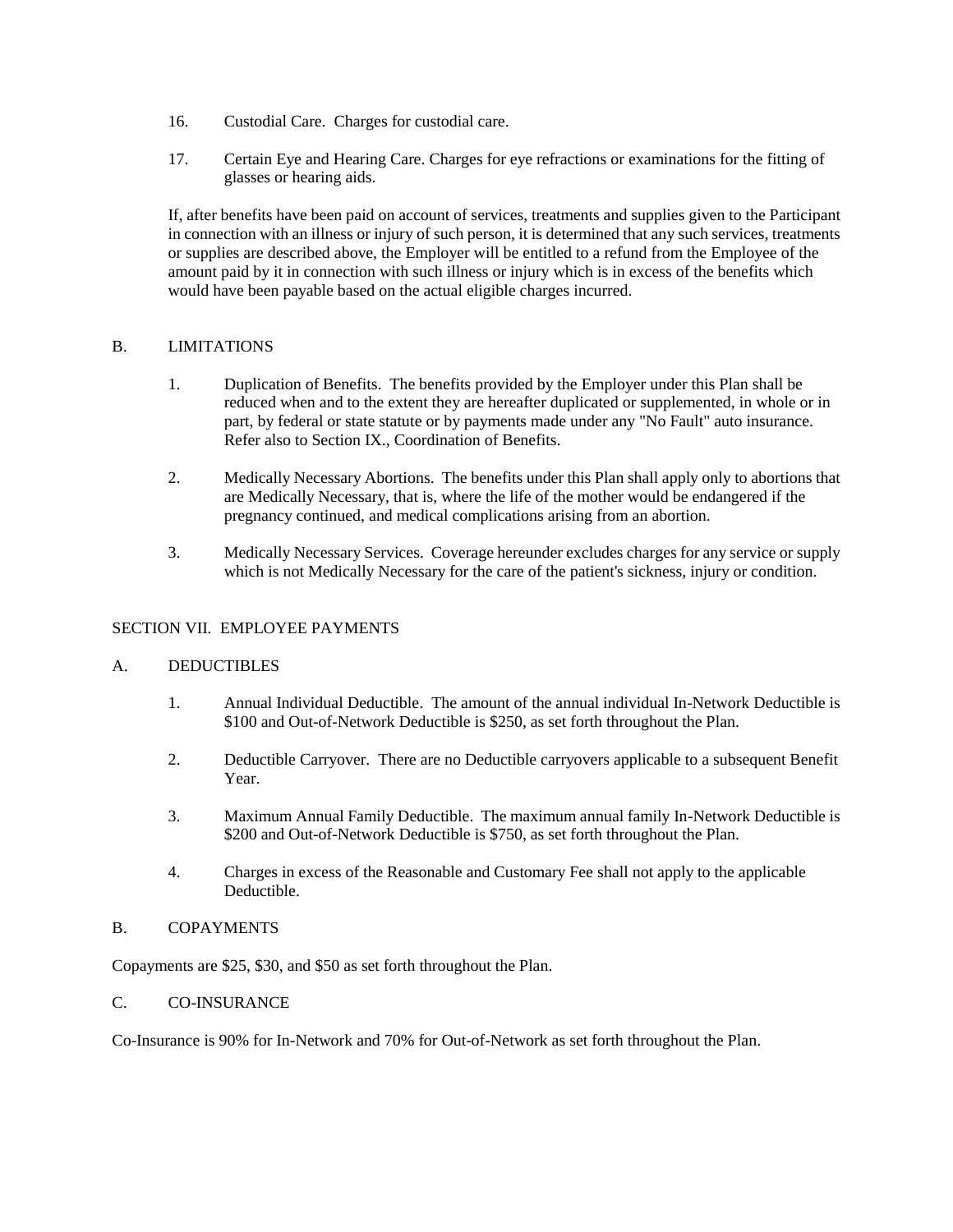16. Custodial Care. Charges for custodial care.

17. Certain Eye and Hearing Care. Charges for eye refractions or examinations for the fitting of glasses or hearing aids.

If, after benefits have been paid on account of services, treatments and supplies given to the Participant in connection with an illness or injury of such person, it is determined that any such services, treatments or supplies are described above, the Employer will be entitled to a refund from the Employee of the amount paid by it in connection with such illness or injury which is in excess of the benefits which would have been payable based on the actual eligible charges incurred.

## B. LIMITATIONS

1. Duplication of Benefits. The benefits provided by the Employer under this Plan shall be reduced when and to the extent they are hereafter duplicated or supplemented, in whole or in part, by federal or state statute or by payments made under any "No Fault" auto insurance. Refer also to Section IX., Coordination of Benefits.

2. Medically Necessary Abortions. The benefits under this Plan shall apply only to abortions that are Medically Necessary, that is, where the life of the mother would be endangered if the pregnancy continued, and medical complications arising from an abortion.

3. Medically Necessary Services. Coverage hereunder excludes charges for any service or supply which is not Medically Necessary for the care of the patient's sickness, injury or condition.

# SECTION VII. EMPLOYEE PAYMENTS

## A. DEDUCTIBLES

1. Annual Individual Deductible. The amount of the annual individual In-Network Deductible is $100 and Out-of-Network Deductible is $250, as set forth throughout the Plan.

2. Deductible Carryover. There are no Deductible carryovers applicable to a subsequent Benefit Year.

3. Maximum Annual Family Deductible. The maximum annual family In-Network Deductible is $200 and Out-of-Network Deductible is $750, as set forth throughout the Plan.

4. Charges in excess of the Reasonable and Customary Fee shall not apply to the applicable Deductible.

## B. COPAYMENTS

Copayments are $25, $30, and $50 as set forth throughout the Plan.

## C. CO-INSURANCE

Co-Insurance is 90% for In-Network and 70% for Out-of-Network as set forth throughout the Plan.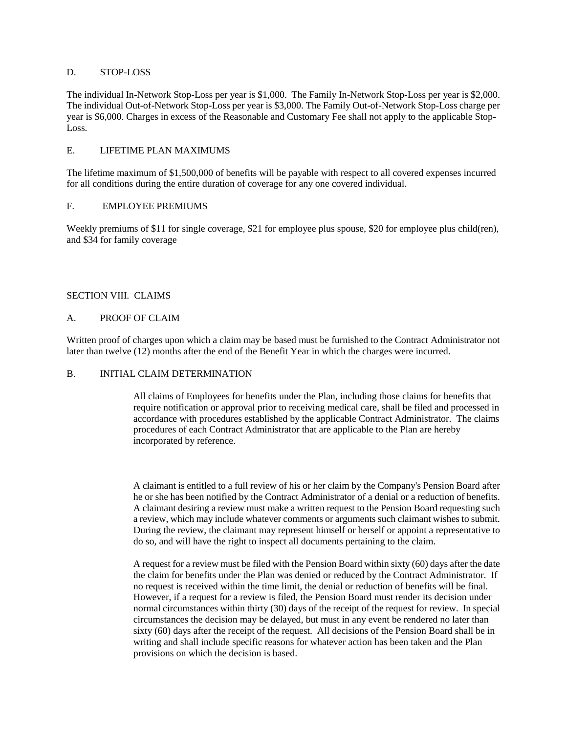### D. STOP-LOSS

The individual In-Network Stop-Loss per year is $1,000. The Family In-Network Stop-Loss per year is $2,000. The individual Out-of-Network Stop-Loss per year is $3,000. The Family Out-of-Network Stop-Loss charge per year is $6,000. Charges in excess of the Reasonable and Customary Fee shall not apply to the applicable Stop-Loss.

### E. LIFETIME PLAN MAXIMUMS

The lifetime maximum of $1,500,000 of benefits will be payable with respect to all covered expenses incurred for all conditions during the entire duration of coverage for any one covered individual.

### F. EMPLOYEE PREMIUMS

Weekly premiums of $11 for single coverage, $21 for employee plus spouse, $20 for employee plus child(ren), and $34 for family coverage

## SECTION VIII. CLAIMS

### A. PROOF OF CLAIM

Written proof of charges upon which a claim may be based must be furnished to the Contract Administrator not later than twelve (12) months after the end of the Benefit Year in which the charges were incurred.

### B. INITIAL CLAIM DETERMINATION

All claims of Employees for benefits under the Plan, including those claims for benefits that require notification or approval prior to receiving medical care, shall be filed and processed in accordance with procedures established by the applicable Contract Administrator. The claims procedures of each Contract Administrator that are applicable to the Plan are hereby incorporated by reference.

A claimant is entitled to a full review of his or her claim by the Company's Pension Board after he or she has been notified by the Contract Administrator of a denial or a reduction of benefits. A claimant desiring a review must make a written request to the Pension Board requesting such a review, which may include whatever comments or arguments such claimant wishes to submit. During the review, the claimant may represent himself or herself or appoint a representative to do so, and will have the right to inspect all documents pertaining to the claim.

A request for a review must be filed with the Pension Board within sixty (60) days after the date the claim for benefits under the Plan was denied or reduced by the Contract Administrator. If no request is received within the time limit, the denial or reduction of benefits will be final. However, if a request for a review is filed, the Pension Board must render its decision under normal circumstances within thirty (30) days of the receipt of the request for review. In special circumstances the decision may be delayed, but must in any event be rendered no later than sixty (60) days after the receipt of the request. All decisions of the Pension Board shall be in writing and shall include specific reasons for whatever action has been taken and the Plan provisions on which the decision is based.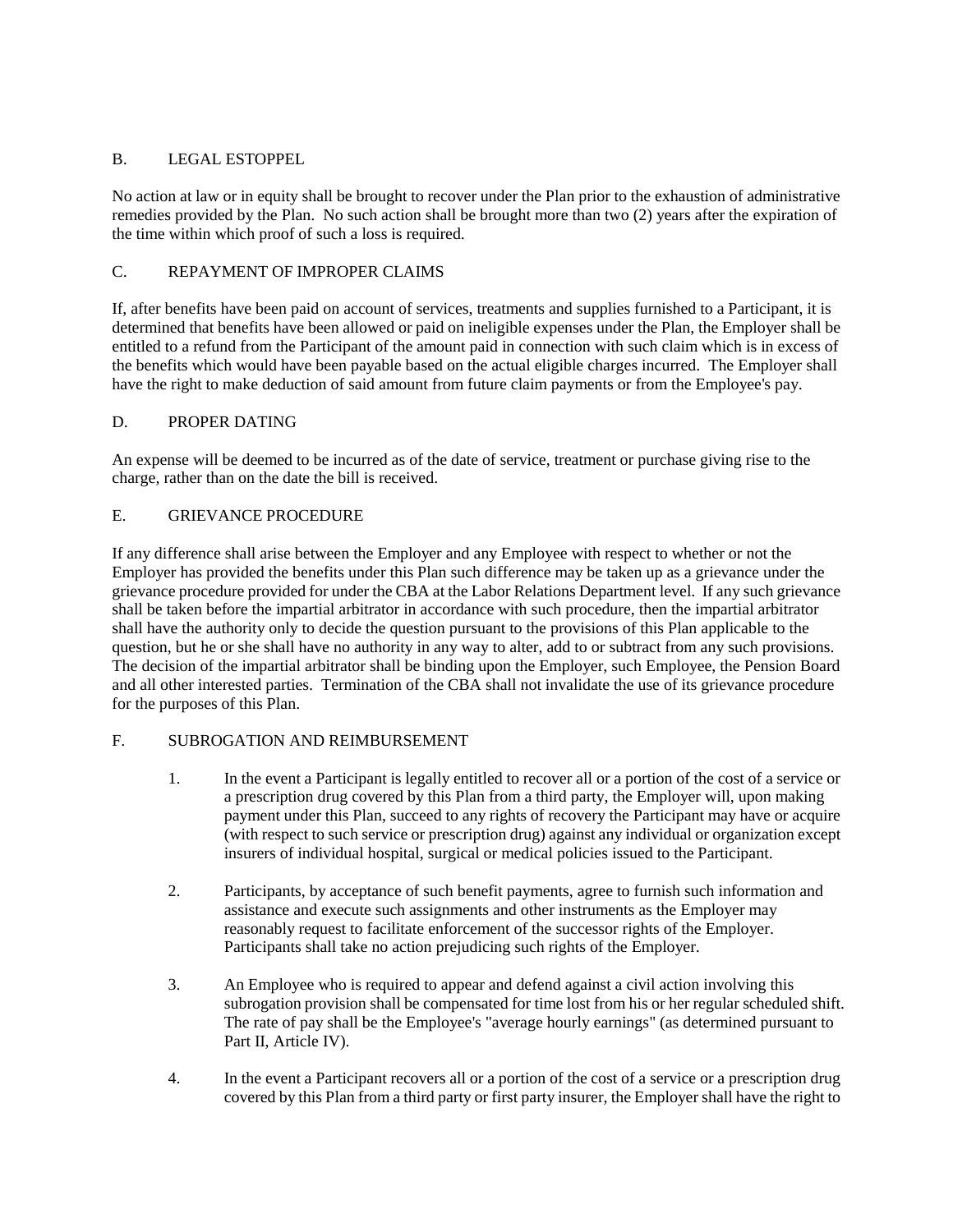### B. LEGAL ESTOPPEL

No action at law or in equity shall be brought to recover under the Plan prior to the exhaustion of administrative remedies provided by the Plan. No such action shall be brought more than two (2) years after the expiration of the time within which proof of such a loss is required.

### C. REPAYMENT OF IMPROPER CLAIMS

If, after benefits have been paid on account of services, treatments and supplies furnished to a Participant, it is determined that benefits have been allowed or paid on ineligible expenses under the Plan, the Employer shall be entitled to a refund from the Participant of the amount paid in connection with such claim which is in excess of the benefits which would have been payable based on the actual eligible charges incurred. The Employer shall have the right to make deduction of said amount from future claim payments or from the Employee's pay.

### D. PROPER DATING

An expense will be deemed to be incurred as of the date of service, treatment or purchase giving rise to the charge, rather than on the date the bill is received.

### E. GRIEVANCE PROCEDURE

If any difference shall arise between the Employer and any Employee with respect to whether or not the Employer has provided the benefits under this Plan such difference may be taken up as a grievance under the grievance procedure provided for under the CBA at the Labor Relations Department level. If any such grievance shall be taken before the impartial arbitrator in accordance with such procedure, then the impartial arbitrator shall have the authority only to decide the question pursuant to the provisions of this Plan applicable to the question, but he or she shall have no authority in any way to alter, add to or subtract from any such provisions. The decision of the impartial arbitrator shall be binding upon the Employer, such Employee, the Pension Board and all other interested parties. Termination of the CBA shall not invalidate the use of its grievance procedure for the purposes of this Plan.

### F. SUBROGATION AND REIMBURSEMENT

1. In the event a Participant is legally entitled to recover all or a portion of the cost of a service or a prescription drug covered by this Plan from a third party, the Employer will, upon making payment under this Plan, succeed to any rights of recovery the Participant may have or acquire (with respect to such service or prescription drug) against any individual or organization except insurers of individual hospital, surgical or medical policies issued to the Participant.

2. Participants, by acceptance of such benefit payments, agree to furnish such information and assistance and execute such assignments and other instruments as the Employer may reasonably request to facilitate enforcement of the successor rights of the Employer. Participants shall take no action prejudicing such rights of the Employer.

3. An Employee who is required to appear and defend against a civil action involving this subrogation provision shall be compensated for time lost from his or her regular scheduled shift. The rate of pay shall be the Employee's "average hourly earnings" (as determined pursuant to Part II, Article IV).

4. In the event a Participant recovers all or a portion of the cost of a service or a prescription drug covered by this Plan from a third party or first party insurer, the Employer shall have the right to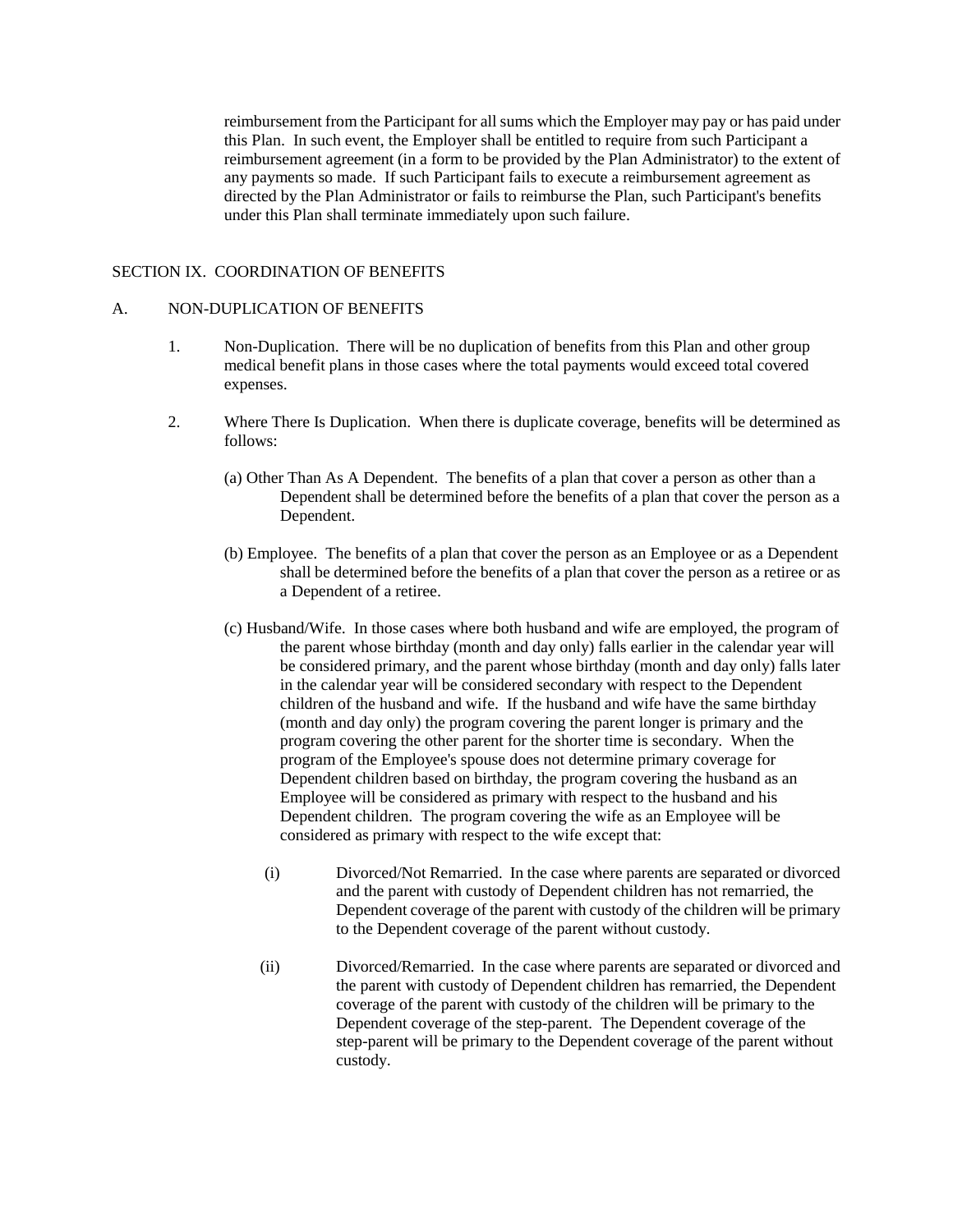reimbursement from the Participant for all sums which the Employer may pay or has paid under this Plan. In such event, the Employer shall be entitled to require from such Participant a reimbursement agreement (in a form to be provided by the Plan Administrator) to the extent of any payments so made. If such Participant fails to execute a reimbursement agreement as directed by the Plan Administrator or fails to reimburse the Plan, such Participant's benefits under this Plan shall terminate immediately upon such failure.

## SECTION IX. COORDINATION OF BENEFITS

### A. NON-DUPLICATION OF BENEFITS

1. Non-Duplication. There will be no duplication of benefits from this Plan and other group medical benefit plans in those cases where the total payments would exceed total covered expenses.

2. Where There Is Duplication. When there is duplicate coverage, benefits will be determined as follows:

   (a) Other Than As A Dependent. The benefits of a plan that cover a person as other than a Dependent shall be determined before the benefits of a plan that cover the person as a Dependent.

   (b) Employee. The benefits of a plan that cover the person as an Employee or as a Dependent shall be determined before the benefits of a plan that cover the person as a retiree or as a Dependent of a retiree.

   (c) Husband/Wife. In those cases where both husband and wife are employed, the program of the parent whose birthday (month and day only) falls earlier in the calendar year will be considered primary, and the parent whose birthday (month and day only) falls later in the calendar year will be considered secondary with respect to the Dependent children of the husband and wife. If the husband and wife have the same birthday (month and day only) the program covering the parent longer is primary and the program covering the other parent for the shorter time is secondary. When the program of the Employee's spouse does not determine primary coverage for Dependent children based on birthday, the program covering the husband as an Employee will be considered as primary with respect to the husband and his Dependent children. The program covering the wife as an Employee will be considered as primary with respect to the wife except that:

      (i) Divorced/Not Remarried. In the case where parents are separated or divorced and the parent with custody of Dependent children has not remarried, the Dependent coverage of the parent with custody of the children will be primary to the Dependent coverage of the parent without custody.

      (ii) Divorced/Remarried. In the case where parents are separated or divorced and the parent with custody of Dependent children has remarried, the Dependent coverage of the parent with custody of the children will be primary to the Dependent coverage of the step-parent. The Dependent coverage of the step-parent will be primary to the Dependent coverage of the parent without custody.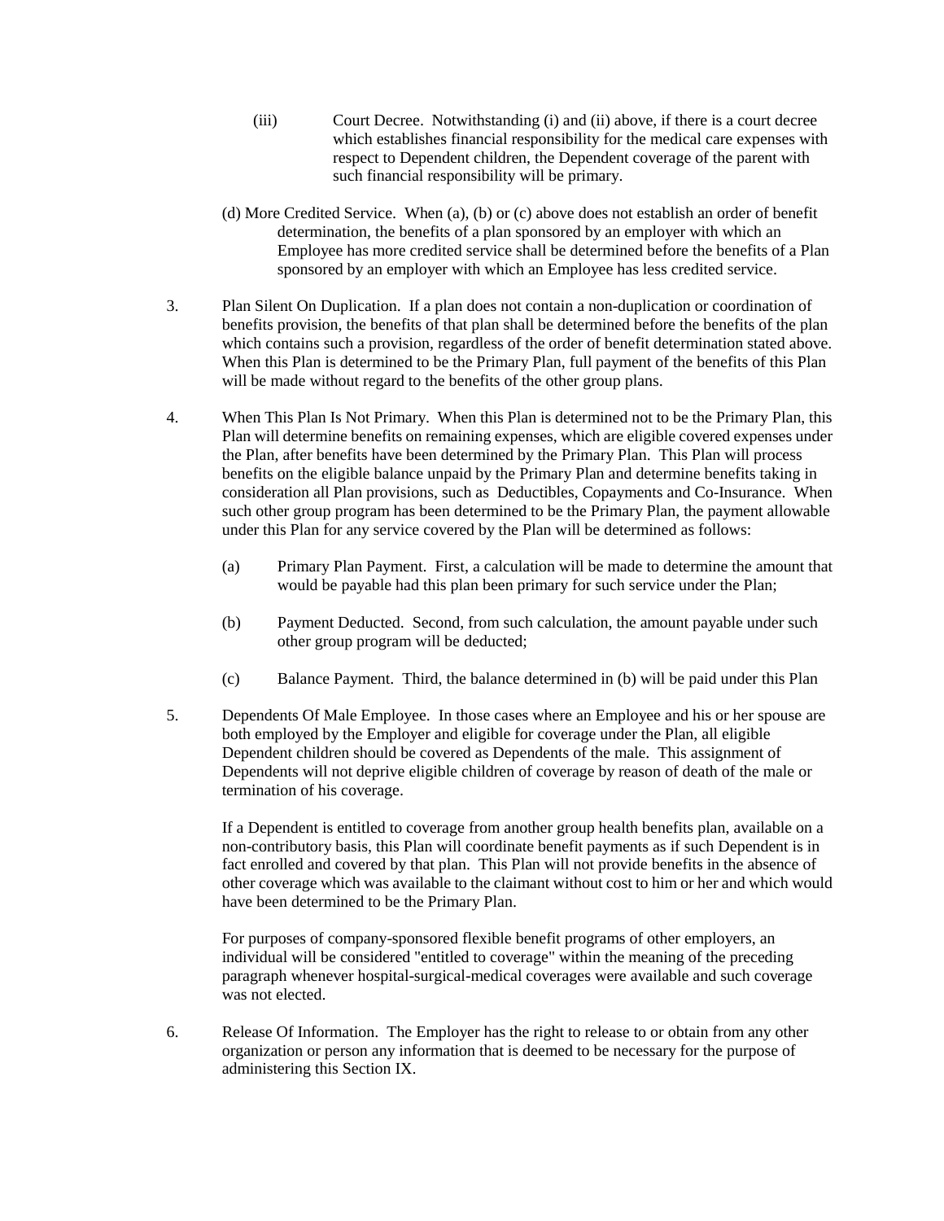(iii) Court Decree. Notwithstanding (i) and (ii) above, if there is a court decree which establishes financial responsibility for the medical care expenses with respect to Dependent children, the Dependent coverage of the parent with such financial responsibility will be primary.

(d) More Credited Service. When (a), (b) or (c) above does not establish an order of benefit determination, the benefits of a plan sponsored by an employer with which an Employee has more credited service shall be determined before the benefits of a Plan sponsored by an employer with which an Employee has less credited service.

3. Plan Silent On Duplication. If a plan does not contain a non-duplication or coordination of benefits provision, the benefits of that plan shall be determined before the benefits of the plan which contains such a provision, regardless of the order of benefit determination stated above. When this Plan is determined to be the Primary Plan, full payment of the benefits of this Plan will be made without regard to the benefits of the other group plans.

4. When This Plan Is Not Primary. When this Plan is determined not to be the Primary Plan, this Plan will determine benefits on remaining expenses, which are eligible covered expenses under the Plan, after benefits have been determined by the Primary Plan. This Plan will process benefits on the eligible balance unpaid by the Primary Plan and determine benefits taking in consideration all Plan provisions, such as Deductibles, Copayments and Co-Insurance. When such other group program has been determined to be the Primary Plan, the payment allowable under this Plan for any service covered by the Plan will be determined as follows:

   (a) Primary Plan Payment. First, a calculation will be made to determine the amount that would be payable had this plan been primary for such service under the Plan;

   (b) Payment Deducted. Second, from such calculation, the amount payable under such other group program will be deducted;

   (c) Balance Payment. Third, the balance determined in (b) will be paid under this Plan

5. Dependents Of Male Employee. In those cases where an Employee and his or her spouse are both employed by the Employer and eligible for coverage under the Plan, all eligible Dependent children should be covered as Dependents of the male. This assignment of Dependents will not deprive eligible children of coverage by reason of death of the male or termination of his coverage.

   If a Dependent is entitled to coverage from another group health benefits plan, available on a non-contributory basis, this Plan will coordinate benefit payments as if such Dependent is in fact enrolled and covered by that plan. This Plan will not provide benefits in the absence of other coverage which was available to the claimant without cost to him or her and which would have been determined to be the Primary Plan.

   For purposes of company-sponsored flexible benefit programs of other employers, an individual will be considered "entitled to coverage" within the meaning of the preceding paragraph whenever hospital-surgical-medical coverages were available and such coverage was not elected.

6. Release Of Information. The Employer has the right to release to or obtain from any other organization or person any information that is deemed to be necessary for the purpose of administering this Section IX.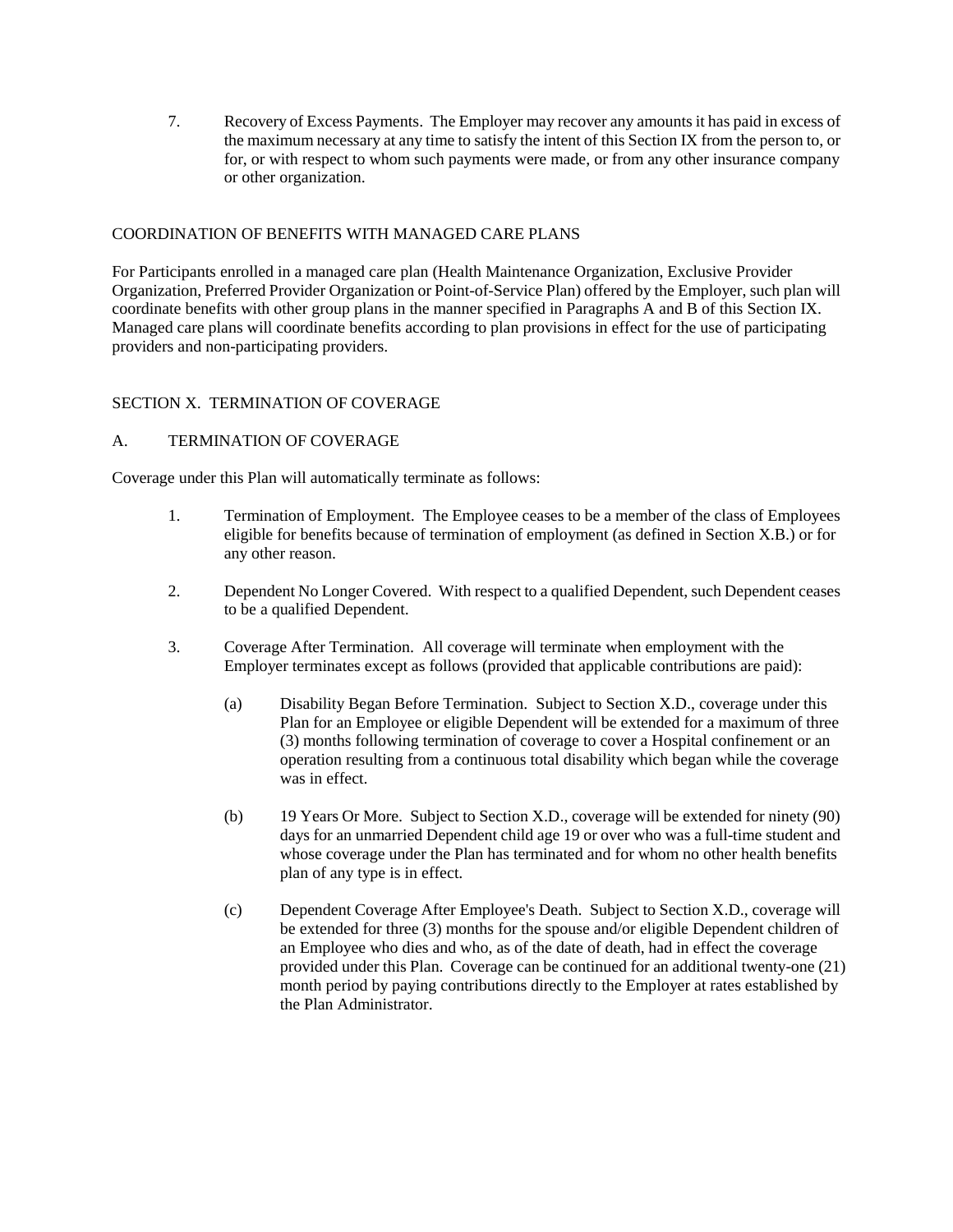7. Recovery of Excess Payments. The Employer may recover any amounts it has paid in excess of the maximum necessary at any time to satisfy the intent of this Section IX from the person to, or for, or with respect to whom such payments were made, or from any other insurance company or other organization.

COORDINATION OF BENEFITS WITH MANAGED CARE PLANS

For Participants enrolled in a managed care plan (Health Maintenance Organization, Exclusive Provider Organization, Preferred Provider Organization or Point-of-Service Plan) offered by the Employer, such plan will coordinate benefits with other group plans in the manner specified in Paragraphs A and B of this Section IX. Managed care plans will coordinate benefits according to plan provisions in effect for the use of participating providers and non-participating providers.

SECTION X. TERMINATION OF COVERAGE

A. TERMINATION OF COVERAGE

Coverage under this Plan will automatically terminate as follows:

1. Termination of Employment. The Employee ceases to be a member of the class of Employees eligible for benefits because of termination of employment (as defined in Section X.B.) or for any other reason.

2. Dependent No Longer Covered. With respect to a qualified Dependent, such Dependent ceases to be a qualified Dependent.

3. Coverage After Termination. All coverage will terminate when employment with the Employer terminates except as follows (provided that applicable contributions are paid):

   (a) Disability Began Before Termination. Subject to Section X.D., coverage under this Plan for an Employee or eligible Dependent will be extended for a maximum of three (3) months following termination of coverage to cover a Hospital confinement or an operation resulting from a continuous total disability which began while the coverage was in effect.

   (b) 19 Years Or More. Subject to Section X.D., coverage will be extended for ninety (90) days for an unmarried Dependent child age 19 or over who was a full-time student and whose coverage under the Plan has terminated and for whom no other health benefits plan of any type is in effect.

   (c) Dependent Coverage After Employee's Death. Subject to Section X.D., coverage will be extended for three (3) months for the spouse and/or eligible Dependent children of an Employee who dies and who, as of the date of death, had in effect the coverage provided under this Plan. Coverage can be continued for an additional twenty-one (21) month period by paying contributions directly to the Employer at rates established by the Plan Administrator.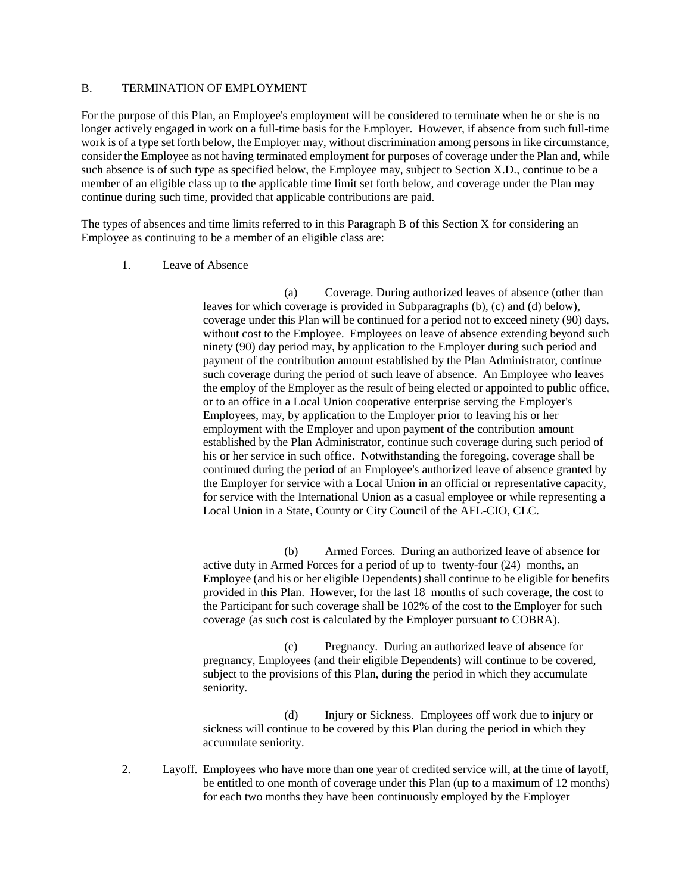## B. TERMINATION OF EMPLOYMENT

For the purpose of this Plan, an Employee's employment will be considered to terminate when he or she is no longer actively engaged in work on a full-time basis for the Employer. However, if absence from such full-time work is of a type set forth below, the Employer may, without discrimination among persons in like circumstance, consider the Employee as not having terminated employment for purposes of coverage under the Plan and, while such absence is of such type as specified below, the Employee may, subject to Section X.D., continue to be a member of an eligible class up to the applicable time limit set forth below, and coverage under the Plan may continue during such time, provided that applicable contributions are paid.

The types of absences and time limits referred to in this Paragraph B of this Section X for considering an Employee as continuing to be a member of an eligible class are:

1. Leave of Absence

   (a) Coverage. During authorized leaves of absence (other than leaves for which coverage is provided in Subparagraphs (b), (c) and (d) below), coverage under this Plan will be continued for a period not to exceed ninety (90) days, without cost to the Employee. Employees on leave of absence extending beyond such ninety (90) day period may, by application to the Employer during such period and payment of the contribution amount established by the Plan Administrator, continue such coverage during the period of such leave of absence. An Employee who leaves the employ of the Employer as the result of being elected or appointed to public office, or to an office in a Local Union cooperative enterprise serving the Employer's Employees, may, by application to the Employer prior to leaving his or her employment with the Employer and upon payment of the contribution amount established by the Plan Administrator, continue such coverage during such period of his or her service in such office. Notwithstanding the foregoing, coverage shall be continued during the period of an Employee's authorized leave of absence granted by the Employer for service with a Local Union in an official or representative capacity, for service with the International Union as a casual employee or while representing a Local Union in a State, County or City Council of the AFL-CIO, CLC.

   (b) Armed Forces. During an authorized leave of absence for active duty in Armed Forces for a period of up to twenty-four (24) months, an Employee (and his or her eligible Dependents) shall continue to be eligible for benefits provided in this Plan. However, for the last 18 months of such coverage, the cost to the Participant for such coverage shall be 102% of the cost to the Employer for such coverage (as such cost is calculated by the Employer pursuant to COBRA).

   (c) Pregnancy. During an authorized leave of absence for pregnancy, Employees (and their eligible Dependents) will continue to be covered, subject to the provisions of this Plan, during the period in which they accumulate seniority.

   (d) Injury or Sickness. Employees off work due to injury or sickness will continue to be covered by this Plan during the period in which they accumulate seniority.

2. Layoff. Employees who have more than one year of credited service will, at the time of layoff, be entitled to one month of coverage under this Plan (up to a maximum of 12 months) for each two months they have been continuously employed by the Employer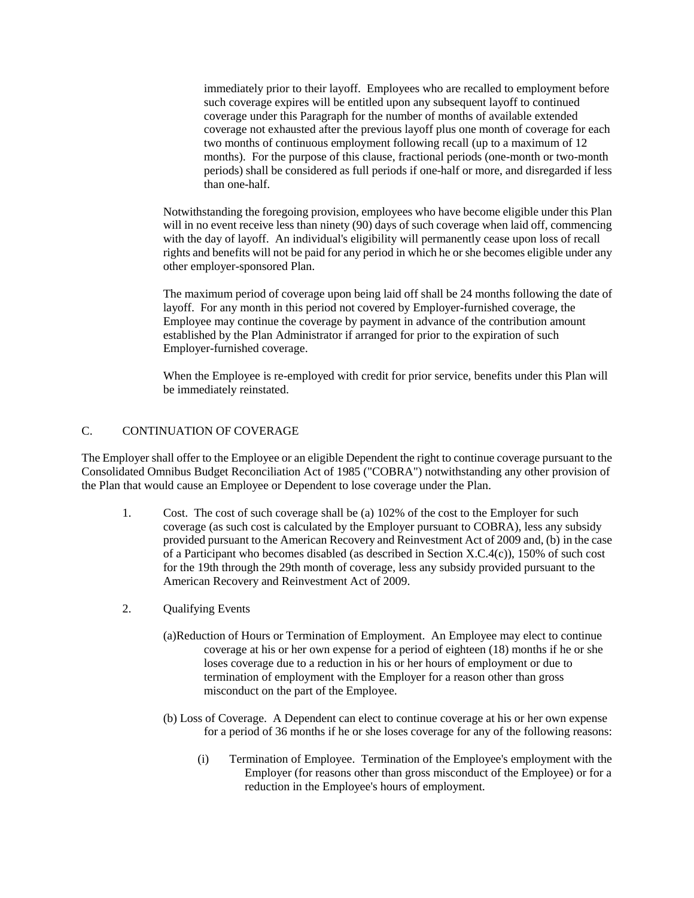immediately prior to their layoff. Employees who are recalled to employment before such coverage expires will be entitled upon any subsequent layoff to continued coverage under this Paragraph for the number of months of available extended coverage not exhausted after the previous layoff plus one month of coverage for each two months of continuous employment following recall (up to a maximum of 12 months). For the purpose of this clause, fractional periods (one-month or two-month periods) shall be considered as full periods if one-half or more, and disregarded if less than one-half.

Notwithstanding the foregoing provision, employees who have become eligible under this Plan will in no event receive less than ninety (90) days of such coverage when laid off, commencing with the day of layoff. An individual's eligibility will permanently cease upon loss of recall rights and benefits will not be paid for any period in which he or she becomes eligible under any other employer-sponsored Plan.

The maximum period of coverage upon being laid off shall be 24 months following the date of layoff. For any month in this period not covered by Employer-furnished coverage, the Employee may continue the coverage by payment in advance of the contribution amount established by the Plan Administrator if arranged for prior to the expiration of such Employer-furnished coverage.

When the Employee is re-employed with credit for prior service, benefits under this Plan will be immediately reinstated.

## C. CONTINUATION OF COVERAGE

The Employer shall offer to the Employee or an eligible Dependent the right to continue coverage pursuant to the Consolidated Omnibus Budget Reconciliation Act of 1985 ("COBRA") notwithstanding any other provision of the Plan that would cause an Employee or Dependent to lose coverage under the Plan.

1. Cost. The cost of such coverage shall be (a) 102% of the cost to the Employer for such coverage (as such cost is calculated by the Employer pursuant to COBRA), less any subsidy provided pursuant to the American Recovery and Reinvestment Act of 2009 and, (b) in the case of a Participant who becomes disabled (as described in Section X.C.4(c)), 150% of such cost for the 19th through the 29th month of coverage, less any subsidy provided pursuant to the American Recovery and Reinvestment Act of 2009.

2. Qualifying Events

   (a) Reduction of Hours or Termination of Employment. An Employee may elect to continue coverage at his or her own expense for a period of eighteen (18) months if he or she loses coverage due to a reduction in his or her hours of employment or due to termination of employment with the Employer for a reason other than gross misconduct on the part of the Employee.

   (b) Loss of Coverage. A Dependent can elect to continue coverage at his or her own expense for a period of 36 months if he or she loses coverage for any of the following reasons:

      (i) Termination of Employee. Termination of the Employee's employment with the Employer (for reasons other than gross misconduct of the Employee) or for a reduction in the Employee's hours of employment.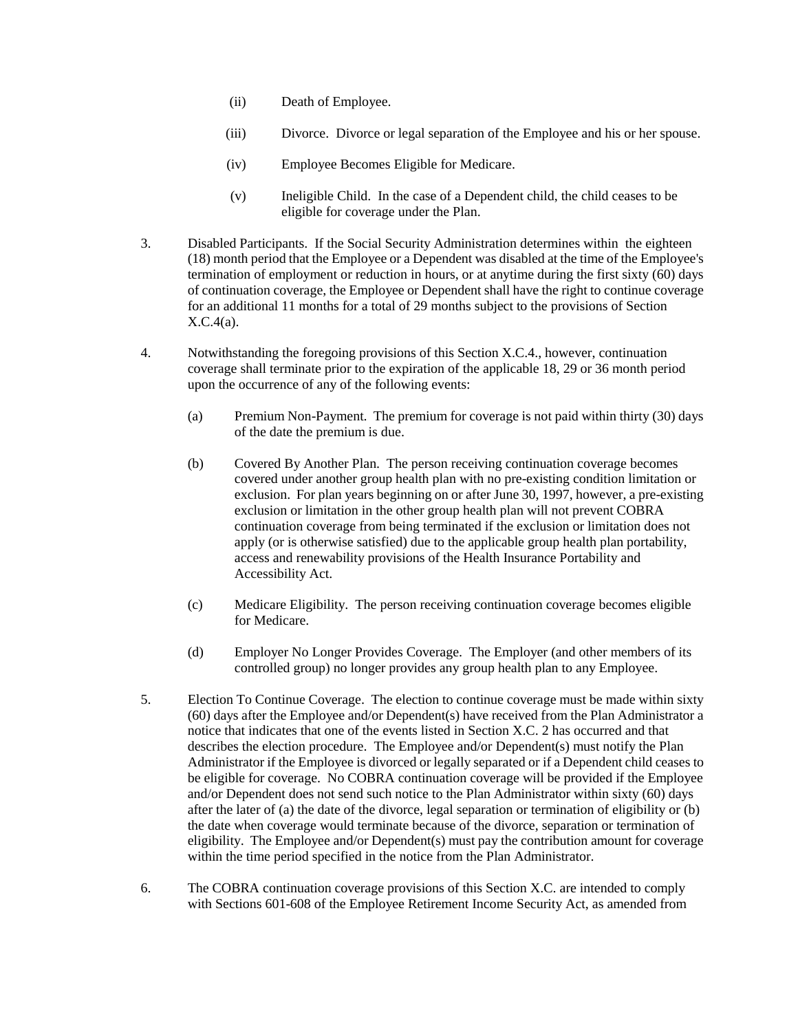(ii) Death of Employee.

(iii) Divorce. Divorce or legal separation of the Employee and his or her spouse.

(iv) Employee Becomes Eligible for Medicare.

(v) Ineligible Child. In the case of a Dependent child, the child ceases to be eligible for coverage under the Plan.

3. Disabled Participants. If the Social Security Administration determines within the eighteen (18) month period that the Employee or a Dependent was disabled at the time of the Employee's termination of employment or reduction in hours, or at anytime during the first sixty (60) days of continuation coverage, the Employee or Dependent shall have the right to continue coverage for an additional 11 months for a total of 29 months subject to the provisions of Section X.C.4(a).

4. Notwithstanding the foregoing provisions of this Section X.C.4., however, continuation coverage shall terminate prior to the expiration of the applicable 18, 29 or 36 month period upon the occurrence of any of the following events:

   (a) Premium Non-Payment. The premium for coverage is not paid within thirty (30) days of the date the premium is due.

   (b) Covered By Another Plan. The person receiving continuation coverage becomes covered under another group health plan with no pre-existing condition limitation or exclusion. For plan years beginning on or after June 30, 1997, however, a pre-existing exclusion or limitation in the other group health plan will not prevent COBRA continuation coverage from being terminated if the exclusion or limitation does not apply (or is otherwise satisfied) due to the applicable group health plan portability, access and renewability provisions of the Health Insurance Portability and Accessibility Act.

   (c) Medicare Eligibility. The person receiving continuation coverage becomes eligible for Medicare.

   (d) Employer No Longer Provides Coverage. The Employer (and other members of its controlled group) no longer provides any group health plan to any Employee.

5. Election To Continue Coverage. The election to continue coverage must be made within sixty (60) days after the Employee and/or Dependent(s) have received from the Plan Administrator a notice that indicates that one of the events listed in Section X.C. 2 has occurred and that describes the election procedure. The Employee and/or Dependent(s) must notify the Plan Administrator if the Employee is divorced or legally separated or if a Dependent child ceases to be eligible for coverage. No COBRA continuation coverage will be provided if the Employee and/or Dependent does not send such notice to the Plan Administrator within sixty (60) days after the later of (a) the date of the divorce, legal separation or termination of eligibility or (b) the date when coverage would terminate because of the divorce, separation or termination of eligibility. The Employee and/or Dependent(s) must pay the contribution amount for coverage within the time period specified in the notice from the Plan Administrator.

6. The COBRA continuation coverage provisions of this Section X.C. are intended to comply with Sections 601-608 of the Employee Retirement Income Security Act, as amended from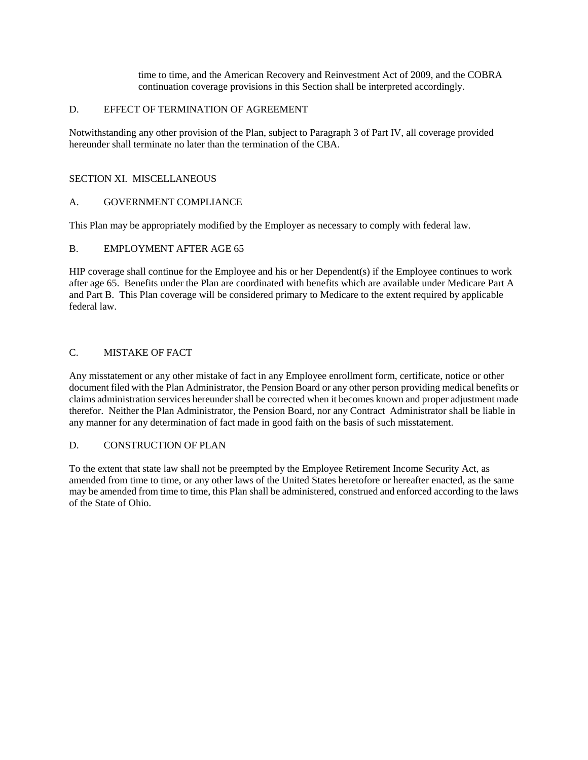time to time, and the American Recovery and Reinvestment Act of 2009, and the COBRA continuation coverage provisions in this Section shall be interpreted accordingly.

D. EFFECT OF TERMINATION OF AGREEMENT

Notwithstanding any other provision of the Plan, subject to Paragraph 3 of Part IV, all coverage provided hereunder shall terminate no later than the termination of the CBA.

## SECTION XI. MISCELLANEOUS

A. GOVERNMENT COMPLIANCE

This Plan may be appropriately modified by the Employer as necessary to comply with federal law.

B. EMPLOYMENT AFTER AGE 65

HIP coverage shall continue for the Employee and his or her Dependent(s) if the Employee continues to work after age 65. Benefits under the Plan are coordinated with benefits which are available under Medicare Part A and Part B. This Plan coverage will be considered primary to Medicare to the extent required by applicable federal law.

C. MISTAKE OF FACT

Any misstatement or any other mistake of fact in any Employee enrollment form, certificate, notice or other document filed with the Plan Administrator, the Pension Board or any other person providing medical benefits or claims administration services hereunder shall be corrected when it becomes known and proper adjustment made therefor. Neither the Plan Administrator, the Pension Board, nor any Contract Administrator shall be liable in any manner for any determination of fact made in good faith on the basis of such misstatement.

D. CONSTRUCTION OF PLAN

To the extent that state law shall not be preempted by the Employee Retirement Income Security Act, as amended from time to time, or any other laws of the United States heretofore or hereafter enacted, as the same may be amended from time to time, this Plan shall be administered, construed and enforced according to the laws of the State of Ohio.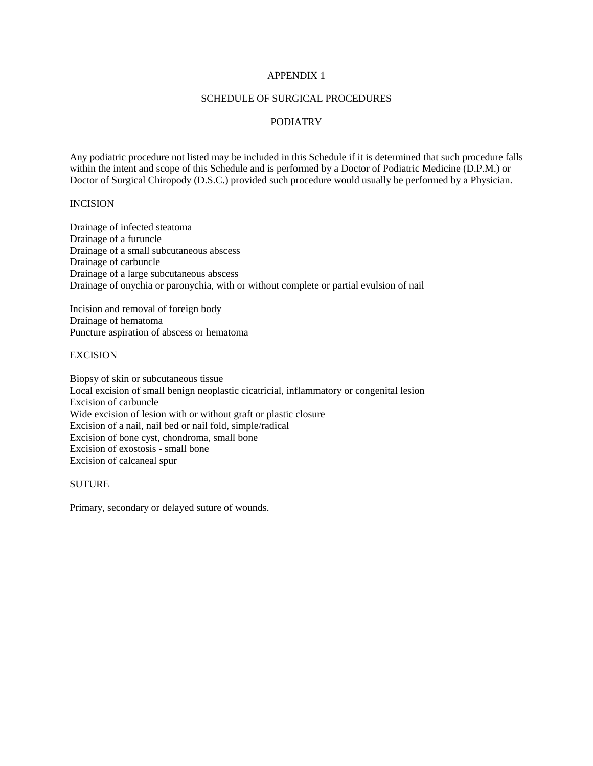# APPENDIX 1

## SCHEDULE OF SURGICAL PROCEDURES

## PODIATRY

Any podiatric procedure not listed may be included in this Schedule if it is determined that such procedure falls within the intent and scope of this Schedule and is performed by a Doctor of Podiatric Medicine (D.P.M.) or Doctor of Surgical Chiropody (D.S.C.) provided such procedure would usually be performed by a Physician.

### INCISION

Drainage of infected steatoma
Drainage of a furuncle
Drainage of a small subcutaneous abscess
Drainage of carbuncle
Drainage of a large subcutaneous abscess
Drainage of onychia or paronychia, with or without complete or partial evulsion of nail

Incision and removal of foreign body
Drainage of hematoma
Puncture aspiration of abscess or hematoma

### EXCISION

Biopsy of skin or subcutaneous tissue
Local excision of small benign neoplastic cicatricial, inflammatory or congenital lesion
Excision of carbuncle
Wide excision of lesion with or without graft or plastic closure
Excision of a nail, nail bed or nail fold, simple/radical
Excision of bone cyst, chondroma, small bone
Excision of exostosis - small bone
Excision of calcaneal spur

### SUTURE

Primary, secondary or delayed suture of wounds.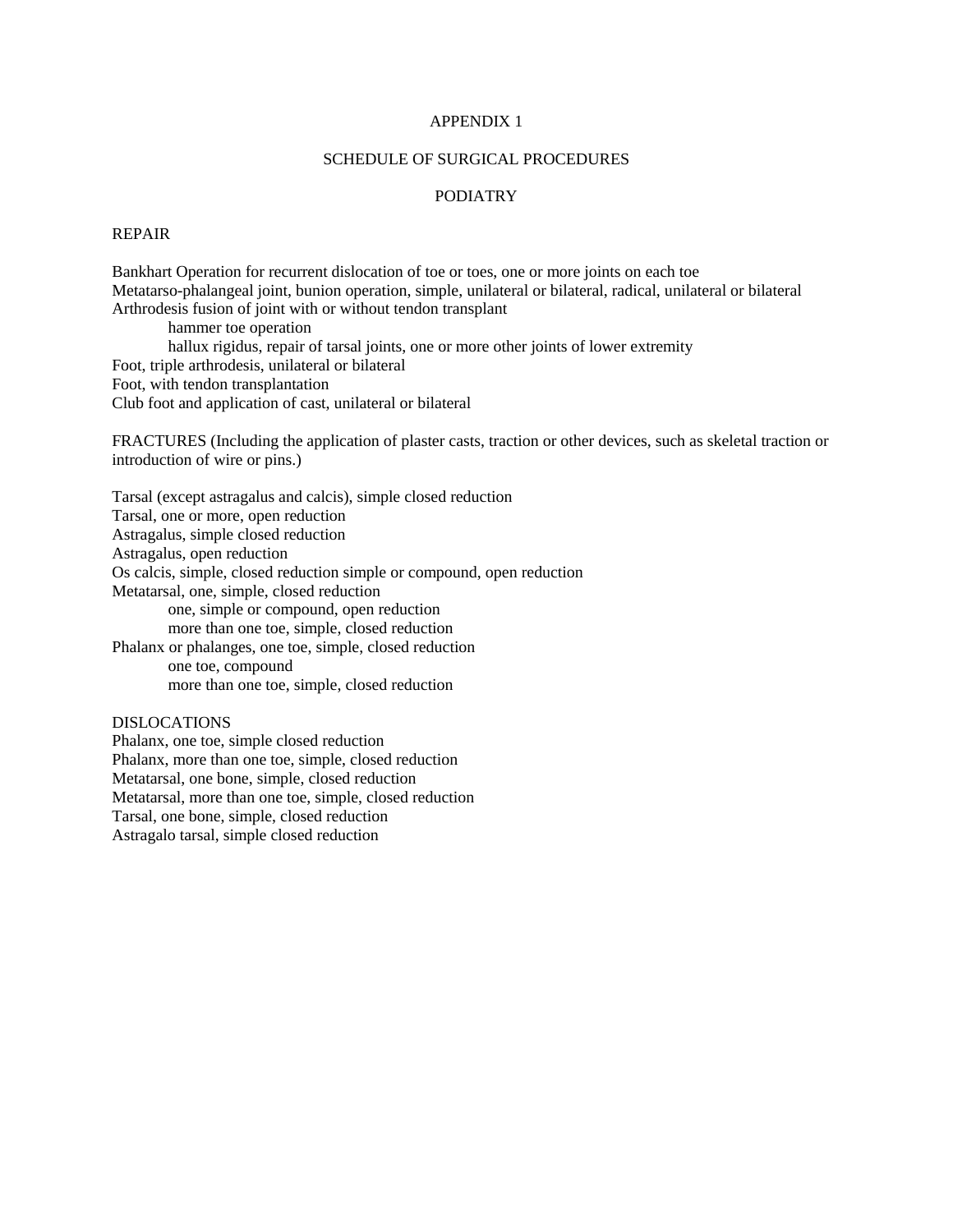# APPENDIX 1

## SCHEDULE OF SURGICAL PROCEDURES

## PODIATRY

### REPAIR

Bankhart Operation for recurrent dislocation of toe or toes, one or more joints on each toe
Metatarso-phalangeal joint, bunion operation, simple, unilateral or bilateral, radical, unilateral or bilateral
Arthrodesis fusion of joint with or without tendon transplant
 hammer toe operation
 hallux rigidus, repair of tarsal joints, one or more other joints of lower extremity
Foot, triple arthrodesis, unilateral or bilateral
Foot, with tendon transplantation
Club foot and application of cast, unilateral or bilateral

### FRACTURES (Including the application of plaster casts, traction or other devices, such as skeletal traction or introduction of wire or pins.)

Tarsal (except astragalus and calcis), simple closed reduction
Tarsal, one or more, open reduction
Astragalus, simple closed reduction
Astragalus, open reduction
Os calcis, simple, closed reduction simple or compound, open reduction
Metatarsal, one, simple, closed reduction
 one, simple or compound, open reduction
 more than one toe, simple, closed reduction
Phalanx or phalanges, one toe, simple, closed reduction
 one toe, compound
 more than one toe, simple, closed reduction

### DISLOCATIONS

Phalanx, one toe, simple closed reduction
Phalanx, more than one toe, simple, closed reduction
Metatarsal, one bone, simple, closed reduction
Metatarsal, more than one toe, simple, closed reduction
Tarsal, one bone, simple, closed reduction
Astragalo tarsal, simple closed reduction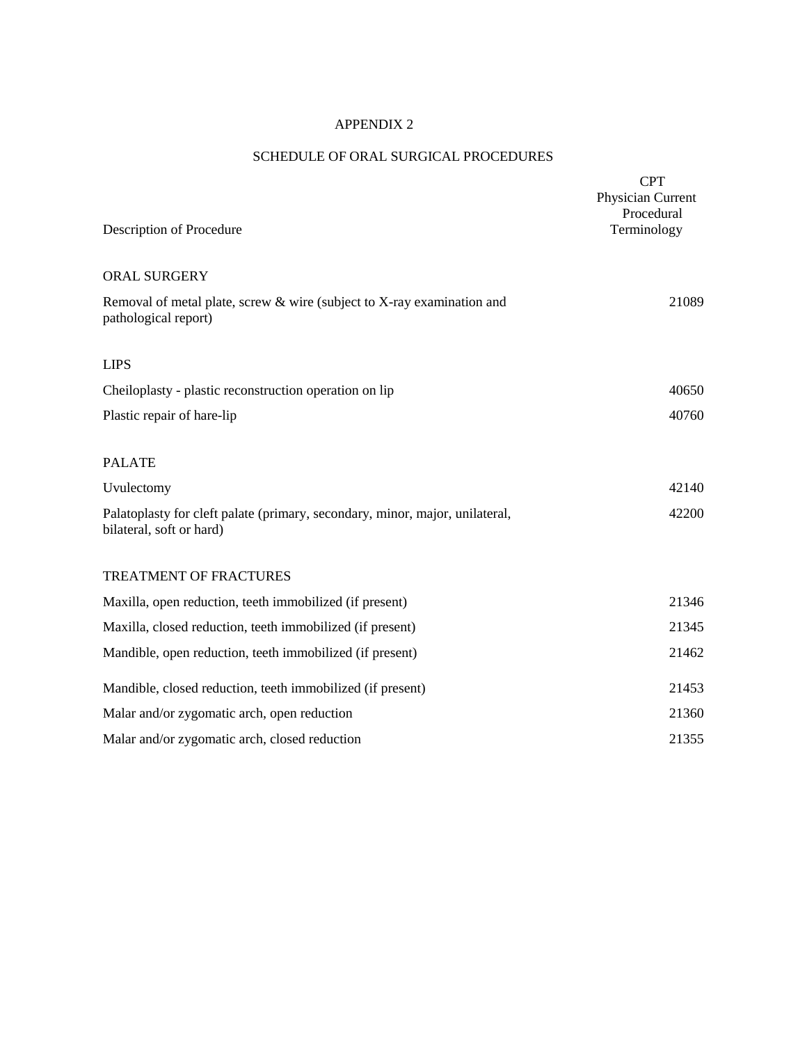# APPENDIX 2

## SCHEDULE OF ORAL SURGICAL PROCEDURES

| Description of Procedure | CPT Physician Current Procedural Terminology |
|---|---|
| **ORAL SURGERY** | |
| Removal of metal plate, screw & wire (subject to X-ray examination and pathological report) | 21089 |
| **LIPS** | |
| Cheiloplasty - plastic reconstruction operation on lip | 40650 |
| Plastic repair of hare-lip | 40760 |
| **PALATE** | |
| Uvulectomy | 42140 |
| Palatoplasty for cleft palate (primary, secondary, minor, major, unilateral, bilateral, soft or hard) | 42200 |
| **TREATMENT OF FRACTURES** | |
| Maxilla, open reduction, teeth immobilized (if present) | 21346 |
| Maxilla, closed reduction, teeth immobilized (if present) | 21345 |
| Mandible, open reduction, teeth immobilized (if present) | 21462 |
| Mandible, closed reduction, teeth immobilized (if present) | 21453 |
| Malar and/or zygomatic arch, open reduction | 21360 |
| Malar and/or zygomatic arch, closed reduction | 21355 |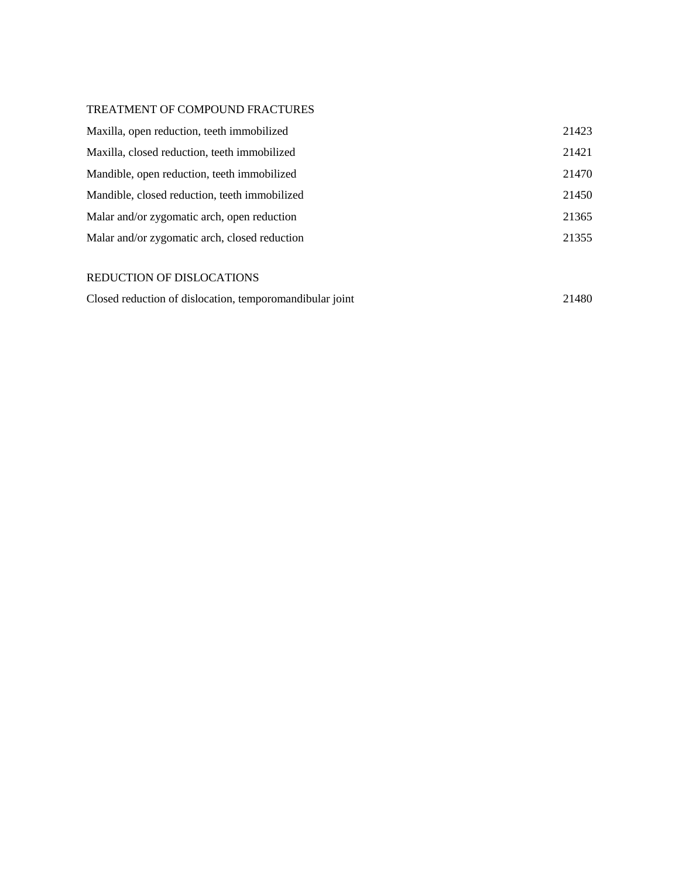TREATMENT OF COMPOUND FRACTURES

| | |
|---|---|
| Maxilla, open reduction, teeth immobilized | 21423 |
| Maxilla, closed reduction, teeth immobilized | 21421 |
| Mandible, open reduction, teeth immobilized | 21470 |
| Mandible, closed reduction, teeth immobilized | 21450 |
| Malar and/or zygomatic arch, open reduction | 21365 |
| Malar and/or zygomatic arch, closed reduction | 21355 |

REDUCTION OF DISLOCATIONS

| | |
|---|---|
| Closed reduction of dislocation, temporomandibular joint | 21480 |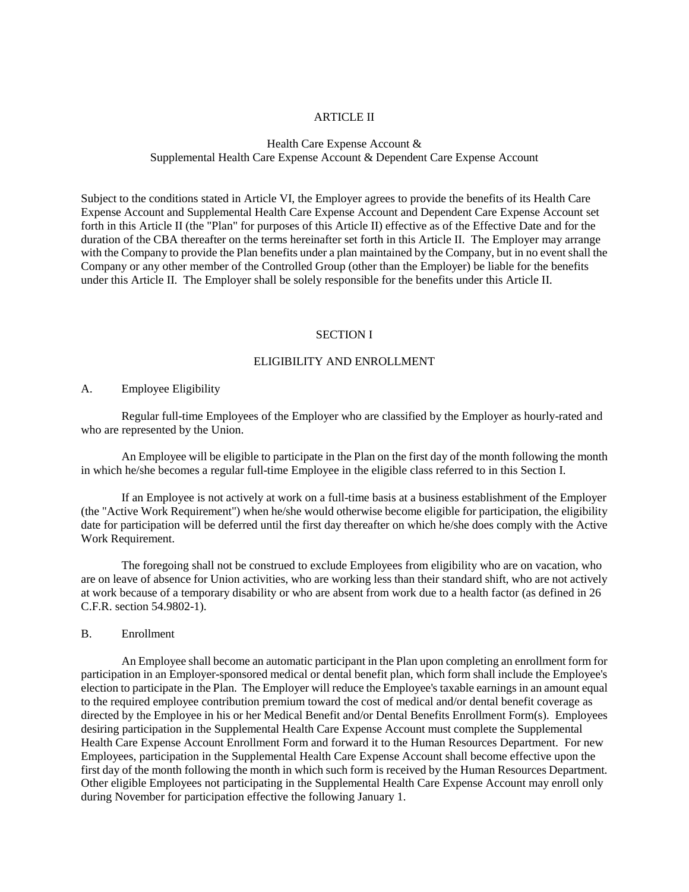# ARTICLE II

## Health Care Expense Account & Supplemental Health Care Expense Account & Dependent Care Expense Account

Subject to the conditions stated in Article VI, the Employer agrees to provide the benefits of its Health Care Expense Account and Supplemental Health Care Expense Account and Dependent Care Expense Account set forth in this Article II (the "Plan" for purposes of this Article II) effective as of the Effective Date and for the duration of the CBA thereafter on the terms hereinafter set forth in this Article II. The Employer may arrange with the Company to provide the Plan benefits under a plan maintained by the Company, but in no event shall the Company or any other member of the Controlled Group (other than the Employer) be liable for the benefits under this Article II. The Employer shall be solely responsible for the benefits under this Article II.

## SECTION I

## ELIGIBILITY AND ENROLLMENT

A. Employee Eligibility

Regular full-time Employees of the Employer who are classified by the Employer as hourly-rated and who are represented by the Union.

An Employee will be eligible to participate in the Plan on the first day of the month following the month in which he/she becomes a regular full-time Employee in the eligible class referred to in this Section I.

If an Employee is not actively at work on a full-time basis at a business establishment of the Employer (the "Active Work Requirement") when he/she would otherwise become eligible for participation, the eligibility date for participation will be deferred until the first day thereafter on which he/she does comply with the Active Work Requirement.

The foregoing shall not be construed to exclude Employees from eligibility who are on vacation, who are on leave of absence for Union activities, who are working less than their standard shift, who are not actively at work because of a temporary disability or who are absent from work due to a health factor (as defined in 26 C.F.R. section 54.9802-1).

B. Enrollment

An Employee shall become an automatic participant in the Plan upon completing an enrollment form for participation in an Employer-sponsored medical or dental benefit plan, which form shall include the Employee's election to participate in the Plan. The Employer will reduce the Employee's taxable earnings in an amount equal to the required employee contribution premium toward the cost of medical and/or dental benefit coverage as directed by the Employee in his or her Medical Benefit and/or Dental Benefits Enrollment Form(s). Employees desiring participation in the Supplemental Health Care Expense Account must complete the Supplemental Health Care Expense Account Enrollment Form and forward it to the Human Resources Department. For new Employees, participation in the Supplemental Health Care Expense Account shall become effective upon the first day of the month following the month in which such form is received by the Human Resources Department. Other eligible Employees not participating in the Supplemental Health Care Expense Account may enroll only during November for participation effective the following January 1.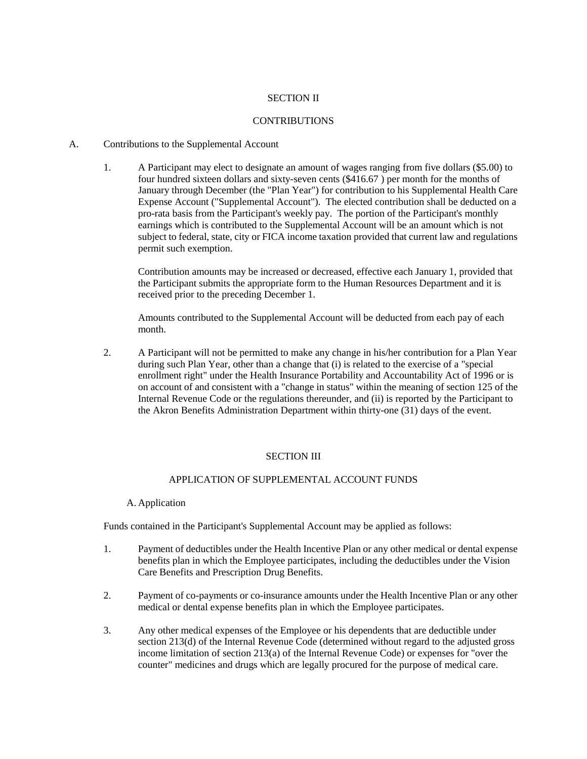## SECTION II

## CONTRIBUTIONS

A. Contributions to the Supplemental Account

1. A Participant may elect to designate an amount of wages ranging from five dollars ($5.00) to four hundred sixteen dollars and sixty-seven cents ($416.67 ) per month for the months of January through December (the "Plan Year") for contribution to his Supplemental Health Care Expense Account ("Supplemental Account"). The elected contribution shall be deducted on a pro-rata basis from the Participant's weekly pay. The portion of the Participant's monthly earnings which is contributed to the Supplemental Account will be an amount which is not subject to federal, state, city or FICA income taxation provided that current law and regulations permit such exemption.

   Contribution amounts may be increased or decreased, effective each January 1, provided that the Participant submits the appropriate form to the Human Resources Department and it is received prior to the preceding December 1.

   Amounts contributed to the Supplemental Account will be deducted from each pay of each month.

2. A Participant will not be permitted to make any change in his/her contribution for a Plan Year during such Plan Year, other than a change that (i) is related to the exercise of a "special enrollment right" under the Health Insurance Portability and Accountability Act of 1996 or is on account of and consistent with a "change in status" within the meaning of section 125 of the Internal Revenue Code or the regulations thereunder, and (ii) is reported by the Participant to the Akron Benefits Administration Department within thirty-one (31) days of the event.

## SECTION III

## APPLICATION OF SUPPLEMENTAL ACCOUNT FUNDS

A. Application

Funds contained in the Participant's Supplemental Account may be applied as follows:

1. Payment of deductibles under the Health Incentive Plan or any other medical or dental expense benefits plan in which the Employee participates, including the deductibles under the Vision Care Benefits and Prescription Drug Benefits.

2. Payment of co-payments or co-insurance amounts under the Health Incentive Plan or any other medical or dental expense benefits plan in which the Employee participates.

3. Any other medical expenses of the Employee or his dependents that are deductible under section 213(d) of the Internal Revenue Code (determined without regard to the adjusted gross income limitation of section 213(a) of the Internal Revenue Code) or expenses for "over the counter" medicines and drugs which are legally procured for the purpose of medical care.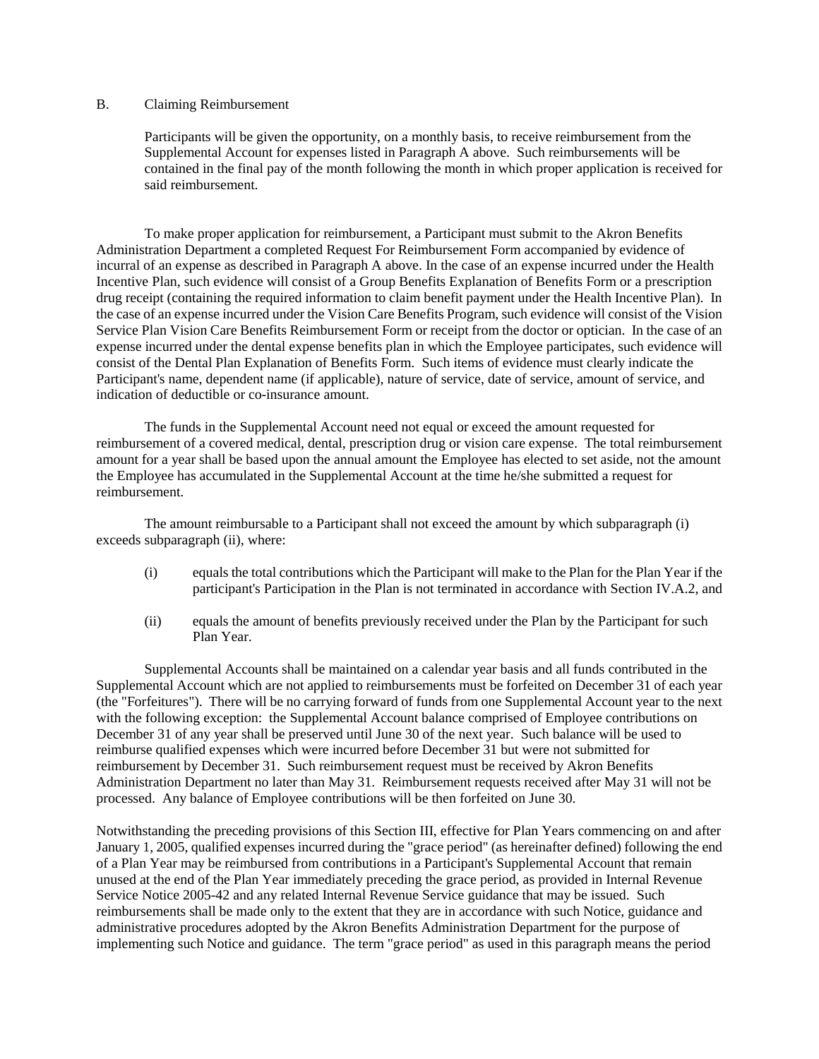B. Claiming Reimbursement

Participants will be given the opportunity, on a monthly basis, to receive reimbursement from the Supplemental Account for expenses listed in Paragraph A above. Such reimbursements will be contained in the final pay of the month following the month in which proper application is received for said reimbursement.

To make proper application for reimbursement, a Participant must submit to the Akron Benefits Administration Department a completed Request For Reimbursement Form accompanied by evidence of incurral of an expense as described in Paragraph A above. In the case of an expense incurred under the Health Incentive Plan, such evidence will consist of a Group Benefits Explanation of Benefits Form or a prescription drug receipt (containing the required information to claim benefit payment under the Health Incentive Plan). In the case of an expense incurred under the Vision Care Benefits Program, such evidence will consist of the Vision Service Plan Vision Care Benefits Reimbursement Form or receipt from the doctor or optician. In the case of an expense incurred under the dental expense benefits plan in which the Employee participates, such evidence will consist of the Dental Plan Explanation of Benefits Form. Such items of evidence must clearly indicate the Participant's name, dependent name (if applicable), nature of service, date of service, amount of service, and indication of deductible or co-insurance amount.

The funds in the Supplemental Account need not equal or exceed the amount requested for reimbursement of a covered medical, dental, prescription drug or vision care expense. The total reimbursement amount for a year shall be based upon the annual amount the Employee has elected to set aside, not the amount the Employee has accumulated in the Supplemental Account at the time he/she submitted a request for reimbursement.

The amount reimbursable to a Participant shall not exceed the amount by which subparagraph (i) exceeds subparagraph (ii), where:

(i) equals the total contributions which the Participant will make to the Plan for the Plan Year if the participant's Participation in the Plan is not terminated in accordance with Section IV.A.2, and

(ii) equals the amount of benefits previously received under the Plan by the Participant for such Plan Year.

Supplemental Accounts shall be maintained on a calendar year basis and all funds contributed in the Supplemental Account which are not applied to reimbursements must be forfeited on December 31 of each year (the "Forfeitures"). There will be no carrying forward of funds from one Supplemental Account year to the next with the following exception: the Supplemental Account balance comprised of Employee contributions on December 31 of any year shall be preserved until June 30 of the next year. Such balance will be used to reimburse qualified expenses which were incurred before December 31 but were not submitted for reimbursement by December 31. Such reimbursement request must be received by Akron Benefits Administration Department no later than May 31. Reimbursement requests received after May 31 will not be processed. Any balance of Employee contributions will be then forfeited on June 30.

Notwithstanding the preceding provisions of this Section III, effective for Plan Years commencing on and after January 1, 2005, qualified expenses incurred during the "grace period" (as hereinafter defined) following the end of a Plan Year may be reimbursed from contributions in a Participant's Supplemental Account that remain unused at the end of the Plan Year immediately preceding the grace period, as provided in Internal Revenue Service Notice 2005-42 and any related Internal Revenue Service guidance that may be issued. Such reimbursements shall be made only to the extent that they are in accordance with such Notice, guidance and administrative procedures adopted by the Akron Benefits Administration Department for the purpose of implementing such Notice and guidance. The term "grace period" as used in this paragraph means the period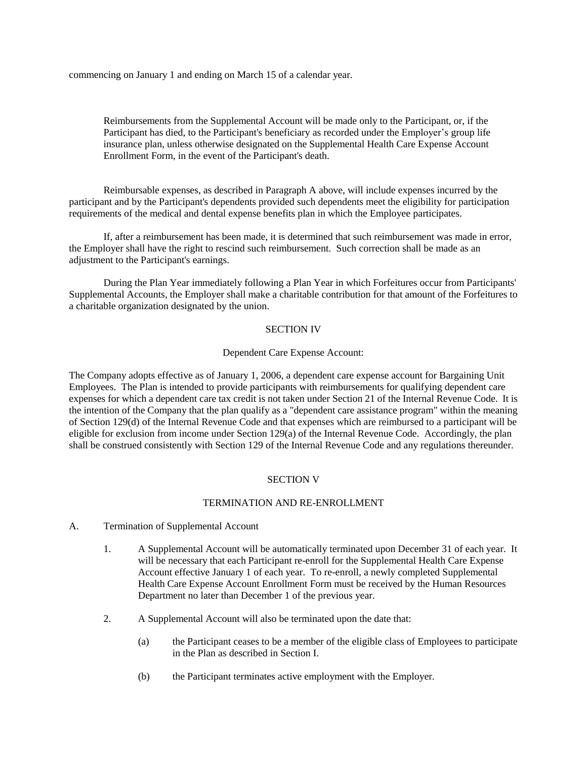commencing on January 1 and ending on March 15 of a calendar year.

Reimbursements from the Supplemental Account will be made only to the Participant, or, if the Participant has died, to the Participant's beneficiary as recorded under the Employer's group life insurance plan, unless otherwise designated on the Supplemental Health Care Expense Account Enrollment Form, in the event of the Participant's death.

Reimbursable expenses, as described in Paragraph A above, will include expenses incurred by the participant and by the Participant's dependents provided such dependents meet the eligibility for participation requirements of the medical and dental expense benefits plan in which the Employee participates.

If, after a reimbursement has been made, it is determined that such reimbursement was made in error, the Employer shall have the right to rescind such reimbursement. Such correction shall be made as an adjustment to the Participant's earnings.

During the Plan Year immediately following a Plan Year in which Forfeitures occur from Participants' Supplemental Accounts, the Employer shall make a charitable contribution for that amount of the Forfeitures to a charitable organization designated by the union.

## SECTION IV

### Dependent Care Expense Account:

The Company adopts effective as of January 1, 2006, a dependent care expense account for Bargaining Unit Employees. The Plan is intended to provide participants with reimbursements for qualifying dependent care expenses for which a dependent care tax credit is not taken under Section 21 of the Internal Revenue Code. It is the intention of the Company that the plan qualify as a "dependent care assistance program" within the meaning of Section 129(d) of the Internal Revenue Code and that expenses which are reimbursed to a participant will be eligible for exclusion from income under Section 129(a) of the Internal Revenue Code. Accordingly, the plan shall be construed consistently with Section 129 of the Internal Revenue Code and any regulations thereunder.

## SECTION V

### TERMINATION AND RE-ENROLLMENT

A. Termination of Supplemental Account

1. A Supplemental Account will be automatically terminated upon December 31 of each year. It will be necessary that each Participant re-enroll for the Supplemental Health Care Expense Account effective January 1 of each year. To re-enroll, a newly completed Supplemental Health Care Expense Account Enrollment Form must be received by the Human Resources Department no later than December 1 of the previous year.

2. A Supplemental Account will also be terminated upon the date that:

   (a) the Participant ceases to be a member of the eligible class of Employees to participate in the Plan as described in Section I.

   (b) the Participant terminates active employment with the Employer.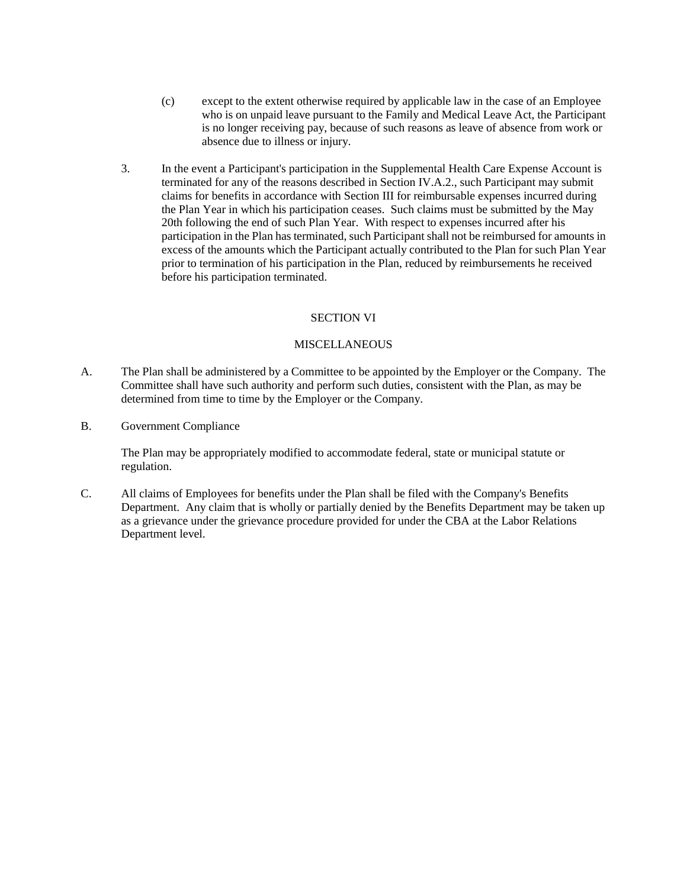(c) except to the extent otherwise required by applicable law in the case of an Employee who is on unpaid leave pursuant to the Family and Medical Leave Act, the Participant is no longer receiving pay, because of such reasons as leave of absence from work or absence due to illness or injury.

3. In the event a Participant's participation in the Supplemental Health Care Expense Account is terminated for any of the reasons described in Section IV.A.2., such Participant may submit claims for benefits in accordance with Section III for reimbursable expenses incurred during the Plan Year in which his participation ceases. Such claims must be submitted by the May 20th following the end of such Plan Year. With respect to expenses incurred after his participation in the Plan has terminated, such Participant shall not be reimbursed for amounts in excess of the amounts which the Participant actually contributed to the Plan for such Plan Year prior to termination of his participation in the Plan, reduced by reimbursements he received before his participation terminated.

## SECTION VI

## MISCELLANEOUS

A. The Plan shall be administered by a Committee to be appointed by the Employer or the Company. The Committee shall have such authority and perform such duties, consistent with the Plan, as may be determined from time to time by the Employer or the Company.

B. Government Compliance

The Plan may be appropriately modified to accommodate federal, state or municipal statute or regulation.

C. All claims of Employees for benefits under the Plan shall be filed with the Company's Benefits Department. Any claim that is wholly or partially denied by the Benefits Department may be taken up as a grievance under the grievance procedure provided for under the CBA at the Labor Relations Department level.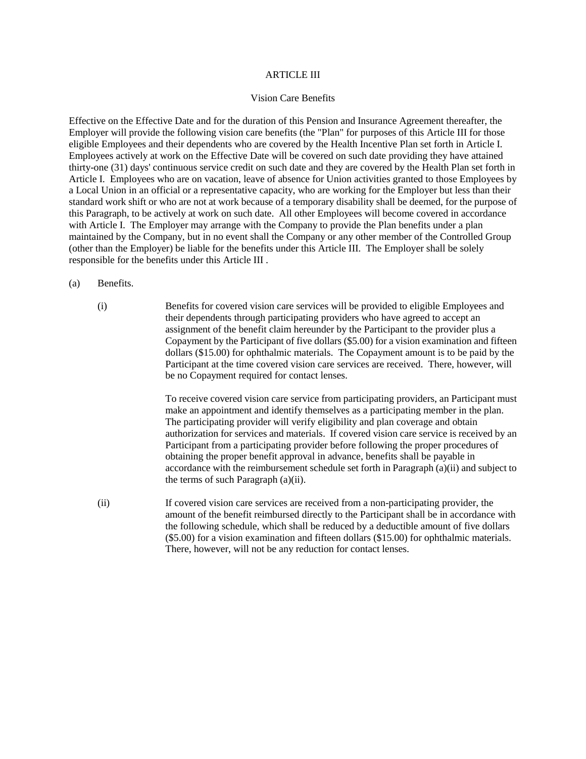# ARTICLE III

## Vision Care Benefits

Effective on the Effective Date and for the duration of this Pension and Insurance Agreement thereafter, the Employer will provide the following vision care benefits (the "Plan" for purposes of this Article III for those eligible Employees and their dependents who are covered by the Health Incentive Plan set forth in Article I. Employees actively at work on the Effective Date will be covered on such date providing they have attained thirty-one (31) days' continuous service credit on such date and they are covered by the Health Plan set forth in Article I. Employees who are on vacation, leave of absence for Union activities granted to those Employees by a Local Union in an official or a representative capacity, who are working for the Employer but less than their standard work shift or who are not at work because of a temporary disability shall be deemed, for the purpose of this Paragraph, to be actively at work on such date. All other Employees will become covered in accordance with Article I. The Employer may arrange with the Company to provide the Plan benefits under a plan maintained by the Company, but in no event shall the Company or any other member of the Controlled Group (other than the Employer) be liable for the benefits under this Article III. The Employer shall be solely responsible for the benefits under this Article III .

(a) Benefits.

(i) Benefits for covered vision care services will be provided to eligible Employees and their dependents through participating providers who have agreed to accept an assignment of the benefit claim hereunder by the Participant to the provider plus a Copayment by the Participant of five dollars ($5.00) for a vision examination and fifteen dollars ($15.00) for ophthalmic materials. The Copayment amount is to be paid by the Participant at the time covered vision care services are received. There, however, will be no Copayment required for contact lenses.

To receive covered vision care service from participating providers, an Participant must make an appointment and identify themselves as a participating member in the plan. The participating provider will verify eligibility and plan coverage and obtain authorization for services and materials. If covered vision care service is received by an Participant from a participating provider before following the proper procedures of obtaining the proper benefit approval in advance, benefits shall be payable in accordance with the reimbursement schedule set forth in Paragraph (a)(ii) and subject to the terms of such Paragraph (a)(ii).

(ii) If covered vision care services are received from a non-participating provider, the amount of the benefit reimbursed directly to the Participant shall be in accordance with the following schedule, which shall be reduced by a deductible amount of five dollars ($5.00) for a vision examination and fifteen dollars ($15.00) for ophthalmic materials. There, however, will not be any reduction for contact lenses.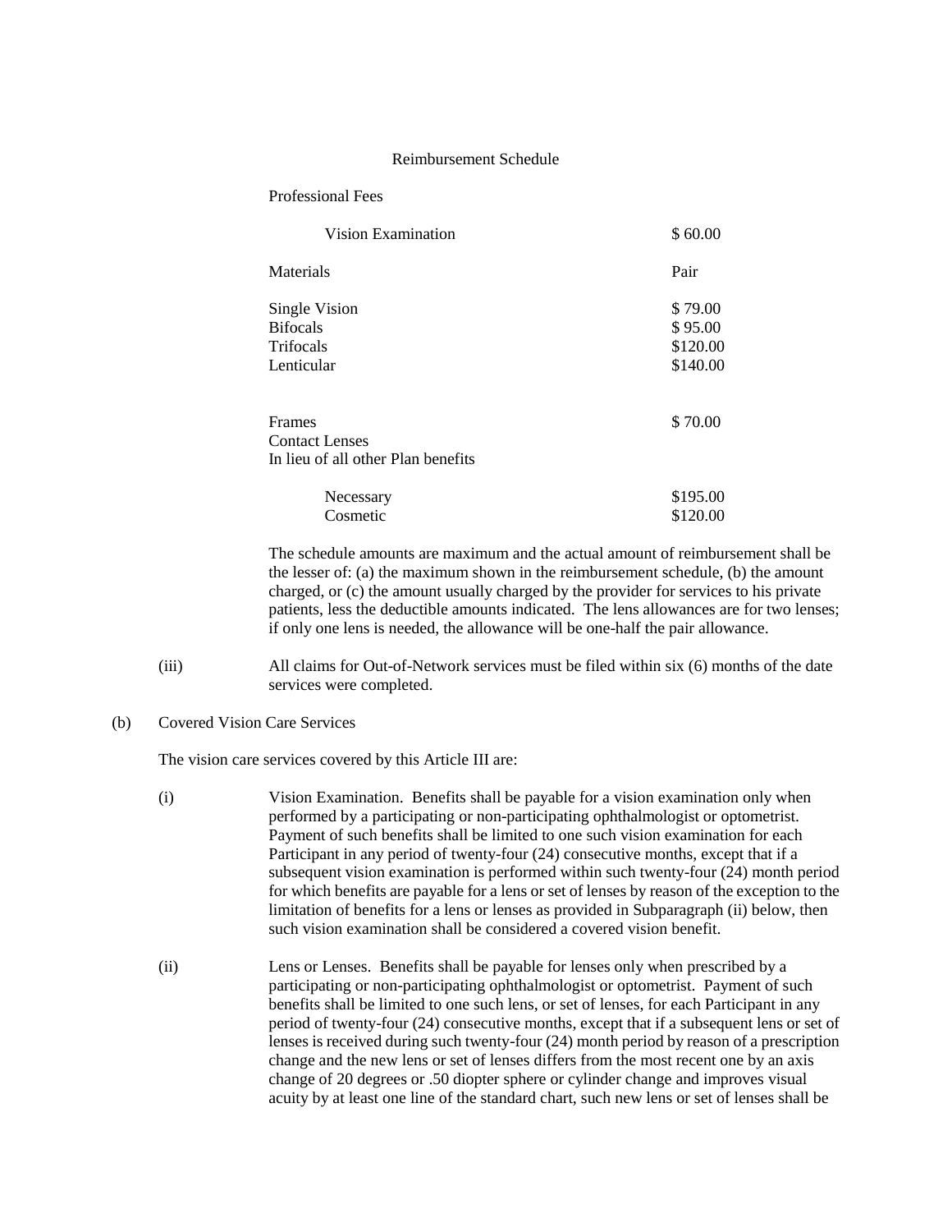Reimbursement Schedule

Professional Fees

| | |
|---|---|
| Vision Examination | $ 60.00 |
| **Materials** | **Pair** |
| Single Vision | $ 79.00 |
| Bifocals | $ 95.00 |
| Trifocals | $120.00 |
| Lenticular | $140.00 |
| Frames | $ 70.00 |
| Contact Lenses In lieu of all other Plan benefits | |
| Necessary | $195.00 |
| Cosmetic | $120.00 |

The schedule amounts are maximum and the actual amount of reimbursement shall be the lesser of: (a) the maximum shown in the reimbursement schedule, (b) the amount charged, or (c) the amount usually charged by the provider for services to his private patients, less the deductible amounts indicated. The lens allowances are for two lenses; if only one lens is needed, the allowance will be one-half the pair allowance.

(iii) All claims for Out-of-Network services must be filed within six (6) months of the date services were completed.

(b) Covered Vision Care Services

The vision care services covered by this Article III are:

(i) Vision Examination. Benefits shall be payable for a vision examination only when performed by a participating or non-participating ophthalmologist or optometrist. Payment of such benefits shall be limited to one such vision examination for each Participant in any period of twenty-four (24) consecutive months, except that if a subsequent vision examination is performed within such twenty-four (24) month period for which benefits are payable for a lens or set of lenses by reason of the exception to the limitation of benefits for a lens or lenses as provided in Subparagraph (ii) below, then such vision examination shall be considered a covered vision benefit.

(ii) Lens or Lenses. Benefits shall be payable for lenses only when prescribed by a participating or non-participating ophthalmologist or optometrist. Payment of such benefits shall be limited to one such lens, or set of lenses, for each Participant in any period of twenty-four (24) consecutive months, except that if a subsequent lens or set of lenses is received during such twenty-four (24) month period by reason of a prescription change and the new lens or set of lenses differs from the most recent one by an axis change of 20 degrees or .50 diopter sphere or cylinder change and improves visual acuity by at least one line of the standard chart, such new lens or set of lenses shall be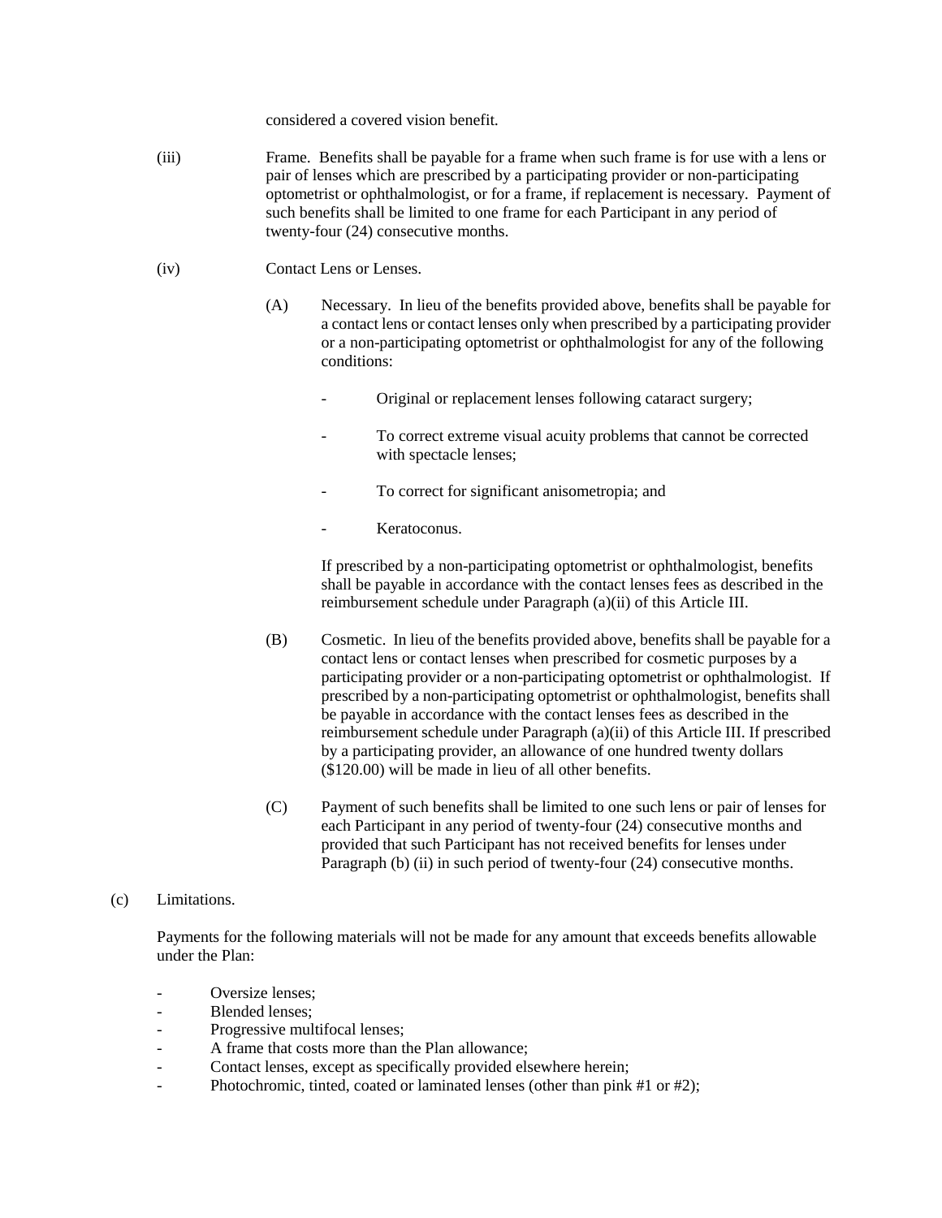considered a covered vision benefit.

(iii) Frame. Benefits shall be payable for a frame when such frame is for use with a lens or pair of lenses which are prescribed by a participating provider or non-participating optometrist or ophthalmologist, or for a frame, if replacement is necessary. Payment of such benefits shall be limited to one frame for each Participant in any period of twenty-four (24) consecutive months.

(iv) Contact Lens or Lenses.

(A) Necessary. In lieu of the benefits provided above, benefits shall be payable for a contact lens or contact lenses only when prescribed by a participating provider or a non-participating optometrist or ophthalmologist for any of the following conditions:

- Original or replacement lenses following cataract surgery;
- To correct extreme visual acuity problems that cannot be corrected with spectacle lenses;
- To correct for significant anisometropia; and
- Keratoconus.

If prescribed by a non-participating optometrist or ophthalmologist, benefits shall be payable in accordance with the contact lenses fees as described in the reimbursement schedule under Paragraph (a)(ii) of this Article III.

(B) Cosmetic. In lieu of the benefits provided above, benefits shall be payable for a contact lens or contact lenses when prescribed for cosmetic purposes by a participating provider or a non-participating optometrist or ophthalmologist. If prescribed by a non-participating optometrist or ophthalmologist, benefits shall be payable in accordance with the contact lenses fees as described in the reimbursement schedule under Paragraph (a)(ii) of this Article III. If prescribed by a participating provider, an allowance of one hundred twenty dollars ($120.00) will be made in lieu of all other benefits.

(C) Payment of such benefits shall be limited to one such lens or pair of lenses for each Participant in any period of twenty-four (24) consecutive months and provided that such Participant has not received benefits for lenses under Paragraph (b) (ii) in such period of twenty-four (24) consecutive months.

(c) Limitations.

Payments for the following materials will not be made for any amount that exceeds benefits allowable under the Plan:

- Oversize lenses;
- Blended lenses;
- Progressive multifocal lenses;
- A frame that costs more than the Plan allowance;
- Contact lenses, except as specifically provided elsewhere herein;
- Photochromic, tinted, coated or laminated lenses (other than pink #1 or #2);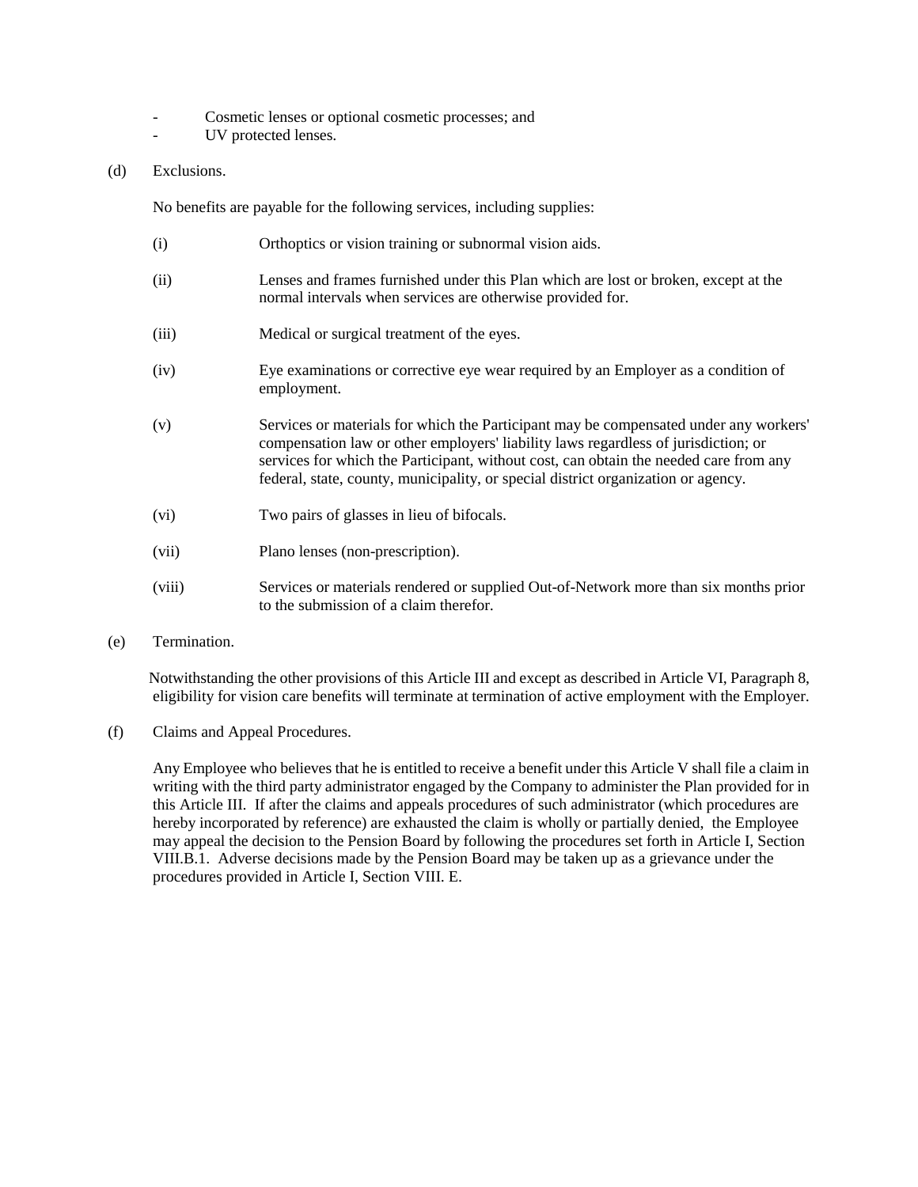- Cosmetic lenses or optional cosmetic processes; and
- UV protected lenses.

(d) Exclusions.

No benefits are payable for the following services, including supplies:

(i) Orthoptics or vision training or subnormal vision aids.

(ii) Lenses and frames furnished under this Plan which are lost or broken, except at the normal intervals when services are otherwise provided for.

(iii) Medical or surgical treatment of the eyes.

(iv) Eye examinations or corrective eye wear required by an Employer as a condition of employment.

(v) Services or materials for which the Participant may be compensated under any workers' compensation law or other employers' liability laws regardless of jurisdiction; or services for which the Participant, without cost, can obtain the needed care from any federal, state, county, municipality, or special district organization or agency.

(vi) Two pairs of glasses in lieu of bifocals.

(vii) Plano lenses (non-prescription).

(viii) Services or materials rendered or supplied Out-of-Network more than six months prior to the submission of a claim therefor.

(e) Termination.

Notwithstanding the other provisions of this Article III and except as described in Article VI, Paragraph 8, eligibility for vision care benefits will terminate at termination of active employment with the Employer.

(f) Claims and Appeal Procedures.

Any Employee who believes that he is entitled to receive a benefit under this Article V shall file a claim in writing with the third party administrator engaged by the Company to administer the Plan provided for in this Article III. If after the claims and appeals procedures of such administrator (which procedures are hereby incorporated by reference) are exhausted the claim is wholly or partially denied, the Employee may appeal the decision to the Pension Board by following the procedures set forth in Article I, Section VIII.B.1. Adverse decisions made by the Pension Board may be taken up as a grievance under the procedures provided in Article I, Section VIII. E.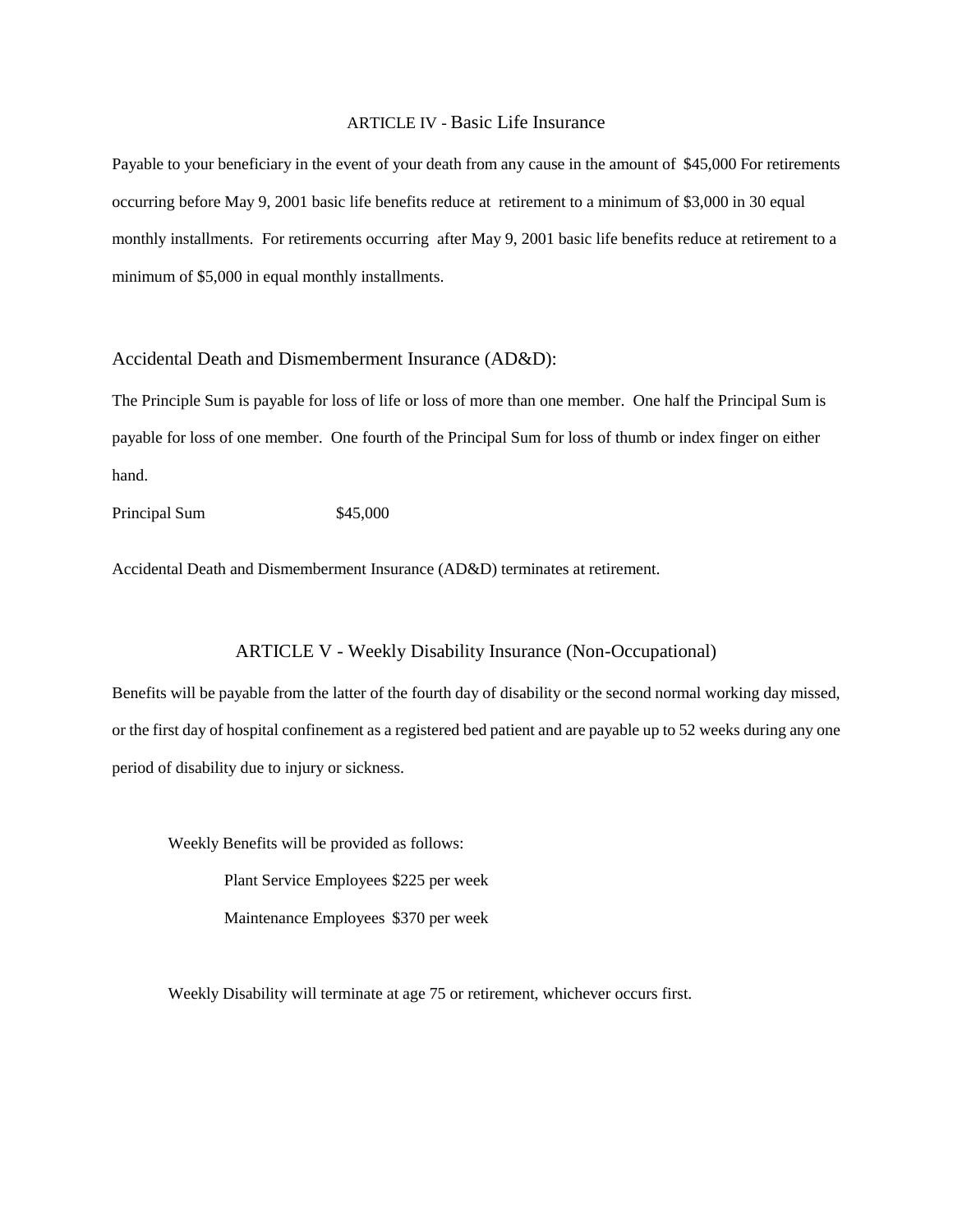## ARTICLE IV - Basic Life Insurance

Payable to your beneficiary in the event of your death from any cause in the amount of $45,000 For retirements occurring before May 9, 2001 basic life benefits reduce at retirement to a minimum of $3,000 in 30 equal monthly installments. For retirements occurring after May 9, 2001 basic life benefits reduce at retirement to a minimum of $5,000 in equal monthly installments.

### Accidental Death and Dismemberment Insurance (AD&D):

The Principle Sum is payable for loss of life or loss of more than one member. One half the Principal Sum is payable for loss of one member. One fourth of the Principal Sum for loss of thumb or index finger on either hand.

Principal Sum $45,000

Accidental Death and Dismemberment Insurance (AD&D) terminates at retirement.

## ARTICLE V - Weekly Disability Insurance (Non-Occupational)

Benefits will be payable from the latter of the fourth day of disability or the second normal working day missed, or the first day of hospital confinement as a registered bed patient and are payable up to 52 weeks during any one period of disability due to injury or sickness.

Weekly Benefits will be provided as follows:

- Plant Service Employees $225 per week
- Maintenance Employees $370 per week

Weekly Disability will terminate at age 75 or retirement, whichever occurs first.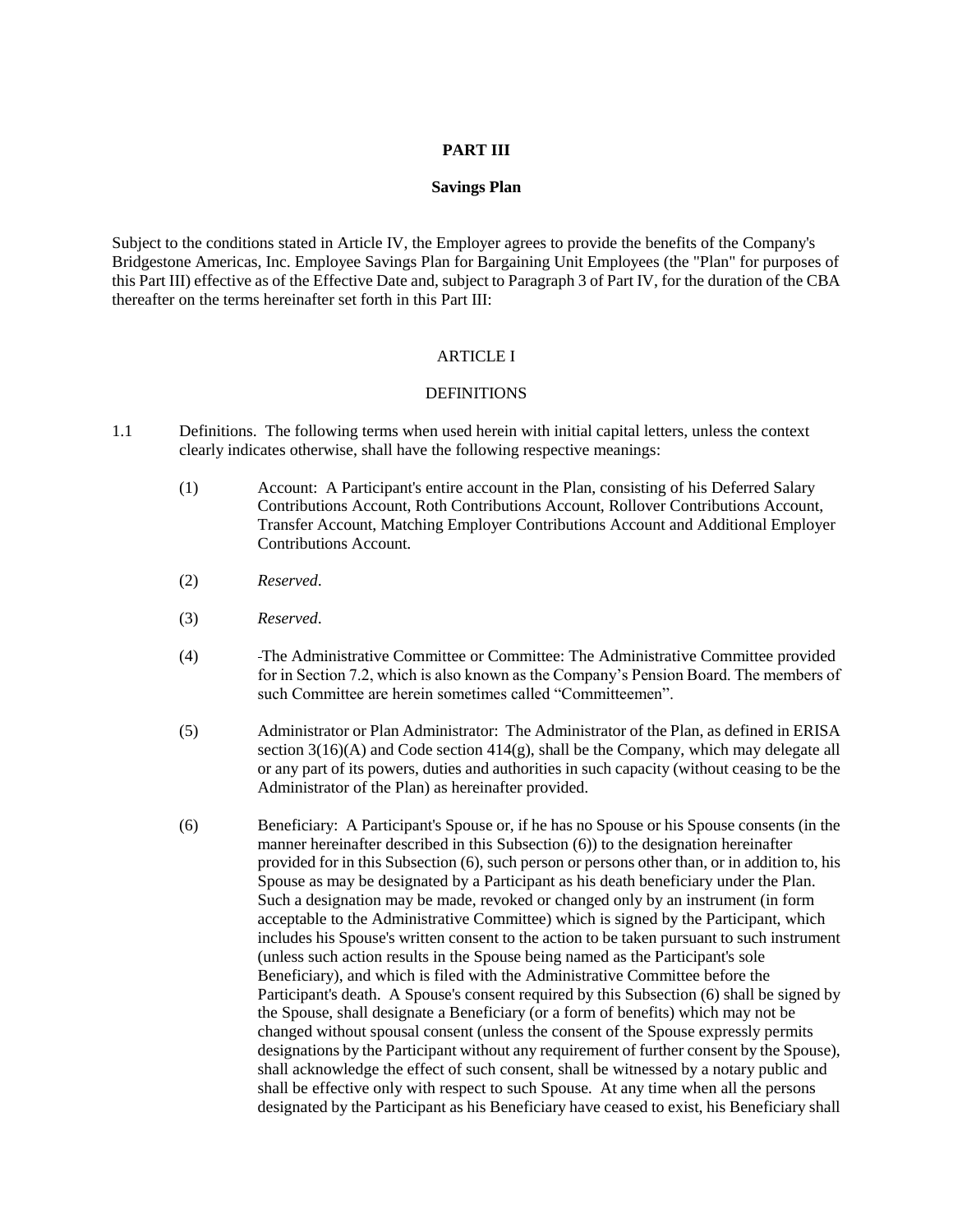# PART III

## Savings Plan

Subject to the conditions stated in Article IV, the Employer agrees to provide the benefits of the Company's Bridgestone Americas, Inc. Employee Savings Plan for Bargaining Unit Employees (the "Plan" for purposes of this Part III) effective as of the Effective Date and, subject to Paragraph 3 of Part IV, for the duration of the CBA thereafter on the terms hereinafter set forth in this Part III:

### ARTICLE I

### DEFINITIONS

1.1 Definitions. The following terms when used herein with initial capital letters, unless the context clearly indicates otherwise, shall have the following respective meanings:

(1) Account: A Participant's entire account in the Plan, consisting of his Deferred Salary Contributions Account, Roth Contributions Account, Rollover Contributions Account, Transfer Account, Matching Employer Contributions Account and Additional Employer Contributions Account.

(2) *Reserved*.

(3) *Reserved*.

(4) The Administrative Committee or Committee: The Administrative Committee provided for in Section 7.2, which is also known as the Company's Pension Board. The members of such Committee are herein sometimes called "Committeemen".

(5) Administrator or Plan Administrator: The Administrator of the Plan, as defined in ERISA section 3(16)(A) and Code section 414(g), shall be the Company, which may delegate all or any part of its powers, duties and authorities in such capacity (without ceasing to be the Administrator of the Plan) as hereinafter provided.

(6) Beneficiary: A Participant's Spouse or, if he has no Spouse or his Spouse consents (in the manner hereinafter described in this Subsection (6)) to the designation hereinafter provided for in this Subsection (6), such person or persons other than, or in addition to, his Spouse as may be designated by a Participant as his death beneficiary under the Plan. Such a designation may be made, revoked or changed only by an instrument (in form acceptable to the Administrative Committee) which is signed by the Participant, which includes his Spouse's written consent to the action to be taken pursuant to such instrument (unless such action results in the Spouse being named as the Participant's sole Beneficiary), and which is filed with the Administrative Committee before the Participant's death. A Spouse's consent required by this Subsection (6) shall be signed by the Spouse, shall designate a Beneficiary (or a form of benefits) which may not be changed without spousal consent (unless the consent of the Spouse expressly permits designations by the Participant without any requirement of further consent by the Spouse), shall acknowledge the effect of such consent, shall be witnessed by a notary public and shall be effective only with respect to such Spouse. At any time when all the persons designated by the Participant as his Beneficiary have ceased to exist, his Beneficiary shall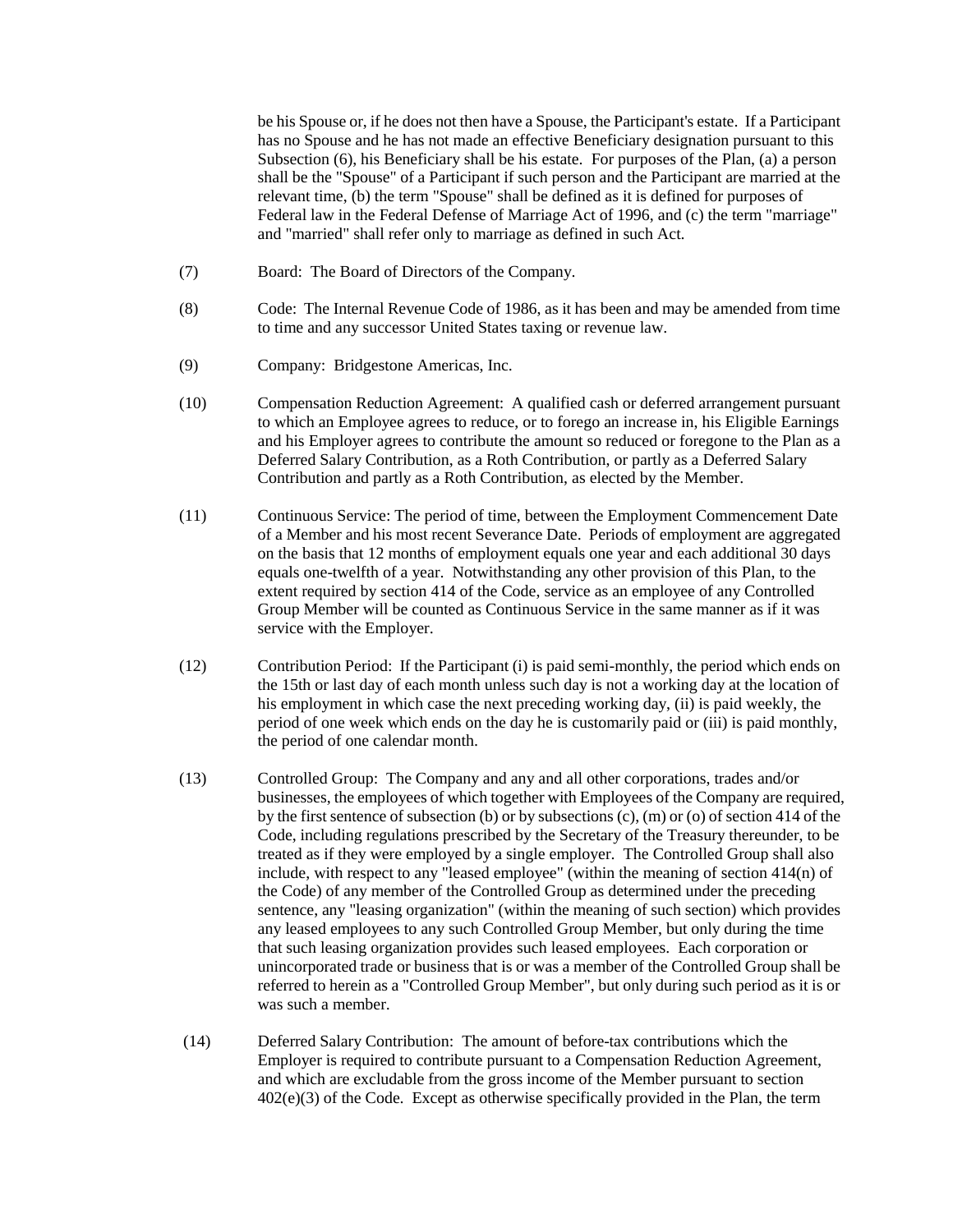be his Spouse or, if he does not then have a Spouse, the Participant's estate. If a Participant has no Spouse and he has not made an effective Beneficiary designation pursuant to this Subsection (6), his Beneficiary shall be his estate. For purposes of the Plan, (a) a person shall be the "Spouse" of a Participant if such person and the Participant are married at the relevant time, (b) the term "Spouse" shall be defined as it is defined for purposes of Federal law in the Federal Defense of Marriage Act of 1996, and (c) the term "marriage" and "married" shall refer only to marriage as defined in such Act.

(7) Board: The Board of Directors of the Company.

(8) Code: The Internal Revenue Code of 1986, as it has been and may be amended from time to time and any successor United States taxing or revenue law.

(9) Company: Bridgestone Americas, Inc.

(10) Compensation Reduction Agreement: A qualified cash or deferred arrangement pursuant to which an Employee agrees to reduce, or to forego an increase in, his Eligible Earnings and his Employer agrees to contribute the amount so reduced or foregone to the Plan as a Deferred Salary Contribution, as a Roth Contribution, or partly as a Deferred Salary Contribution and partly as a Roth Contribution, as elected by the Member.

(11) Continuous Service: The period of time, between the Employment Commencement Date of a Member and his most recent Severance Date. Periods of employment are aggregated on the basis that 12 months of employment equals one year and each additional 30 days equals one-twelfth of a year. Notwithstanding any other provision of this Plan, to the extent required by section 414 of the Code, service as an employee of any Controlled Group Member will be counted as Continuous Service in the same manner as if it was service with the Employer.

(12) Contribution Period: If the Participant (i) is paid semi-monthly, the period which ends on the 15th or last day of each month unless such day is not a working day at the location of his employment in which case the next preceding working day, (ii) is paid weekly, the period of one week which ends on the day he is customarily paid or (iii) is paid monthly, the period of one calendar month.

(13) Controlled Group: The Company and any and all other corporations, trades and/or businesses, the employees of which together with Employees of the Company are required, by the first sentence of subsection (b) or by subsections (c), (m) or (o) of section 414 of the Code, including regulations prescribed by the Secretary of the Treasury thereunder, to be treated as if they were employed by a single employer. The Controlled Group shall also include, with respect to any "leased employee" (within the meaning of section 414(n) of the Code) of any member of the Controlled Group as determined under the preceding sentence, any "leasing organization" (within the meaning of such section) which provides any leased employees to any such Controlled Group Member, but only during the time that such leasing organization provides such leased employees. Each corporation or unincorporated trade or business that is or was a member of the Controlled Group shall be referred to herein as a "Controlled Group Member", but only during such period as it is or was such a member.

(14) Deferred Salary Contribution: The amount of before-tax contributions which the Employer is required to contribute pursuant to a Compensation Reduction Agreement, and which are excludable from the gross income of the Member pursuant to section 402(e)(3) of the Code. Except as otherwise specifically provided in the Plan, the term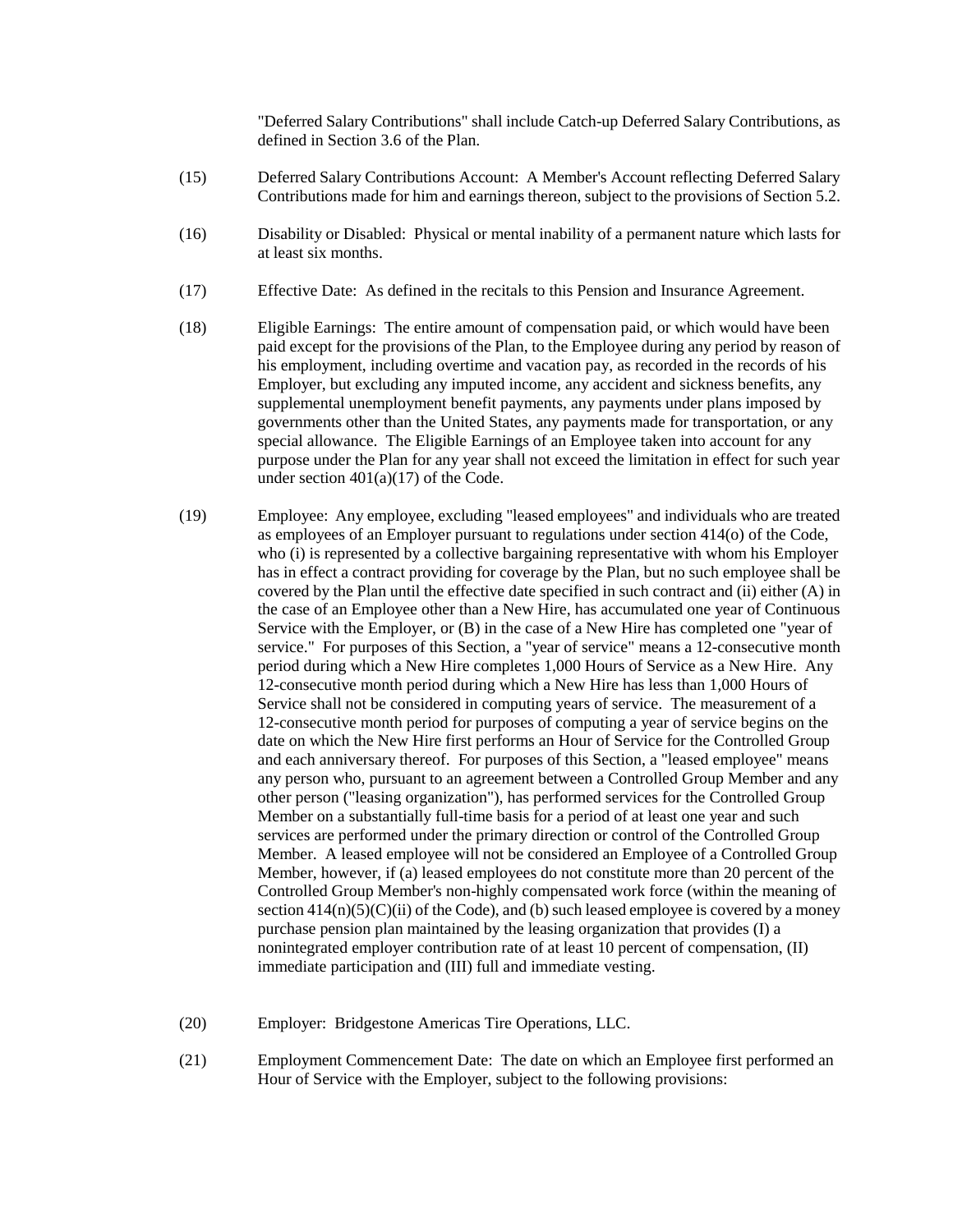"Deferred Salary Contributions" shall include Catch-up Deferred Salary Contributions, as defined in Section 3.6 of the Plan.

(15) Deferred Salary Contributions Account: A Member's Account reflecting Deferred Salary Contributions made for him and earnings thereon, subject to the provisions of Section 5.2.

(16) Disability or Disabled: Physical or mental inability of a permanent nature which lasts for at least six months.

(17) Effective Date: As defined in the recitals to this Pension and Insurance Agreement.

(18) Eligible Earnings: The entire amount of compensation paid, or which would have been paid except for the provisions of the Plan, to the Employee during any period by reason of his employment, including overtime and vacation pay, as recorded in the records of his Employer, but excluding any imputed income, any accident and sickness benefits, any supplemental unemployment benefit payments, any payments under plans imposed by governments other than the United States, any payments made for transportation, or any special allowance. The Eligible Earnings of an Employee taken into account for any purpose under the Plan for any year shall not exceed the limitation in effect for such year under section 401(a)(17) of the Code.

(19) Employee: Any employee, excluding "leased employees" and individuals who are treated as employees of an Employer pursuant to regulations under section 414(o) of the Code, who (i) is represented by a collective bargaining representative with whom his Employer has in effect a contract providing for coverage by the Plan, but no such employee shall be covered by the Plan until the effective date specified in such contract and (ii) either (A) in the case of an Employee other than a New Hire, has accumulated one year of Continuous Service with the Employer, or (B) in the case of a New Hire has completed one "year of service." For purposes of this Section, a "year of service" means a 12-consecutive month period during which a New Hire completes 1,000 Hours of Service as a New Hire. Any 12-consecutive month period during which a New Hire has less than 1,000 Hours of Service shall not be considered in computing years of service. The measurement of a 12-consecutive month period for purposes of computing a year of service begins on the date on which the New Hire first performs an Hour of Service for the Controlled Group and each anniversary thereof. For purposes of this Section, a "leased employee" means any person who, pursuant to an agreement between a Controlled Group Member and any other person ("leasing organization"), has performed services for the Controlled Group Member on a substantially full-time basis for a period of at least one year and such services are performed under the primary direction or control of the Controlled Group Member. A leased employee will not be considered an Employee of a Controlled Group Member, however, if (a) leased employees do not constitute more than 20 percent of the Controlled Group Member's non-highly compensated work force (within the meaning of section 414(n)(5)(C)(ii) of the Code), and (b) such leased employee is covered by a money purchase pension plan maintained by the leasing organization that provides (I) a nonintegrated employer contribution rate of at least 10 percent of compensation, (II) immediate participation and (III) full and immediate vesting.

(20) Employer: Bridgestone Americas Tire Operations, LLC.

(21) Employment Commencement Date: The date on which an Employee first performed an Hour of Service with the Employer, subject to the following provisions: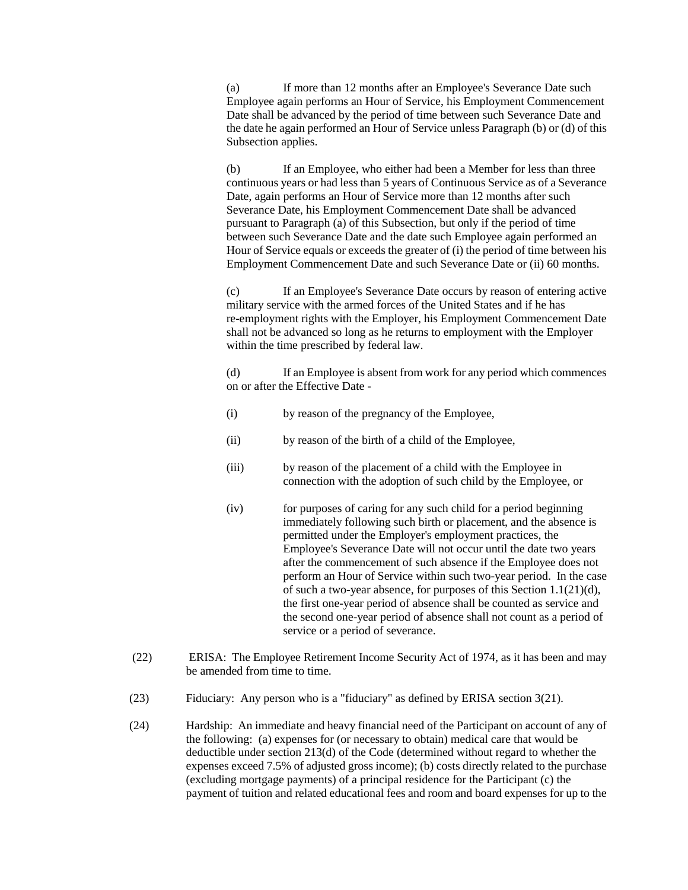(a) If more than 12 months after an Employee's Severance Date such Employee again performs an Hour of Service, his Employment Commencement Date shall be advanced by the period of time between such Severance Date and the date he again performed an Hour of Service unless Paragraph (b) or (d) of this Subsection applies.

(b) If an Employee, who either had been a Member for less than three continuous years or had less than 5 years of Continuous Service as of a Severance Date, again performs an Hour of Service more than 12 months after such Severance Date, his Employment Commencement Date shall be advanced pursuant to Paragraph (a) of this Subsection, but only if the period of time between such Severance Date and the date such Employee again performed an Hour of Service equals or exceeds the greater of (i) the period of time between his Employment Commencement Date and such Severance Date or (ii) 60 months.

(c) If an Employee's Severance Date occurs by reason of entering active military service with the armed forces of the United States and if he has re-employment rights with the Employer, his Employment Commencement Date shall not be advanced so long as he returns to employment with the Employer within the time prescribed by federal law.

(d) If an Employee is absent from work for any period which commences on or after the Effective Date -

(i) by reason of the pregnancy of the Employee,

(ii) by reason of the birth of a child of the Employee,

(iii) by reason of the placement of a child with the Employee in connection with the adoption of such child by the Employee, or

(iv) for purposes of caring for any such child for a period beginning immediately following such birth or placement, and the absence is permitted under the Employer's employment practices, the Employee's Severance Date will not occur until the date two years after the commencement of such absence if the Employee does not perform an Hour of Service within such two-year period. In the case of such a two-year absence, for purposes of this Section 1.1(21)(d), the first one-year period of absence shall be counted as service and the second one-year period of absence shall not count as a period of service or a period of severance.

(22) ERISA: The Employee Retirement Income Security Act of 1974, as it has been and may be amended from time to time.

(23) Fiduciary: Any person who is a "fiduciary" as defined by ERISA section 3(21).

(24) Hardship: An immediate and heavy financial need of the Participant on account of any of the following: (a) expenses for (or necessary to obtain) medical care that would be deductible under section 213(d) of the Code (determined without regard to whether the expenses exceed 7.5% of adjusted gross income); (b) costs directly related to the purchase (excluding mortgage payments) of a principal residence for the Participant (c) the payment of tuition and related educational fees and room and board expenses for up to the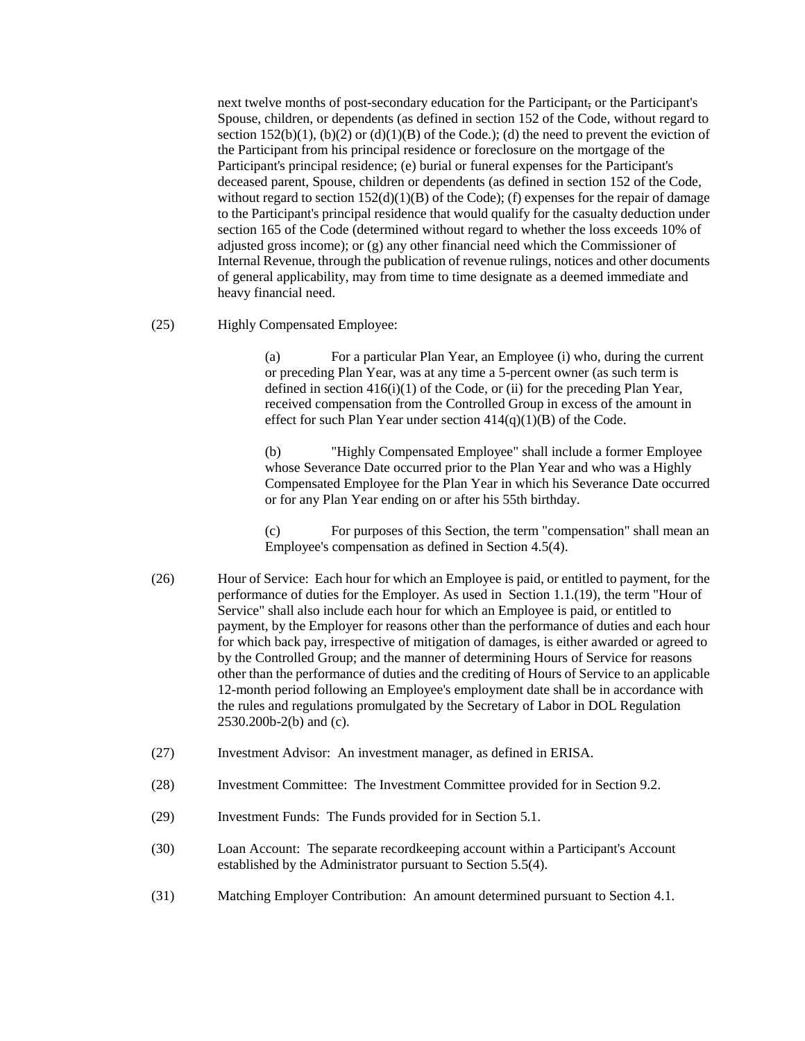next twelve months of post-secondary education for the Participant, or the Participant's Spouse, children, or dependents (as defined in section 152 of the Code, without regard to section 152(b)(1), (b)(2) or (d)(1)(B) of the Code.); (d) the need to prevent the eviction of the Participant from his principal residence or foreclosure on the mortgage of the Participant's principal residence; (e) burial or funeral expenses for the Participant's deceased parent, Spouse, children or dependents (as defined in section 152 of the Code, without regard to section 152(d)(1)(B) of the Code); (f) expenses for the repair of damage to the Participant's principal residence that would qualify for the casualty deduction under section 165 of the Code (determined without regard to whether the loss exceeds 10% of adjusted gross income); or (g) any other financial need which the Commissioner of Internal Revenue, through the publication of revenue rulings, notices and other documents of general applicability, may from time to time designate as a deemed immediate and heavy financial need.

(25) Highly Compensated Employee:

(a) For a particular Plan Year, an Employee (i) who, during the current or preceding Plan Year, was at any time a 5-percent owner (as such term is defined in section 416(i)(1) of the Code, or (ii) for the preceding Plan Year, received compensation from the Controlled Group in excess of the amount in effect for such Plan Year under section 414(q)(1)(B) of the Code.

(b) "Highly Compensated Employee" shall include a former Employee whose Severance Date occurred prior to the Plan Year and who was a Highly Compensated Employee for the Plan Year in which his Severance Date occurred or for any Plan Year ending on or after his 55th birthday.

(c) For purposes of this Section, the term "compensation" shall mean an Employee's compensation as defined in Section 4.5(4).

(26) Hour of Service: Each hour for which an Employee is paid, or entitled to payment, for the performance of duties for the Employer. As used in Section 1.1.(19), the term "Hour of Service" shall also include each hour for which an Employee is paid, or entitled to payment, by the Employer for reasons other than the performance of duties and each hour for which back pay, irrespective of mitigation of damages, is either awarded or agreed to by the Controlled Group; and the manner of determining Hours of Service for reasons other than the performance of duties and the crediting of Hours of Service to an applicable 12-month period following an Employee's employment date shall be in accordance with the rules and regulations promulgated by the Secretary of Labor in DOL Regulation 2530.200b-2(b) and (c).

(27) Investment Advisor: An investment manager, as defined in ERISA.

(28) Investment Committee: The Investment Committee provided for in Section 9.2.

(29) Investment Funds: The Funds provided for in Section 5.1.

(30) Loan Account: The separate recordkeeping account within a Participant's Account established by the Administrator pursuant to Section 5.5(4).

(31) Matching Employer Contribution: An amount determined pursuant to Section 4.1.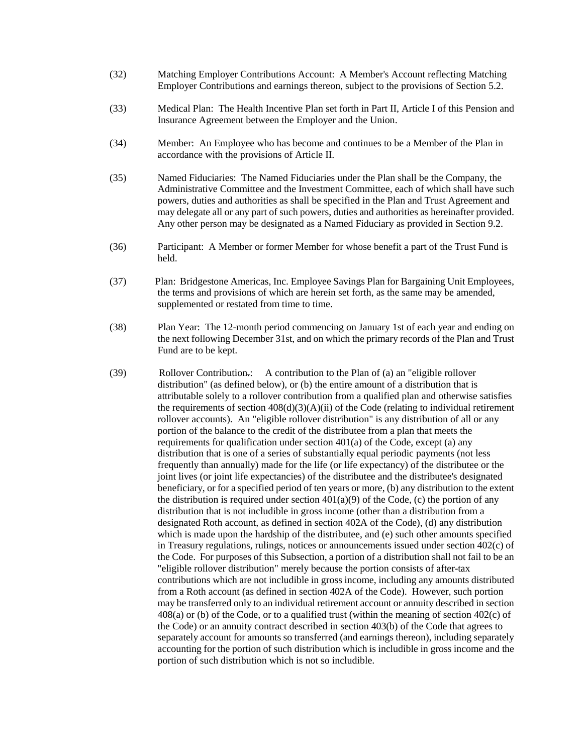(32) Matching Employer Contributions Account: A Member's Account reflecting Matching Employer Contributions and earnings thereon, subject to the provisions of Section 5.2.

(33) Medical Plan: The Health Incentive Plan set forth in Part II, Article I of this Pension and Insurance Agreement between the Employer and the Union.

(34) Member: An Employee who has become and continues to be a Member of the Plan in accordance with the provisions of Article II.

(35) Named Fiduciaries: The Named Fiduciaries under the Plan shall be the Company, the Administrative Committee and the Investment Committee, each of which shall have such powers, duties and authorities as shall be specified in the Plan and Trust Agreement and may delegate all or any part of such powers, duties and authorities as hereinafter provided. Any other person may be designated as a Named Fiduciary as provided in Section 9.2.

(36) Participant: A Member or former Member for whose benefit a part of the Trust Fund is held.

(37) Plan: Bridgestone Americas, Inc. Employee Savings Plan for Bargaining Unit Employees, the terms and provisions of which are herein set forth, as the same may be amended, supplemented or restated from time to time.

(38) Plan Year: The 12-month period commencing on January 1st of each year and ending on the next following December 31st, and on which the primary records of the Plan and Trust Fund are to be kept.

(39) Rollover Contribution.: A contribution to the Plan of (a) an "eligible rollover distribution" (as defined below), or (b) the entire amount of a distribution that is attributable solely to a rollover contribution from a qualified plan and otherwise satisfies the requirements of section 408(d)(3)(A)(ii) of the Code (relating to individual retirement rollover accounts). An "eligible rollover distribution" is any distribution of all or any portion of the balance to the credit of the distributee from a plan that meets the requirements for qualification under section 401(a) of the Code, except (a) any distribution that is one of a series of substantially equal periodic payments (not less frequently than annually) made for the life (or life expectancy) of the distributee or the joint lives (or joint life expectancies) of the distributee and the distributee's designated beneficiary, or for a specified period of ten years or more, (b) any distribution to the extent the distribution is required under section 401(a)(9) of the Code, (c) the portion of any distribution that is not includible in gross income (other than a distribution from a designated Roth account, as defined in section 402A of the Code), (d) any distribution which is made upon the hardship of the distributee, and (e) such other amounts specified in Treasury regulations, rulings, notices or announcements issued under section 402(c) of the Code. For purposes of this Subsection, a portion of a distribution shall not fail to be an "eligible rollover distribution" merely because the portion consists of after-tax contributions which are not includible in gross income, including any amounts distributed from a Roth account (as defined in section 402A of the Code). However, such portion may be transferred only to an individual retirement account or annuity described in section 408(a) or (b) of the Code, or to a qualified trust (within the meaning of section 402(c) of the Code) or an annuity contract described in section 403(b) of the Code that agrees to separately account for amounts so transferred (and earnings thereon), including separately accounting for the portion of such distribution which is includible in gross income and the portion of such distribution which is not so includible.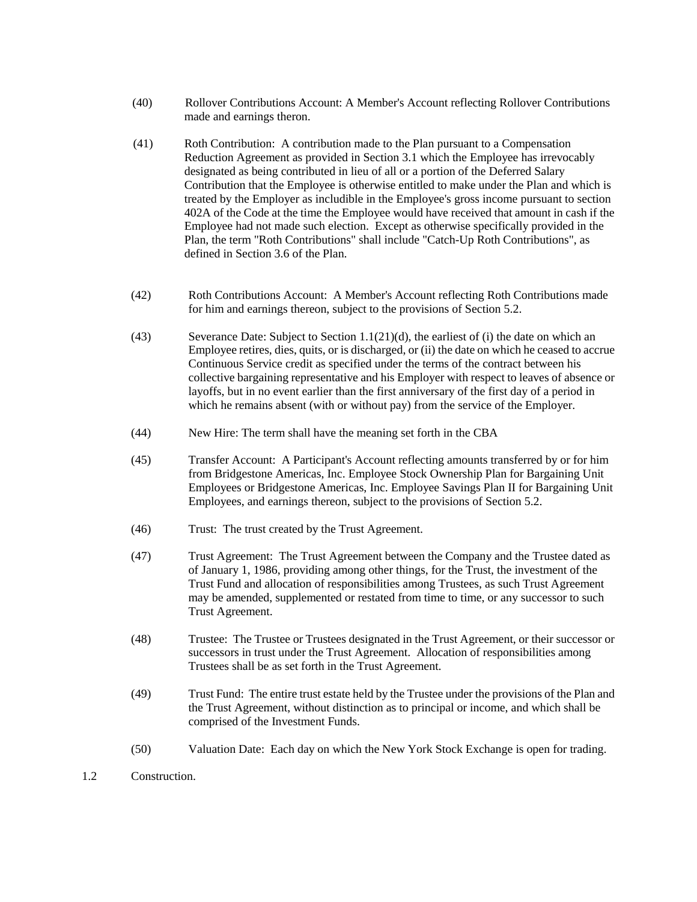(40) Rollover Contributions Account: A Member's Account reflecting Rollover Contributions made and earnings theron.

(41) Roth Contribution: A contribution made to the Plan pursuant to a Compensation Reduction Agreement as provided in Section 3.1 which the Employee has irrevocably designated as being contributed in lieu of all or a portion of the Deferred Salary Contribution that the Employee is otherwise entitled to make under the Plan and which is treated by the Employer as includible in the Employee's gross income pursuant to section 402A of the Code at the time the Employee would have received that amount in cash if the Employee had not made such election. Except as otherwise specifically provided in the Plan, the term "Roth Contributions" shall include "Catch-Up Roth Contributions", as defined in Section 3.6 of the Plan.

(42) Roth Contributions Account: A Member's Account reflecting Roth Contributions made for him and earnings thereon, subject to the provisions of Section 5.2.

(43) Severance Date: Subject to Section 1.1(21)(d), the earliest of (i) the date on which an Employee retires, dies, quits, or is discharged, or (ii) the date on which he ceased to accrue Continuous Service credit as specified under the terms of the contract between his collective bargaining representative and his Employer with respect to leaves of absence or layoffs, but in no event earlier than the first anniversary of the first day of a period in which he remains absent (with or without pay) from the service of the Employer.

(44) New Hire: The term shall have the meaning set forth in the CBA

(45) Transfer Account: A Participant's Account reflecting amounts transferred by or for him from Bridgestone Americas, Inc. Employee Stock Ownership Plan for Bargaining Unit Employees or Bridgestone Americas, Inc. Employee Savings Plan II for Bargaining Unit Employees, and earnings thereon, subject to the provisions of Section 5.2.

(46) Trust: The trust created by the Trust Agreement.

(47) Trust Agreement: The Trust Agreement between the Company and the Trustee dated as of January 1, 1986, providing among other things, for the Trust, the investment of the Trust Fund and allocation of responsibilities among Trustees, as such Trust Agreement may be amended, supplemented or restated from time to time, or any successor to such Trust Agreement.

(48) Trustee: The Trustee or Trustees designated in the Trust Agreement, or their successor or successors in trust under the Trust Agreement. Allocation of responsibilities among Trustees shall be as set forth in the Trust Agreement.

(49) Trust Fund: The entire trust estate held by the Trustee under the provisions of the Plan and the Trust Agreement, without distinction as to principal or income, and which shall be comprised of the Investment Funds.

(50) Valuation Date: Each day on which the New York Stock Exchange is open for trading.

1.2 Construction.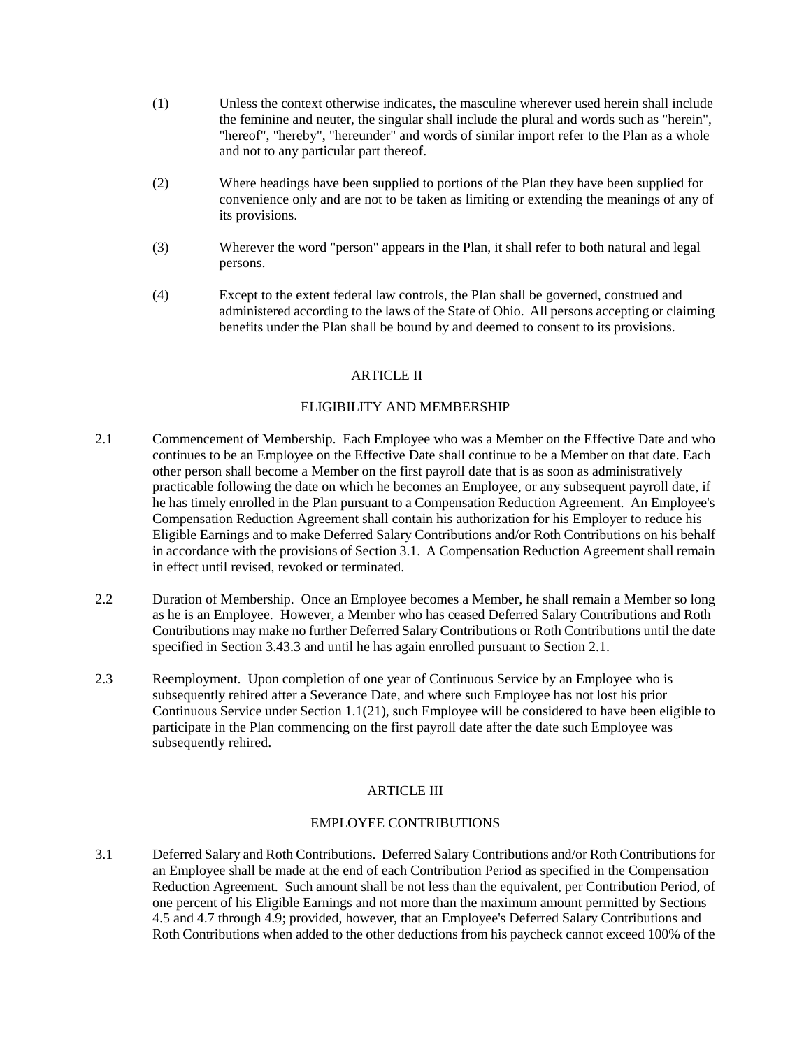(1) Unless the context otherwise indicates, the masculine wherever used herein shall include the feminine and neuter, the singular shall include the plural and words such as "herein", "hereof", "hereby", "hereunder" and words of similar import refer to the Plan as a whole and not to any particular part thereof.

(2) Where headings have been supplied to portions of the Plan they have been supplied for convenience only and are not to be taken as limiting or extending the meanings of any of its provisions.

(3) Wherever the word "person" appears in the Plan, it shall refer to both natural and legal persons.

(4) Except to the extent federal law controls, the Plan shall be governed, construed and administered according to the laws of the State of Ohio. All persons accepting or claiming benefits under the Plan shall be bound by and deemed to consent to its provisions.

## ARTICLE II

## ELIGIBILITY AND MEMBERSHIP

2.1 Commencement of Membership. Each Employee who was a Member on the Effective Date and who continues to be an Employee on the Effective Date shall continue to be a Member on that date. Each other person shall become a Member on the first payroll date that is as soon as administratively practicable following the date on which he becomes an Employee, or any subsequent payroll date, if he has timely enrolled in the Plan pursuant to a Compensation Reduction Agreement. An Employee's Compensation Reduction Agreement shall contain his authorization for his Employer to reduce his Eligible Earnings and to make Deferred Salary Contributions and/or Roth Contributions on his behalf in accordance with the provisions of Section 3.1. A Compensation Reduction Agreement shall remain in effect until revised, revoked or terminated.

2.2 Duration of Membership. Once an Employee becomes a Member, he shall remain a Member so long as he is an Employee. However, a Member who has ceased Deferred Salary Contributions and Roth Contributions may make no further Deferred Salary Contributions or Roth Contributions until the date specified in Section ~~3.4~~3.3 and until he has again enrolled pursuant to Section 2.1.

2.3 Reemployment. Upon completion of one year of Continuous Service by an Employee who is subsequently rehired after a Severance Date, and where such Employee has not lost his prior Continuous Service under Section 1.1(21), such Employee will be considered to have been eligible to participate in the Plan commencing on the first payroll date after the date such Employee was subsequently rehired.

## ARTICLE III

## EMPLOYEE CONTRIBUTIONS

3.1 Deferred Salary and Roth Contributions. Deferred Salary Contributions and/or Roth Contributions for an Employee shall be made at the end of each Contribution Period as specified in the Compensation Reduction Agreement. Such amount shall be not less than the equivalent, per Contribution Period, of one percent of his Eligible Earnings and not more than the maximum amount permitted by Sections 4.5 and 4.7 through 4.9; provided, however, that an Employee's Deferred Salary Contributions and Roth Contributions when added to the other deductions from his paycheck cannot exceed 100% of the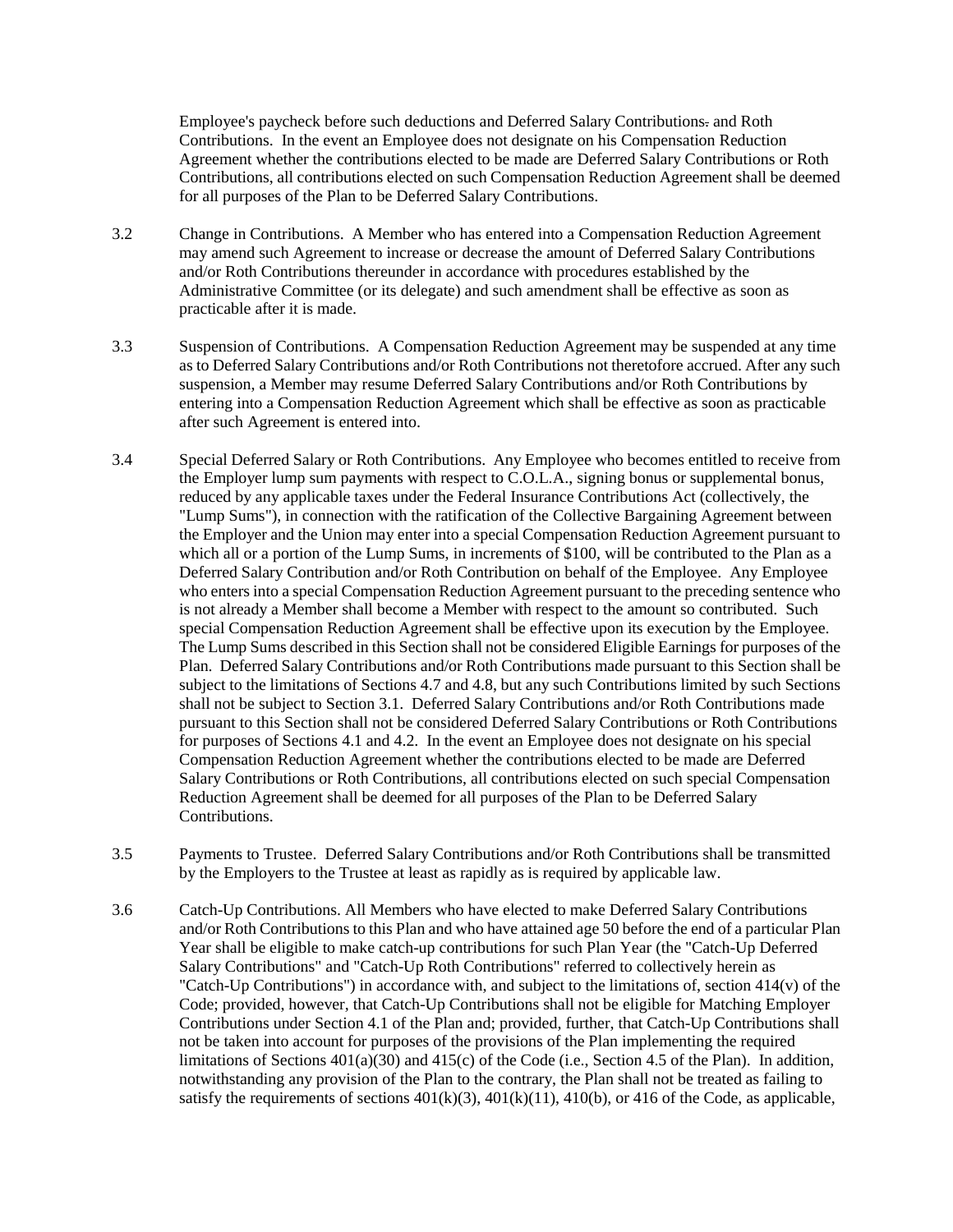Employee's paycheck before such deductions and Deferred Salary Contributions. and Roth Contributions. In the event an Employee does not designate on his Compensation Reduction Agreement whether the contributions elected to be made are Deferred Salary Contributions or Roth Contributions, all contributions elected on such Compensation Reduction Agreement shall be deemed for all purposes of the Plan to be Deferred Salary Contributions.

3.2 Change in Contributions. A Member who has entered into a Compensation Reduction Agreement may amend such Agreement to increase or decrease the amount of Deferred Salary Contributions and/or Roth Contributions thereunder in accordance with procedures established by the Administrative Committee (or its delegate) and such amendment shall be effective as soon as practicable after it is made.

3.3 Suspension of Contributions. A Compensation Reduction Agreement may be suspended at any time as to Deferred Salary Contributions and/or Roth Contributions not theretofore accrued. After any such suspension, a Member may resume Deferred Salary Contributions and/or Roth Contributions by entering into a Compensation Reduction Agreement which shall be effective as soon as practicable after such Agreement is entered into.

3.4 Special Deferred Salary or Roth Contributions. Any Employee who becomes entitled to receive from the Employer lump sum payments with respect to C.O.L.A., signing bonus or supplemental bonus, reduced by any applicable taxes under the Federal Insurance Contributions Act (collectively, the "Lump Sums"), in connection with the ratification of the Collective Bargaining Agreement between the Employer and the Union may enter into a special Compensation Reduction Agreement pursuant to which all or a portion of the Lump Sums, in increments of $100, will be contributed to the Plan as a Deferred Salary Contribution and/or Roth Contribution on behalf of the Employee. Any Employee who enters into a special Compensation Reduction Agreement pursuant to the preceding sentence who is not already a Member shall become a Member with respect to the amount so contributed. Such special Compensation Reduction Agreement shall be effective upon its execution by the Employee. The Lump Sums described in this Section shall not be considered Eligible Earnings for purposes of the Plan. Deferred Salary Contributions and/or Roth Contributions made pursuant to this Section shall be subject to the limitations of Sections 4.7 and 4.8, but any such Contributions limited by such Sections shall not be subject to Section 3.1. Deferred Salary Contributions and/or Roth Contributions made pursuant to this Section shall not be considered Deferred Salary Contributions or Roth Contributions for purposes of Sections 4.1 and 4.2. In the event an Employee does not designate on his special Compensation Reduction Agreement whether the contributions elected to be made are Deferred Salary Contributions or Roth Contributions, all contributions elected on such special Compensation Reduction Agreement shall be deemed for all purposes of the Plan to be Deferred Salary Contributions.

3.5 Payments to Trustee. Deferred Salary Contributions and/or Roth Contributions shall be transmitted by the Employers to the Trustee at least as rapidly as is required by applicable law.

3.6 Catch-Up Contributions. All Members who have elected to make Deferred Salary Contributions and/or Roth Contributions to this Plan and who have attained age 50 before the end of a particular Plan Year shall be eligible to make catch-up contributions for such Plan Year (the "Catch-Up Deferred Salary Contributions" and "Catch-Up Roth Contributions" referred to collectively herein as "Catch-Up Contributions") in accordance with, and subject to the limitations of, section 414(v) of the Code; provided, however, that Catch-Up Contributions shall not be eligible for Matching Employer Contributions under Section 4.1 of the Plan and; provided, further, that Catch-Up Contributions shall not be taken into account for purposes of the provisions of the Plan implementing the required limitations of Sections 401(a)(30) and 415(c) of the Code (i.e., Section 4.5 of the Plan). In addition, notwithstanding any provision of the Plan to the contrary, the Plan shall not be treated as failing to satisfy the requirements of sections 401(k)(3), 401(k)(11), 410(b), or 416 of the Code, as applicable,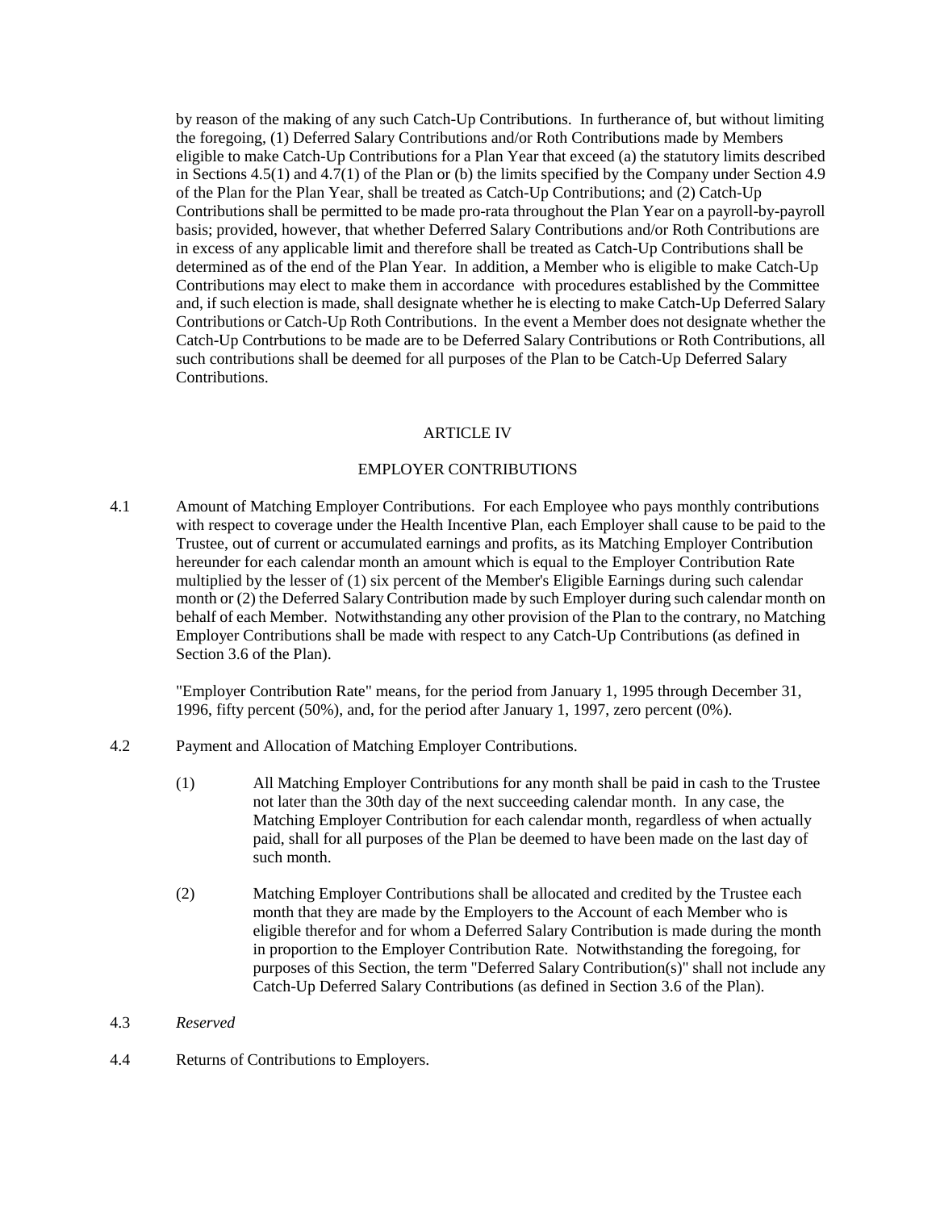by reason of the making of any such Catch-Up Contributions. In furtherance of, but without limiting the foregoing, (1) Deferred Salary Contributions and/or Roth Contributions made by Members eligible to make Catch-Up Contributions for a Plan Year that exceed (a) the statutory limits described in Sections 4.5(1) and 4.7(1) of the Plan or (b) the limits specified by the Company under Section 4.9 of the Plan for the Plan Year, shall be treated as Catch-Up Contributions; and (2) Catch-Up Contributions shall be permitted to be made pro-rata throughout the Plan Year on a payroll-by-payroll basis; provided, however, that whether Deferred Salary Contributions and/or Roth Contributions are in excess of any applicable limit and therefore shall be treated as Catch-Up Contributions shall be determined as of the end of the Plan Year. In addition, a Member who is eligible to make Catch-Up Contributions may elect to make them in accordance with procedures established by the Committee and, if such election is made, shall designate whether he is electing to make Catch-Up Deferred Salary Contributions or Catch-Up Roth Contributions. In the event a Member does not designate whether the Catch-Up Contrbutions to be made are to be Deferred Salary Contributions or Roth Contributions, all such contributions shall be deemed for all purposes of the Plan to be Catch-Up Deferred Salary Contributions.

# ARTICLE IV

# EMPLOYER CONTRIBUTIONS

4.1 Amount of Matching Employer Contributions. For each Employee who pays monthly contributions with respect to coverage under the Health Incentive Plan, each Employer shall cause to be paid to the Trustee, out of current or accumulated earnings and profits, as its Matching Employer Contribution hereunder for each calendar month an amount which is equal to the Employer Contribution Rate multiplied by the lesser of (1) six percent of the Member's Eligible Earnings during such calendar month or (2) the Deferred Salary Contribution made by such Employer during such calendar month on behalf of each Member. Notwithstanding any other provision of the Plan to the contrary, no Matching Employer Contributions shall be made with respect to any Catch-Up Contributions (as defined in Section 3.6 of the Plan).

"Employer Contribution Rate" means, for the period from January 1, 1995 through December 31, 1996, fifty percent (50%), and, for the period after January 1, 1997, zero percent (0%).

4.2 Payment and Allocation of Matching Employer Contributions.

(1) All Matching Employer Contributions for any month shall be paid in cash to the Trustee not later than the 30th day of the next succeeding calendar month. In any case, the Matching Employer Contribution for each calendar month, regardless of when actually paid, shall for all purposes of the Plan be deemed to have been made on the last day of such month.

(2) Matching Employer Contributions shall be allocated and credited by the Trustee each month that they are made by the Employers to the Account of each Member who is eligible therefor and for whom a Deferred Salary Contribution is made during the month in proportion to the Employer Contribution Rate. Notwithstanding the foregoing, for purposes of this Section, the term "Deferred Salary Contribution(s)" shall not include any Catch-Up Deferred Salary Contributions (as defined in Section 3.6 of the Plan).

4.3 *Reserved*

4.4 Returns of Contributions to Employers.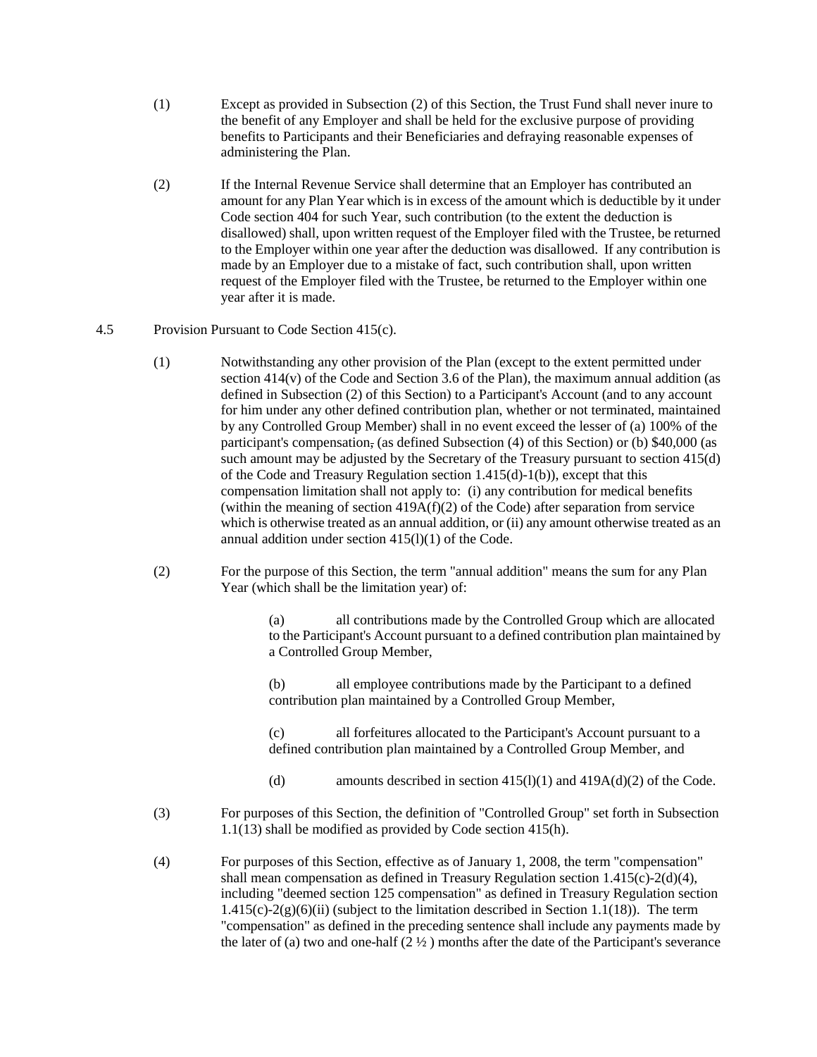(1) Except as provided in Subsection (2) of this Section, the Trust Fund shall never inure to the benefit of any Employer and shall be held for the exclusive purpose of providing benefits to Participants and their Beneficiaries and defraying reasonable expenses of administering the Plan.

(2) If the Internal Revenue Service shall determine that an Employer has contributed an amount for any Plan Year which is in excess of the amount which is deductible by it under Code section 404 for such Year, such contribution (to the extent the deduction is disallowed) shall, upon written request of the Employer filed with the Trustee, be returned to the Employer within one year after the deduction was disallowed. If any contribution is made by an Employer due to a mistake of fact, such contribution shall, upon written request of the Employer filed with the Trustee, be returned to the Employer within one year after it is made.

4.5 Provision Pursuant to Code Section 415(c).

(1) Notwithstanding any other provision of the Plan (except to the extent permitted under section 414(v) of the Code and Section 3.6 of the Plan), the maximum annual addition (as defined in Subsection (2) of this Section) to a Participant's Account (and to any account for him under any other defined contribution plan, whether or not terminated, maintained by any Controlled Group Member) shall in no event exceed the lesser of (a) 100% of the participant's compensation, (as defined Subsection (4) of this Section) or (b) $40,000 (as such amount may be adjusted by the Secretary of the Treasury pursuant to section 415(d) of the Code and Treasury Regulation section 1.415(d)-1(b)), except that this compensation limitation shall not apply to: (i) any contribution for medical benefits (within the meaning of section 419A(f)(2) of the Code) after separation from service which is otherwise treated as an annual addition, or (ii) any amount otherwise treated as an annual addition under section 415(l)(1) of the Code.

(2) For the purpose of this Section, the term "annual addition" means the sum for any Plan Year (which shall be the limitation year) of:

> (a) all contributions made by the Controlled Group which are allocated to the Participant's Account pursuant to a defined contribution plan maintained by a Controlled Group Member,
>
> (b) all employee contributions made by the Participant to a defined contribution plan maintained by a Controlled Group Member,
>
> (c) all forfeitures allocated to the Participant's Account pursuant to a defined contribution plan maintained by a Controlled Group Member, and
>
> (d) amounts described in section 415(l)(1) and 419A(d)(2) of the Code.

(3) For purposes of this Section, the definition of "Controlled Group" set forth in Subsection 1.1(13) shall be modified as provided by Code section 415(h).

(4) For purposes of this Section, effective as of January 1, 2008, the term "compensation" shall mean compensation as defined in Treasury Regulation section 1.415(c)-2(d)(4), including "deemed section 125 compensation" as defined in Treasury Regulation section 1.415(c)-2(g)(6)(ii) (subject to the limitation described in Section 1.1(18)). The term "compensation" as defined in the preceding sentence shall include any payments made by the later of (a) two and one-half (2 ½ ) months after the date of the Participant's severance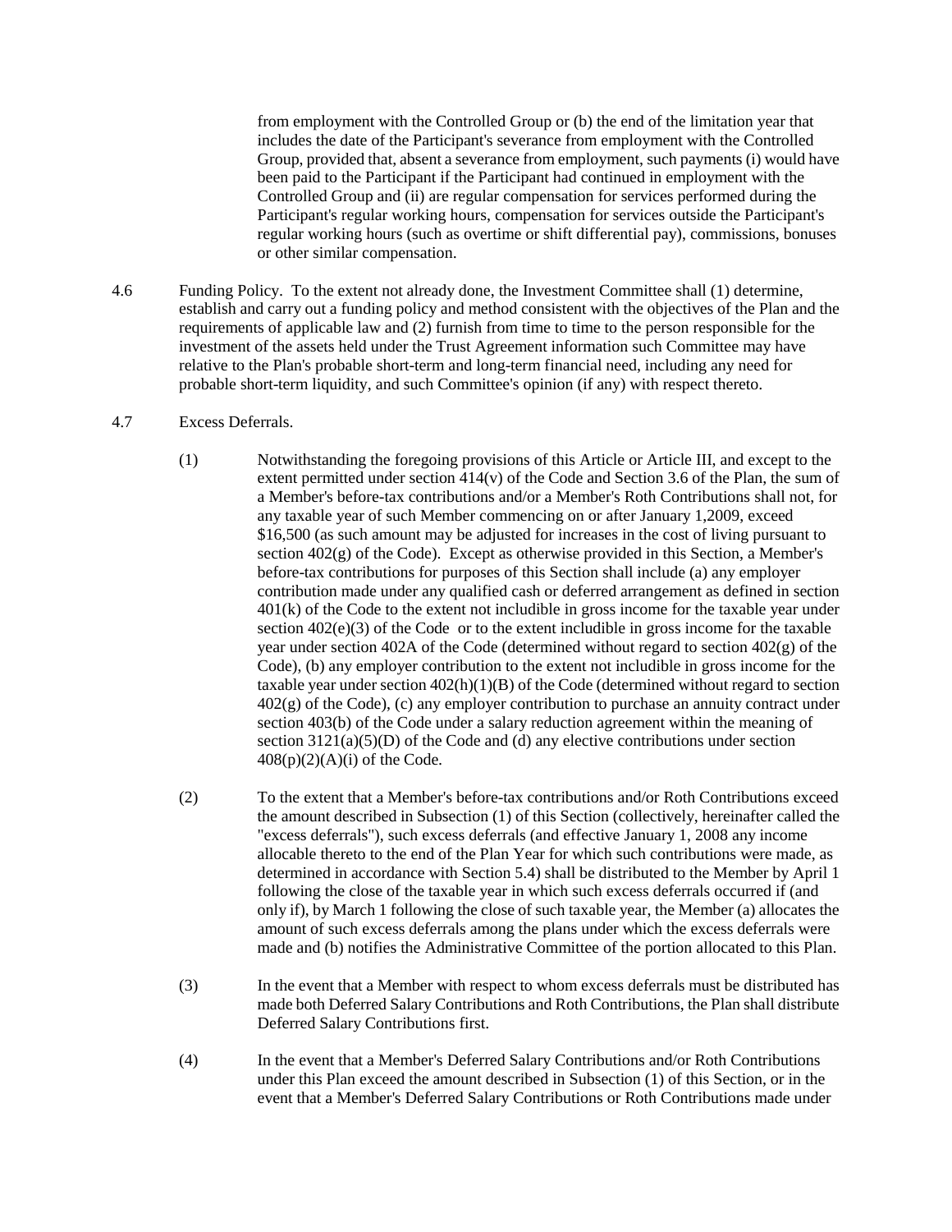from employment with the Controlled Group or (b) the end of the limitation year that includes the date of the Participant's severance from employment with the Controlled Group, provided that, absent a severance from employment, such payments (i) would have been paid to the Participant if the Participant had continued in employment with the Controlled Group and (ii) are regular compensation for services performed during the Participant's regular working hours, compensation for services outside the Participant's regular working hours (such as overtime or shift differential pay), commissions, bonuses or other similar compensation.

4.6 Funding Policy. To the extent not already done, the Investment Committee shall (1) determine, establish and carry out a funding policy and method consistent with the objectives of the Plan and the requirements of applicable law and (2) furnish from time to time to the person responsible for the investment of the assets held under the Trust Agreement information such Committee may have relative to the Plan's probable short-term and long-term financial need, including any need for probable short-term liquidity, and such Committee's opinion (if any) with respect thereto.

4.7 Excess Deferrals.

(1) Notwithstanding the foregoing provisions of this Article or Article III, and except to the extent permitted under section 414(v) of the Code and Section 3.6 of the Plan, the sum of a Member's before-tax contributions and/or a Member's Roth Contributions shall not, for any taxable year of such Member commencing on or after January 1,2009, exceed $16,500 (as such amount may be adjusted for increases in the cost of living pursuant to section 402(g) of the Code). Except as otherwise provided in this Section, a Member's before-tax contributions for purposes of this Section shall include (a) any employer contribution made under any qualified cash or deferred arrangement as defined in section 401(k) of the Code to the extent not includible in gross income for the taxable year under section 402(e)(3) of the Code or to the extent includible in gross income for the taxable year under section 402A of the Code (determined without regard to section 402(g) of the Code), (b) any employer contribution to the extent not includible in gross income for the taxable year under section 402(h)(1)(B) of the Code (determined without regard to section 402(g) of the Code), (c) any employer contribution to purchase an annuity contract under section 403(b) of the Code under a salary reduction agreement within the meaning of section 3121(a)(5)(D) of the Code and (d) any elective contributions under section 408(p)(2)(A)(i) of the Code.

(2) To the extent that a Member's before-tax contributions and/or Roth Contributions exceed the amount described in Subsection (1) of this Section (collectively, hereinafter called the "excess deferrals"), such excess deferrals (and effective January 1, 2008 any income allocable thereto to the end of the Plan Year for which such contributions were made, as determined in accordance with Section 5.4) shall be distributed to the Member by April 1 following the close of the taxable year in which such excess deferrals occurred if (and only if), by March 1 following the close of such taxable year, the Member (a) allocates the amount of such excess deferrals among the plans under which the excess deferrals were made and (b) notifies the Administrative Committee of the portion allocated to this Plan.

(3) In the event that a Member with respect to whom excess deferrals must be distributed has made both Deferred Salary Contributions and Roth Contributions, the Plan shall distribute Deferred Salary Contributions first.

(4) In the event that a Member's Deferred Salary Contributions and/or Roth Contributions under this Plan exceed the amount described in Subsection (1) of this Section, or in the event that a Member's Deferred Salary Contributions or Roth Contributions made under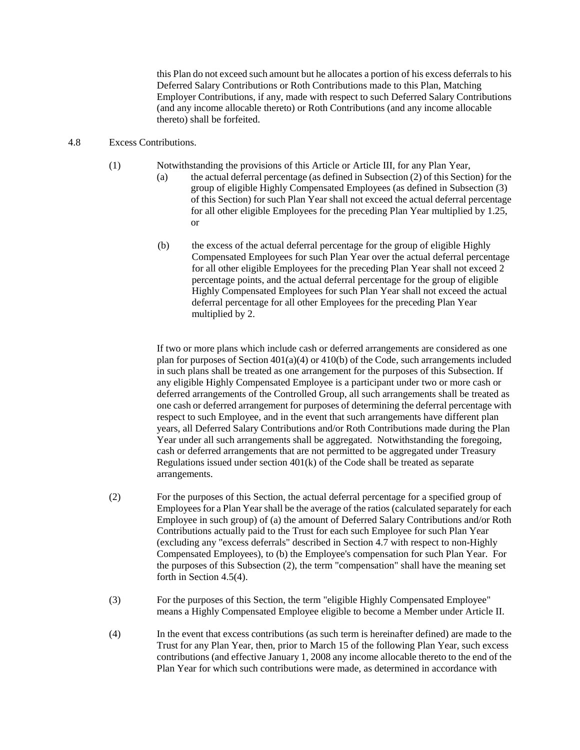this Plan do not exceed such amount but he allocates a portion of his excess deferrals to his Deferred Salary Contributions or Roth Contributions made to this Plan, Matching Employer Contributions, if any, made with respect to such Deferred Salary Contributions (and any income allocable thereto) or Roth Contributions (and any income allocable thereto) shall be forfeited.

4.8 Excess Contributions.

(1) Notwithstanding the provisions of this Article or Article III, for any Plan Year,

(a) the actual deferral percentage (as defined in Subsection (2) of this Section) for the group of eligible Highly Compensated Employees (as defined in Subsection (3) of this Section) for such Plan Year shall not exceed the actual deferral percentage for all other eligible Employees for the preceding Plan Year multiplied by 1.25, or

(b) the excess of the actual deferral percentage for the group of eligible Highly Compensated Employees for such Plan Year over the actual deferral percentage for all other eligible Employees for the preceding Plan Year shall not exceed 2 percentage points, and the actual deferral percentage for the group of eligible Highly Compensated Employees for such Plan Year shall not exceed the actual deferral percentage for all other Employees for the preceding Plan Year multiplied by 2.

If two or more plans which include cash or deferred arrangements are considered as one plan for purposes of Section 401(a)(4) or 410(b) of the Code, such arrangements included in such plans shall be treated as one arrangement for the purposes of this Subsection. If any eligible Highly Compensated Employee is a participant under two or more cash or deferred arrangements of the Controlled Group, all such arrangements shall be treated as one cash or deferred arrangement for purposes of determining the deferral percentage with respect to such Employee, and in the event that such arrangements have different plan years, all Deferred Salary Contributions and/or Roth Contributions made during the Plan Year under all such arrangements shall be aggregated. Notwithstanding the foregoing, cash or deferred arrangements that are not permitted to be aggregated under Treasury Regulations issued under section 401(k) of the Code shall be treated as separate arrangements.

(2) For the purposes of this Section, the actual deferral percentage for a specified group of Employees for a Plan Year shall be the average of the ratios (calculated separately for each Employee in such group) of (a) the amount of Deferred Salary Contributions and/or Roth Contributions actually paid to the Trust for each such Employee for such Plan Year (excluding any "excess deferrals" described in Section 4.7 with respect to non-Highly Compensated Employees), to (b) the Employee's compensation for such Plan Year. For the purposes of this Subsection (2), the term "compensation" shall have the meaning set forth in Section 4.5(4).

(3) For the purposes of this Section, the term "eligible Highly Compensated Employee" means a Highly Compensated Employee eligible to become a Member under Article II.

(4) In the event that excess contributions (as such term is hereinafter defined) are made to the Trust for any Plan Year, then, prior to March 15 of the following Plan Year, such excess contributions (and effective January 1, 2008 any income allocable thereto to the end of the Plan Year for which such contributions were made, as determined in accordance with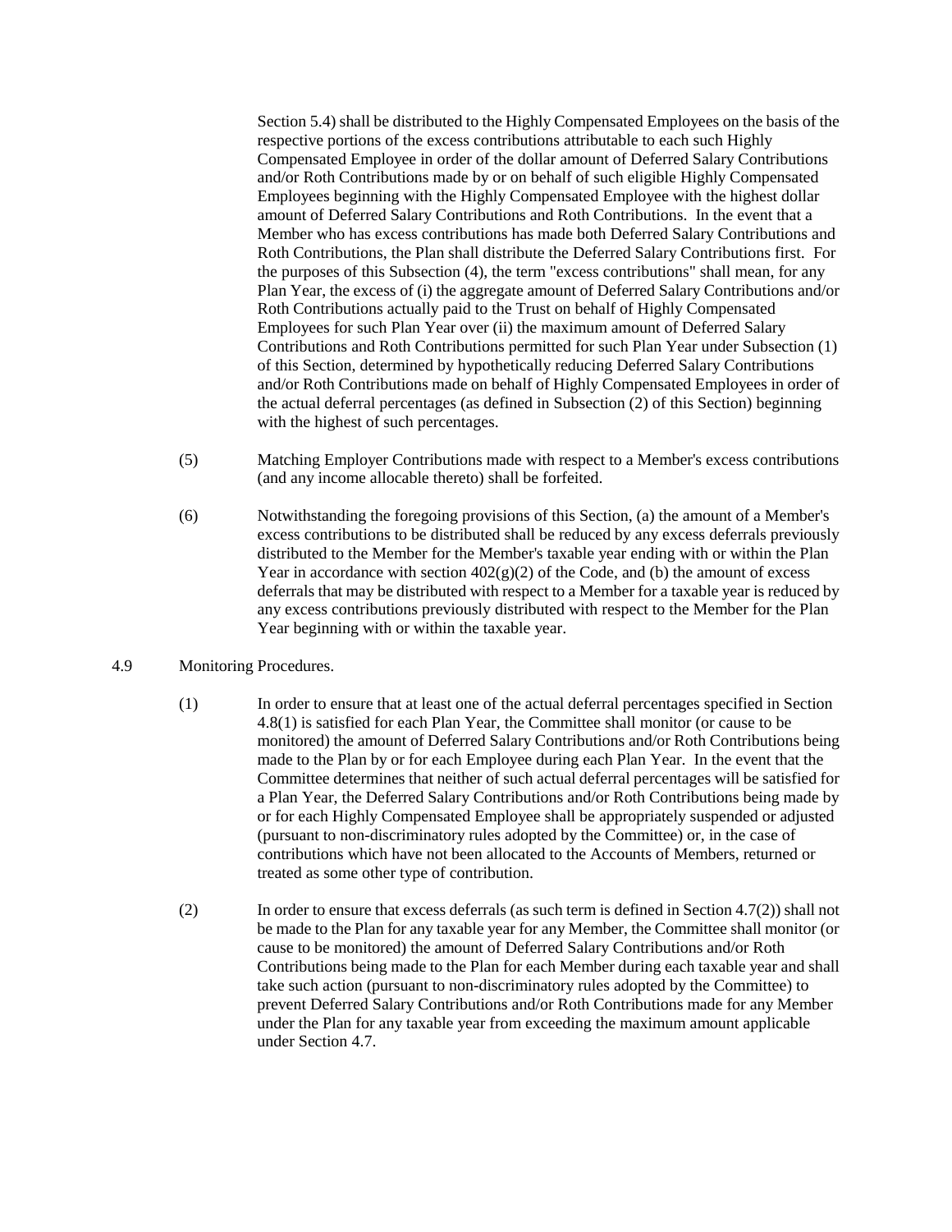Section 5.4) shall be distributed to the Highly Compensated Employees on the basis of the respective portions of the excess contributions attributable to each such Highly Compensated Employee in order of the dollar amount of Deferred Salary Contributions and/or Roth Contributions made by or on behalf of such eligible Highly Compensated Employees beginning with the Highly Compensated Employee with the highest dollar amount of Deferred Salary Contributions and Roth Contributions. In the event that a Member who has excess contributions has made both Deferred Salary Contributions and Roth Contributions, the Plan shall distribute the Deferred Salary Contributions first. For the purposes of this Subsection (4), the term "excess contributions" shall mean, for any Plan Year, the excess of (i) the aggregate amount of Deferred Salary Contributions and/or Roth Contributions actually paid to the Trust on behalf of Highly Compensated Employees for such Plan Year over (ii) the maximum amount of Deferred Salary Contributions and Roth Contributions permitted for such Plan Year under Subsection (1) of this Section, determined by hypothetically reducing Deferred Salary Contributions and/or Roth Contributions made on behalf of Highly Compensated Employees in order of the actual deferral percentages (as defined in Subsection (2) of this Section) beginning with the highest of such percentages.

(5) Matching Employer Contributions made with respect to a Member's excess contributions (and any income allocable thereto) shall be forfeited.

(6) Notwithstanding the foregoing provisions of this Section, (a) the amount of a Member's excess contributions to be distributed shall be reduced by any excess deferrals previously distributed to the Member for the Member's taxable year ending with or within the Plan Year in accordance with section 402(g)(2) of the Code, and (b) the amount of excess deferrals that may be distributed with respect to a Member for a taxable year is reduced by any excess contributions previously distributed with respect to the Member for the Plan Year beginning with or within the taxable year.

4.9 Monitoring Procedures.

(1) In order to ensure that at least one of the actual deferral percentages specified in Section 4.8(1) is satisfied for each Plan Year, the Committee shall monitor (or cause to be monitored) the amount of Deferred Salary Contributions and/or Roth Contributions being made to the Plan by or for each Employee during each Plan Year. In the event that the Committee determines that neither of such actual deferral percentages will be satisfied for a Plan Year, the Deferred Salary Contributions and/or Roth Contributions being made by or for each Highly Compensated Employee shall be appropriately suspended or adjusted (pursuant to non-discriminatory rules adopted by the Committee) or, in the case of contributions which have not been allocated to the Accounts of Members, returned or treated as some other type of contribution.

(2) In order to ensure that excess deferrals (as such term is defined in Section 4.7(2)) shall not be made to the Plan for any taxable year for any Member, the Committee shall monitor (or cause to be monitored) the amount of Deferred Salary Contributions and/or Roth Contributions being made to the Plan for each Member during each taxable year and shall take such action (pursuant to non-discriminatory rules adopted by the Committee) to prevent Deferred Salary Contributions and/or Roth Contributions made for any Member under the Plan for any taxable year from exceeding the maximum amount applicable under Section 4.7.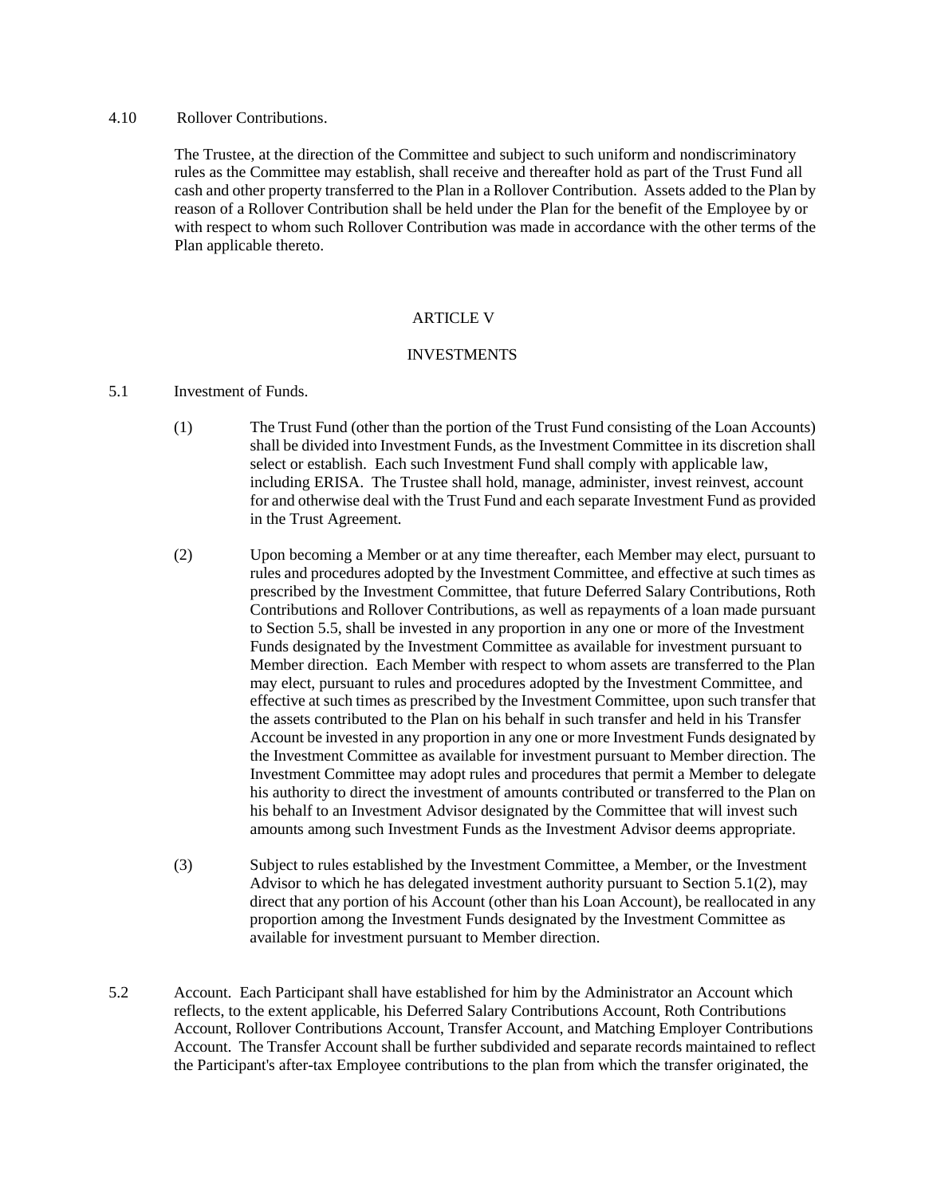4.10 Rollover Contributions.

The Trustee, at the direction of the Committee and subject to such uniform and nondiscriminatory rules as the Committee may establish, shall receive and thereafter hold as part of the Trust Fund all cash and other property transferred to the Plan in a Rollover Contribution. Assets added to the Plan by reason of a Rollover Contribution shall be held under the Plan for the benefit of the Employee by or with respect to whom such Rollover Contribution was made in accordance with the other terms of the Plan applicable thereto.

## ARTICLE V

## INVESTMENTS

5.1 Investment of Funds.

(1) The Trust Fund (other than the portion of the Trust Fund consisting of the Loan Accounts) shall be divided into Investment Funds, as the Investment Committee in its discretion shall select or establish. Each such Investment Fund shall comply with applicable law, including ERISA. The Trustee shall hold, manage, administer, invest reinvest, account for and otherwise deal with the Trust Fund and each separate Investment Fund as provided in the Trust Agreement.

(2) Upon becoming a Member or at any time thereafter, each Member may elect, pursuant to rules and procedures adopted by the Investment Committee, and effective at such times as prescribed by the Investment Committee, that future Deferred Salary Contributions, Roth Contributions and Rollover Contributions, as well as repayments of a loan made pursuant to Section 5.5, shall be invested in any proportion in any one or more of the Investment Funds designated by the Investment Committee as available for investment pursuant to Member direction. Each Member with respect to whom assets are transferred to the Plan may elect, pursuant to rules and procedures adopted by the Investment Committee, and effective at such times as prescribed by the Investment Committee, upon such transfer that the assets contributed to the Plan on his behalf in such transfer and held in his Transfer Account be invested in any proportion in any one or more Investment Funds designated by the Investment Committee as available for investment pursuant to Member direction. The Investment Committee may adopt rules and procedures that permit a Member to delegate his authority to direct the investment of amounts contributed or transferred to the Plan on his behalf to an Investment Advisor designated by the Committee that will invest such amounts among such Investment Funds as the Investment Advisor deems appropriate.

(3) Subject to rules established by the Investment Committee, a Member, or the Investment Advisor to which he has delegated investment authority pursuant to Section 5.1(2), may direct that any portion of his Account (other than his Loan Account), be reallocated in any proportion among the Investment Funds designated by the Investment Committee as available for investment pursuant to Member direction.

5.2 Account. Each Participant shall have established for him by the Administrator an Account which reflects, to the extent applicable, his Deferred Salary Contributions Account, Roth Contributions Account, Rollover Contributions Account, Transfer Account, and Matching Employer Contributions Account. The Transfer Account shall be further subdivided and separate records maintained to reflect the Participant's after-tax Employee contributions to the plan from which the transfer originated, the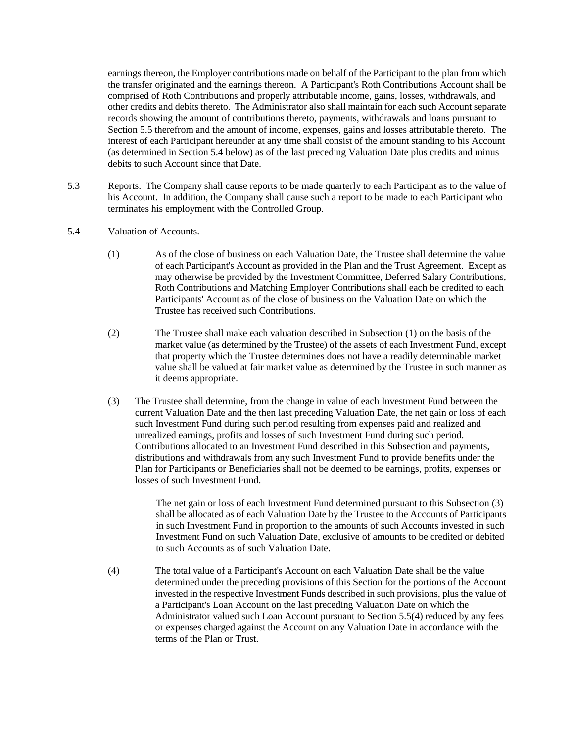earnings thereon, the Employer contributions made on behalf of the Participant to the plan from which the transfer originated and the earnings thereon. A Participant's Roth Contributions Account shall be comprised of Roth Contributions and properly attributable income, gains, losses, withdrawals, and other credits and debits thereto. The Administrator also shall maintain for each such Account separate records showing the amount of contributions thereto, payments, withdrawals and loans pursuant to Section 5.5 therefrom and the amount of income, expenses, gains and losses attributable thereto. The interest of each Participant hereunder at any time shall consist of the amount standing to his Account (as determined in Section 5.4 below) as of the last preceding Valuation Date plus credits and minus debits to such Account since that Date.

5.3 Reports. The Company shall cause reports to be made quarterly to each Participant as to the value of his Account. In addition, the Company shall cause such a report to be made to each Participant who terminates his employment with the Controlled Group.

5.4 Valuation of Accounts.

(1) As of the close of business on each Valuation Date, the Trustee shall determine the value of each Participant's Account as provided in the Plan and the Trust Agreement. Except as may otherwise be provided by the Investment Committee, Deferred Salary Contributions, Roth Contributions and Matching Employer Contributions shall each be credited to each Participants' Account as of the close of business on the Valuation Date on which the Trustee has received such Contributions.

(2) The Trustee shall make each valuation described in Subsection (1) on the basis of the market value (as determined by the Trustee) of the assets of each Investment Fund, except that property which the Trustee determines does not have a readily determinable market value shall be valued at fair market value as determined by the Trustee in such manner as it deems appropriate.

(3) The Trustee shall determine, from the change in value of each Investment Fund between the current Valuation Date and the then last preceding Valuation Date, the net gain or loss of each such Investment Fund during such period resulting from expenses paid and realized and unrealized earnings, profits and losses of such Investment Fund during such period. Contributions allocated to an Investment Fund described in this Subsection and payments, distributions and withdrawals from any such Investment Fund to provide benefits under the Plan for Participants or Beneficiaries shall not be deemed to be earnings, profits, expenses or losses of such Investment Fund.

The net gain or loss of each Investment Fund determined pursuant to this Subsection (3) shall be allocated as of each Valuation Date by the Trustee to the Accounts of Participants in such Investment Fund in proportion to the amounts of such Accounts invested in such Investment Fund on such Valuation Date, exclusive of amounts to be credited or debited to such Accounts as of such Valuation Date.

(4) The total value of a Participant's Account on each Valuation Date shall be the value determined under the preceding provisions of this Section for the portions of the Account invested in the respective Investment Funds described in such provisions, plus the value of a Participant's Loan Account on the last preceding Valuation Date on which the Administrator valued such Loan Account pursuant to Section 5.5(4) reduced by any fees or expenses charged against the Account on any Valuation Date in accordance with the terms of the Plan or Trust.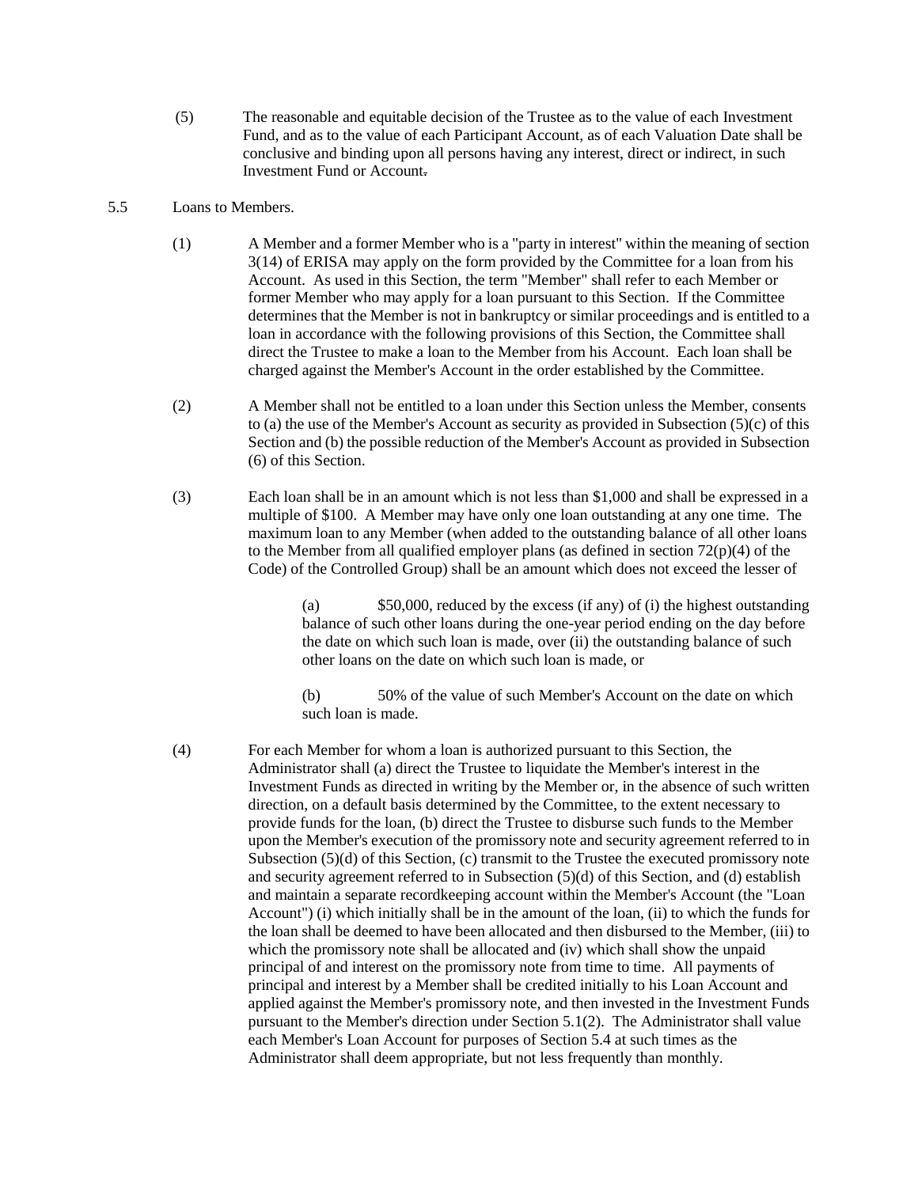(5) The reasonable and equitable decision of the Trustee as to the value of each Investment Fund, and as to the value of each Participant Account, as of each Valuation Date shall be conclusive and binding upon all persons having any interest, direct or indirect, in such Investment Fund or Account.

5.5 Loans to Members.

(1) A Member and a former Member who is a "party in interest" within the meaning of section 3(14) of ERISA may apply on the form provided by the Committee for a loan from his Account. As used in this Section, the term "Member" shall refer to each Member or former Member who may apply for a loan pursuant to this Section. If the Committee determines that the Member is not in bankruptcy or similar proceedings and is entitled to a loan in accordance with the following provisions of this Section, the Committee shall direct the Trustee to make a loan to the Member from his Account. Each loan shall be charged against the Member's Account in the order established by the Committee.

(2) A Member shall not be entitled to a loan under this Section unless the Member, consents to (a) the use of the Member's Account as security as provided in Subsection (5)(c) of this Section and (b) the possible reduction of the Member's Account as provided in Subsection (6) of this Section.

(3) Each loan shall be in an amount which is not less than $1,000 and shall be expressed in a multiple of $100. A Member may have only one loan outstanding at any one time. The maximum loan to any Member (when added to the outstanding balance of all other loans to the Member from all qualified employer plans (as defined in section 72(p)(4) of the Code) of the Controlled Group) shall be an amount which does not exceed the lesser of

(a) $50,000, reduced by the excess (if any) of (i) the highest outstanding balance of such other loans during the one-year period ending on the day before the date on which such loan is made, over (ii) the outstanding balance of such other loans on the date on which such loan is made, or

(b) 50% of the value of such Member's Account on the date on which such loan is made.

(4) For each Member for whom a loan is authorized pursuant to this Section, the Administrator shall (a) direct the Trustee to liquidate the Member's interest in the Investment Funds as directed in writing by the Member or, in the absence of such written direction, on a default basis determined by the Committee, to the extent necessary to provide funds for the loan, (b) direct the Trustee to disburse such funds to the Member upon the Member's execution of the promissory note and security agreement referred to in Subsection (5)(d) of this Section, (c) transmit to the Trustee the executed promissory note and security agreement referred to in Subsection (5)(d) of this Section, and (d) establish and maintain a separate recordkeeping account within the Member's Account (the "Loan Account") (i) which initially shall be in the amount of the loan, (ii) to which the funds for the loan shall be deemed to have been allocated and then disbursed to the Member, (iii) to which the promissory note shall be allocated and (iv) which shall show the unpaid principal of and interest on the promissory note from time to time. All payments of principal and interest by a Member shall be credited initially to his Loan Account and applied against the Member's promissory note, and then invested in the Investment Funds pursuant to the Member's direction under Section 5.1(2). The Administrator shall value each Member's Loan Account for purposes of Section 5.4 at such times as the Administrator shall deem appropriate, but not less frequently than monthly.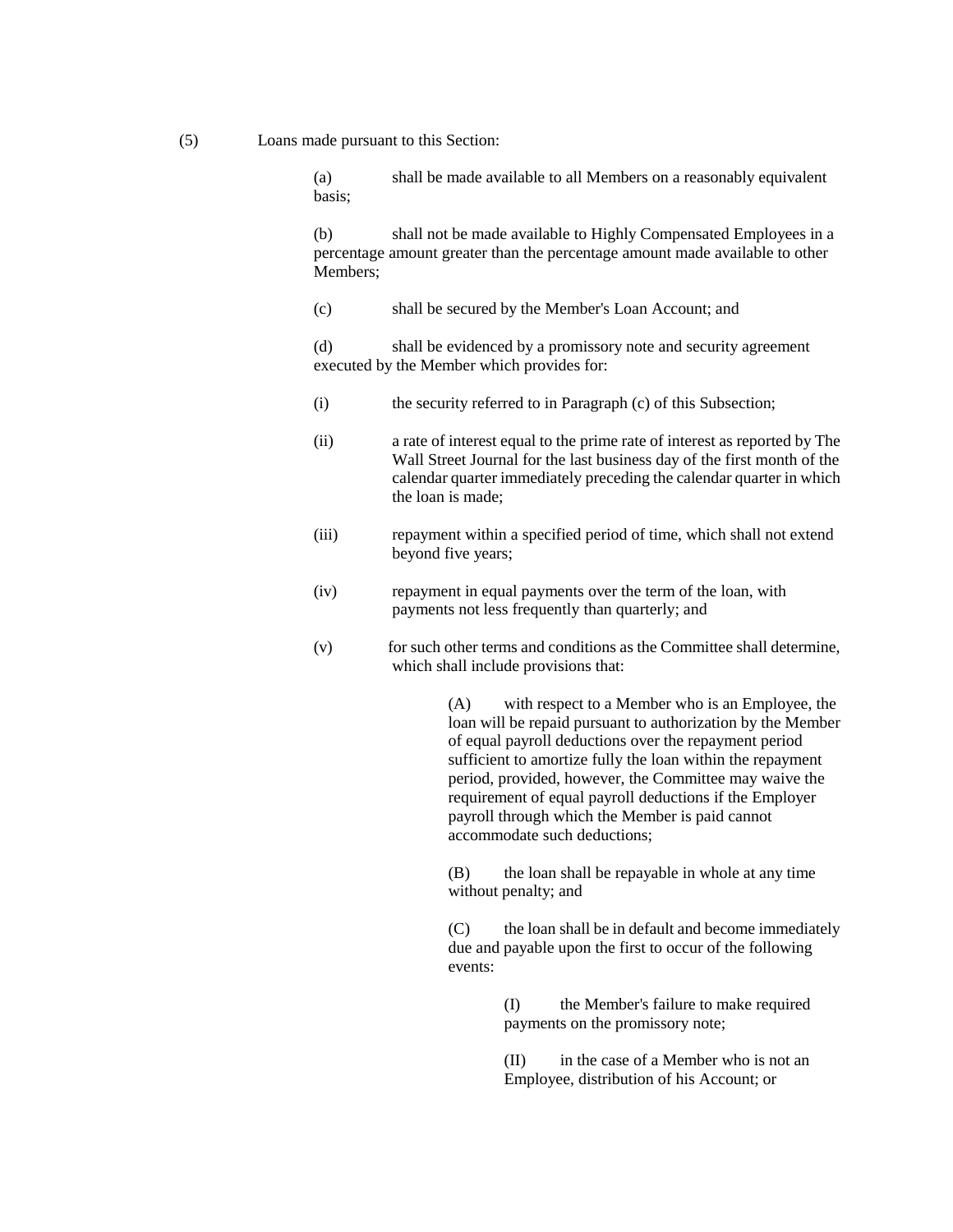(5) Loans made pursuant to this Section:

(a) shall be made available to all Members on a reasonably equivalent basis;

(b) shall not be made available to Highly Compensated Employees in a percentage amount greater than the percentage amount made available to other Members;

(c) shall be secured by the Member's Loan Account; and

(d) shall be evidenced by a promissory note and security agreement executed by the Member which provides for:

(i) the security referred to in Paragraph (c) of this Subsection;

(ii) a rate of interest equal to the prime rate of interest as reported by The Wall Street Journal for the last business day of the first month of the calendar quarter immediately preceding the calendar quarter in which the loan is made;

(iii) repayment within a specified period of time, which shall not extend beyond five years;

(iv) repayment in equal payments over the term of the loan, with payments not less frequently than quarterly; and

(v) for such other terms and conditions as the Committee shall determine, which shall include provisions that:

(A) with respect to a Member who is an Employee, the loan will be repaid pursuant to authorization by the Member of equal payroll deductions over the repayment period sufficient to amortize fully the loan within the repayment period, provided, however, the Committee may waive the requirement of equal payroll deductions if the Employer payroll through which the Member is paid cannot accommodate such deductions;

(B) the loan shall be repayable in whole at any time without penalty; and

(C) the loan shall be in default and become immediately due and payable upon the first to occur of the following events:

(I) the Member's failure to make required payments on the promissory note;

(II) in the case of a Member who is not an Employee, distribution of his Account; or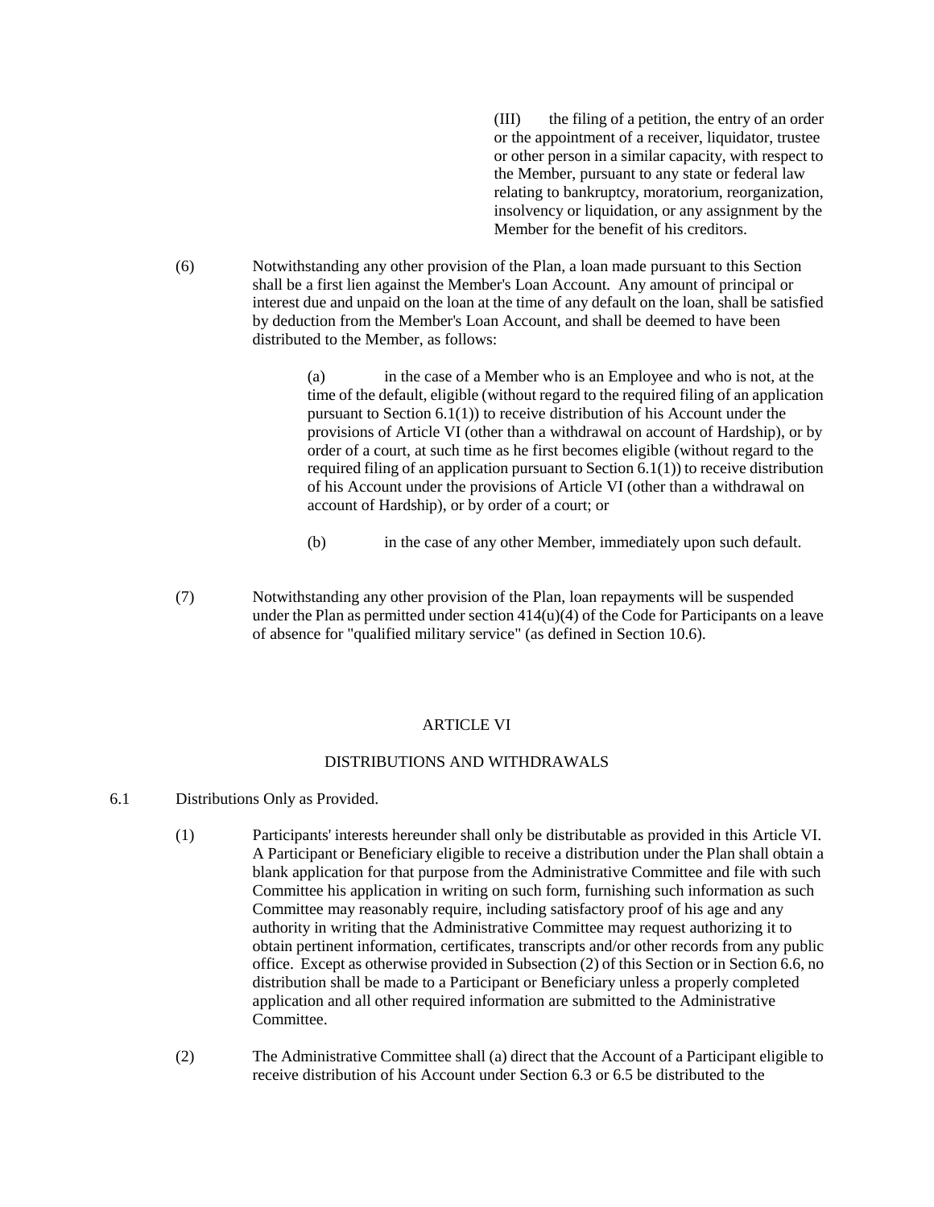(III) the filing of a petition, the entry of an order or the appointment of a receiver, liquidator, trustee or other person in a similar capacity, with respect to the Member, pursuant to any state or federal law relating to bankruptcy, moratorium, reorganization, insolvency or liquidation, or any assignment by the Member for the benefit of his creditors.

(6) Notwithstanding any other provision of the Plan, a loan made pursuant to this Section shall be a first lien against the Member's Loan Account. Any amount of principal or interest due and unpaid on the loan at the time of any default on the loan, shall be satisfied by deduction from the Member's Loan Account, and shall be deemed to have been distributed to the Member, as follows:

(a) in the case of a Member who is an Employee and who is not, at the time of the default, eligible (without regard to the required filing of an application pursuant to Section 6.1(1)) to receive distribution of his Account under the provisions of Article VI (other than a withdrawal on account of Hardship), or by order of a court, at such time as he first becomes eligible (without regard to the required filing of an application pursuant to Section 6.1(1)) to receive distribution of his Account under the provisions of Article VI (other than a withdrawal on account of Hardship), or by order of a court; or

(b) in the case of any other Member, immediately upon such default.

(7) Notwithstanding any other provision of the Plan, loan repayments will be suspended under the Plan as permitted under section 414(u)(4) of the Code for Participants on a leave of absence for "qualified military service" (as defined in Section 10.6).

# ARTICLE VI

## DISTRIBUTIONS AND WITHDRAWALS

6.1 Distributions Only as Provided.

(1) Participants' interests hereunder shall only be distributable as provided in this Article VI. A Participant or Beneficiary eligible to receive a distribution under the Plan shall obtain a blank application for that purpose from the Administrative Committee and file with such Committee his application in writing on such form, furnishing such information as such Committee may reasonably require, including satisfactory proof of his age and any authority in writing that the Administrative Committee may request authorizing it to obtain pertinent information, certificates, transcripts and/or other records from any public office. Except as otherwise provided in Subsection (2) of this Section or in Section 6.6, no distribution shall be made to a Participant or Beneficiary unless a properly completed application and all other required information are submitted to the Administrative Committee.

(2) The Administrative Committee shall (a) direct that the Account of a Participant eligible to receive distribution of his Account under Section 6.3 or 6.5 be distributed to the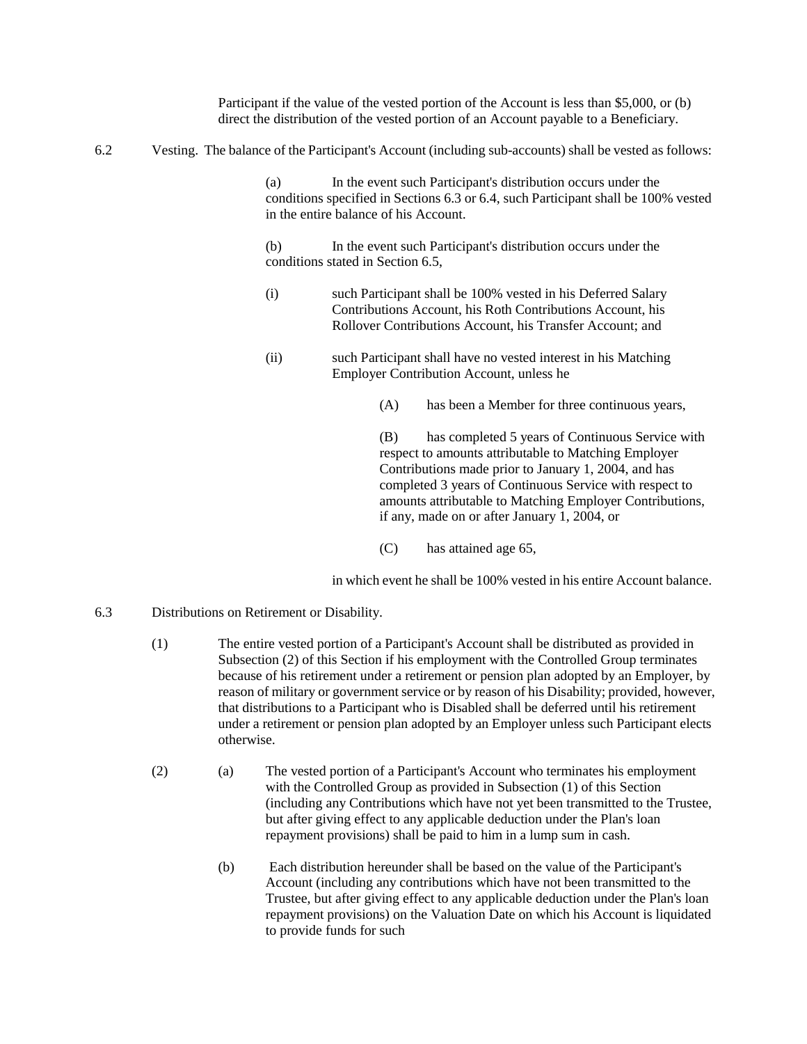Participant if the value of the vested portion of the Account is less than $5,000, or (b) direct the distribution of the vested portion of an Account payable to a Beneficiary.

6.2 Vesting. The balance of the Participant's Account (including sub-accounts) shall be vested as follows:

(a) In the event such Participant's distribution occurs under the conditions specified in Sections 6.3 or 6.4, such Participant shall be 100% vested in the entire balance of his Account.

(b) In the event such Participant's distribution occurs under the conditions stated in Section 6.5,

(i) such Participant shall be 100% vested in his Deferred Salary Contributions Account, his Roth Contributions Account, his Rollover Contributions Account, his Transfer Account; and

(ii) such Participant shall have no vested interest in his Matching Employer Contribution Account, unless he

(A) has been a Member for three continuous years,

(B) has completed 5 years of Continuous Service with respect to amounts attributable to Matching Employer Contributions made prior to January 1, 2004, and has completed 3 years of Continuous Service with respect to amounts attributable to Matching Employer Contributions, if any, made on or after January 1, 2004, or

(C) has attained age 65,

in which event he shall be 100% vested in his entire Account balance.

6.3 Distributions on Retirement or Disability.

(1) The entire vested portion of a Participant's Account shall be distributed as provided in Subsection (2) of this Section if his employment with the Controlled Group terminates because of his retirement under a retirement or pension plan adopted by an Employer, by reason of military or government service or by reason of his Disability; provided, however, that distributions to a Participant who is Disabled shall be deferred until his retirement under a retirement or pension plan adopted by an Employer unless such Participant elects otherwise.

(2) (a) The vested portion of a Participant's Account who terminates his employment with the Controlled Group as provided in Subsection (1) of this Section (including any Contributions which have not yet been transmitted to the Trustee, but after giving effect to any applicable deduction under the Plan's loan repayment provisions) shall be paid to him in a lump sum in cash.

(b) Each distribution hereunder shall be based on the value of the Participant's Account (including any contributions which have not been transmitted to the Trustee, but after giving effect to any applicable deduction under the Plan's loan repayment provisions) on the Valuation Date on which his Account is liquidated to provide funds for such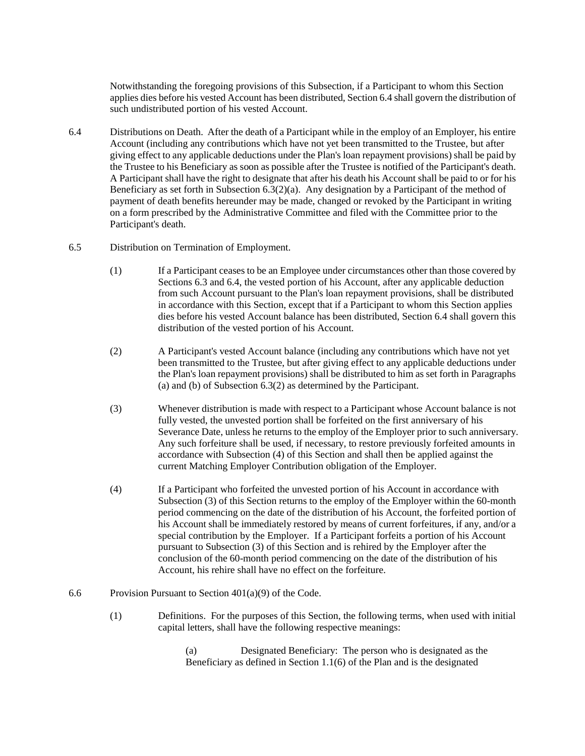Notwithstanding the foregoing provisions of this Subsection, if a Participant to whom this Section applies dies before his vested Account has been distributed, Section 6.4 shall govern the distribution of such undistributed portion of his vested Account.

6.4 Distributions on Death. After the death of a Participant while in the employ of an Employer, his entire Account (including any contributions which have not yet been transmitted to the Trustee, but after giving effect to any applicable deductions under the Plan's loan repayment provisions) shall be paid by the Trustee to his Beneficiary as soon as possible after the Trustee is notified of the Participant's death. A Participant shall have the right to designate that after his death his Account shall be paid to or for his Beneficiary as set forth in Subsection 6.3(2)(a). Any designation by a Participant of the method of payment of death benefits hereunder may be made, changed or revoked by the Participant in writing on a form prescribed by the Administrative Committee and filed with the Committee prior to the Participant's death.

6.5 Distribution on Termination of Employment.

(1) If a Participant ceases to be an Employee under circumstances other than those covered by Sections 6.3 and 6.4, the vested portion of his Account, after any applicable deduction from such Account pursuant to the Plan's loan repayment provisions, shall be distributed in accordance with this Section, except that if a Participant to whom this Section applies dies before his vested Account balance has been distributed, Section 6.4 shall govern this distribution of the vested portion of his Account.

(2) A Participant's vested Account balance (including any contributions which have not yet been transmitted to the Trustee, but after giving effect to any applicable deductions under the Plan's loan repayment provisions) shall be distributed to him as set forth in Paragraphs (a) and (b) of Subsection 6.3(2) as determined by the Participant.

(3) Whenever distribution is made with respect to a Participant whose Account balance is not fully vested, the unvested portion shall be forfeited on the first anniversary of his Severance Date, unless he returns to the employ of the Employer prior to such anniversary. Any such forfeiture shall be used, if necessary, to restore previously forfeited amounts in accordance with Subsection (4) of this Section and shall then be applied against the current Matching Employer Contribution obligation of the Employer.

(4) If a Participant who forfeited the unvested portion of his Account in accordance with Subsection (3) of this Section returns to the employ of the Employer within the 60-month period commencing on the date of the distribution of his Account, the forfeited portion of his Account shall be immediately restored by means of current forfeitures, if any, and/or a special contribution by the Employer. If a Participant forfeits a portion of his Account pursuant to Subsection (3) of this Section and is rehired by the Employer after the conclusion of the 60-month period commencing on the date of the distribution of his Account, his rehire shall have no effect on the forfeiture.

6.6 Provision Pursuant to Section 401(a)(9) of the Code.

(1) Definitions. For the purposes of this Section, the following terms, when used with initial capital letters, shall have the following respective meanings:

(a) Designated Beneficiary: The person who is designated as the Beneficiary as defined in Section 1.1(6) of the Plan and is the designated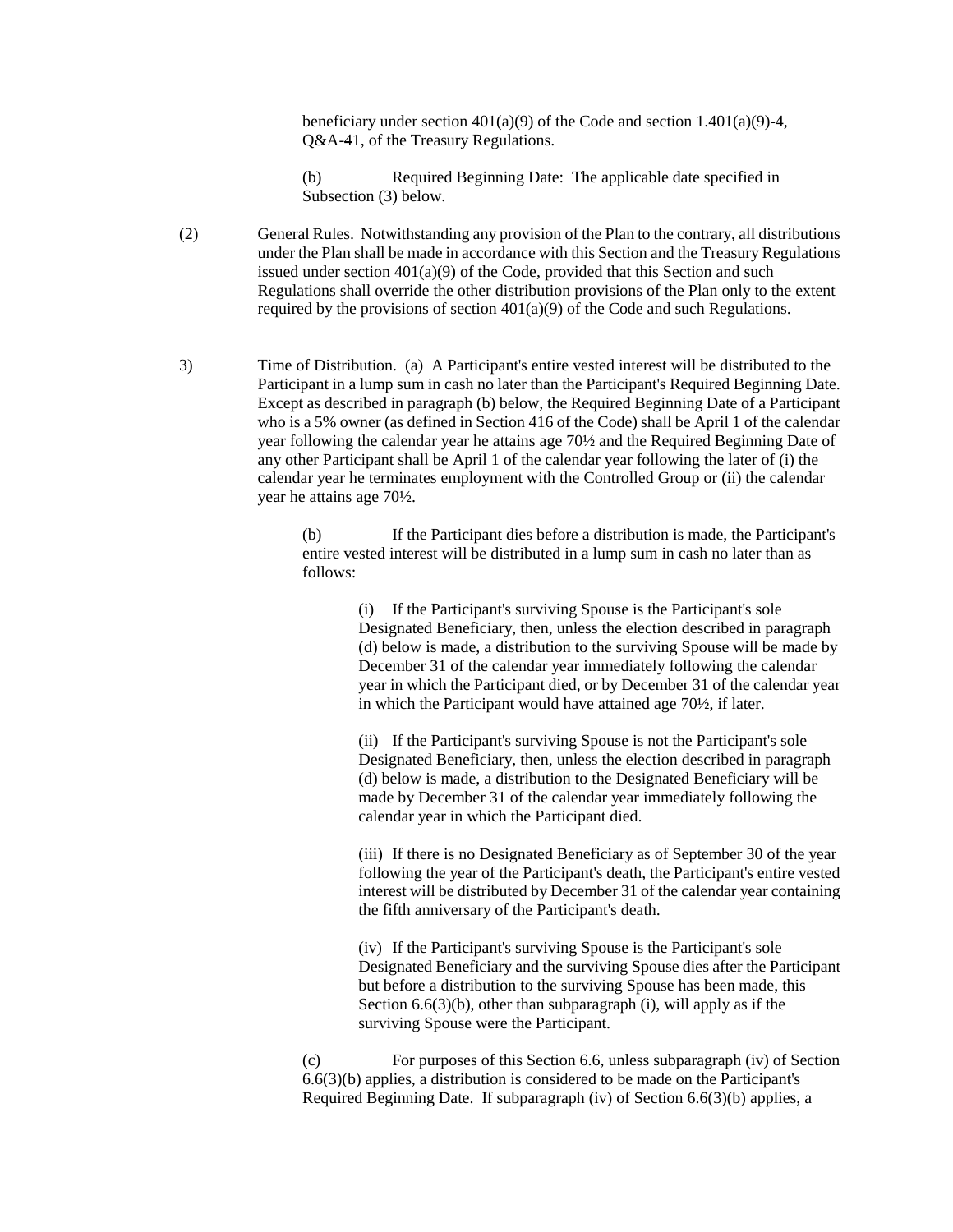beneficiary under section 401(a)(9) of the Code and section 1.401(a)(9)-4, Q&A-41, of the Treasury Regulations.

(b) Required Beginning Date: The applicable date specified in Subsection (3) below.

(2) General Rules. Notwithstanding any provision of the Plan to the contrary, all distributions under the Plan shall be made in accordance with this Section and the Treasury Regulations issued under section 401(a)(9) of the Code, provided that this Section and such Regulations shall override the other distribution provisions of the Plan only to the extent required by the provisions of section 401(a)(9) of the Code and such Regulations.

3) Time of Distribution. (a) A Participant's entire vested interest will be distributed to the Participant in a lump sum in cash no later than the Participant's Required Beginning Date. Except as described in paragraph (b) below, the Required Beginning Date of a Participant who is a 5% owner (as defined in Section 416 of the Code) shall be April 1 of the calendar year following the calendar year he attains age 70½ and the Required Beginning Date of any other Participant shall be April 1 of the calendar year following the later of (i) the calendar year he terminates employment with the Controlled Group or (ii) the calendar year he attains age 70½.

(b) If the Participant dies before a distribution is made, the Participant's entire vested interest will be distributed in a lump sum in cash no later than as follows:

(i) If the Participant's surviving Spouse is the Participant's sole Designated Beneficiary, then, unless the election described in paragraph (d) below is made, a distribution to the surviving Spouse will be made by December 31 of the calendar year immediately following the calendar year in which the Participant died, or by December 31 of the calendar year in which the Participant would have attained age 70½, if later.

(ii) If the Participant's surviving Spouse is not the Participant's sole Designated Beneficiary, then, unless the election described in paragraph (d) below is made, a distribution to the Designated Beneficiary will be made by December 31 of the calendar year immediately following the calendar year in which the Participant died.

(iii) If there is no Designated Beneficiary as of September 30 of the year following the year of the Participant's death, the Participant's entire vested interest will be distributed by December 31 of the calendar year containing the fifth anniversary of the Participant's death.

(iv) If the Participant's surviving Spouse is the Participant's sole Designated Beneficiary and the surviving Spouse dies after the Participant but before a distribution to the surviving Spouse has been made, this Section 6.6(3)(b), other than subparagraph (i), will apply as if the surviving Spouse were the Participant.

(c) For purposes of this Section 6.6, unless subparagraph (iv) of Section 6.6(3)(b) applies, a distribution is considered to be made on the Participant's Required Beginning Date. If subparagraph (iv) of Section 6.6(3)(b) applies, a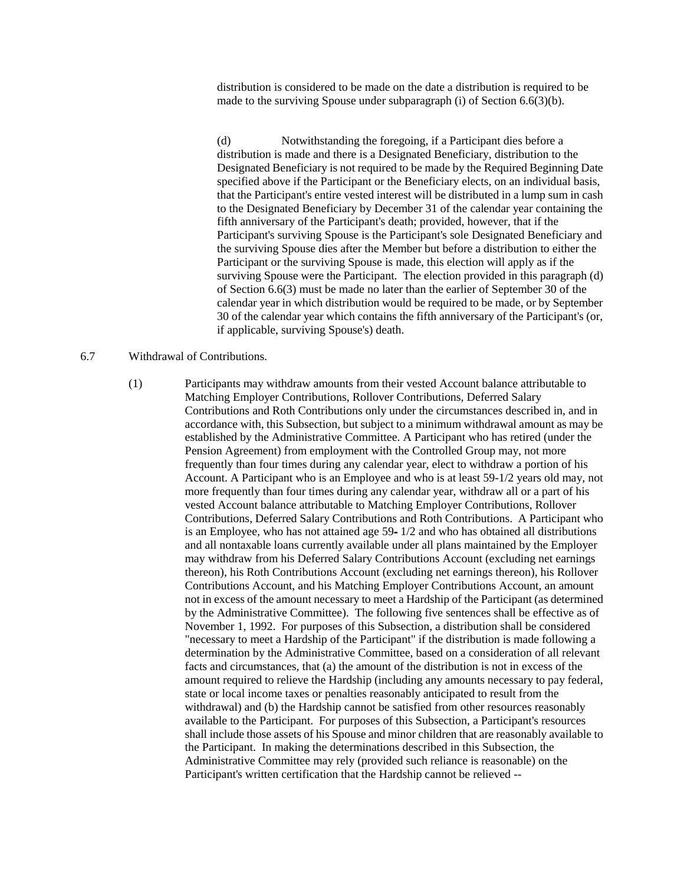distribution is considered to be made on the date a distribution is required to be made to the surviving Spouse under subparagraph (i) of Section 6.6(3)(b).

(d) Notwithstanding the foregoing, if a Participant dies before a distribution is made and there is a Designated Beneficiary, distribution to the Designated Beneficiary is not required to be made by the Required Beginning Date specified above if the Participant or the Beneficiary elects, on an individual basis, that the Participant's entire vested interest will be distributed in a lump sum in cash to the Designated Beneficiary by December 31 of the calendar year containing the fifth anniversary of the Participant's death; provided, however, that if the Participant's surviving Spouse is the Participant's sole Designated Beneficiary and the surviving Spouse dies after the Member but before a distribution to either the Participant or the surviving Spouse is made, this election will apply as if the surviving Spouse were the Participant. The election provided in this paragraph (d) of Section 6.6(3) must be made no later than the earlier of September 30 of the calendar year in which distribution would be required to be made, or by September 30 of the calendar year which contains the fifth anniversary of the Participant's (or, if applicable, surviving Spouse's) death.

6.7 Withdrawal of Contributions.

(1) Participants may withdraw amounts from their vested Account balance attributable to Matching Employer Contributions, Rollover Contributions, Deferred Salary Contributions and Roth Contributions only under the circumstances described in, and in accordance with, this Subsection, but subject to a minimum withdrawal amount as may be established by the Administrative Committee. A Participant who has retired (under the Pension Agreement) from employment with the Controlled Group may, not more frequently than four times during any calendar year, elect to withdraw a portion of his Account. A Participant who is an Employee and who is at least 59-1/2 years old may, not more frequently than four times during any calendar year, withdraw all or a part of his vested Account balance attributable to Matching Employer Contributions, Rollover Contributions, Deferred Salary Contributions and Roth Contributions. A Participant who is an Employee, who has not attained age 59- 1/2 and who has obtained all distributions and all nontaxable loans currently available under all plans maintained by the Employer may withdraw from his Deferred Salary Contributions Account (excluding net earnings thereon), his Roth Contributions Account (excluding net earnings thereon), his Rollover Contributions Account, and his Matching Employer Contributions Account, an amount not in excess of the amount necessary to meet a Hardship of the Participant (as determined by the Administrative Committee). The following five sentences shall be effective as of November 1, 1992. For purposes of this Subsection, a distribution shall be considered "necessary to meet a Hardship of the Participant" if the distribution is made following a determination by the Administrative Committee, based on a consideration of all relevant facts and circumstances, that (a) the amount of the distribution is not in excess of the amount required to relieve the Hardship (including any amounts necessary to pay federal, state or local income taxes or penalties reasonably anticipated to result from the withdrawal) and (b) the Hardship cannot be satisfied from other resources reasonably available to the Participant. For purposes of this Subsection, a Participant's resources shall include those assets of his Spouse and minor children that are reasonably available to the Participant. In making the determinations described in this Subsection, the Administrative Committee may rely (provided such reliance is reasonable) on the Participant's written certification that the Hardship cannot be relieved --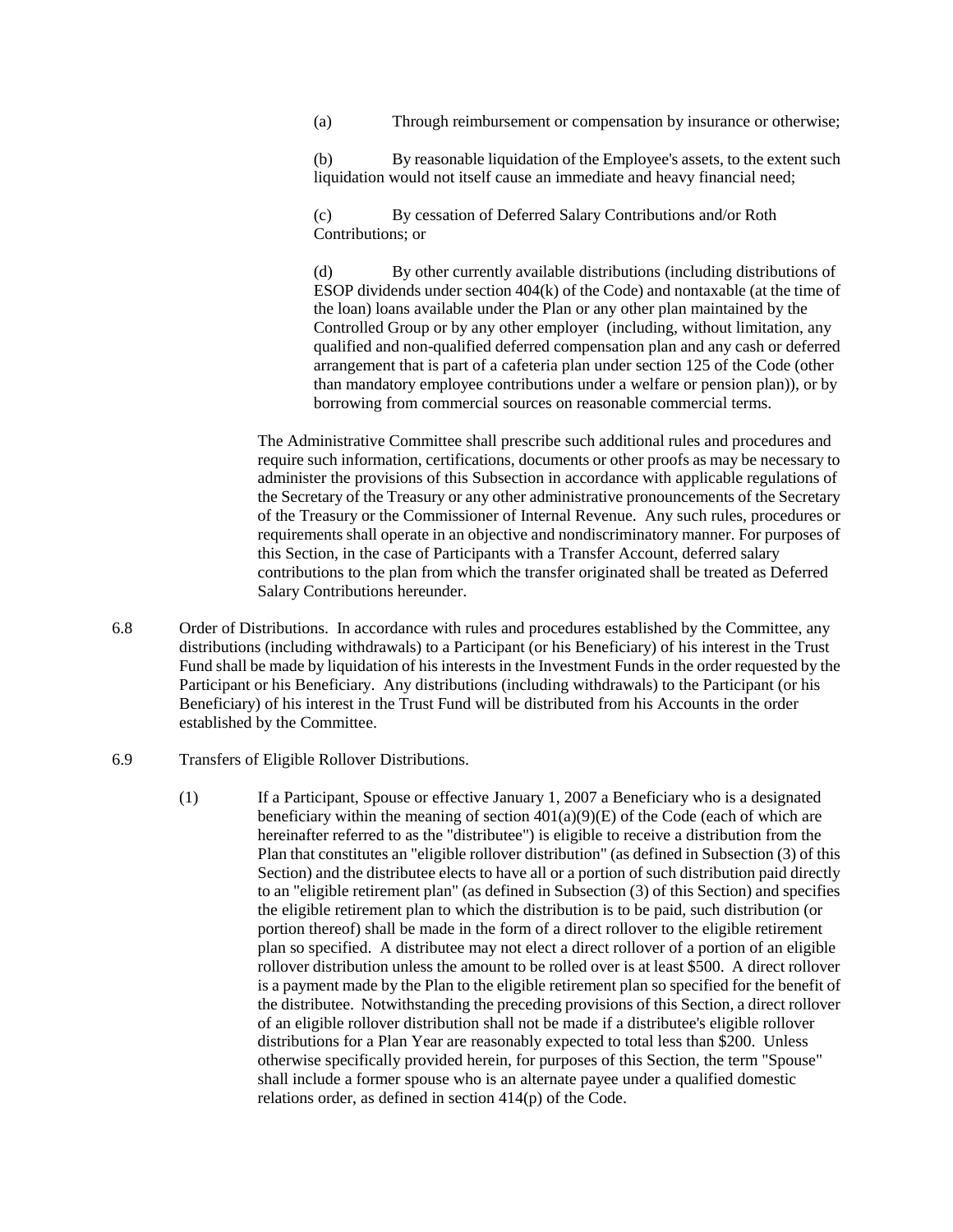(a) Through reimbursement or compensation by insurance or otherwise;

(b) By reasonable liquidation of the Employee's assets, to the extent such liquidation would not itself cause an immediate and heavy financial need;

(c) By cessation of Deferred Salary Contributions and/or Roth Contributions; or

(d) By other currently available distributions (including distributions of ESOP dividends under section 404(k) of the Code) and nontaxable (at the time of the loan) loans available under the Plan or any other plan maintained by the Controlled Group or by any other employer (including, without limitation, any qualified and non-qualified deferred compensation plan and any cash or deferred arrangement that is part of a cafeteria plan under section 125 of the Code (other than mandatory employee contributions under a welfare or pension plan)), or by borrowing from commercial sources on reasonable commercial terms.

The Administrative Committee shall prescribe such additional rules and procedures and require such information, certifications, documents or other proofs as may be necessary to administer the provisions of this Subsection in accordance with applicable regulations of the Secretary of the Treasury or any other administrative pronouncements of the Secretary of the Treasury or the Commissioner of Internal Revenue. Any such rules, procedures or requirements shall operate in an objective and nondiscriminatory manner. For purposes of this Section, in the case of Participants with a Transfer Account, deferred salary contributions to the plan from which the transfer originated shall be treated as Deferred Salary Contributions hereunder.

6.8 Order of Distributions. In accordance with rules and procedures established by the Committee, any distributions (including withdrawals) to a Participant (or his Beneficiary) of his interest in the Trust Fund shall be made by liquidation of his interests in the Investment Funds in the order requested by the Participant or his Beneficiary. Any distributions (including withdrawals) to the Participant (or his Beneficiary) of his interest in the Trust Fund will be distributed from his Accounts in the order established by the Committee.

6.9 Transfers of Eligible Rollover Distributions.

(1) If a Participant, Spouse or effective January 1, 2007 a Beneficiary who is a designated beneficiary within the meaning of section 401(a)(9)(E) of the Code (each of which are hereinafter referred to as the "distributee") is eligible to receive a distribution from the Plan that constitutes an "eligible rollover distribution" (as defined in Subsection (3) of this Section) and the distributee elects to have all or a portion of such distribution paid directly to an "eligible retirement plan" (as defined in Subsection (3) of this Section) and specifies the eligible retirement plan to which the distribution is to be paid, such distribution (or portion thereof) shall be made in the form of a direct rollover to the eligible retirement plan so specified. A distributee may not elect a direct rollover of a portion of an eligible rollover distribution unless the amount to be rolled over is at least $500. A direct rollover is a payment made by the Plan to the eligible retirement plan so specified for the benefit of the distributee. Notwithstanding the preceding provisions of this Section, a direct rollover of an eligible rollover distribution shall not be made if a distributee's eligible rollover distributions for a Plan Year are reasonably expected to total less than $200. Unless otherwise specifically provided herein, for purposes of this Section, the term "Spouse" shall include a former spouse who is an alternate payee under a qualified domestic relations order, as defined in section 414(p) of the Code.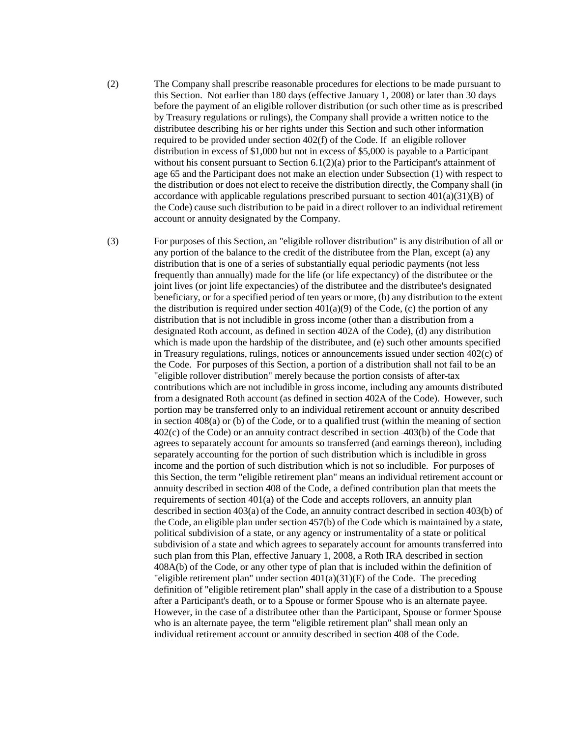(2) The Company shall prescribe reasonable procedures for elections to be made pursuant to this Section. Not earlier than 180 days (effective January 1, 2008) or later than 30 days before the payment of an eligible rollover distribution (or such other time as is prescribed by Treasury regulations or rulings), the Company shall provide a written notice to the distributee describing his or her rights under this Section and such other information required to be provided under section 402(f) of the Code. If an eligible rollover distribution in excess of $1,000 but not in excess of $5,000 is payable to a Participant without his consent pursuant to Section 6.1(2)(a) prior to the Participant's attainment of age 65 and the Participant does not make an election under Subsection (1) with respect to the distribution or does not elect to receive the distribution directly, the Company shall (in accordance with applicable regulations prescribed pursuant to section 401(a)(31)(B) of the Code) cause such distribution to be paid in a direct rollover to an individual retirement account or annuity designated by the Company.

(3) For purposes of this Section, an "eligible rollover distribution" is any distribution of all or any portion of the balance to the credit of the distributee from the Plan, except (a) any distribution that is one of a series of substantially equal periodic payments (not less frequently than annually) made for the life (or life expectancy) of the distributee or the joint lives (or joint life expectancies) of the distributee and the distributee's designated beneficiary, or for a specified period of ten years or more, (b) any distribution to the extent the distribution is required under section 401(a)(9) of the Code, (c) the portion of any distribution that is not includible in gross income (other than a distribution from a designated Roth account, as defined in section 402A of the Code), (d) any distribution which is made upon the hardship of the distributee, and (e) such other amounts specified in Treasury regulations, rulings, notices or announcements issued under section 402(c) of the Code. For purposes of this Section, a portion of a distribution shall not fail to be an "eligible rollover distribution" merely because the portion consists of after-tax contributions which are not includible in gross income, including any amounts distributed from a designated Roth account (as defined in section 402A of the Code). However, such portion may be transferred only to an individual retirement account or annuity described in section 408(a) or (b) of the Code, or to a qualified trust (within the meaning of section 402(c) of the Code) or an annuity contract described in section 403(b) of the Code that agrees to separately account for amounts so transferred (and earnings thereon), including separately accounting for the portion of such distribution which is includible in gross income and the portion of such distribution which is not so includible. For purposes of this Section, the term "eligible retirement plan" means an individual retirement account or annuity described in section 408 of the Code, a defined contribution plan that meets the requirements of section 401(a) of the Code and accepts rollovers, an annuity plan described in section 403(a) of the Code, an annuity contract described in section 403(b) of the Code, an eligible plan under section 457(b) of the Code which is maintained by a state, political subdivision of a state, or any agency or instrumentality of a state or political subdivision of a state and which agrees to separately account for amounts transferred into such plan from this Plan, effective January 1, 2008, a Roth IRA described in section 408A(b) of the Code, or any other type of plan that is included within the definition of "eligible retirement plan" under section 401(a)(31)(E) of the Code. The preceding definition of "eligible retirement plan" shall apply in the case of a distribution to a Spouse after a Participant's death, or to a Spouse or former Spouse who is an alternate payee. However, in the case of a distributee other than the Participant, Spouse or former Spouse who is an alternate payee, the term "eligible retirement plan" shall mean only an individual retirement account or annuity described in section 408 of the Code.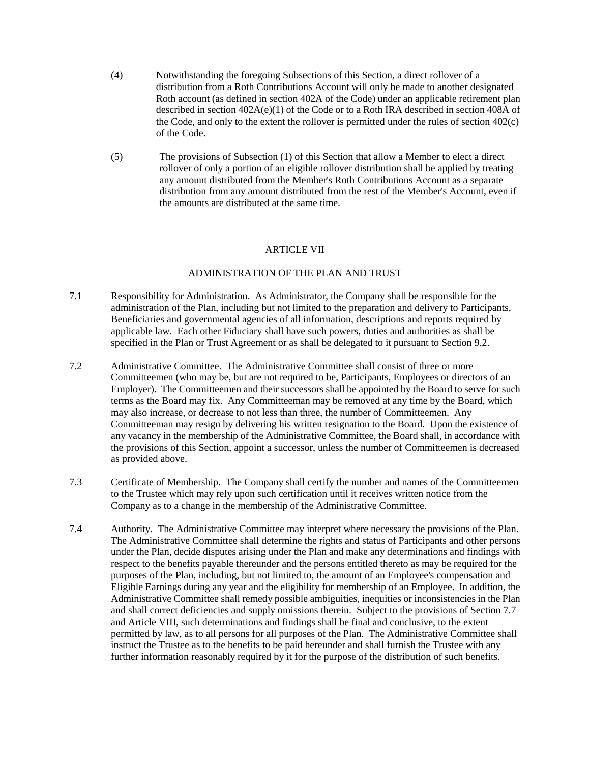(4) Notwithstanding the foregoing Subsections of this Section, a direct rollover of a distribution from a Roth Contributions Account will only be made to another designated Roth account (as defined in section 402A of the Code) under an applicable retirement plan described in section 402A(e)(1) of the Code or to a Roth IRA described in section 408A of the Code, and only to the extent the rollover is permitted under the rules of section 402(c) of the Code.

(5) The provisions of Subsection (1) of this Section that allow a Member to elect a direct rollover of only a portion of an eligible rollover distribution shall be applied by treating any amount distributed from the Member's Roth Contributions Account as a separate distribution from any amount distributed from the rest of the Member's Account, even if the amounts are distributed at the same time.

# ARTICLE VII

## ADMINISTRATION OF THE PLAN AND TRUST

7.1 Responsibility for Administration. As Administrator, the Company shall be responsible for the administration of the Plan, including but not limited to the preparation and delivery to Participants, Beneficiaries and governmental agencies of all information, descriptions and reports required by applicable law. Each other Fiduciary shall have such powers, duties and authorities as shall be specified in the Plan or Trust Agreement or as shall be delegated to it pursuant to Section 9.2.

7.2 Administrative Committee. The Administrative Committee shall consist of three or more Committeemen (who may be, but are not required to be, Participants, Employees or directors of an Employer). The Committeemen and their successors shall be appointed by the Board to serve for such terms as the Board may fix. Any Committeeman may be removed at any time by the Board, which may also increase, or decrease to not less than three, the number of Committeemen. Any Committeeman may resign by delivering his written resignation to the Board. Upon the existence of any vacancy in the membership of the Administrative Committee, the Board shall, in accordance with the provisions of this Section, appoint a successor, unless the number of Committeemen is decreased as provided above.

7.3 Certificate of Membership. The Company shall certify the number and names of the Committeemen to the Trustee which may rely upon such certification until it receives written notice from the Company as to a change in the membership of the Administrative Committee.

7.4 Authority. The Administrative Committee may interpret where necessary the provisions of the Plan. The Administrative Committee shall determine the rights and status of Participants and other persons under the Plan, decide disputes arising under the Plan and make any determinations and findings with respect to the benefits payable thereunder and the persons entitled thereto as may be required for the purposes of the Plan, including, but not limited to, the amount of an Employee's compensation and Eligible Earnings during any year and the eligibility for membership of an Employee. In addition, the Administrative Committee shall remedy possible ambiguities, inequities or inconsistencies in the Plan and shall correct deficiencies and supply omissions therein. Subject to the provisions of Section 7.7 and Article VIII, such determinations and findings shall be final and conclusive, to the extent permitted by law, as to all persons for all purposes of the Plan. The Administrative Committee shall instruct the Trustee as to the benefits to be paid hereunder and shall furnish the Trustee with any further information reasonably required by it for the purpose of the distribution of such benefits.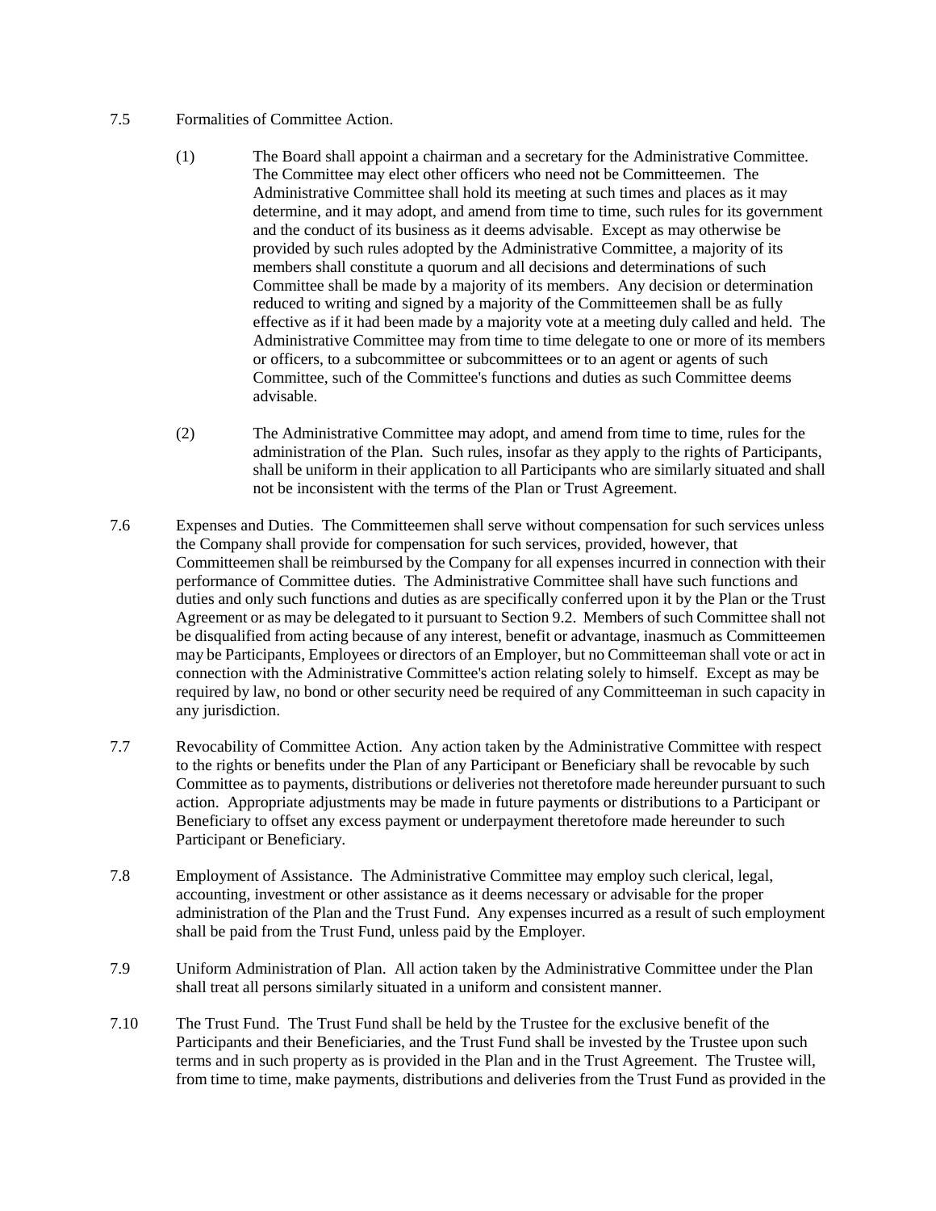7.5 Formalities of Committee Action.

(1) The Board shall appoint a chairman and a secretary for the Administrative Committee. The Committee may elect other officers who need not be Committeemen. The Administrative Committee shall hold its meeting at such times and places as it may determine, and it may adopt, and amend from time to time, such rules for its government and the conduct of its business as it deems advisable. Except as may otherwise be provided by such rules adopted by the Administrative Committee, a majority of its members shall constitute a quorum and all decisions and determinations of such Committee shall be made by a majority of its members. Any decision or determination reduced to writing and signed by a majority of the Committeemen shall be as fully effective as if it had been made by a majority vote at a meeting duly called and held. The Administrative Committee may from time to time delegate to one or more of its members or officers, to a subcommittee or subcommittees or to an agent or agents of such Committee, such of the Committee's functions and duties as such Committee deems advisable.

(2) The Administrative Committee may adopt, and amend from time to time, rules for the administration of the Plan. Such rules, insofar as they apply to the rights of Participants, shall be uniform in their application to all Participants who are similarly situated and shall not be inconsistent with the terms of the Plan or Trust Agreement.

7.6 Expenses and Duties. The Committeemen shall serve without compensation for such services unless the Company shall provide for compensation for such services, provided, however, that Committeemen shall be reimbursed by the Company for all expenses incurred in connection with their performance of Committee duties. The Administrative Committee shall have such functions and duties and only such functions and duties as are specifically conferred upon it by the Plan or the Trust Agreement or as may be delegated to it pursuant to Section 9.2. Members of such Committee shall not be disqualified from acting because of any interest, benefit or advantage, inasmuch as Committeemen may be Participants, Employees or directors of an Employer, but no Committeeman shall vote or act in connection with the Administrative Committee's action relating solely to himself. Except as may be required by law, no bond or other security need be required of any Committeeman in such capacity in any jurisdiction.

7.7 Revocability of Committee Action. Any action taken by the Administrative Committee with respect to the rights or benefits under the Plan of any Participant or Beneficiary shall be revocable by such Committee as to payments, distributions or deliveries not theretofore made hereunder pursuant to such action. Appropriate adjustments may be made in future payments or distributions to a Participant or Beneficiary to offset any excess payment or underpayment theretofore made hereunder to such Participant or Beneficiary.

7.8 Employment of Assistance. The Administrative Committee may employ such clerical, legal, accounting, investment or other assistance as it deems necessary or advisable for the proper administration of the Plan and the Trust Fund. Any expenses incurred as a result of such employment shall be paid from the Trust Fund, unless paid by the Employer.

7.9 Uniform Administration of Plan. All action taken by the Administrative Committee under the Plan shall treat all persons similarly situated in a uniform and consistent manner.

7.10 The Trust Fund. The Trust Fund shall be held by the Trustee for the exclusive benefit of the Participants and their Beneficiaries, and the Trust Fund shall be invested by the Trustee upon such terms and in such property as is provided in the Plan and in the Trust Agreement. The Trustee will, from time to time, make payments, distributions and deliveries from the Trust Fund as provided in the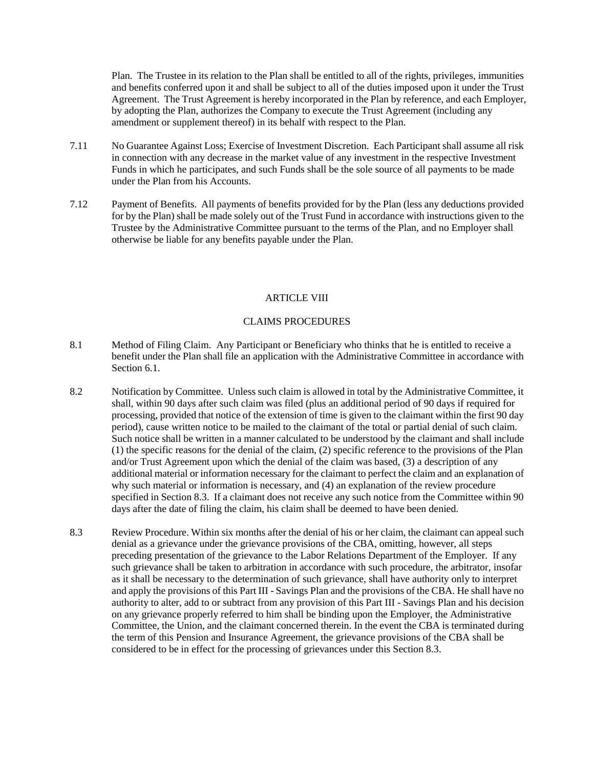Plan. The Trustee in its relation to the Plan shall be entitled to all of the rights, privileges, immunities and benefits conferred upon it and shall be subject to all of the duties imposed upon it under the Trust Agreement. The Trust Agreement is hereby incorporated in the Plan by reference, and each Employer, by adopting the Plan, authorizes the Company to execute the Trust Agreement (including any amendment or supplement thereof) in its behalf with respect to the Plan.

7.11 No Guarantee Against Loss; Exercise of Investment Discretion. Each Participant shall assume all risk in connection with any decrease in the market value of any investment in the respective Investment Funds in which he participates, and such Funds shall be the sole source of all payments to be made under the Plan from his Accounts.

7.12 Payment of Benefits. All payments of benefits provided for by the Plan (less any deductions provided for by the Plan) shall be made solely out of the Trust Fund in accordance with instructions given to the Trustee by the Administrative Committee pursuant to the terms of the Plan, and no Employer shall otherwise be liable for any benefits payable under the Plan.

## ARTICLE VIII

## CLAIMS PROCEDURES

8.1 Method of Filing Claim. Any Participant or Beneficiary who thinks that he is entitled to receive a benefit under the Plan shall file an application with the Administrative Committee in accordance with Section 6.1.

8.2 Notification by Committee. Unless such claim is allowed in total by the Administrative Committee, it shall, within 90 days after such claim was filed (plus an additional period of 90 days if required for processing, provided that notice of the extension of time is given to the claimant within the first 90 day period), cause written notice to be mailed to the claimant of the total or partial denial of such claim. Such notice shall be written in a manner calculated to be understood by the claimant and shall include (1) the specific reasons for the denial of the claim, (2) specific reference to the provisions of the Plan and/or Trust Agreement upon which the denial of the claim was based, (3) a description of any additional material or information necessary for the claimant to perfect the claim and an explanation of why such material or information is necessary, and (4) an explanation of the review procedure specified in Section 8.3. If a claimant does not receive any such notice from the Committee within 90 days after the date of filing the claim, his claim shall be deemed to have been denied.

8.3 Review Procedure. Within six months after the denial of his or her claim, the claimant can appeal such denial as a grievance under the grievance provisions of the CBA, omitting, however, all steps preceding presentation of the grievance to the Labor Relations Department of the Employer. If any such grievance shall be taken to arbitration in accordance with such procedure, the arbitrator, insofar as it shall be necessary to the determination of such grievance, shall have authority only to interpret and apply the provisions of this Part III - Savings Plan and the provisions of the CBA. He shall have no authority to alter, add to or subtract from any provision of this Part III - Savings Plan and his decision on any grievance properly referred to him shall be binding upon the Employer, the Administrative Committee, the Union, and the claimant concerned therein. In the event the CBA is terminated during the term of this Pension and Insurance Agreement, the grievance provisions of the CBA shall be considered to be in effect for the processing of grievances under this Section 8.3.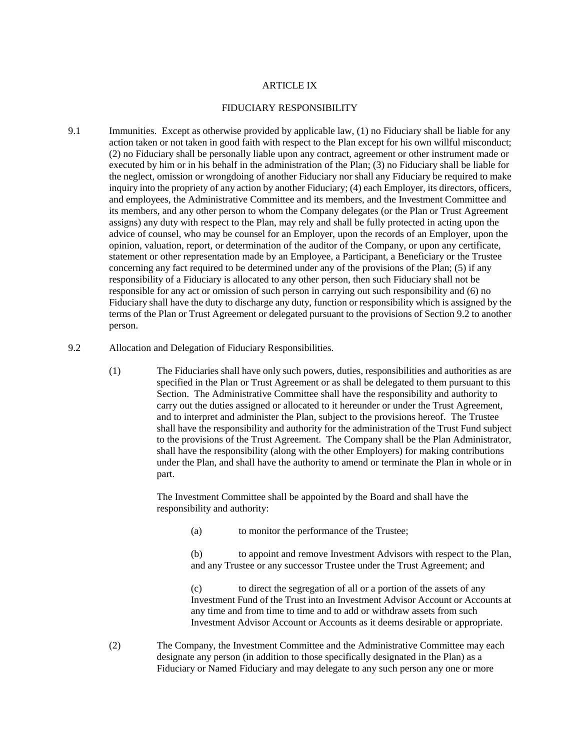## ARTICLE IX

## FIDUCIARY RESPONSIBILITY

9.1 Immunities. Except as otherwise provided by applicable law, (1) no Fiduciary shall be liable for any action taken or not taken in good faith with respect to the Plan except for his own willful misconduct; (2) no Fiduciary shall be personally liable upon any contract, agreement or other instrument made or executed by him or in his behalf in the administration of the Plan; (3) no Fiduciary shall be liable for the neglect, omission or wrongdoing of another Fiduciary nor shall any Fiduciary be required to make inquiry into the propriety of any action by another Fiduciary; (4) each Employer, its directors, officers, and employees, the Administrative Committee and its members, and the Investment Committee and its members, and any other person to whom the Company delegates (or the Plan or Trust Agreement assigns) any duty with respect to the Plan, may rely and shall be fully protected in acting upon the advice of counsel, who may be counsel for an Employer, upon the records of an Employer, upon the opinion, valuation, report, or determination of the auditor of the Company, or upon any certificate, statement or other representation made by an Employee, a Participant, a Beneficiary or the Trustee concerning any fact required to be determined under any of the provisions of the Plan; (5) if any responsibility of a Fiduciary is allocated to any other person, then such Fiduciary shall not be responsible for any act or omission of such person in carrying out such responsibility and (6) no Fiduciary shall have the duty to discharge any duty, function or responsibility which is assigned by the terms of the Plan or Trust Agreement or delegated pursuant to the provisions of Section 9.2 to another person.

9.2 Allocation and Delegation of Fiduciary Responsibilities.

(1) The Fiduciaries shall have only such powers, duties, responsibilities and authorities as are specified in the Plan or Trust Agreement or as shall be delegated to them pursuant to this Section. The Administrative Committee shall have the responsibility and authority to carry out the duties assigned or allocated to it hereunder or under the Trust Agreement, and to interpret and administer the Plan, subject to the provisions hereof. The Trustee shall have the responsibility and authority for the administration of the Trust Fund subject to the provisions of the Trust Agreement. The Company shall be the Plan Administrator, shall have the responsibility (along with the other Employers) for making contributions under the Plan, and shall have the authority to amend or terminate the Plan in whole or in part.

The Investment Committee shall be appointed by the Board and shall have the responsibility and authority:

(a) to monitor the performance of the Trustee;

(b) to appoint and remove Investment Advisors with respect to the Plan, and any Trustee or any successor Trustee under the Trust Agreement; and

(c) to direct the segregation of all or a portion of the assets of any Investment Fund of the Trust into an Investment Advisor Account or Accounts at any time and from time to time and to add or withdraw assets from such Investment Advisor Account or Accounts as it deems desirable or appropriate.

(2) The Company, the Investment Committee and the Administrative Committee may each designate any person (in addition to those specifically designated in the Plan) as a Fiduciary or Named Fiduciary and may delegate to any such person any one or more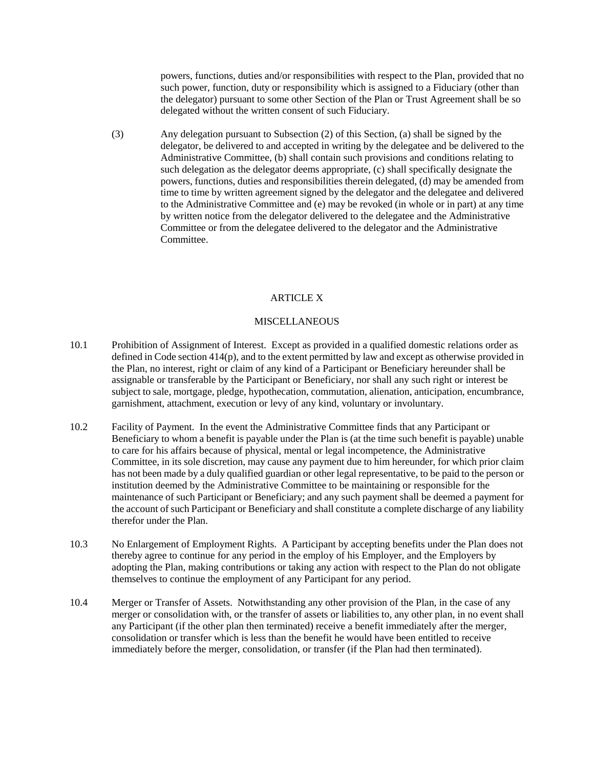powers, functions, duties and/or responsibilities with respect to the Plan, provided that no such power, function, duty or responsibility which is assigned to a Fiduciary (other than the delegator) pursuant to some other Section of the Plan or Trust Agreement shall be so delegated without the written consent of such Fiduciary.

(3) Any delegation pursuant to Subsection (2) of this Section, (a) shall be signed by the delegator, be delivered to and accepted in writing by the delegatee and be delivered to the Administrative Committee, (b) shall contain such provisions and conditions relating to such delegation as the delegator deems appropriate, (c) shall specifically designate the powers, functions, duties and responsibilities therein delegated, (d) may be amended from time to time by written agreement signed by the delegator and the delegatee and delivered to the Administrative Committee and (e) may be revoked (in whole or in part) at any time by written notice from the delegator delivered to the delegatee and the Administrative Committee or from the delegatee delivered to the delegator and the Administrative Committee.

## ARTICLE X

## MISCELLANEOUS

10.1 Prohibition of Assignment of Interest. Except as provided in a qualified domestic relations order as defined in Code section 414(p), and to the extent permitted by law and except as otherwise provided in the Plan, no interest, right or claim of any kind of a Participant or Beneficiary hereunder shall be assignable or transferable by the Participant or Beneficiary, nor shall any such right or interest be subject to sale, mortgage, pledge, hypothecation, commutation, alienation, anticipation, encumbrance, garnishment, attachment, execution or levy of any kind, voluntary or involuntary.

10.2 Facility of Payment. In the event the Administrative Committee finds that any Participant or Beneficiary to whom a benefit is payable under the Plan is (at the time such benefit is payable) unable to care for his affairs because of physical, mental or legal incompetence, the Administrative Committee, in its sole discretion, may cause any payment due to him hereunder, for which prior claim has not been made by a duly qualified guardian or other legal representative, to be paid to the person or institution deemed by the Administrative Committee to be maintaining or responsible for the maintenance of such Participant or Beneficiary; and any such payment shall be deemed a payment for the account of such Participant or Beneficiary and shall constitute a complete discharge of any liability therefor under the Plan.

10.3 No Enlargement of Employment Rights. A Participant by accepting benefits under the Plan does not thereby agree to continue for any period in the employ of his Employer, and the Employers by adopting the Plan, making contributions or taking any action with respect to the Plan do not obligate themselves to continue the employment of any Participant for any period.

10.4 Merger or Transfer of Assets. Notwithstanding any other provision of the Plan, in the case of any merger or consolidation with, or the transfer of assets or liabilities to, any other plan, in no event shall any Participant (if the other plan then terminated) receive a benefit immediately after the merger, consolidation or transfer which is less than the benefit he would have been entitled to receive immediately before the merger, consolidation, or transfer (if the Plan had then terminated).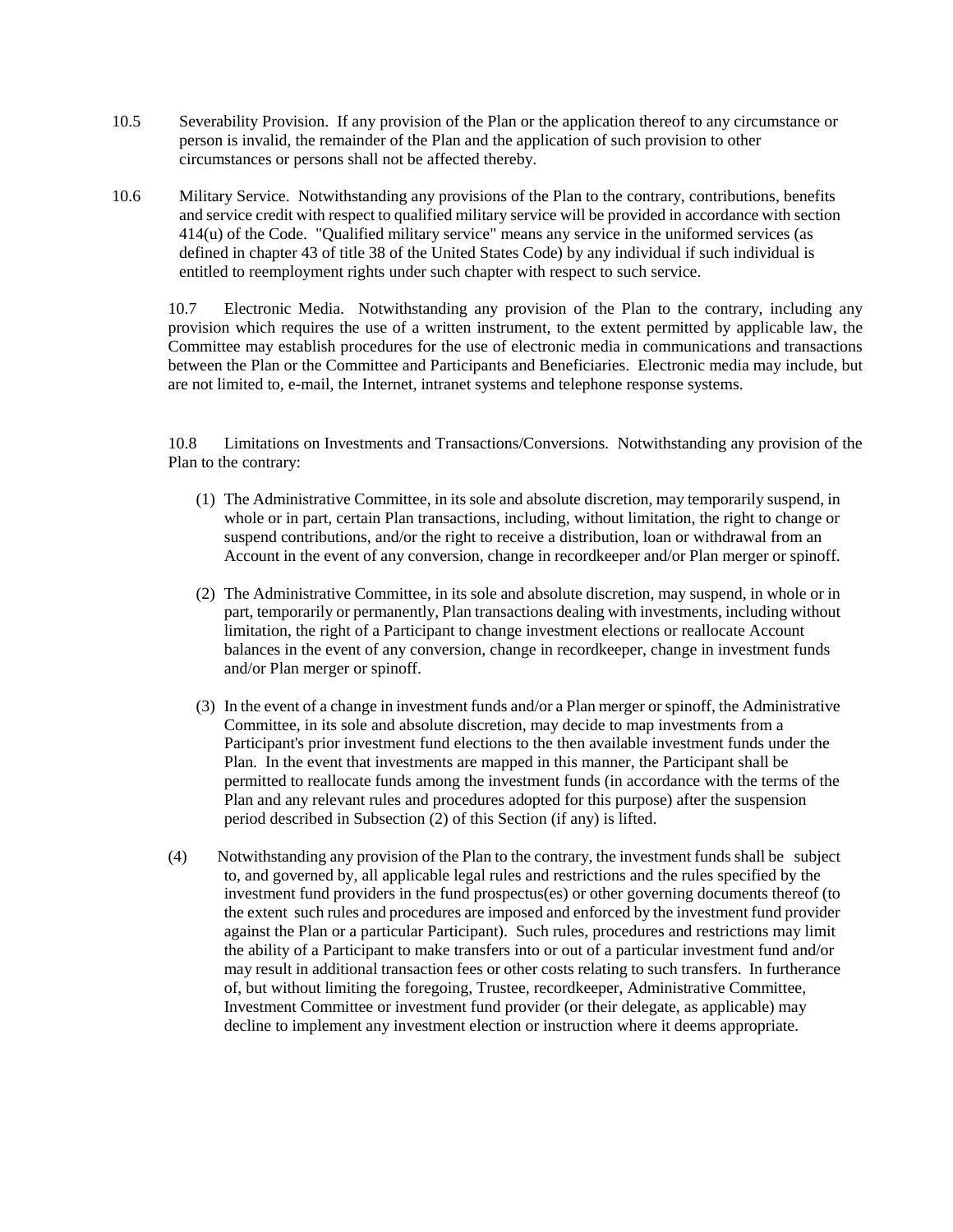10.5 Severability Provision. If any provision of the Plan or the application thereof to any circumstance or person is invalid, the remainder of the Plan and the application of such provision to other circumstances or persons shall not be affected thereby.

10.6 Military Service. Notwithstanding any provisions of the Plan to the contrary, contributions, benefits and service credit with respect to qualified military service will be provided in accordance with section 414(u) of the Code. "Qualified military service" means any service in the uniformed services (as defined in chapter 43 of title 38 of the United States Code) by any individual if such individual is entitled to reemployment rights under such chapter with respect to such service.

10.7 Electronic Media. Notwithstanding any provision of the Plan to the contrary, including any provision which requires the use of a written instrument, to the extent permitted by applicable law, the Committee may establish procedures for the use of electronic media in communications and transactions between the Plan or the Committee and Participants and Beneficiaries. Electronic media may include, but are not limited to, e-mail, the Internet, intranet systems and telephone response systems.

10.8 Limitations on Investments and Transactions/Conversions. Notwithstanding any provision of the Plan to the contrary:

(1) The Administrative Committee, in its sole and absolute discretion, may temporarily suspend, in whole or in part, certain Plan transactions, including, without limitation, the right to change or suspend contributions, and/or the right to receive a distribution, loan or withdrawal from an Account in the event of any conversion, change in recordkeeper and/or Plan merger or spinoff.

(2) The Administrative Committee, in its sole and absolute discretion, may suspend, in whole or in part, temporarily or permanently, Plan transactions dealing with investments, including without limitation, the right of a Participant to change investment elections or reallocate Account balances in the event of any conversion, change in recordkeeper, change in investment funds and/or Plan merger or spinoff.

(3) In the event of a change in investment funds and/or a Plan merger or spinoff, the Administrative Committee, in its sole and absolute discretion, may decide to map investments from a Participant's prior investment fund elections to the then available investment funds under the Plan. In the event that investments are mapped in this manner, the Participant shall be permitted to reallocate funds among the investment funds (in accordance with the terms of the Plan and any relevant rules and procedures adopted for this purpose) after the suspension period described in Subsection (2) of this Section (if any) is lifted.

(4) Notwithstanding any provision of the Plan to the contrary, the investment funds shall be subject to, and governed by, all applicable legal rules and restrictions and the rules specified by the investment fund providers in the fund prospectus(es) or other governing documents thereof (to the extent such rules and procedures are imposed and enforced by the investment fund provider against the Plan or a particular Participant). Such rules, procedures and restrictions may limit the ability of a Participant to make transfers into or out of a particular investment fund and/or may result in additional transaction fees or other costs relating to such transfers. In furtherance of, but without limiting the foregoing, Trustee, recordkeeper, Administrative Committee, Investment Committee or investment fund provider (or their delegate, as applicable) may decline to implement any investment election or instruction where it deems appropriate.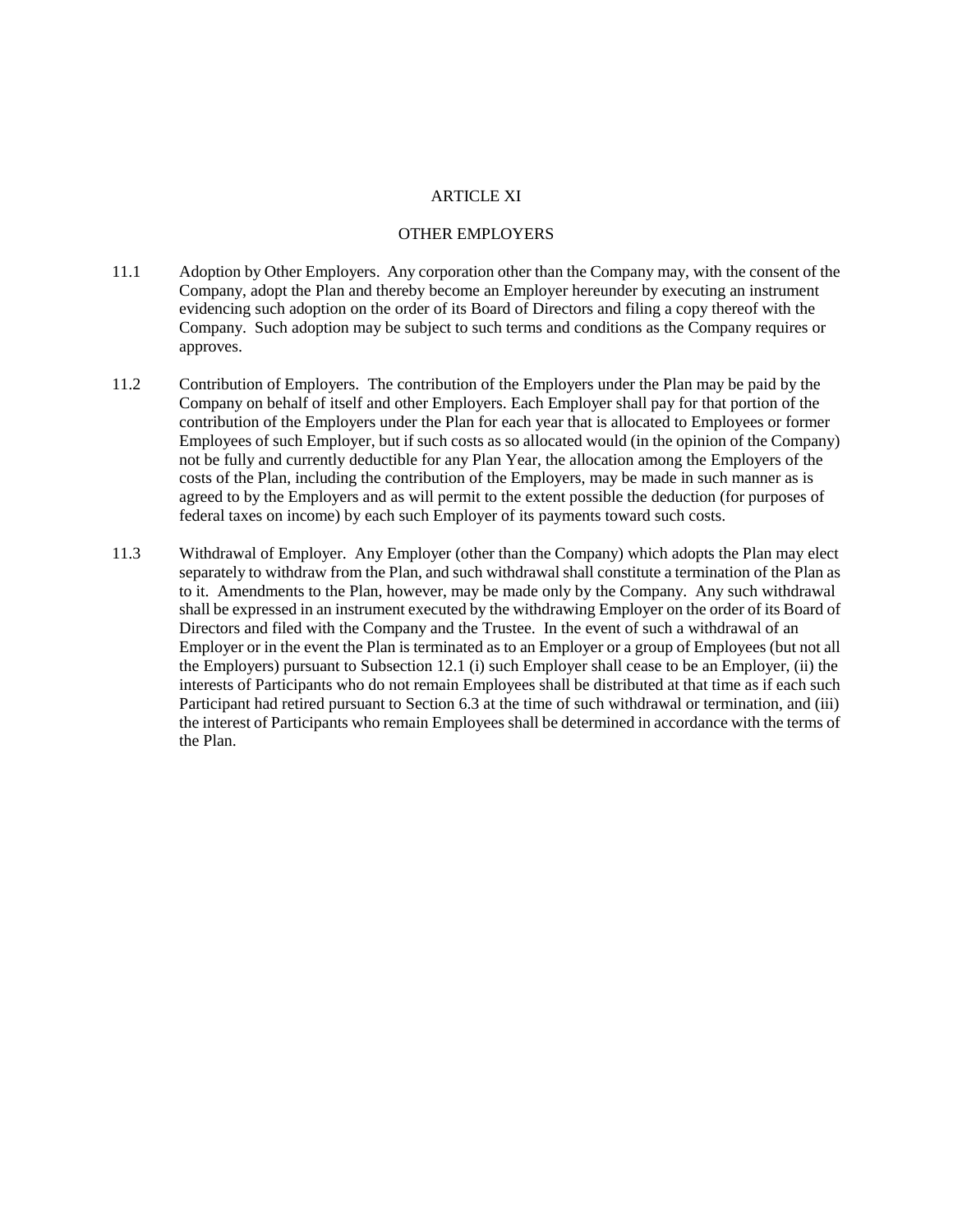# ARTICLE XI

## OTHER EMPLOYERS

11.1 Adoption by Other Employers. Any corporation other than the Company may, with the consent of the Company, adopt the Plan and thereby become an Employer hereunder by executing an instrument evidencing such adoption on the order of its Board of Directors and filing a copy thereof with the Company. Such adoption may be subject to such terms and conditions as the Company requires or approves.

11.2 Contribution of Employers. The contribution of the Employers under the Plan may be paid by the Company on behalf of itself and other Employers. Each Employer shall pay for that portion of the contribution of the Employers under the Plan for each year that is allocated to Employees or former Employees of such Employer, but if such costs as so allocated would (in the opinion of the Company) not be fully and currently deductible for any Plan Year, the allocation among the Employers of the costs of the Plan, including the contribution of the Employers, may be made in such manner as is agreed to by the Employers and as will permit to the extent possible the deduction (for purposes of federal taxes on income) by each such Employer of its payments toward such costs.

11.3 Withdrawal of Employer. Any Employer (other than the Company) which adopts the Plan may elect separately to withdraw from the Plan, and such withdrawal shall constitute a termination of the Plan as to it. Amendments to the Plan, however, may be made only by the Company. Any such withdrawal shall be expressed in an instrument executed by the withdrawing Employer on the order of its Board of Directors and filed with the Company and the Trustee. In the event of such a withdrawal of an Employer or in the event the Plan is terminated as to an Employer or a group of Employees (but not all the Employers) pursuant to Subsection 12.1 (i) such Employer shall cease to be an Employer, (ii) the interests of Participants who do not remain Employees shall be distributed at that time as if each such Participant had retired pursuant to Section 6.3 at the time of such withdrawal or termination, and (iii) the interest of Participants who remain Employees shall be determined in accordance with the terms of the Plan.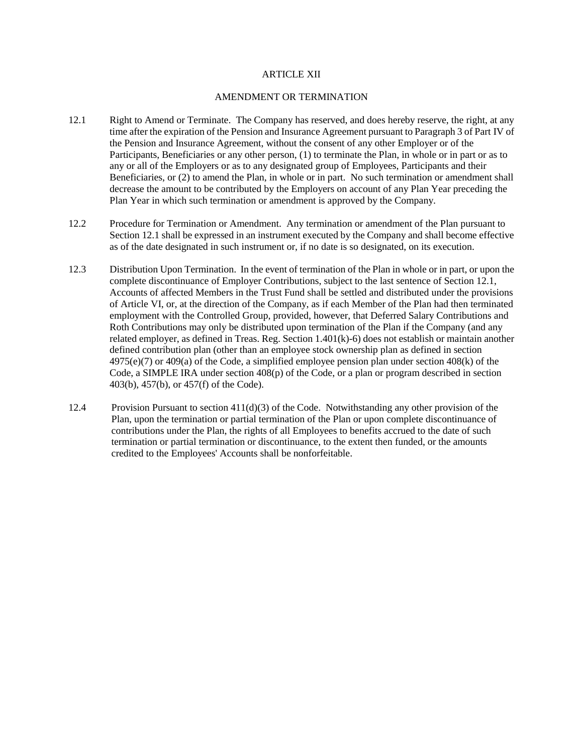# ARTICLE XII

## AMENDMENT OR TERMINATION

12.1 Right to Amend or Terminate. The Company has reserved, and does hereby reserve, the right, at any time after the expiration of the Pension and Insurance Agreement pursuant to Paragraph 3 of Part IV of the Pension and Insurance Agreement, without the consent of any other Employer or of the Participants, Beneficiaries or any other person, (1) to terminate the Plan, in whole or in part or as to any or all of the Employers or as to any designated group of Employees, Participants and their Beneficiaries, or (2) to amend the Plan, in whole or in part. No such termination or amendment shall decrease the amount to be contributed by the Employers on account of any Plan Year preceding the Plan Year in which such termination or amendment is approved by the Company.

12.2 Procedure for Termination or Amendment. Any termination or amendment of the Plan pursuant to Section 12.1 shall be expressed in an instrument executed by the Company and shall become effective as of the date designated in such instrument or, if no date is so designated, on its execution.

12.3 Distribution Upon Termination. In the event of termination of the Plan in whole or in part, or upon the complete discontinuance of Employer Contributions, subject to the last sentence of Section 12.1, Accounts of affected Members in the Trust Fund shall be settled and distributed under the provisions of Article VI, or, at the direction of the Company, as if each Member of the Plan had then terminated employment with the Controlled Group, provided, however, that Deferred Salary Contributions and Roth Contributions may only be distributed upon termination of the Plan if the Company (and any related employer, as defined in Treas. Reg. Section 1.401(k)-6) does not establish or maintain another defined contribution plan (other than an employee stock ownership plan as defined in section 4975(e)(7) or 409(a) of the Code, a simplified employee pension plan under section 408(k) of the Code, a SIMPLE IRA under section 408(p) of the Code, or a plan or program described in section 403(b), 457(b), or 457(f) of the Code).

12.4 Provision Pursuant to section 411(d)(3) of the Code. Notwithstanding any other provision of the Plan, upon the termination or partial termination of the Plan or upon complete discontinuance of contributions under the Plan, the rights of all Employees to benefits accrued to the date of such termination or partial termination or discontinuance, to the extent then funded, or the amounts credited to the Employees' Accounts shall be nonforfeitable.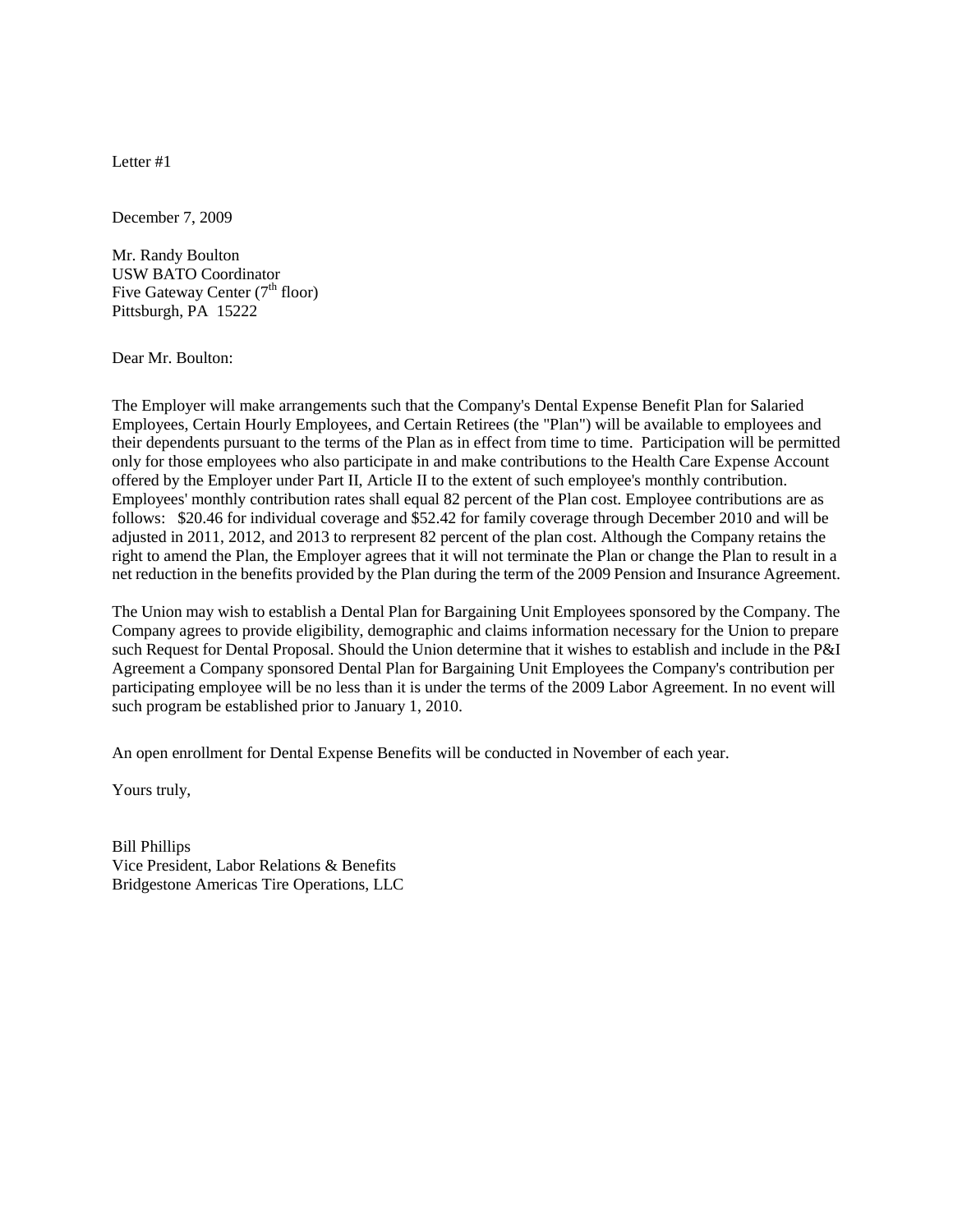Letter #1

December 7, 2009

Mr. Randy Boulton
USW BATO Coordinator
Five Gateway Center (7th floor)
Pittsburgh, PA 15222

Dear Mr. Boulton:

The Employer will make arrangements such that the Company's Dental Expense Benefit Plan for Salaried Employees, Certain Hourly Employees, and Certain Retirees (the "Plan") will be available to employees and their dependents pursuant to the terms of the Plan as in effect from time to time. Participation will be permitted only for those employees who also participate in and make contributions to the Health Care Expense Account offered by the Employer under Part II, Article II to the extent of such employee's monthly contribution. Employees' monthly contribution rates shall equal 82 percent of the Plan cost. Employee contributions are as follows: $20.46 for individual coverage and $52.42 for family coverage through December 2010 and will be adjusted in 2011, 2012, and 2013 to rerpresent 82 percent of the plan cost. Although the Company retains the right to amend the Plan, the Employer agrees that it will not terminate the Plan or change the Plan to result in a net reduction in the benefits provided by the Plan during the term of the 2009 Pension and Insurance Agreement.

The Union may wish to establish a Dental Plan for Bargaining Unit Employees sponsored by the Company. The Company agrees to provide eligibility, demographic and claims information necessary for the Union to prepare such Request for Dental Proposal. Should the Union determine that it wishes to establish and include in the P&I Agreement a Company sponsored Dental Plan for Bargaining Unit Employees the Company's contribution per participating employee will be no less than it is under the terms of the 2009 Labor Agreement. In no event will such program be established prior to January 1, 2010.

An open enrollment for Dental Expense Benefits will be conducted in November of each year.

Yours truly,

Bill Phillips
Vice President, Labor Relations & Benefits
Bridgestone Americas Tire Operations, LLC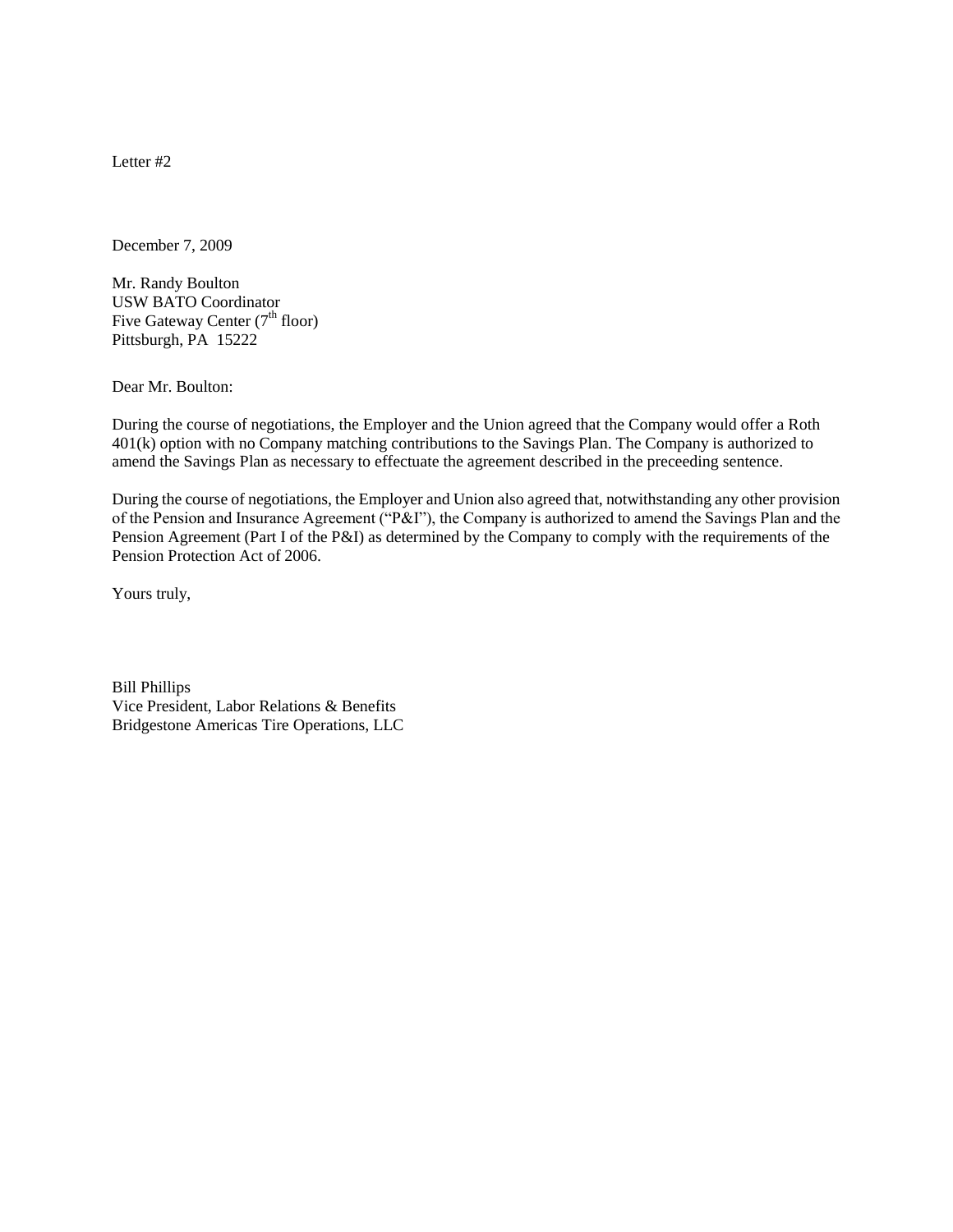Letter #2

December 7, 2009

Mr. Randy Boulton
USW BATO Coordinator
Five Gateway Center (7th floor)
Pittsburgh, PA 15222

Dear Mr. Boulton:

During the course of negotiations, the Employer and the Union agreed that the Company would offer a Roth 401(k) option with no Company matching contributions to the Savings Plan. The Company is authorized to amend the Savings Plan as necessary to effectuate the agreement described in the preceeding sentence.

During the course of negotiations, the Employer and Union also agreed that, notwithstanding any other provision of the Pension and Insurance Agreement ("P&I"), the Company is authorized to amend the Savings Plan and the Pension Agreement (Part I of the P&I) as determined by the Company to comply with the requirements of the Pension Protection Act of 2006.

Yours truly,

Bill Phillips
Vice President, Labor Relations & Benefits
Bridgestone Americas Tire Operations, LLC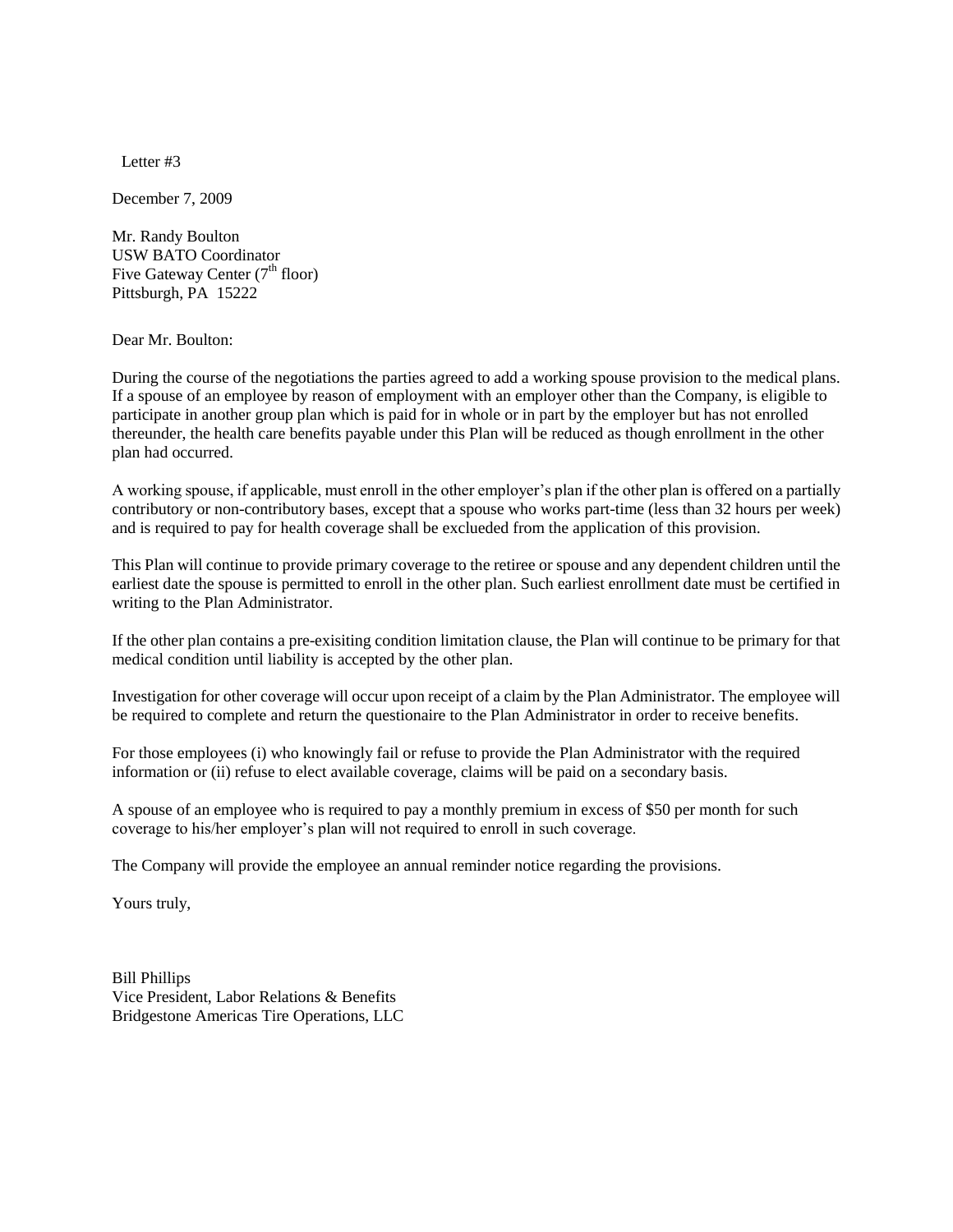Letter #3

December 7, 2009

Mr. Randy Boulton
USW BATO Coordinator
Five Gateway Center (7th floor)
Pittsburgh, PA 15222

Dear Mr. Boulton:

During the course of the negotiations the parties agreed to add a working spouse provision to the medical plans. If a spouse of an employee by reason of employment with an employer other than the Company, is eligible to participate in another group plan which is paid for in whole or in part by the employer but has not enrolled thereunder, the health care benefits payable under this Plan will be reduced as though enrollment in the other plan had occurred.

A working spouse, if applicable, must enroll in the other employer's plan if the other plan is offered on a partially contributory or non-contributory bases, except that a spouse who works part-time (less than 32 hours per week) and is required to pay for health coverage shall be exclueded from the application of this provision.

This Plan will continue to provide primary coverage to the retiree or spouse and any dependent children until the earliest date the spouse is permitted to enroll in the other plan. Such earliest enrollment date must be certified in writing to the Plan Administrator.

If the other plan contains a pre-exisiting condition limitation clause, the Plan will continue to be primary for that medical condition until liability is accepted by the other plan.

Investigation for other coverage will occur upon receipt of a claim by the Plan Administrator. The employee will be required to complete and return the questionaire to the Plan Administrator in order to receive benefits.

For those employees (i) who knowingly fail or refuse to provide the Plan Administrator with the required information or (ii) refuse to elect available coverage, claims will be paid on a secondary basis.

A spouse of an employee who is required to pay a monthly premium in excess of $50 per month for such coverage to his/her employer's plan will not required to enroll in such coverage.

The Company will provide the employee an annual reminder notice regarding the provisions.

Yours truly,

Bill Phillips
Vice President, Labor Relations & Benefits
Bridgestone Americas Tire Operations, LLC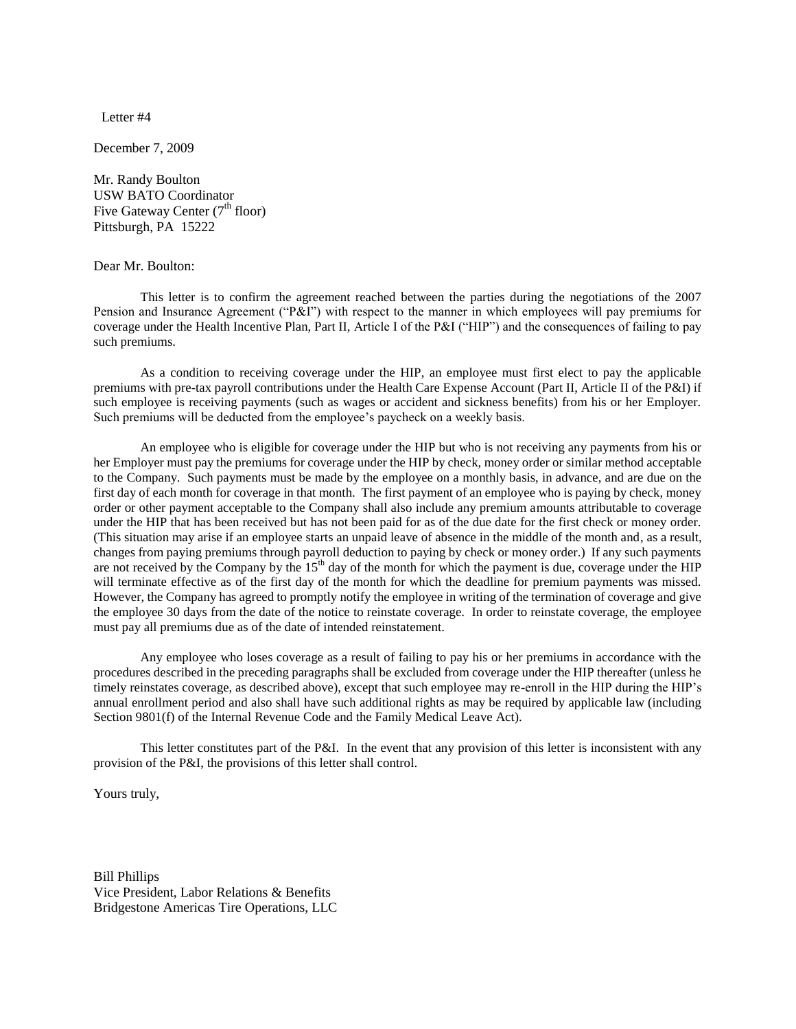Letter #4

December 7, 2009

Mr. Randy Boulton
USW BATO Coordinator
Five Gateway Center (7th floor)
Pittsburgh, PA 15222

Dear Mr. Boulton:

This letter is to confirm the agreement reached between the parties during the negotiations of the 2007 Pension and Insurance Agreement ("P&I") with respect to the manner in which employees will pay premiums for coverage under the Health Incentive Plan, Part II, Article I of the P&I ("HIP") and the consequences of failing to pay such premiums.

As a condition to receiving coverage under the HIP, an employee must first elect to pay the applicable premiums with pre-tax payroll contributions under the Health Care Expense Account (Part II, Article II of the P&I) if such employee is receiving payments (such as wages or accident and sickness benefits) from his or her Employer. Such premiums will be deducted from the employee's paycheck on a weekly basis.

An employee who is eligible for coverage under the HIP but who is not receiving any payments from his or her Employer must pay the premiums for coverage under the HIP by check, money order or similar method acceptable to the Company. Such payments must be made by the employee on a monthly basis, in advance, and are due on the first day of each month for coverage in that month. The first payment of an employee who is paying by check, money order or other payment acceptable to the Company shall also include any premium amounts attributable to coverage under the HIP that has been received but has not been paid for as of the due date for the first check or money order. (This situation may arise if an employee starts an unpaid leave of absence in the middle of the month and, as a result, changes from paying premiums through payroll deduction to paying by check or money order.) If any such payments are not received by the Company by the 15th day of the month for which the payment is due, coverage under the HIP will terminate effective as of the first day of the month for which the deadline for premium payments was missed. However, the Company has agreed to promptly notify the employee in writing of the termination of coverage and give the employee 30 days from the date of the notice to reinstate coverage. In order to reinstate coverage, the employee must pay all premiums due as of the date of intended reinstatement.

Any employee who loses coverage as a result of failing to pay his or her premiums in accordance with the procedures described in the preceding paragraphs shall be excluded from coverage under the HIP thereafter (unless he timely reinstates coverage, as described above), except that such employee may re-enroll in the HIP during the HIP's annual enrollment period and also shall have such additional rights as may be required by applicable law (including Section 9801(f) of the Internal Revenue Code and the Family Medical Leave Act).

This letter constitutes part of the P&I. In the event that any provision of this letter is inconsistent with any provision of the P&I, the provisions of this letter shall control.

Yours truly,

Bill Phillips
Vice President, Labor Relations & Benefits
Bridgestone Americas Tire Operations, LLC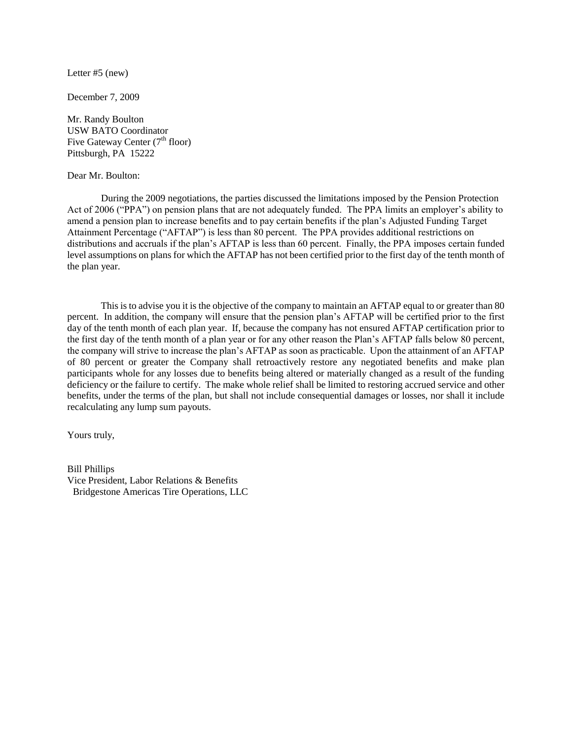Letter #5 (new)

December 7, 2009

Mr. Randy Boulton
USW BATO Coordinator
Five Gateway Center (7th floor)
Pittsburgh, PA 15222

Dear Mr. Boulton:

During the 2009 negotiations, the parties discussed the limitations imposed by the Pension Protection Act of 2006 ("PPA") on pension plans that are not adequately funded. The PPA limits an employer's ability to amend a pension plan to increase benefits and to pay certain benefits if the plan's Adjusted Funding Target Attainment Percentage ("AFTAP") is less than 80 percent. The PPA provides additional restrictions on distributions and accruals if the plan's AFTAP is less than 60 percent. Finally, the PPA imposes certain funded level assumptions on plans for which the AFTAP has not been certified prior to the first day of the tenth month of the plan year.

This is to advise you it is the objective of the company to maintain an AFTAP equal to or greater than 80 percent. In addition, the company will ensure that the pension plan's AFTAP will be certified prior to the first day of the tenth month of each plan year. If, because the company has not ensured AFTAP certification prior to the first day of the tenth month of a plan year or for any other reason the Plan's AFTAP falls below 80 percent, the company will strive to increase the plan's AFTAP as soon as practicable. Upon the attainment of an AFTAP of 80 percent or greater the Company shall retroactively restore any negotiated benefits and make plan participants whole for any losses due to benefits being altered or materially changed as a result of the funding deficiency or the failure to certify. The make whole relief shall be limited to restoring accrued service and other benefits, under the terms of the plan, but shall not include consequential damages or losses, nor shall it include recalculating any lump sum payouts.

Yours truly,

Bill Phillips
Vice President, Labor Relations & Benefits
Bridgestone Americas Tire Operations, LLC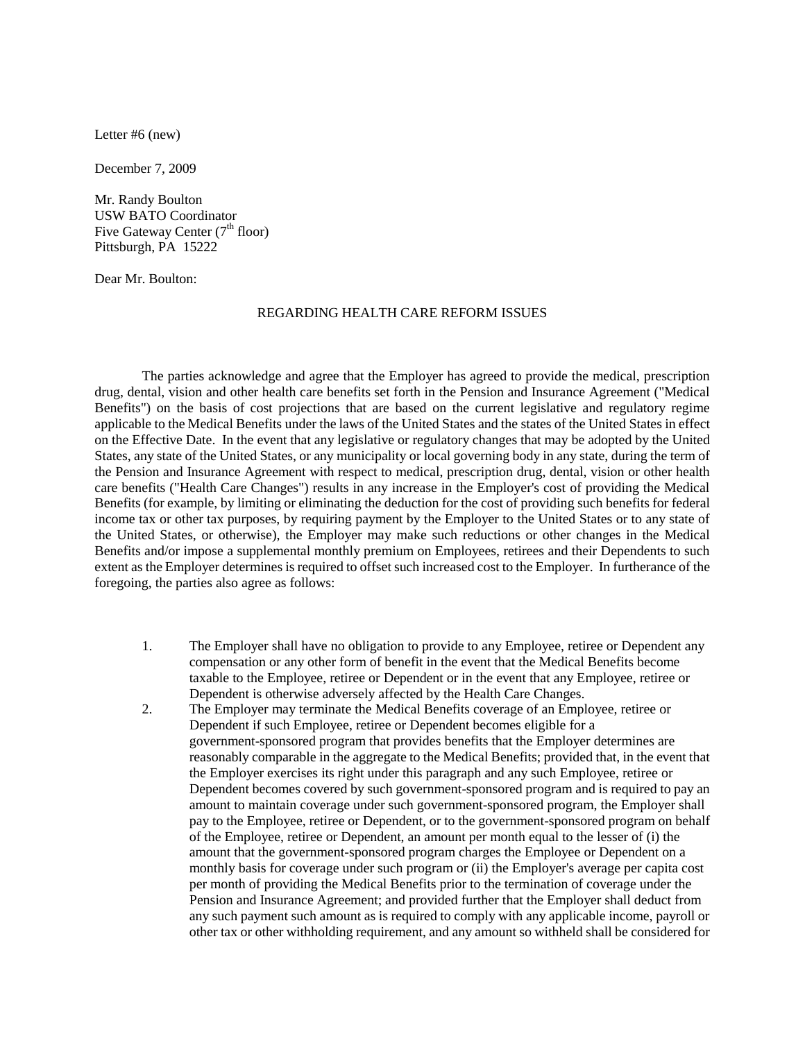Letter #6 (new)

December 7, 2009

Mr. Randy Boulton
USW BATO Coordinator
Five Gateway Center (7th floor)
Pittsburgh, PA 15222

Dear Mr. Boulton:

REGARDING HEALTH CARE REFORM ISSUES

The parties acknowledge and agree that the Employer has agreed to provide the medical, prescription drug, dental, vision and other health care benefits set forth in the Pension and Insurance Agreement ("Medical Benefits") on the basis of cost projections that are based on the current legislative and regulatory regime applicable to the Medical Benefits under the laws of the United States and the states of the United States in effect on the Effective Date. In the event that any legislative or regulatory changes that may be adopted by the United States, any state of the United States, or any municipality or local governing body in any state, during the term of the Pension and Insurance Agreement with respect to medical, prescription drug, dental, vision or other health care benefits ("Health Care Changes") results in any increase in the Employer's cost of providing the Medical Benefits (for example, by limiting or eliminating the deduction for the cost of providing such benefits for federal income tax or other tax purposes, by requiring payment by the Employer to the United States or to any state of the United States, or otherwise), the Employer may make such reductions or other changes in the Medical Benefits and/or impose a supplemental monthly premium on Employees, retirees and their Dependents to such extent as the Employer determines is required to offset such increased cost to the Employer. In furtherance of the foregoing, the parties also agree as follows:

1. The Employer shall have no obligation to provide to any Employee, retiree or Dependent any compensation or any other form of benefit in the event that the Medical Benefits become taxable to the Employee, retiree or Dependent or in the event that any Employee, retiree or Dependent is otherwise adversely affected by the Health Care Changes.
2. The Employer may terminate the Medical Benefits coverage of an Employee, retiree or Dependent if such Employee, retiree or Dependent becomes eligible for a government-sponsored program that provides benefits that the Employer determines are reasonably comparable in the aggregate to the Medical Benefits; provided that, in the event that the Employer exercises its right under this paragraph and any such Employee, retiree or Dependent becomes covered by such government-sponsored program and is required to pay an amount to maintain coverage under such government-sponsored program, the Employer shall pay to the Employee, retiree or Dependent, or to the government-sponsored program on behalf of the Employee, retiree or Dependent, an amount per month equal to the lesser of (i) the amount that the government-sponsored program charges the Employee or Dependent on a monthly basis for coverage under such program or (ii) the Employer's average per capita cost per month of providing the Medical Benefits prior to the termination of coverage under the Pension and Insurance Agreement; and provided further that the Employer shall deduct from any such payment such amount as is required to comply with any applicable income, payroll or other tax or other withholding requirement, and any amount so withheld shall be considered for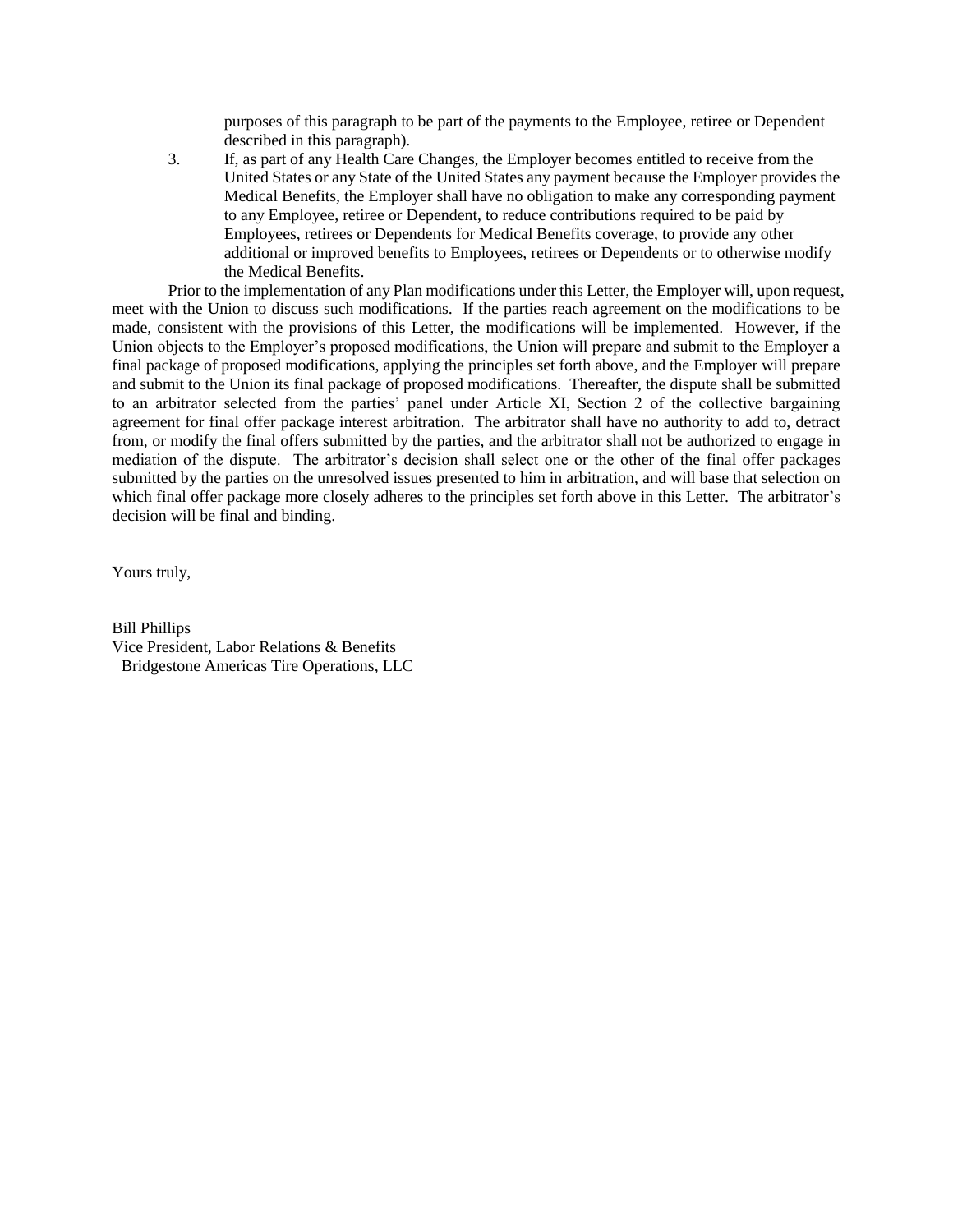purposes of this paragraph to be part of the payments to the Employee, retiree or Dependent described in this paragraph).

3. If, as part of any Health Care Changes, the Employer becomes entitled to receive from the United States or any State of the United States any payment because the Employer provides the Medical Benefits, the Employer shall have no obligation to make any corresponding payment to any Employee, retiree or Dependent, to reduce contributions required to be paid by Employees, retirees or Dependents for Medical Benefits coverage, to provide any other additional or improved benefits to Employees, retirees or Dependents or to otherwise modify the Medical Benefits.

Prior to the implementation of any Plan modifications under this Letter, the Employer will, upon request, meet with the Union to discuss such modifications. If the parties reach agreement on the modifications to be made, consistent with the provisions of this Letter, the modifications will be implemented. However, if the Union objects to the Employer's proposed modifications, the Union will prepare and submit to the Employer a final package of proposed modifications, applying the principles set forth above, and the Employer will prepare and submit to the Union its final package of proposed modifications. Thereafter, the dispute shall be submitted to an arbitrator selected from the parties' panel under Article XI, Section 2 of the collective bargaining agreement for final offer package interest arbitration. The arbitrator shall have no authority to add to, detract from, or modify the final offers submitted by the parties, and the arbitrator shall not be authorized to engage in mediation of the dispute. The arbitrator's decision shall select one or the other of the final offer packages submitted by the parties on the unresolved issues presented to him in arbitration, and will base that selection on which final offer package more closely adheres to the principles set forth above in this Letter. The arbitrator's decision will be final and binding.

Yours truly,

Bill Phillips
Vice President, Labor Relations & Benefits
Bridgestone Americas Tire Operations, LLC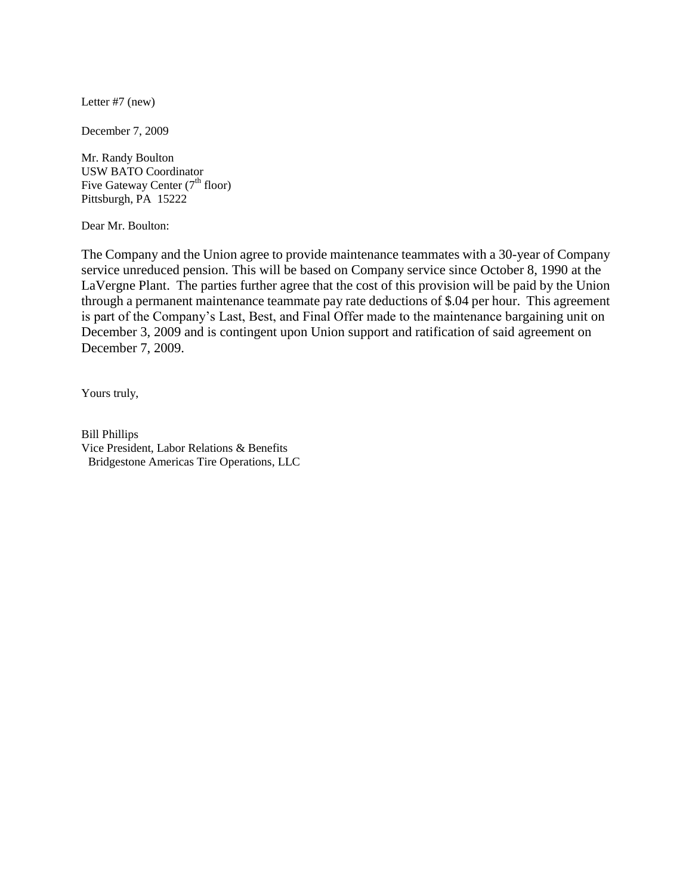Letter #7 (new)

December 7, 2009

Mr. Randy Boulton
USW BATO Coordinator
Five Gateway Center (7th floor)
Pittsburgh, PA 15222

Dear Mr. Boulton:

The Company and the Union agree to provide maintenance teammates with a 30-year of Company service unreduced pension. This will be based on Company service since October 8, 1990 at the LaVergne Plant. The parties further agree that the cost of this provision will be paid by the Union through a permanent maintenance teammate pay rate deductions of $.04 per hour. This agreement is part of the Company's Last, Best, and Final Offer made to the maintenance bargaining unit on December 3, 2009 and is contingent upon Union support and ratification of said agreement on December 7, 2009.

Yours truly,

Bill Phillips
Vice President, Labor Relations & Benefits
Bridgestone Americas Tire Operations, LLC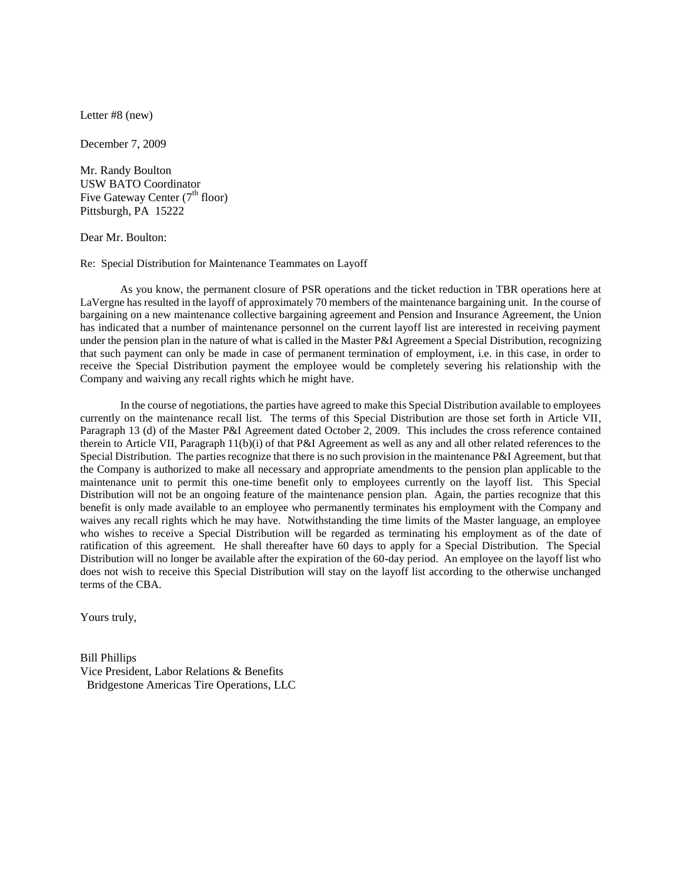Letter #8 (new)

December 7, 2009

Mr. Randy Boulton
USW BATO Coordinator
Five Gateway Center (7th floor)
Pittsburgh, PA 15222

Dear Mr. Boulton:

Re: Special Distribution for Maintenance Teammates on Layoff

As you know, the permanent closure of PSR operations and the ticket reduction in TBR operations here at LaVergne has resulted in the layoff of approximately 70 members of the maintenance bargaining unit. In the course of bargaining on a new maintenance collective bargaining agreement and Pension and Insurance Agreement, the Union has indicated that a number of maintenance personnel on the current layoff list are interested in receiving payment under the pension plan in the nature of what is called in the Master P&I Agreement a Special Distribution, recognizing that such payment can only be made in case of permanent termination of employment, i.e. in this case, in order to receive the Special Distribution payment the employee would be completely severing his relationship with the Company and waiving any recall rights which he might have.

In the course of negotiations, the parties have agreed to make this Special Distribution available to employees currently on the maintenance recall list. The terms of this Special Distribution are those set forth in Article VII, Paragraph 13 (d) of the Master P&I Agreement dated October 2, 2009. This includes the cross reference contained therein to Article VII, Paragraph 11(b)(i) of that P&I Agreement as well as any and all other related references to the Special Distribution. The parties recognize that there is no such provision in the maintenance P&I Agreement, but that the Company is authorized to make all necessary and appropriate amendments to the pension plan applicable to the maintenance unit to permit this one-time benefit only to employees currently on the layoff list. This Special Distribution will not be an ongoing feature of the maintenance pension plan. Again, the parties recognize that this benefit is only made available to an employee who permanently terminates his employment with the Company and waives any recall rights which he may have. Notwithstanding the time limits of the Master language, an employee who wishes to receive a Special Distribution will be regarded as terminating his employment as of the date of ratification of this agreement. He shall thereafter have 60 days to apply for a Special Distribution. The Special Distribution will no longer be available after the expiration of the 60-day period. An employee on the layoff list who does not wish to receive this Special Distribution will stay on the layoff list according to the otherwise unchanged terms of the CBA.

Yours truly,

Bill Phillips
Vice President, Labor Relations & Benefits
Bridgestone Americas Tire Operations, LLC